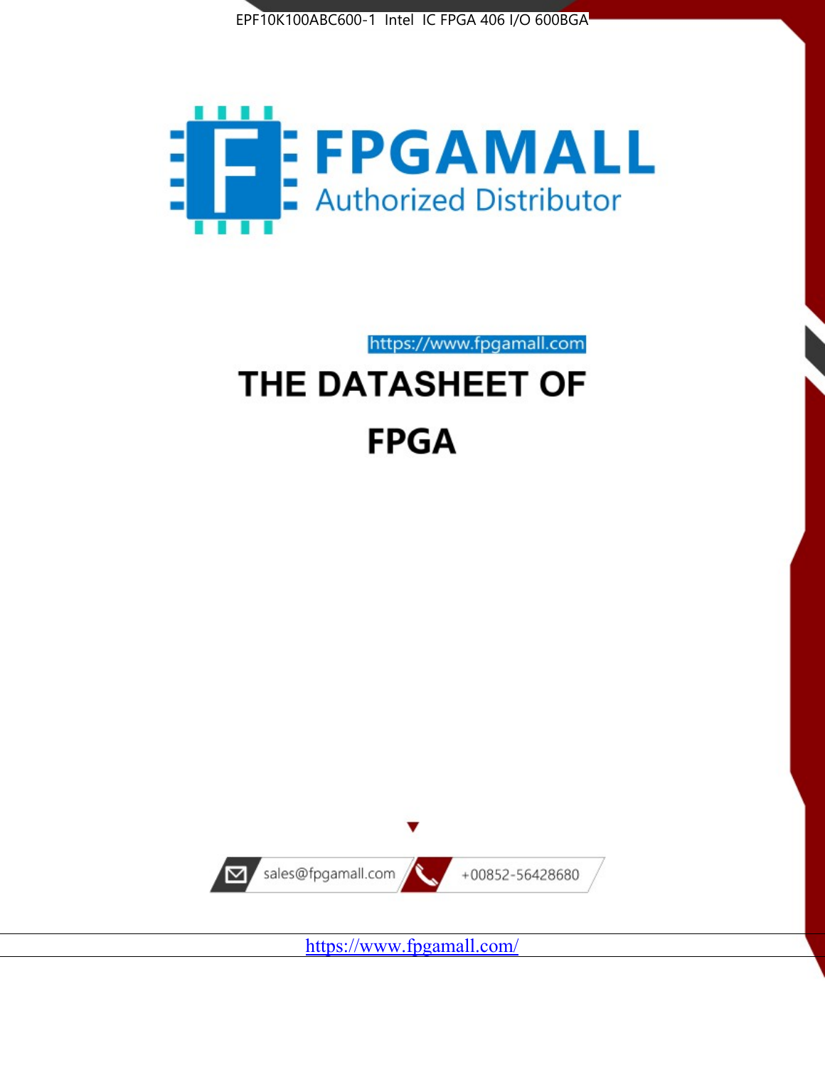EPF10K100ABC600-1 Intel IC FPGA 406 I/O 600BGA

FPGAMALL

Authorized Distributor

https://www.fpgamall.com

# THE DATASHEET OF

# FPGA

sales@fpgamall.com

+00852-56428680

https://www.fpgamall.com/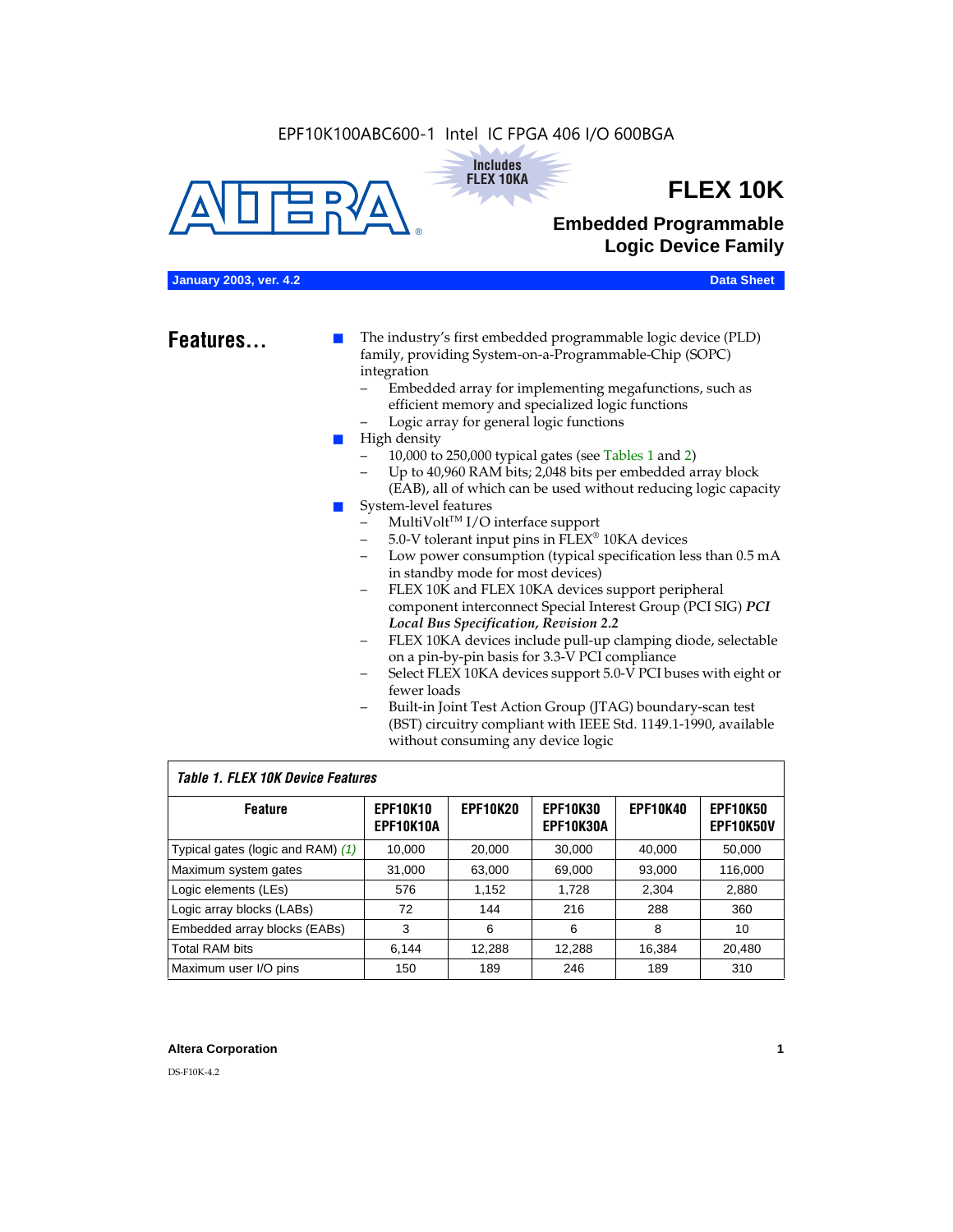EPF10K100ABC600-1 Intel IC FPGA 406 I/O 600BGA

Includes FLEX 10KA

# FLEX 10K

## Embedded Programmable Logic Device Family

**January 2003, ver. 4.2** **Data Sheet**

## Features...

- The industry's first embedded programmable logic device (PLD) family, providing System-on-a-Programmable-Chip (SOPC) integration
  - Embedded array for implementing megafunctions, such as efficient memory and specialized logic functions
  - Logic array for general logic functions
- High density
  - 10,000 to 250,000 typical gates (see Tables 1 and 2)
  - Up to 40,960 RAM bits; 2,048 bits per embedded array block (EAB), all of which can be used without reducing logic capacity
- System-level features
  - MultiVolt™ I/O interface support
  - 5.0-V tolerant input pins in FLEX® 10KA devices
  - Low power consumption (typical specification less than 0.5 mA in standby mode for most devices)
  - FLEX 10K and FLEX 10KA devices support peripheral component interconnect Special Interest Group (PCI SIG) ***PCI Local Bus Specification, Revision 2.2***
  - FLEX 10KA devices include pull-up clamping diode, selectable on a pin-by-pin basis for 3.3-V PCI compliance
  - Select FLEX 10KA devices support 5.0-V PCI buses with eight or fewer loads
  - Built-in Joint Test Action Group (JTAG) boundary-scan test (BST) circuitry compliant with IEEE Std. 1149.1-1990, available without consuming any device logic

*Table 1. FLEX 10K Device Features*

| Feature | EPF10K10 EPF10K10A | EPF10K20 | EPF10K30 EPF10K30A | EPF10K40 | EPF10K50 EPF10K50V |
|---|---|---|---|---|---|
| Typical gates (logic and RAM) *(1)* | 10,000 | 20,000 | 30,000 | 40,000 | 50,000 |
| Maximum system gates | 31,000 | 63,000 | 69,000 | 93,000 | 116,000 |
| Logic elements (LEs) | 576 | 1,152 | 1,728 | 2,304 | 2,880 |
| Logic array blocks (LABs) | 72 | 144 | 216 | 288 | 360 |
| Embedded array blocks (EABs) | 3 | 6 | 6 | 8 | 10 |
| Total RAM bits | 6,144 | 12,288 | 12,288 | 16,384 | 20,480 |
| Maximum user I/O pins | 150 | 189 | 246 | 189 | 310 |

**Altera Corporation**

DS-F10K-4.2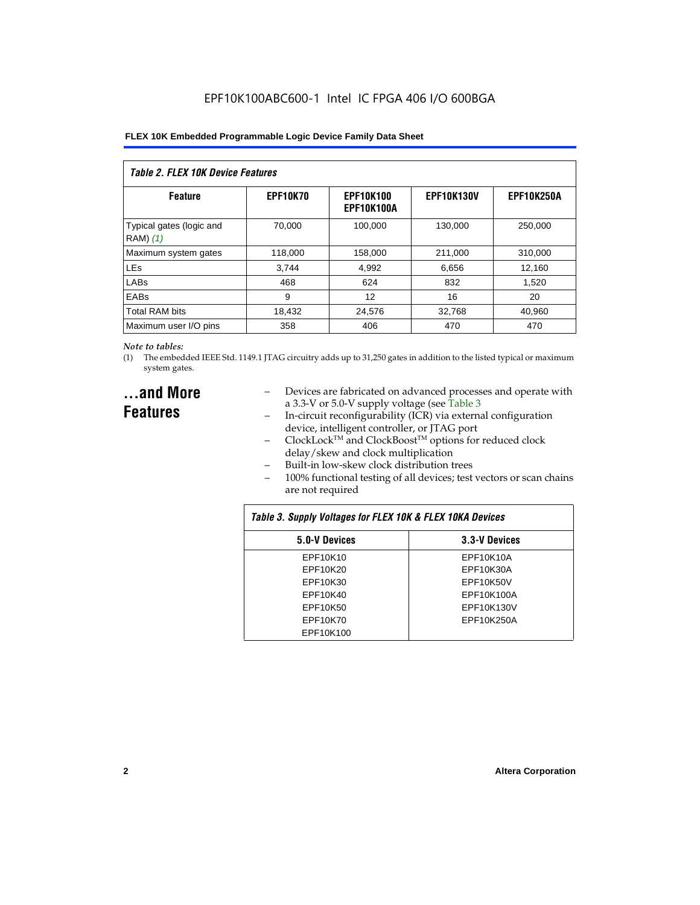| Table 2. FLEX 10K Device Features | | | | |
|---|---|---|---|---|
| **Feature** | **EPF10K70** | **EPF10K100 EPF10K100A** | **EPF10K130V** | **EPF10K250A** |
| Typical gates (logic and RAM) *(1)* | 70,000 | 100,000 | 130,000 | 250,000 |
| Maximum system gates | 118,000 | 158,000 | 211,000 | 310,000 |
| LEs | 3,744 | 4,992 | 6,656 | 12,160 |
| LABs | 468 | 624 | 832 | 1,520 |
| EABs | 9 | 12 | 16 | 20 |
| Total RAM bits | 18,432 | 24,576 | 32,768 | 40,960 |
| Maximum user I/O pins | 358 | 406 | 470 | 470 |

*Note to tables:*

(1) The embedded IEEE Std. 1149.1 JTAG circuitry adds up to 31,250 gates in addition to the listed typical or maximum system gates.

## ...and More Features

- Devices are fabricated on advanced processes and operate with a 3.3-V or 5.0-V supply voltage (see Table 3
- In-circuit reconfigurability (ICR) via external configuration device, intelligent controller, or JTAG port
- ClockLock™ and ClockBoost™ options for reduced clock delay/skew and clock multiplication
- Built-in low-skew clock distribution trees
- 100% functional testing of all devices; test vectors or scan chains are not required

| Table 3. Supply Voltages for FLEX 10K & FLEX 10KA Devices | |
|---|---|
| **5.0-V Devices** | **3.3-V Devices** |
| EPF10K10 | EPF10K10A |
| EPF10K20 | EPF10K30A |
| EPF10K30 | EPF10K50V |
| EPF10K40 | EPF10K100A |
| EPF10K50 | EPF10K130V |
| EPF10K70 | EPF10K250A |
| EPF10K100 | |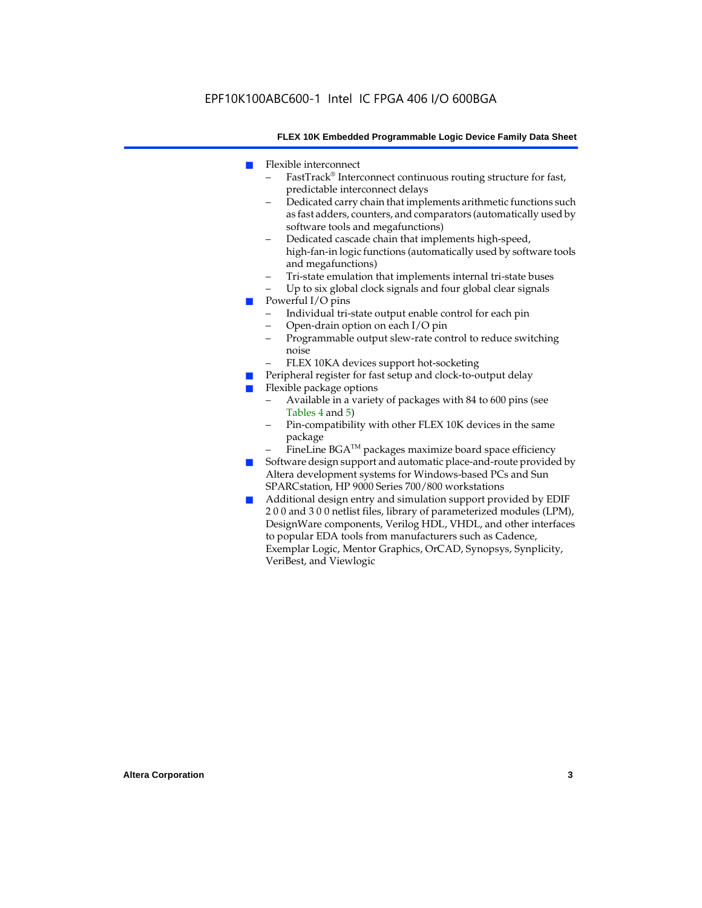- Flexible interconnect
  - FastTrack® Interconnect continuous routing structure for fast, predictable interconnect delays
  - Dedicated carry chain that implements arithmetic functions such as fast adders, counters, and comparators (automatically used by software tools and megafunctions)
  - Dedicated cascade chain that implements high-speed, high-fan-in logic functions (automatically used by software tools and megafunctions)
  - Tri-state emulation that implements internal tri-state buses
  - Up to six global clock signals and four global clear signals
- Powerful I/O pins
  - Individual tri-state output enable control for each pin
  - Open-drain option on each I/O pin
  - Programmable output slew-rate control to reduce switching noise
  - FLEX 10KA devices support hot-socketing
- Peripheral register for fast setup and clock-to-output delay
- Flexible package options
  - Available in a variety of packages with 84 to 600 pins (see Tables 4 and 5)
  - Pin-compatibility with other FLEX 10K devices in the same package
  - FineLine BGA™ packages maximize board space efficiency
- Software design support and automatic place-and-route provided by Altera development systems for Windows-based PCs and Sun SPARCstation, HP 9000 Series 700/800 workstations
- Additional design entry and simulation support provided by EDIF 2 0 0 and 3 0 0 netlist files, library of parameterized modules (LPM), DesignWare components, Verilog HDL, VHDL, and other interfaces to popular EDA tools from manufacturers such as Cadence, Exemplar Logic, Mentor Graphics, OrCAD, Synopsys, Synplicity, VeriBest, and Viewlogic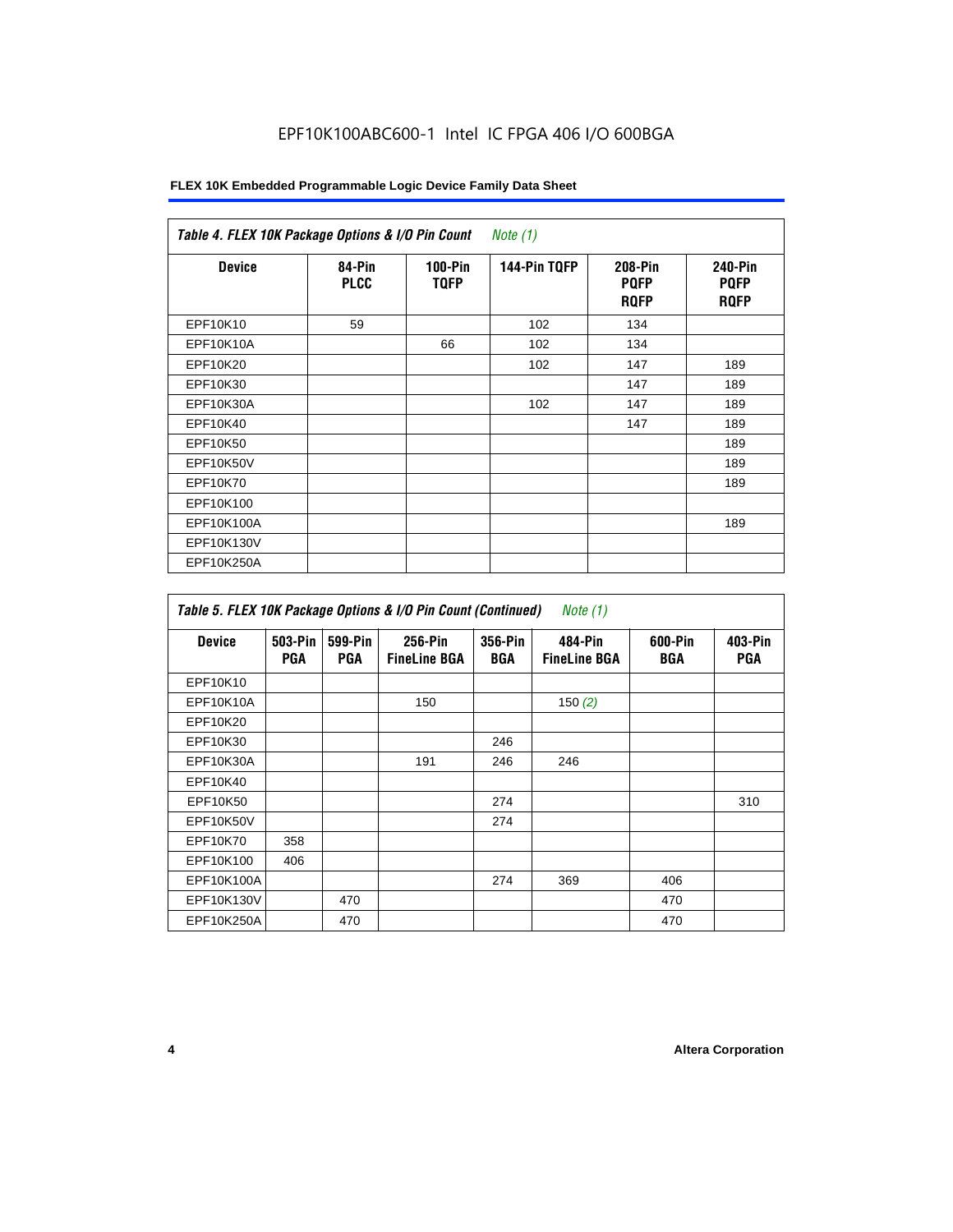EPF10K100ABC600-1 Intel IC FPGA 406 I/O 600BGA

| *Table 4. FLEX 10K Package Options & I/O Pin Count* *Note (1)* | | | | | |
|---|---|---|---|---|---|
| **Device** | **84-Pin PLCC** | **100-Pin TQFP** | **144-Pin TQFP** | **208-Pin PQFP RQFP** | **240-Pin PQFP RQFP** |
| EPF10K10 | 59 | | 102 | 134 | |
| EPF10K10A | | 66 | 102 | 134 | |
| EPF10K20 | | | 102 | 147 | 189 |
| EPF10K30 | | | | 147 | 189 |
| EPF10K30A | | | 102 | 147 | 189 |
| EPF10K40 | | | | 147 | 189 |
| EPF10K50 | | | | | 189 |
| EPF10K50V | | | | | 189 |
| EPF10K70 | | | | | 189 |
| EPF10K100 | | | | | |
| EPF10K100A | | | | | 189 |
| EPF10K130V | | | | | |
| EPF10K250A | | | | | |

| *Table 5. FLEX 10K Package Options & I/O Pin Count (Continued)* *Note (1)* | | | | | | | |
|---|---|---|---|---|---|---|---|
| **Device** | **503-Pin PGA** | **599-Pin PGA** | **256-Pin FineLine BGA** | **356-Pin BGA** | **484-Pin FineLine BGA** | **600-Pin BGA** | **403-Pin PGA** |
| EPF10K10 | | | | | | | |
| EPF10K10A | | | 150 | | 150 *(2)* | | |
| EPF10K20 | | | | | | | |
| EPF10K30 | | | | 246 | | | |
| EPF10K30A | | | 191 | 246 | 246 | | |
| EPF10K40 | | | | | | | |
| EPF10K50 | | | | 274 | | | 310 |
| EPF10K50V | | | | 274 | | | |
| EPF10K70 | 358 | | | | | | |
| EPF10K100 | 406 | | | | | | |
| EPF10K100A | | | | 274 | 369 | 406 | |
| EPF10K130V | | 470 | | | | 470 | |
| EPF10K250A | | 470 | | | | 470 | |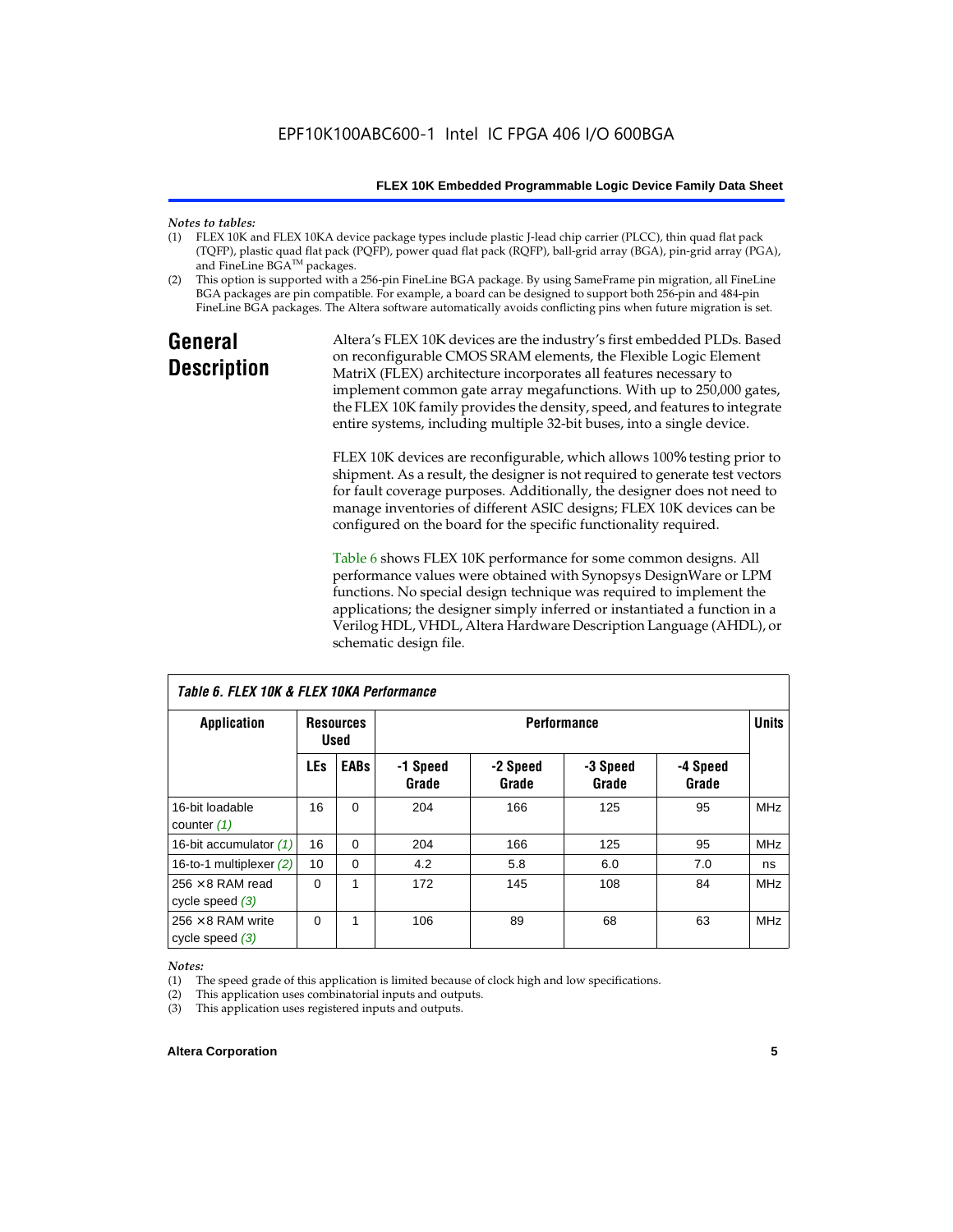*Notes to tables:*

(1) FLEX 10K and FLEX 10KA device package types include plastic J-lead chip carrier (PLCC), thin quad flat pack (TQFP), plastic quad flat pack (PQFP), power quad flat pack (RQFP), ball-grid array (BGA), pin-grid array (PGA), and FineLine BGA™ packages.

(2) This option is supported with a 256-pin FineLine BGA package. By using SameFrame pin migration, all FineLine BGA packages are pin compatible. For example, a board can be designed to support both 256-pin and 484-pin FineLine BGA packages. The Altera software automatically avoids conflicting pins when future migration is set.

## General Description

Altera's FLEX 10K devices are the industry's first embedded PLDs. Based on reconfigurable CMOS SRAM elements, the Flexible Logic Element MatriX (FLEX) architecture incorporates all features necessary to implement common gate array megafunctions. With up to 250,000 gates, the FLEX 10K family provides the density, speed, and features to integrate entire systems, including multiple 32-bit buses, into a single device.

FLEX 10K devices are reconfigurable, which allows 100% testing prior to shipment. As a result, the designer is not required to generate test vectors for fault coverage purposes. Additionally, the designer does not need to manage inventories of different ASIC designs; FLEX 10K devices can be configured on the board for the specific functionality required.

Table 6 shows FLEX 10K performance for some common designs. All performance values were obtained with Synopsys DesignWare or LPM functions. No special design technique was required to implement the applications; the designer simply inferred or instantiated a function in a Verilog HDL, VHDL, Altera Hardware Description Language (AHDL), or schematic design file.

*Table 6. FLEX 10K & FLEX 10KA Performance*

| Application | Resources Used | | Performance | | | | Units |
|---|---|---|---|---|---|---|---|
| | LEs | EABs | -1 Speed Grade | -2 Speed Grade | -3 Speed Grade | -4 Speed Grade | |
| 16-bit loadable counter *(1)* | 16 | 0 | 204 | 166 | 125 | 95 | MHz |
| 16-bit accumulator *(1)* | 16 | 0 | 204 | 166 | 125 | 95 | MHz |
| 16-to-1 multiplexer *(2)* | 10 | 0 | 4.2 | 5.8 | 6.0 | 7.0 | ns |
| 256 × 8 RAM read cycle speed *(3)* | 0 | 1 | 172 | 145 | 108 | 84 | MHz |
| 256 × 8 RAM write cycle speed *(3)* | 0 | 1 | 106 | 89 | 68 | 63 | MHz |

*Notes:*

(1) The speed grade of this application is limited because of clock high and low specifications.

(2) This application uses combinatorial inputs and outputs.

(3) This application uses registered inputs and outputs.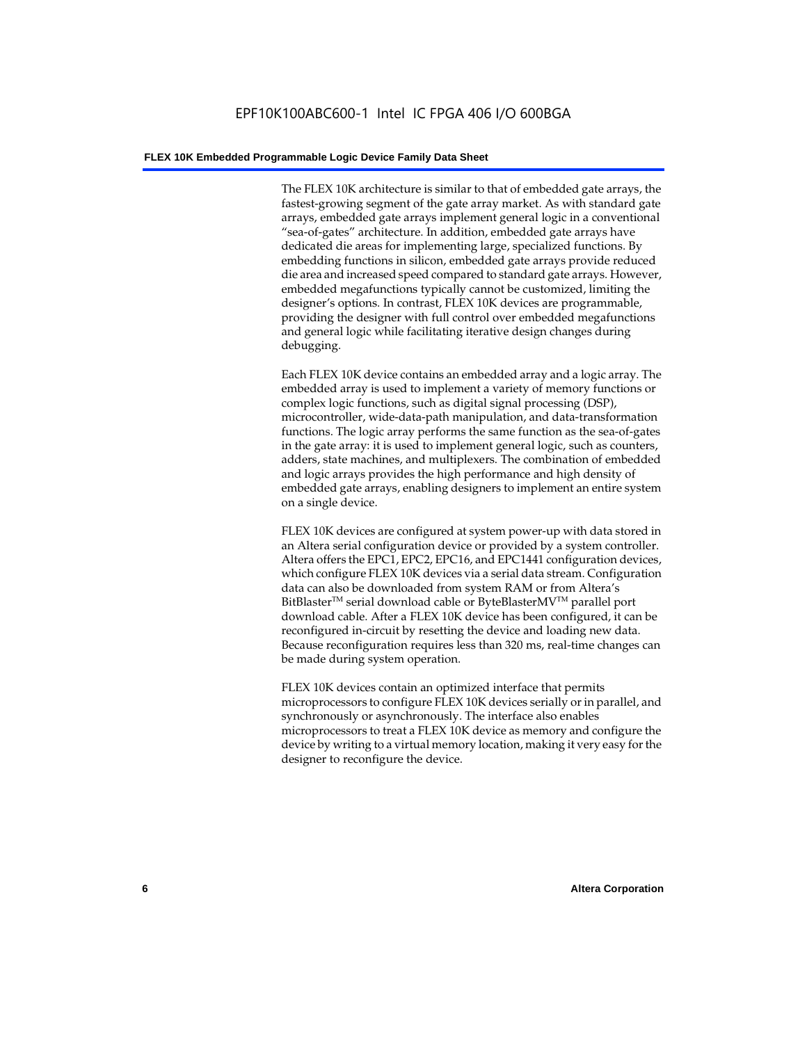The FLEX 10K architecture is similar to that of embedded gate arrays, the fastest-growing segment of the gate array market. As with standard gate arrays, embedded gate arrays implement general logic in a conventional "sea-of-gates" architecture. In addition, embedded gate arrays have dedicated die areas for implementing large, specialized functions. By embedding functions in silicon, embedded gate arrays provide reduced die area and increased speed compared to standard gate arrays. However, embedded megafunctions typically cannot be customized, limiting the designer's options. In contrast, FLEX 10K devices are programmable, providing the designer with full control over embedded megafunctions and general logic while facilitating iterative design changes during debugging.

Each FLEX 10K device contains an embedded array and a logic array. The embedded array is used to implement a variety of memory functions or complex logic functions, such as digital signal processing (DSP), microcontroller, wide-data-path manipulation, and data-transformation functions. The logic array performs the same function as the sea-of-gates in the gate array: it is used to implement general logic, such as counters, adders, state machines, and multiplexers. The combination of embedded and logic arrays provides the high performance and high density of embedded gate arrays, enabling designers to implement an entire system on a single device.

FLEX 10K devices are configured at system power-up with data stored in an Altera serial configuration device or provided by a system controller. Altera offers the EPC1, EPC2, EPC16, and EPC1441 configuration devices, which configure FLEX 10K devices via a serial data stream. Configuration data can also be downloaded from system RAM or from Altera's BitBlaster™ serial download cable or ByteBlasterMV™ parallel port download cable. After a FLEX 10K device has been configured, it can be reconfigured in-circuit by resetting the device and loading new data. Because reconfiguration requires less than 320 ms, real-time changes can be made during system operation.

FLEX 10K devices contain an optimized interface that permits microprocessors to configure FLEX 10K devices serially or in parallel, and synchronously or asynchronously. The interface also enables microprocessors to treat a FLEX 10K device as memory and configure the device by writing to a virtual memory location, making it very easy for the designer to reconfigure the device.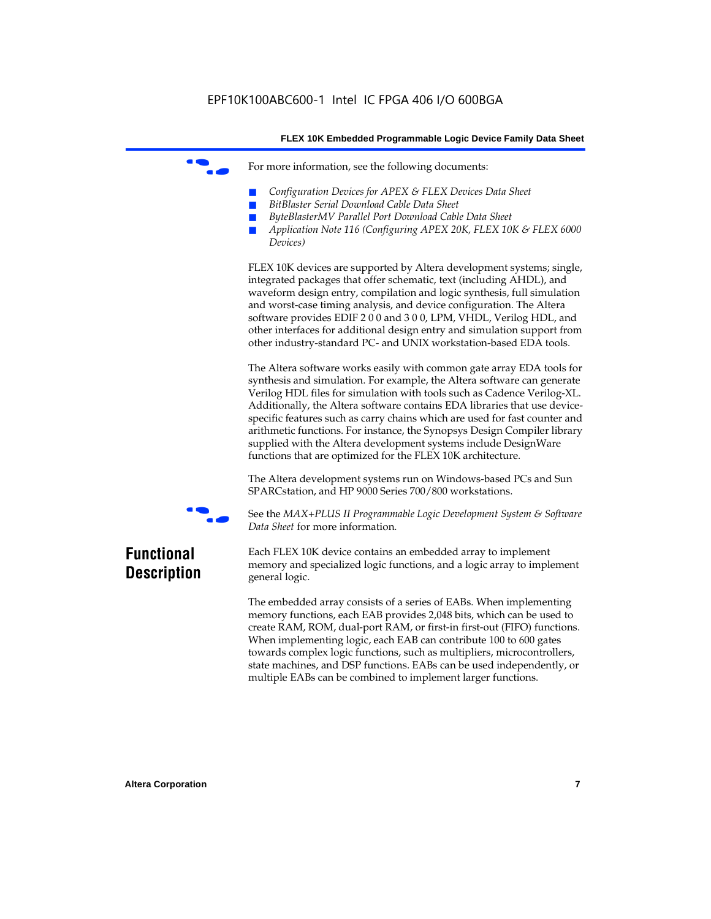For more information, see the following documents:

- *Configuration Devices for APEX & FLEX Devices Data Sheet*
- *BitBlaster Serial Download Cable Data Sheet*
- *ByteBlasterMV Parallel Port Download Cable Data Sheet*
- *Application Note 116 (Configuring APEX 20K, FLEX 10K & FLEX 6000 Devices)*

FLEX 10K devices are supported by Altera development systems; single, integrated packages that offer schematic, text (including AHDL), and waveform design entry, compilation and logic synthesis, full simulation and worst-case timing analysis, and device configuration. The Altera software provides EDIF 2 0 0 and 3 0 0, LPM, VHDL, Verilog HDL, and other interfaces for additional design entry and simulation support from other industry-standard PC- and UNIX workstation-based EDA tools.

The Altera software works easily with common gate array EDA tools for synthesis and simulation. For example, the Altera software can generate Verilog HDL files for simulation with tools such as Cadence Verilog-XL. Additionally, the Altera software contains EDA libraries that use device-specific features such as carry chains which are used for fast counter and arithmetic functions. For instance, the Synopsys Design Compiler library supplied with the Altera development systems include DesignWare functions that are optimized for the FLEX 10K architecture.

The Altera development systems run on Windows-based PCs and Sun SPARCstation, and HP 9000 Series 700/800 workstations.

See the *MAX+PLUS II Programmable Logic Development System & Software Data Sheet* for more information.

## Functional Description

Each FLEX 10K device contains an embedded array to implement memory and specialized logic functions, and a logic array to implement general logic.

The embedded array consists of a series of EABs. When implementing memory functions, each EAB provides 2,048 bits, which can be used to create RAM, ROM, dual-port RAM, or first-in first-out (FIFO) functions. When implementing logic, each EAB can contribute 100 to 600 gates towards complex logic functions, such as multipliers, microcontrollers, state machines, and DSP functions. EABs can be used independently, or multiple EABs can be combined to implement larger functions.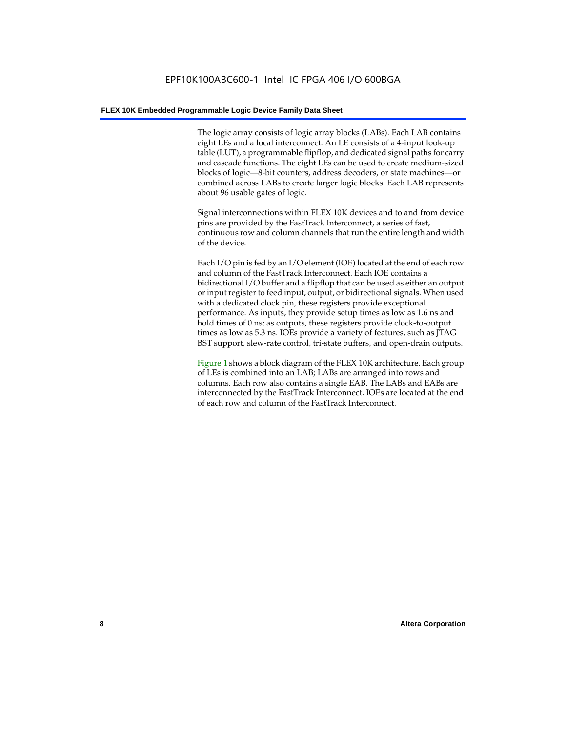The logic array consists of logic array blocks (LABs). Each LAB contains eight LEs and a local interconnect. An LE consists of a 4-input look-up table (LUT), a programmable flipflop, and dedicated signal paths for carry and cascade functions. The eight LEs can be used to create medium-sized blocks of logic—8-bit counters, address decoders, or state machines—or combined across LABs to create larger logic blocks. Each LAB represents about 96 usable gates of logic.

Signal interconnections within FLEX 10K devices and to and from device pins are provided by the FastTrack Interconnect, a series of fast, continuous row and column channels that run the entire length and width of the device.

Each I/O pin is fed by an I/O element (IOE) located at the end of each row and column of the FastTrack Interconnect. Each IOE contains a bidirectional I/O buffer and a flipflop that can be used as either an output or input register to feed input, output, or bidirectional signals. When used with a dedicated clock pin, these registers provide exceptional performance. As inputs, they provide setup times as low as 1.6 ns and hold times of 0 ns; as outputs, these registers provide clock-to-output times as low as 5.3 ns. IOEs provide a variety of features, such as JTAG BST support, slew-rate control, tri-state buffers, and open-drain outputs.

Figure 1 shows a block diagram of the FLEX 10K architecture. Each group of LEs is combined into an LAB; LABs are arranged into rows and columns. Each row also contains a single EAB. The LABs and EABs are interconnected by the FastTrack Interconnect. IOEs are located at the end of each row and column of the FastTrack Interconnect.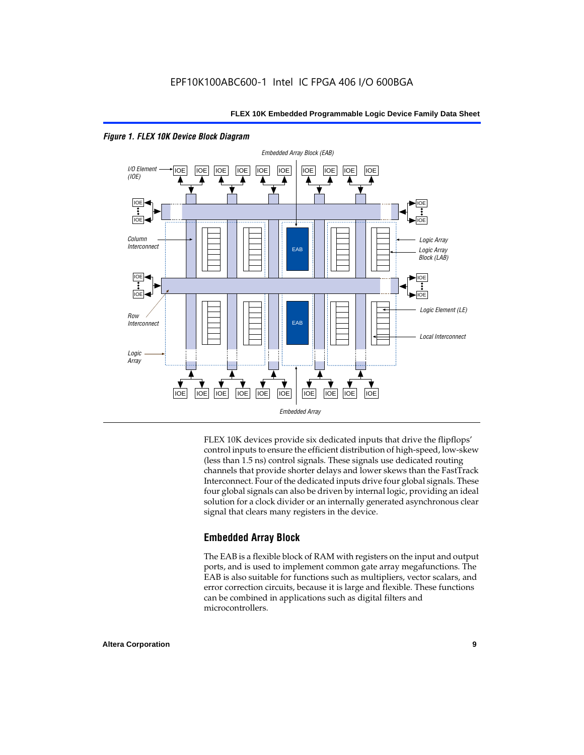*Figure 1. FLEX 10K Device Block Diagram*

FLEX 10K devices provide six dedicated inputs that drive the flipflops' control inputs to ensure the efficient distribution of high-speed, low-skew (less than 1.5 ns) control signals. These signals use dedicated routing channels that provide shorter delays and lower skews than the FastTrack Interconnect. Four of the dedicated inputs drive four global signals. These four global signals can also be driven by internal logic, providing an ideal solution for a clock divider or an internally generated asynchronous clear signal that clears many registers in the device.

## Embedded Array Block

The EAB is a flexible block of RAM with registers on the input and output ports, and is used to implement common gate array megafunctions. The EAB is also suitable for functions such as multipliers, vector scalars, and error correction circuits, because it is large and flexible. These functions can be combined in applications such as digital filters and microcontrollers.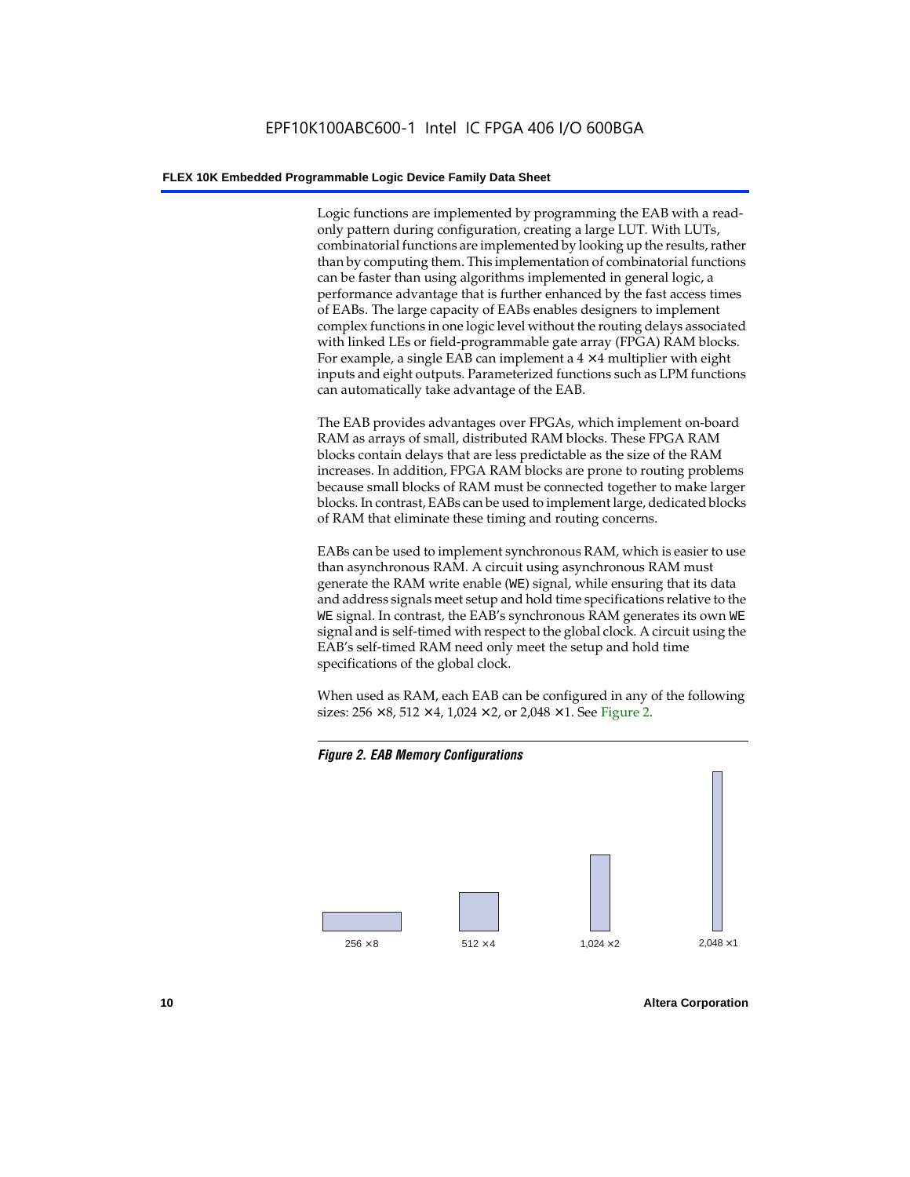Logic functions are implemented by programming the EAB with a read-only pattern during configuration, creating a large LUT. With LUTs, combinatorial functions are implemented by looking up the results, rather than by computing them. This implementation of combinatorial functions can be faster than using algorithms implemented in general logic, a performance advantage that is further enhanced by the fast access times of EABs. The large capacity of EABs enables designers to implement complex functions in one logic level without the routing delays associated with linked LEs or field-programmable gate array (FPGA) RAM blocks. For example, a single EAB can implement a 4 × 4 multiplier with eight inputs and eight outputs. Parameterized functions such as LPM functions can automatically take advantage of the EAB.

The EAB provides advantages over FPGAs, which implement on-board RAM as arrays of small, distributed RAM blocks. These FPGA RAM blocks contain delays that are less predictable as the size of the RAM increases. In addition, FPGA RAM blocks are prone to routing problems because small blocks of RAM must be connected together to make larger blocks. In contrast, EABs can be used to implement large, dedicated blocks of RAM that eliminate these timing and routing concerns.

EABs can be used to implement synchronous RAM, which is easier to use than asynchronous RAM. A circuit using asynchronous RAM must generate the RAM write enable (`WE`) signal, while ensuring that its data and address signals meet setup and hold time specifications relative to the `WE` signal. In contrast, the EAB's synchronous RAM generates its own `WE` signal and is self-timed with respect to the global clock. A circuit using the EAB's self-timed RAM need only meet the setup and hold time specifications of the global clock.

When used as RAM, each EAB can be configured in any of the following sizes: 256 × 8, 512 × 4, 1,024 × 2, or 2,048 × 1. See Figure 2.

*Figure 2. EAB Memory Configurations*

256 × 8 | 512 × 4 | 1,024 × 2 | 2,048 × 1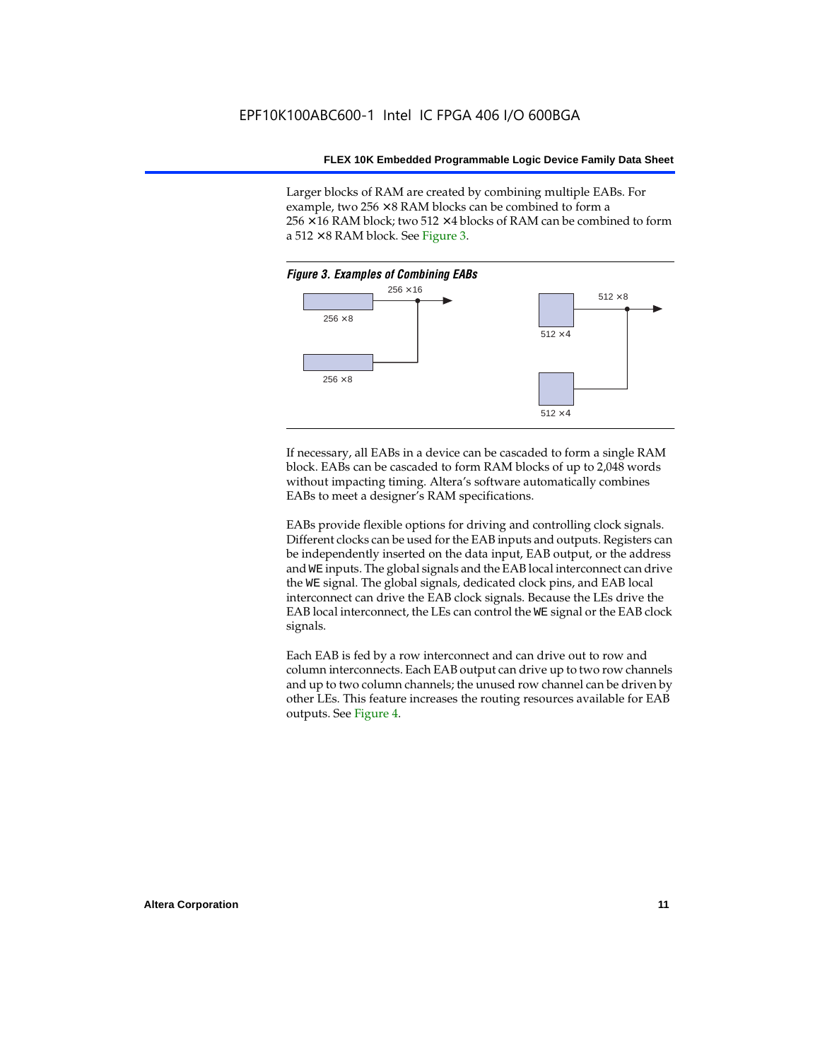Larger blocks of RAM are created by combining multiple EABs. For example, two 256 × 8 RAM blocks can be combined to form a 256 × 16 RAM block; two 512 × 4 blocks of RAM can be combined to form a 512 × 8 RAM block. See Figure 3.

*Figure 3. Examples of Combining EABs*

256 × 16

256 × 8

256 × 8

512 × 8

512 × 4

512 × 4

If necessary, all EABs in a device can be cascaded to form a single RAM block. EABs can be cascaded to form RAM blocks of up to 2,048 words without impacting timing. Altera's software automatically combines EABs to meet a designer's RAM specifications.

EABs provide flexible options for driving and controlling clock signals. Different clocks can be used for the EAB inputs and outputs. Registers can be independently inserted on the data input, EAB output, or the address and `WE` inputs. The global signals and the EAB local interconnect can drive the `WE` signal. The global signals, dedicated clock pins, and EAB local interconnect can drive the EAB clock signals. Because the LEs drive the EAB local interconnect, the LEs can control the `WE` signal or the EAB clock signals.

Each EAB is fed by a row interconnect and can drive out to row and column interconnects. Each EAB output can drive up to two row channels and up to two column channels; the unused row channel can be driven by other LEs. This feature increases the routing resources available for EAB outputs. See Figure 4.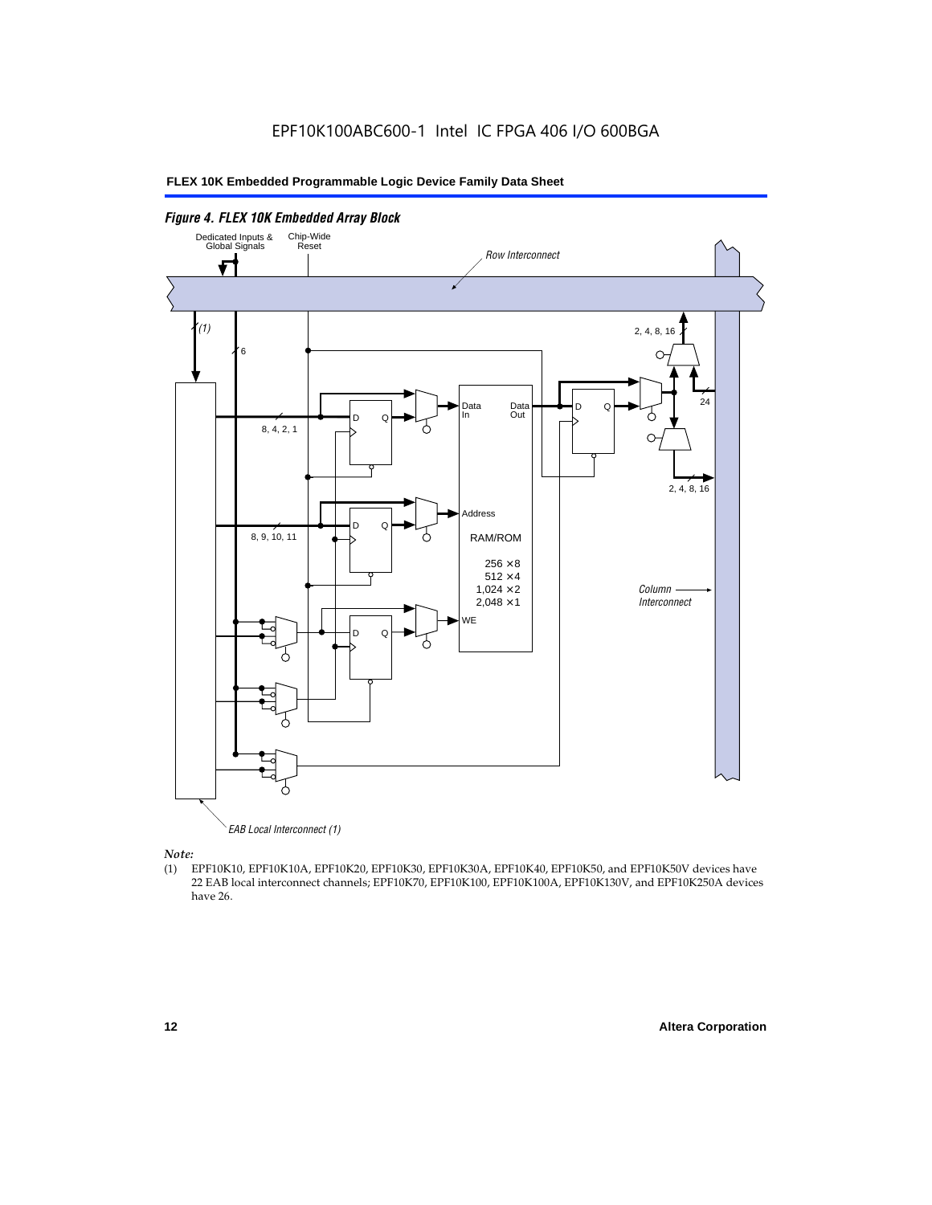*Figure 4. FLEX 10K Embedded Array Block*

*Note:*

(1) EPF10K10, EPF10K10A, EPF10K20, EPF10K30, EPF10K30A, EPF10K40, EPF10K50, and EPF10K50V devices have 22 EAB local interconnect channels; EPF10K70, EPF10K100, EPF10K100A, EPF10K130V, and EPF10K250A devices have 26.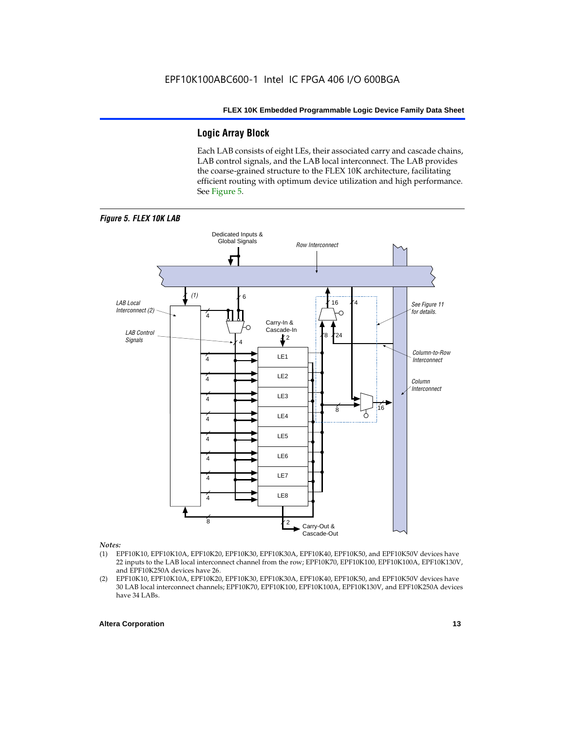## Logic Array Block

Each LAB consists of eight LEs, their associated carry and cascade chains, LAB control signals, and the LAB local interconnect. The LAB provides the coarse-grained structure to the FLEX 10K architecture, facilitating efficient routing with optimum device utilization and high performance. See Figure 5.

*Figure 5. FLEX 10K LAB*

*Notes:*

(1) EPF10K10, EPF10K10A, EPF10K20, EPF10K30, EPF10K30A, EPF10K40, EPF10K50, and EPF10K50V devices have 22 inputs to the LAB local interconnect channel from the row; EPF10K70, EPF10K100, EPF10K100A, EPF10K130V, and EPF10K250A devices have 26.

(2) EPF10K10, EPF10K10A, EPF10K20, EPF10K30, EPF10K30A, EPF10K40, EPF10K50, and EPF10K50V devices have 30 LAB local interconnect channels; EPF10K70, EPF10K100, EPF10K100A, EPF10K130V, and EPF10K250A devices have 34 LABs.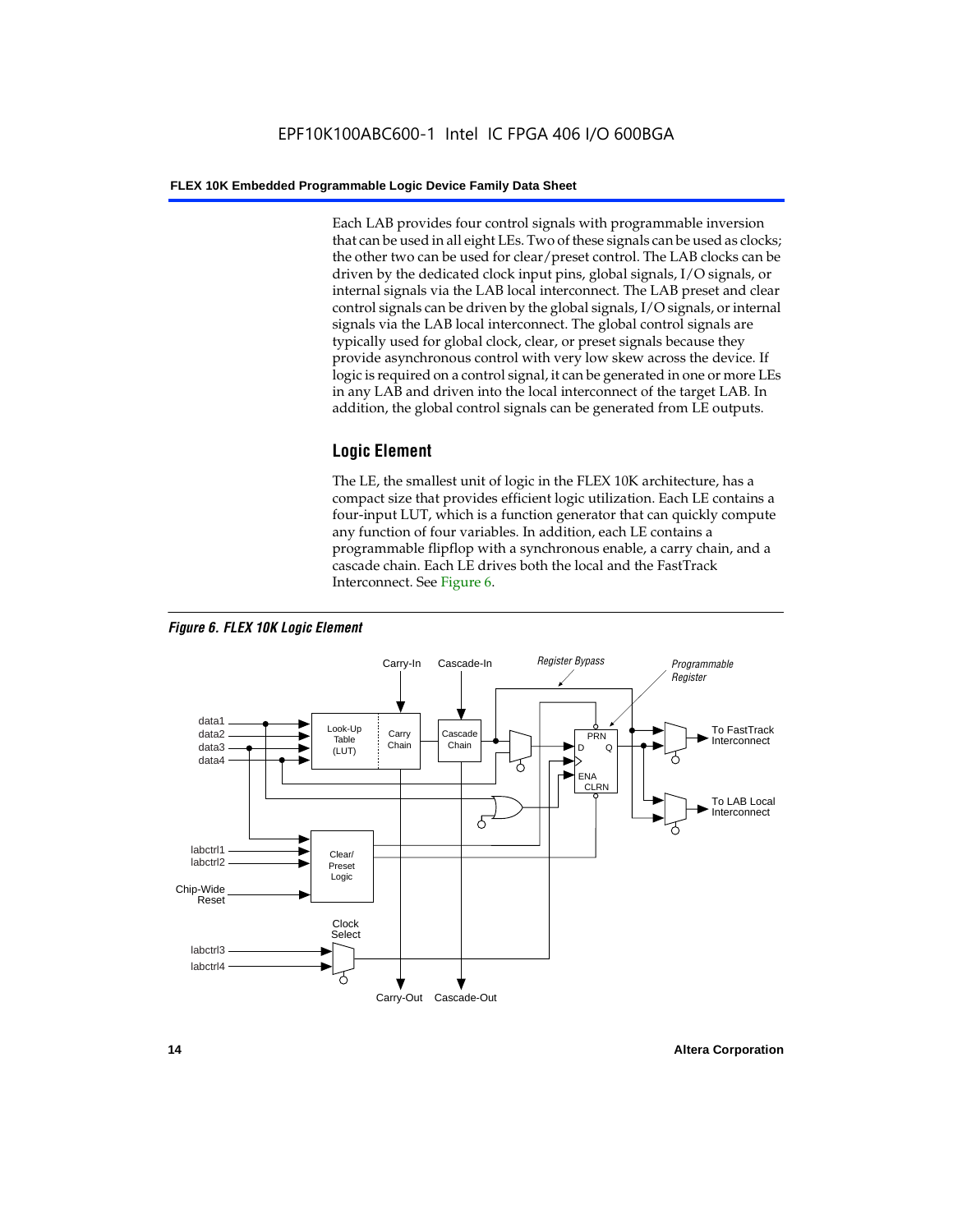Each LAB provides four control signals with programmable inversion that can be used in all eight LEs. Two of these signals can be used as clocks; the other two can be used for clear/preset control. The LAB clocks can be driven by the dedicated clock input pins, global signals, I/O signals, or internal signals via the LAB local interconnect. The LAB preset and clear control signals can be driven by the global signals, I/O signals, or internal signals via the LAB local interconnect. The global control signals are typically used for global clock, clear, or preset signals because they provide asynchronous control with very low skew across the device. If logic is required on a control signal, it can be generated in one or more LEs in any LAB and driven into the local interconnect of the target LAB. In addition, the global control signals can be generated from LE outputs.

## Logic Element

The LE, the smallest unit of logic in the FLEX 10K architecture, has a compact size that provides efficient logic utilization. Each LE contains a four-input LUT, which is a function generator that can quickly compute any function of four variables. In addition, each LE contains a programmable flipflop with a synchronous enable, a carry chain, and a cascade chain. Each LE drives both the local and the FastTrack Interconnect. See Figure 6.

*Figure 6. FLEX 10K Logic Element*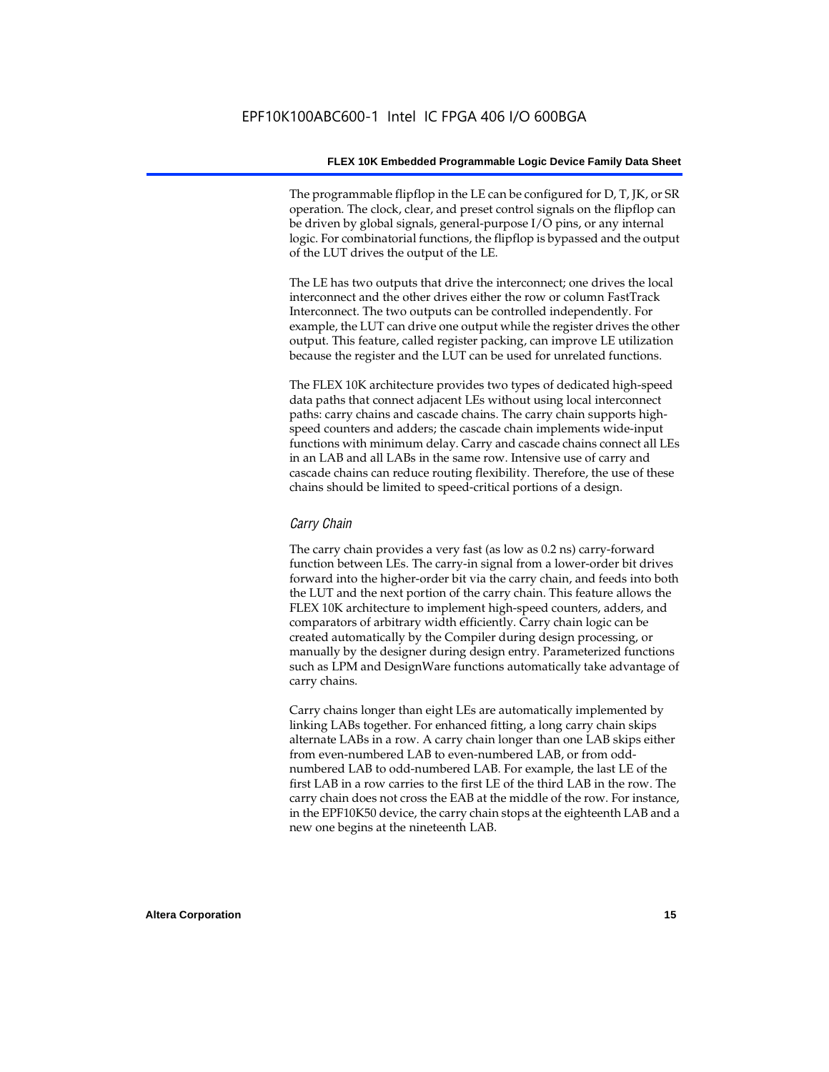The programmable flipflop in the LE can be configured for D, T, JK, or SR operation. The clock, clear, and preset control signals on the flipflop can be driven by global signals, general-purpose I/O pins, or any internal logic. For combinatorial functions, the flipflop is bypassed and the output of the LUT drives the output of the LE.

The LE has two outputs that drive the interconnect; one drives the local interconnect and the other drives either the row or column FastTrack Interconnect. The two outputs can be controlled independently. For example, the LUT can drive one output while the register drives the other output. This feature, called register packing, can improve LE utilization because the register and the LUT can be used for unrelated functions.

The FLEX 10K architecture provides two types of dedicated high-speed data paths that connect adjacent LEs without using local interconnect paths: carry chains and cascade chains. The carry chain supports high-speed counters and adders; the cascade chain implements wide-input functions with minimum delay. Carry and cascade chains connect all LEs in an LAB and all LABs in the same row. Intensive use of carry and cascade chains can reduce routing flexibility. Therefore, the use of these chains should be limited to speed-critical portions of a design.

### *Carry Chain*

The carry chain provides a very fast (as low as 0.2 ns) carry-forward function between LEs. The carry-in signal from a lower-order bit drives forward into the higher-order bit via the carry chain, and feeds into both the LUT and the next portion of the carry chain. This feature allows the FLEX 10K architecture to implement high-speed counters, adders, and comparators of arbitrary width efficiently. Carry chain logic can be created automatically by the Compiler during design processing, or manually by the designer during design entry. Parameterized functions such as LPM and DesignWare functions automatically take advantage of carry chains.

Carry chains longer than eight LEs are automatically implemented by linking LABs together. For enhanced fitting, a long carry chain skips alternate LABs in a row. A carry chain longer than one LAB skips either from even-numbered LAB to even-numbered LAB, or from odd-numbered LAB to odd-numbered LAB. For example, the last LE of the first LAB in a row carries to the first LE of the third LAB in the row. The carry chain does not cross the EAB at the middle of the row. For instance, in the EPF10K50 device, the carry chain stops at the eighteenth LAB and a new one begins at the nineteenth LAB.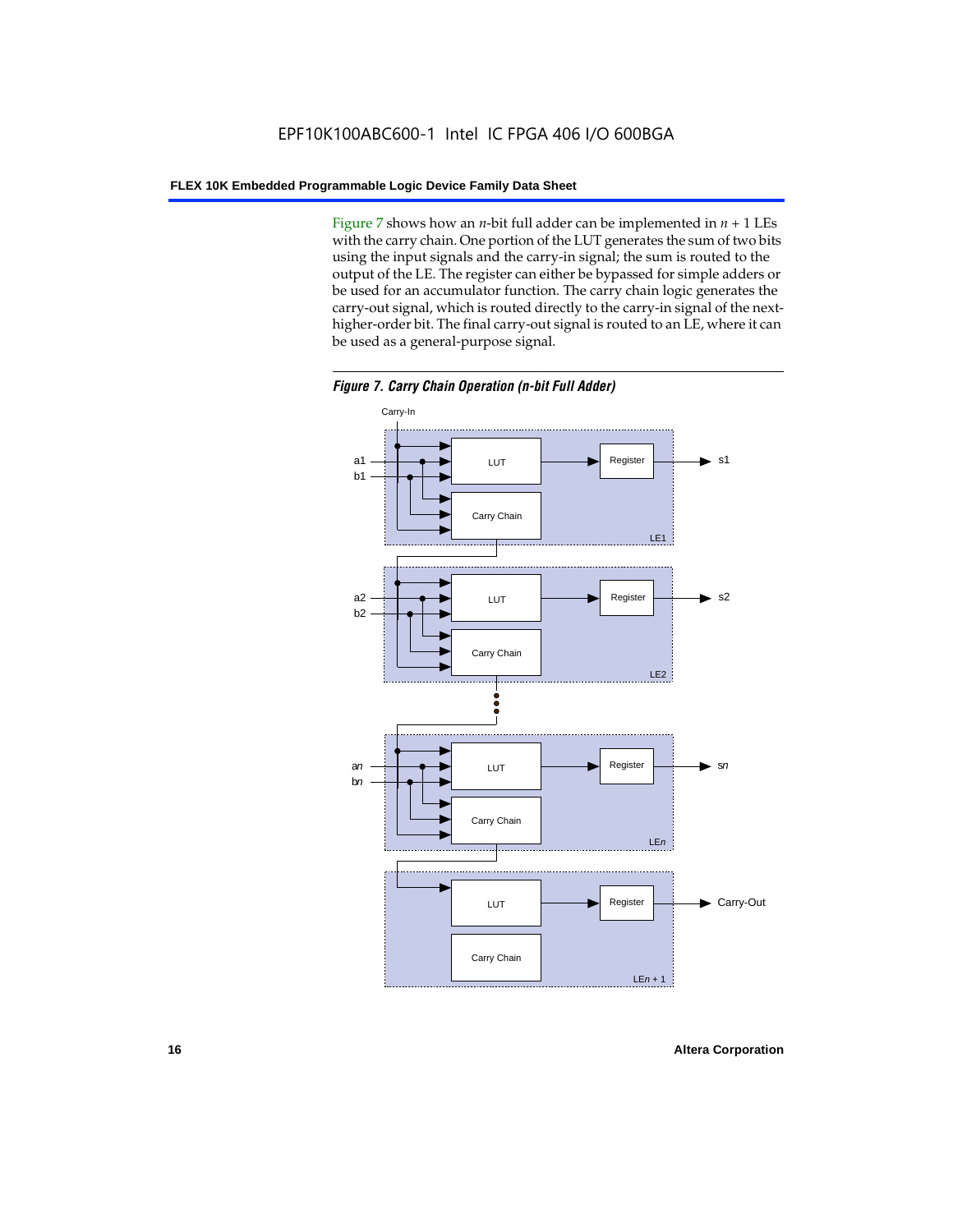Figure 7 shows how an $n$-bit full adder can be implemented in $n + 1$ LEs with the carry chain. One portion of the LUT generates the sum of two bits using the input signals and the carry-in signal; the sum is routed to the output of the LE. The register can either be bypassed for simple adders or be used for an accumulator function. The carry chain logic generates the carry-out signal, which is routed directly to the carry-in signal of the next-higher-order bit. The final carry-out signal is routed to an LE, where it can be used as a general-purpose signal.

*Figure 7. Carry Chain Operation (n-bit Full Adder)*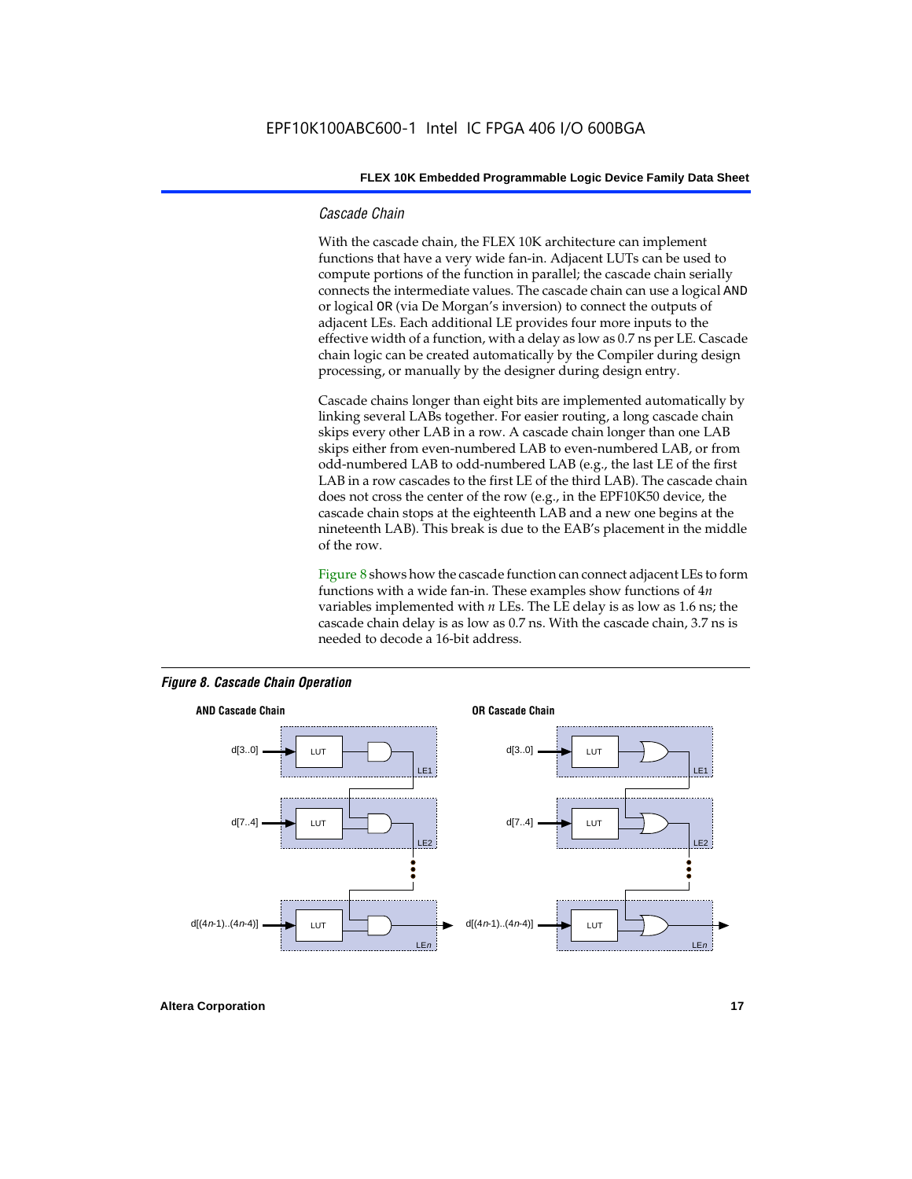### *Cascade Chain*

With the cascade chain, the FLEX 10K architecture can implement functions that have a very wide fan-in. Adjacent LUTs can be used to compute portions of the function in parallel; the cascade chain serially connects the intermediate values. The cascade chain can use a logical AND or logical OR (via De Morgan's inversion) to connect the outputs of adjacent LEs. Each additional LE provides four more inputs to the effective width of a function, with a delay as low as 0.7 ns per LE. Cascade chain logic can be created automatically by the Compiler during design processing, or manually by the designer during design entry.

Cascade chains longer than eight bits are implemented automatically by linking several LABs together. For easier routing, a long cascade chain skips every other LAB in a row. A cascade chain longer than one LAB skips either from even-numbered LAB to even-numbered LAB, or from odd-numbered LAB to odd-numbered LAB (e.g., the last LE of the first LAB in a row cascades to the first LE of the third LAB). The cascade chain does not cross the center of the row (e.g., in the EPF10K50 device, the cascade chain stops at the eighteenth LAB and a new one begins at the nineteenth LAB). This break is due to the EAB's placement in the middle of the row.

Figure 8 shows how the cascade function can connect adjacent LEs to form functions with a wide fan-in. These examples show functions of 4*n* variables implemented with *n* LEs. The LE delay is as low as 1.6 ns; the cascade chain delay is as low as 0.7 ns. With the cascade chain, 3.7 ns is needed to decode a 16-bit address.

***Figure 8. Cascade Chain Operation***

**AND Cascade Chain**

d[3..0] → LUT → LE1
d[7..4] → LUT → LE2
d[(4*n*-1)..(4*n*-4)] → LUT → LE*n*

**OR Cascade Chain**

d[3..0] → LUT → LE1
d[7..4] → LUT → LE2
d[(4*n*-1)..(4*n*-4)] → LUT → LE*n*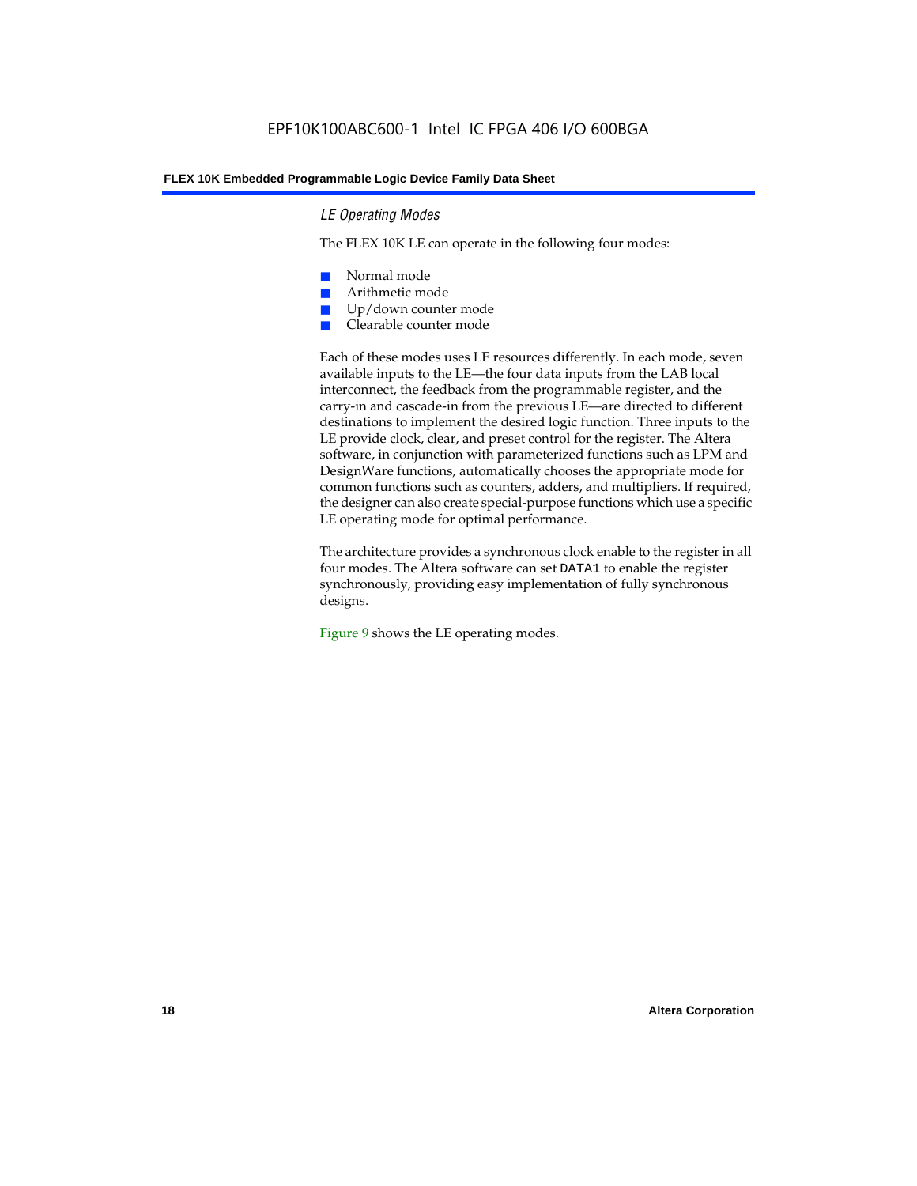### *LE Operating Modes*

The FLEX 10K LE can operate in the following four modes:

- Normal mode
- Arithmetic mode
- Up/down counter mode
- Clearable counter mode

Each of these modes uses LE resources differently. In each mode, seven available inputs to the LE—the four data inputs from the LAB local interconnect, the feedback from the programmable register, and the carry-in and cascade-in from the previous LE—are directed to different destinations to implement the desired logic function. Three inputs to the LE provide clock, clear, and preset control for the register. The Altera software, in conjunction with parameterized functions such as LPM and DesignWare functions, automatically chooses the appropriate mode for common functions such as counters, adders, and multipliers. If required, the designer can also create special-purpose functions which use a specific LE operating mode for optimal performance.

The architecture provides a synchronous clock enable to the register in all four modes. The Altera software can set `DATA1` to enable the register synchronously, providing easy implementation of fully synchronous designs.

Figure 9 shows the LE operating modes.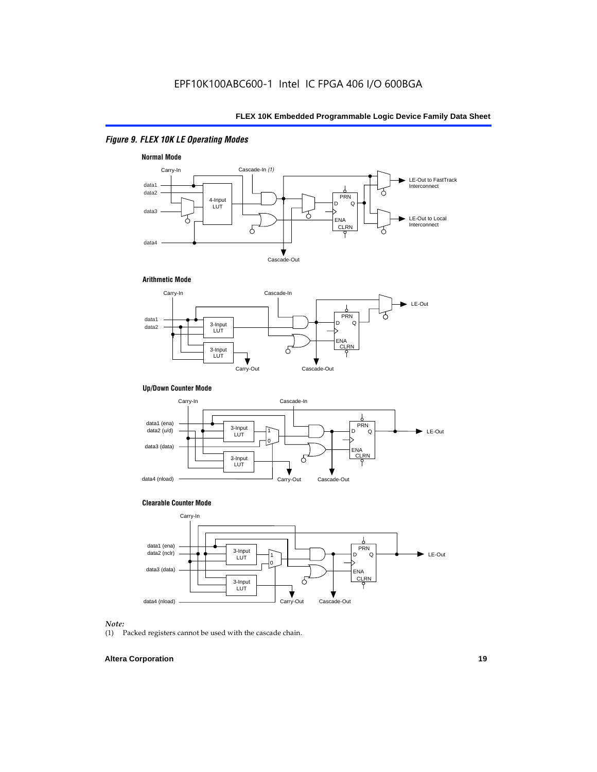*Figure 9. FLEX 10K LE Operating Modes*

**Normal Mode**

Carry-In, Cascade-In *(1)*, data1, data2, data3, data4, 4-Input LUT, PRN, D, Q, ENA, CLRN, LE-Out to FastTrack Interconnect, LE-Out to Local Interconnect, Cascade-Out

**Arithmetic Mode**

Carry-In, Cascade-In, data1, data2, 3-Input LUT, 3-Input LUT, PRN, D, Q, ENA, CLRN, LE-Out, Carry-Out, Cascade-Out

**Up/Down Counter Mode**

Carry-In, Cascade-In, data1 (ena), data2 (u/d), data3 (data), data4 (nload), 3-Input LUT, 3-Input LUT, 1, 0, PRN, D, Q, ENA, CLRN, LE-Out, Carry-Out, Cascade-Out

**Clearable Counter Mode**

Carry-In, data1 (ena), data2 (nclr), data3 (data), data4 (nload), 3-Input LUT, 3-Input LUT, 1, 0, PRN, D, Q, ENA, CLRN, LE-Out, Carry-Out, Cascade-Out

*Note:*

(1) Packed registers cannot be used with the cascade chain.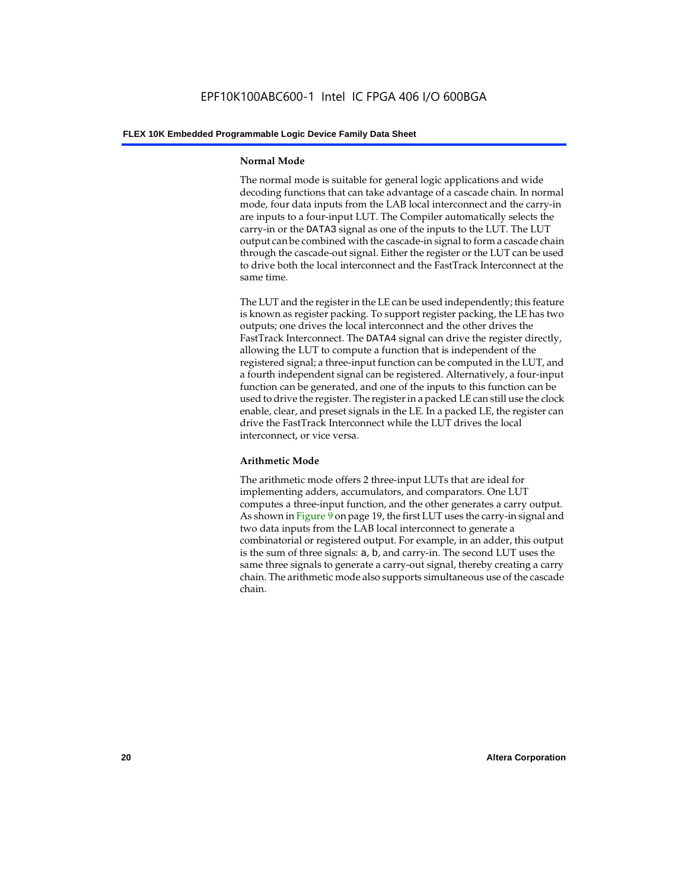### Normal Mode

The normal mode is suitable for general logic applications and wide decoding functions that can take advantage of a cascade chain. In normal mode, four data inputs from the LAB local interconnect and the carry-in are inputs to a four-input LUT. The Compiler automatically selects the carry-in or the DATA3 signal as one of the inputs to the LUT. The LUT output can be combined with the cascade-in signal to form a cascade chain through the cascade-out signal. Either the register or the LUT can be used to drive both the local interconnect and the FastTrack Interconnect at the same time.

The LUT and the register in the LE can be used independently; this feature is known as register packing. To support register packing, the LE has two outputs; one drives the local interconnect and the other drives the FastTrack Interconnect. The DATA4 signal can drive the register directly, allowing the LUT to compute a function that is independent of the registered signal; a three-input function can be computed in the LUT, and a fourth independent signal can be registered. Alternatively, a four-input function can be generated, and one of the inputs to this function can be used to drive the register. The register in a packed LE can still use the clock enable, clear, and preset signals in the LE. In a packed LE, the register can drive the FastTrack Interconnect while the LUT drives the local interconnect, or vice versa.

### Arithmetic Mode

The arithmetic mode offers 2 three-input LUTs that are ideal for implementing adders, accumulators, and comparators. One LUT computes a three-input function, and the other generates a carry output. As shown in Figure 9 on page 19, the first LUT uses the carry-in signal and two data inputs from the LAB local interconnect to generate a combinatorial or registered output. For example, in an adder, this output is the sum of three signals: a, b, and carry-in. The second LUT uses the same three signals to generate a carry-out signal, thereby creating a carry chain. The arithmetic mode also supports simultaneous use of the cascade chain.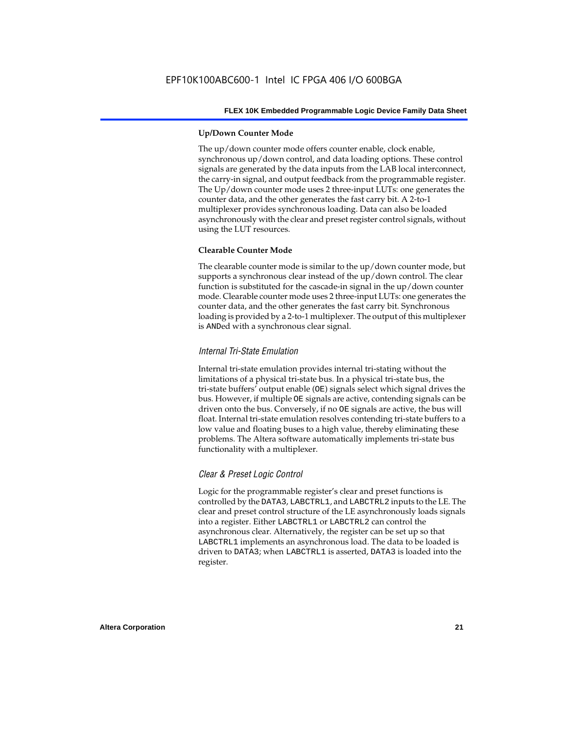#### Up/Down Counter Mode

The up/down counter mode offers counter enable, clock enable, synchronous up/down control, and data loading options. These control signals are generated by the data inputs from the LAB local interconnect, the carry-in signal, and output feedback from the programmable register. The Up/down counter mode uses 2 three-input LUTs: one generates the counter data, and the other generates the fast carry bit. A 2-to-1 multiplexer provides synchronous loading. Data can also be loaded asynchronously with the clear and preset register control signals, without using the LUT resources.

#### Clearable Counter Mode

The clearable counter mode is similar to the up/down counter mode, but supports a synchronous clear instead of the up/down control. The clear function is substituted for the cascade-in signal in the up/down counter mode. Clearable counter mode uses 2 three-input LUTs: one generates the counter data, and the other generates the fast carry bit. Synchronous loading is provided by a 2-to-1 multiplexer. The output of this multiplexer is ANDed with a synchronous clear signal.

### *Internal Tri-State Emulation*

Internal tri-state emulation provides internal tri-stating without the limitations of a physical tri-state bus. In a physical tri-state bus, the tri-state buffers' output enable (OE) signals select which signal drives the bus. However, if multiple OE signals are active, contending signals can be driven onto the bus. Conversely, if no OE signals are active, the bus will float. Internal tri-state emulation resolves contending tri-state buffers to a low value and floating buses to a high value, thereby eliminating these problems. The Altera software automatically implements tri-state bus functionality with a multiplexer.

### *Clear & Preset Logic Control*

Logic for the programmable register's clear and preset functions is controlled by the DATA3, LABCTRL1, and LABCTRL2 inputs to the LE. The clear and preset control structure of the LE asynchronously loads signals into a register. Either LABCTRL1 or LABCTRL2 can control the asynchronous clear. Alternatively, the register can be set up so that LABCTRL1 implements an asynchronous load. The data to be loaded is driven to DATA3; when LABCTRL1 is asserted, DATA3 is loaded into the register.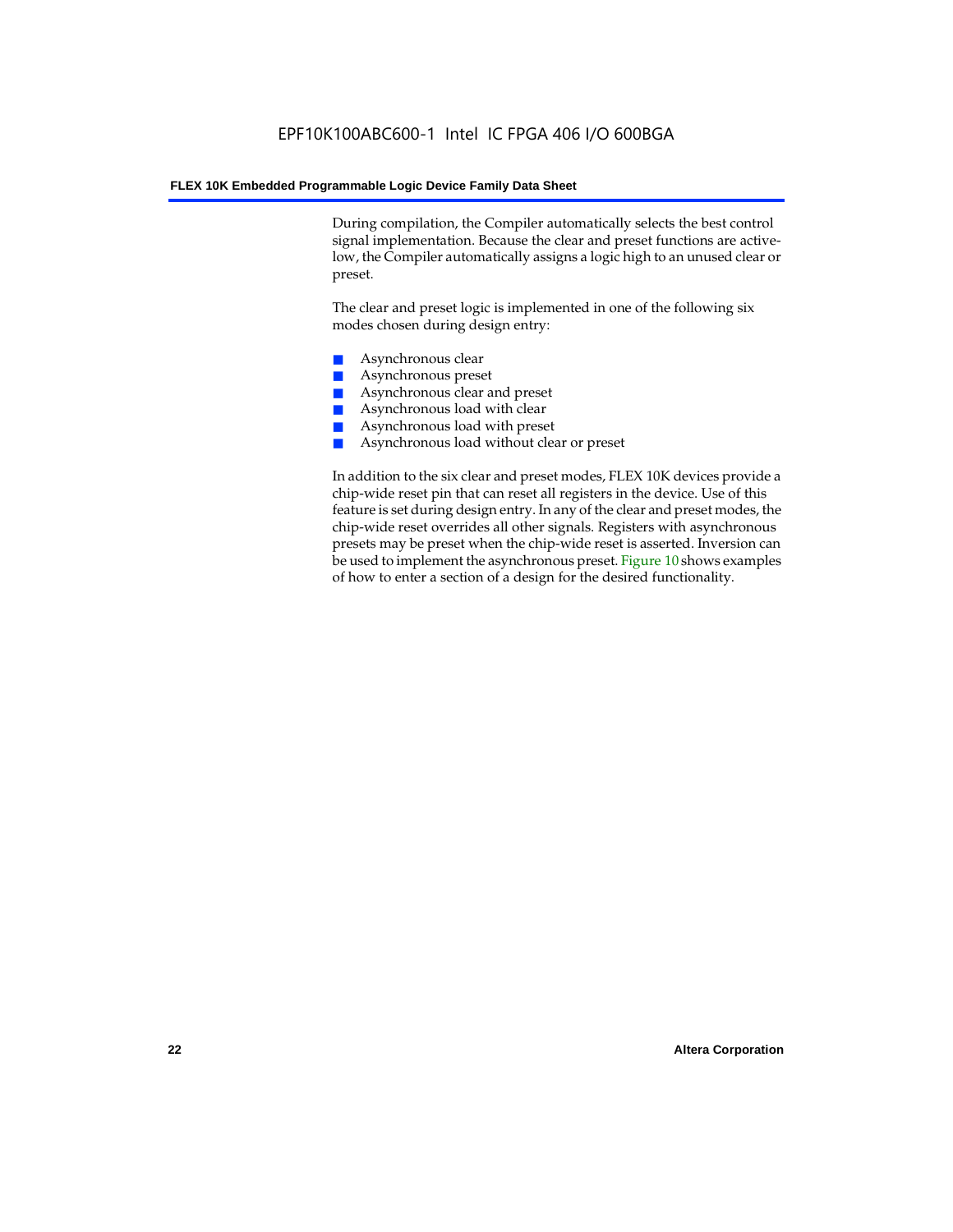During compilation, the Compiler automatically selects the best control signal implementation. Because the clear and preset functions are active-low, the Compiler automatically assigns a logic high to an unused clear or preset.

The clear and preset logic is implemented in one of the following six modes chosen during design entry:

- Asynchronous clear
- Asynchronous preset
- Asynchronous clear and preset
- Asynchronous load with clear
- Asynchronous load with preset
- Asynchronous load without clear or preset

In addition to the six clear and preset modes, FLEX 10K devices provide a chip-wide reset pin that can reset all registers in the device. Use of this feature is set during design entry. In any of the clear and preset modes, the chip-wide reset overrides all other signals. Registers with asynchronous presets may be preset when the chip-wide reset is asserted. Inversion can be used to implement the asynchronous preset. Figure 10 shows examples of how to enter a section of a design for the desired functionality.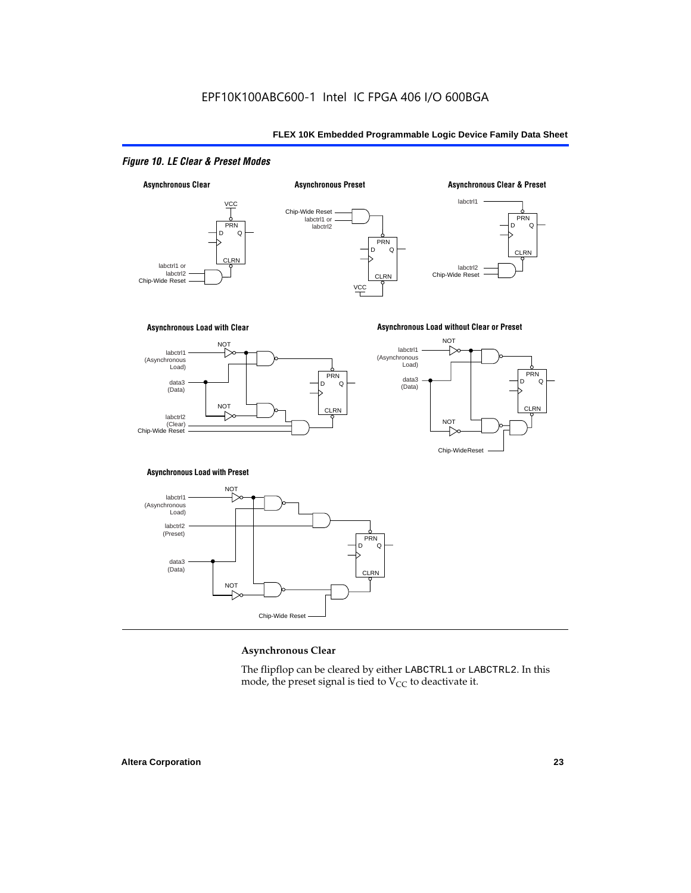*Figure 10. LE Clear & Preset Modes*

**Asynchronous Clear**

**Asynchronous Preset**

**Asynchronous Clear & Preset**

**Asynchronous Load with Clear**

**Asynchronous Load without Clear or Preset**

**Asynchronous Load with Preset**

### Asynchronous Clear

The flipflop can be cleared by either LABCTRL1 or LABCTRL2. In this mode, the preset signal is tied to $V_{CC}$ to deactivate it.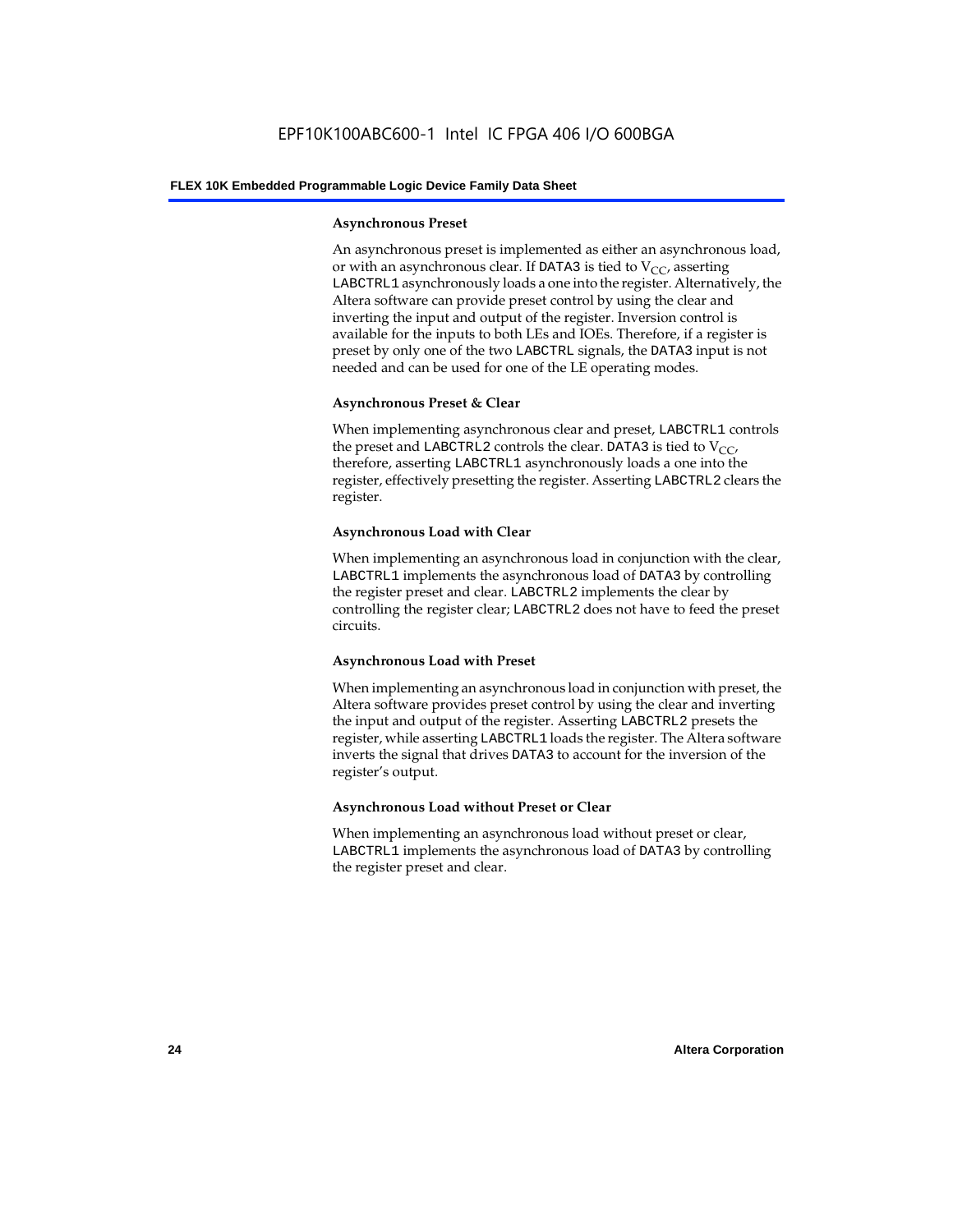#### Asynchronous Preset

An asynchronous preset is implemented as either an asynchronous load, or with an asynchronous clear. If DATA3 is tied to $V_{CC}$, asserting LABCTRL1 asynchronously loads a one into the register. Alternatively, the Altera software can provide preset control by using the clear and inverting the input and output of the register. Inversion control is available for the inputs to both LEs and IOEs. Therefore, if a register is preset by only one of the two LABCTRL signals, the DATA3 input is not needed and can be used for one of the LE operating modes.

#### Asynchronous Preset & Clear

When implementing asynchronous clear and preset, LABCTRL1 controls the preset and LABCTRL2 controls the clear. DATA3 is tied to $V_{CC}$, therefore, asserting LABCTRL1 asynchronously loads a one into the register, effectively presetting the register. Asserting LABCTRL2 clears the register.

#### Asynchronous Load with Clear

When implementing an asynchronous load in conjunction with the clear, LABCTRL1 implements the asynchronous load of DATA3 by controlling the register preset and clear. LABCTRL2 implements the clear by controlling the register clear; LABCTRL2 does not have to feed the preset circuits.

#### Asynchronous Load with Preset

When implementing an asynchronous load in conjunction with preset, the Altera software provides preset control by using the clear and inverting the input and output of the register. Asserting LABCTRL2 presets the register, while asserting LABCTRL1 loads the register. The Altera software inverts the signal that drives DATA3 to account for the inversion of the register's output.

#### Asynchronous Load without Preset or Clear

When implementing an asynchronous load without preset or clear, LABCTRL1 implements the asynchronous load of DATA3 by controlling the register preset and clear.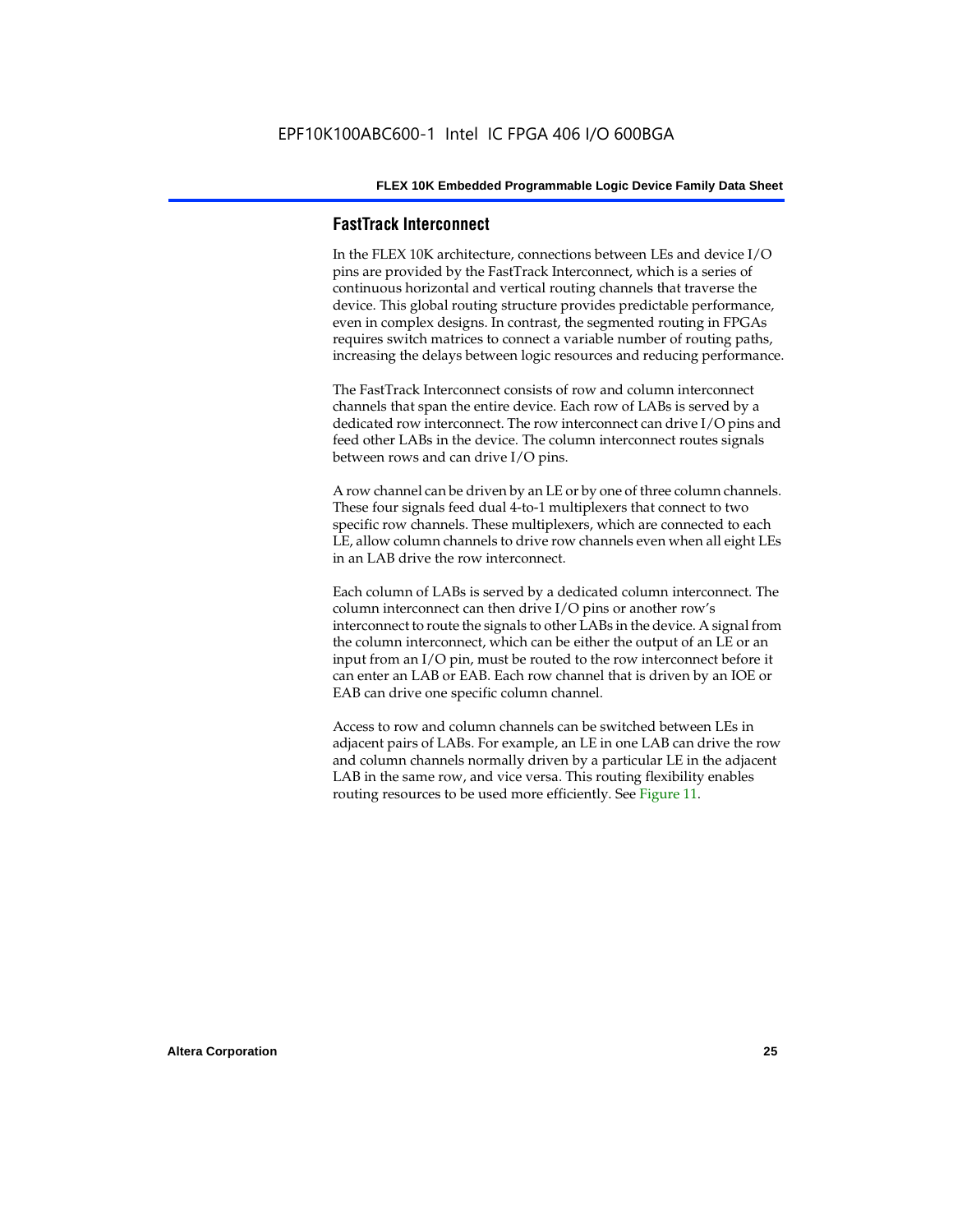### FastTrack Interconnect

In the FLEX 10K architecture, connections between LEs and device I/O pins are provided by the FastTrack Interconnect, which is a series of continuous horizontal and vertical routing channels that traverse the device. This global routing structure provides predictable performance, even in complex designs. In contrast, the segmented routing in FPGAs requires switch matrices to connect a variable number of routing paths, increasing the delays between logic resources and reducing performance.

The FastTrack Interconnect consists of row and column interconnect channels that span the entire device. Each row of LABs is served by a dedicated row interconnect. The row interconnect can drive I/O pins and feed other LABs in the device. The column interconnect routes signals between rows and can drive I/O pins.

A row channel can be driven by an LE or by one of three column channels. These four signals feed dual 4-to-1 multiplexers that connect to two specific row channels. These multiplexers, which are connected to each LE, allow column channels to drive row channels even when all eight LEs in an LAB drive the row interconnect.

Each column of LABs is served by a dedicated column interconnect. The column interconnect can then drive I/O pins or another row's interconnect to route the signals to other LABs in the device. A signal from the column interconnect, which can be either the output of an LE or an input from an I/O pin, must be routed to the row interconnect before it can enter an LAB or EAB. Each row channel that is driven by an IOE or EAB can drive one specific column channel.

Access to row and column channels can be switched between LEs in adjacent pairs of LABs. For example, an LE in one LAB can drive the row and column channels normally driven by a particular LE in the adjacent LAB in the same row, and vice versa. This routing flexibility enables routing resources to be used more efficiently. See Figure 11.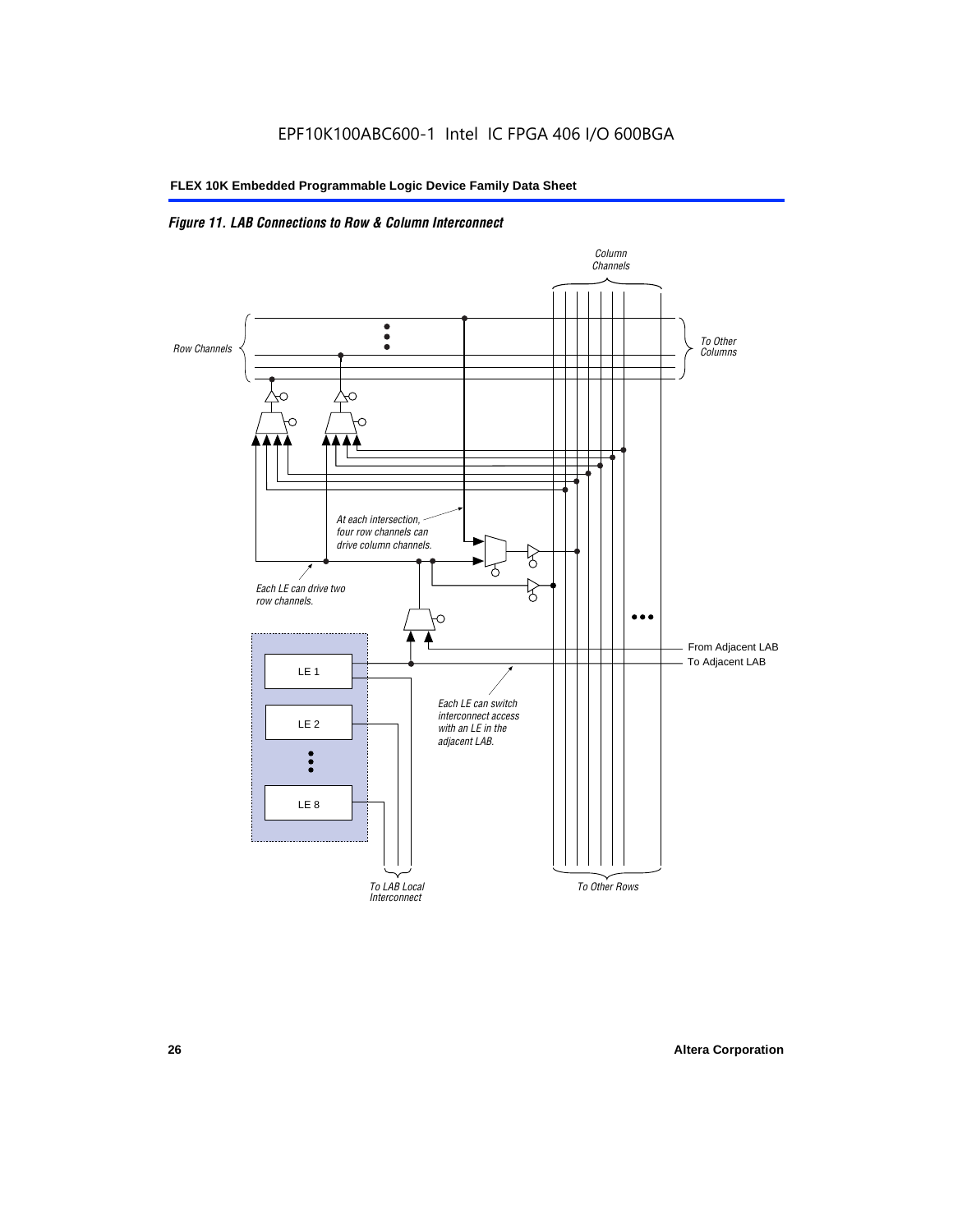*Figure 11. LAB Connections to Row & Column Interconnect*

Column Channels

Row Channels

To Other Columns

At each intersection, four row channels can drive column channels.

Each LE can drive two row channels.

From Adjacent LAB

To Adjacent LAB

LE 1

LE 2

LE 8

Each LE can switch interconnect access with an LE in the adjacent LAB.

To LAB Local Interconnect

To Other Rows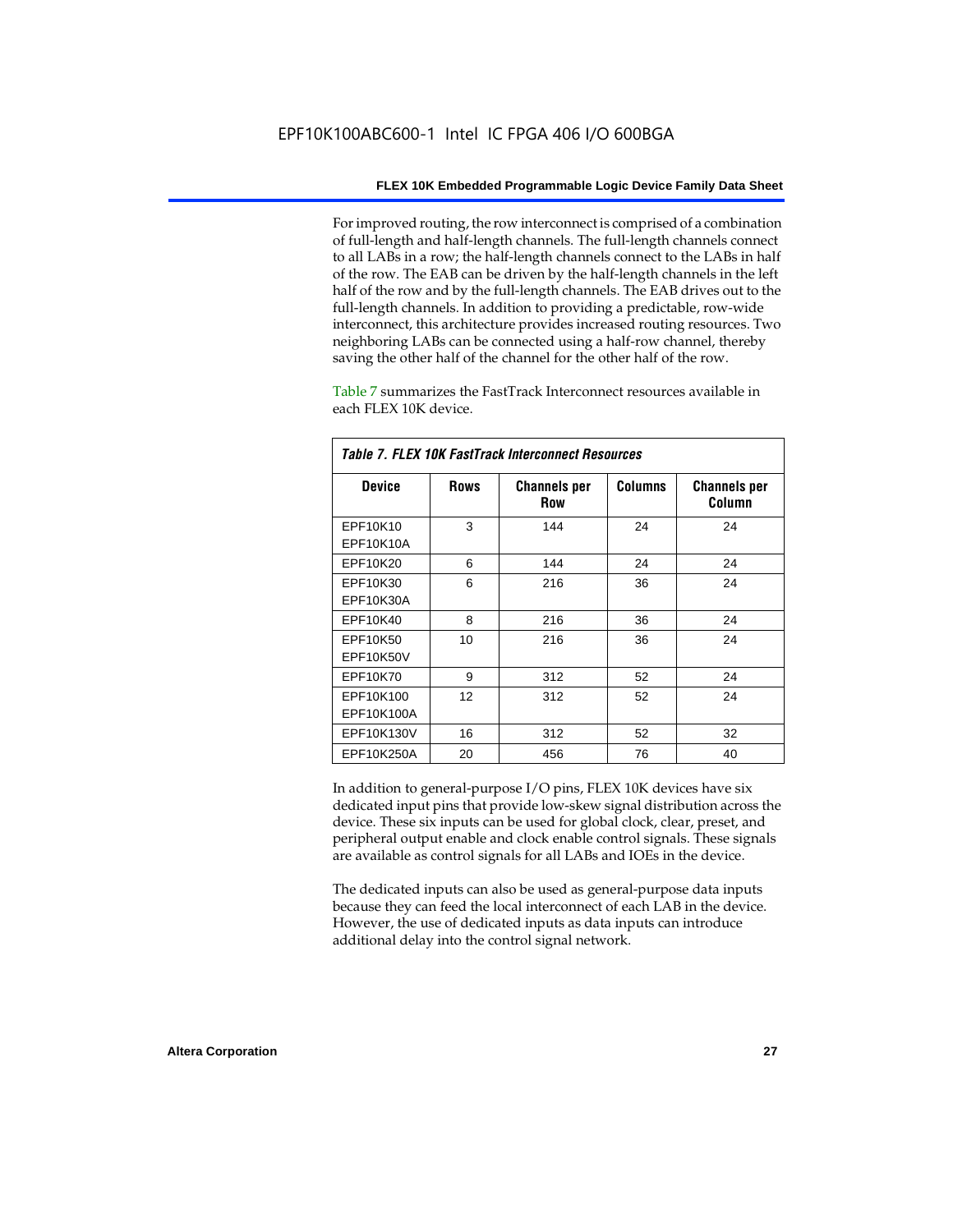For improved routing, the row interconnect is comprised of a combination of full-length and half-length channels. The full-length channels connect to all LABs in a row; the half-length channels connect to the LABs in half of the row. The EAB can be driven by the half-length channels in the left half of the row and by the full-length channels. The EAB drives out to the full-length channels. In addition to providing a predictable, row-wide interconnect, this architecture provides increased routing resources. Two neighboring LABs can be connected using a half-row channel, thereby saving the other half of the channel for the other half of the row.

Table 7 summarizes the FastTrack Interconnect resources available in each FLEX 10K device.

*Table 7. FLEX 10K FastTrack Interconnect Resources*

| Device | Rows | Channels per Row | Columns | Channels per Column |
|---|---|---|---|---|
| EPF10K10<br>EPF10K10A | 3 | 144 | 24 | 24 |
| EPF10K20 | 6 | 144 | 24 | 24 |
| EPF10K30<br>EPF10K30A | 6 | 216 | 36 | 24 |
| EPF10K40 | 8 | 216 | 36 | 24 |
| EPF10K50<br>EPF10K50V | 10 | 216 | 36 | 24 |
| EPF10K70 | 9 | 312 | 52 | 24 |
| EPF10K100<br>EPF10K100A | 12 | 312 | 52 | 24 |
| EPF10K130V | 16 | 312 | 52 | 32 |
| EPF10K250A | 20 | 456 | 76 | 40 |

In addition to general-purpose I/O pins, FLEX 10K devices have six dedicated input pins that provide low-skew signal distribution across the device. These six inputs can be used for global clock, clear, preset, and peripheral output enable and clock enable control signals. These signals are available as control signals for all LABs and IOEs in the device.

The dedicated inputs can also be used as general-purpose data inputs because they can feed the local interconnect of each LAB in the device. However, the use of dedicated inputs as data inputs can introduce additional delay into the control signal network.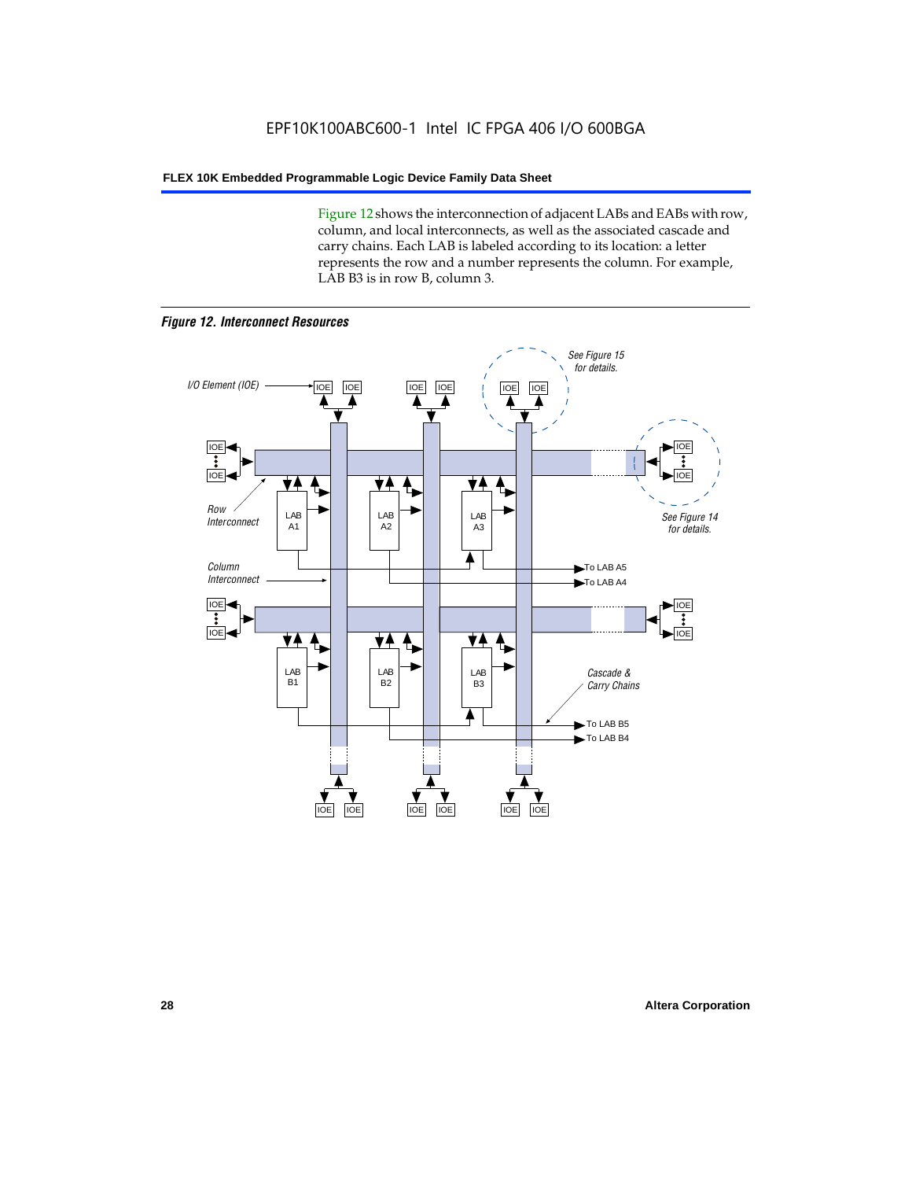Figure 12 shows the interconnection of adjacent LABs and EABs with row, column, and local interconnects, as well as the associated cascade and carry chains. Each LAB is labeled according to its location: a letter represents the row and a number represents the column. For example, LAB B3 is in row B, column 3.

*Figure 12. Interconnect Resources*

I/O Element (IOE)

See Figure 15 for details.

See Figure 14 for details.

Row Interconnect

Column Interconnect

Cascade & Carry Chains

LAB A1 LAB A2 LAB A3

LAB B1 LAB B2 LAB B3

To LAB A5
To LAB A4
To LAB B5
To LAB B4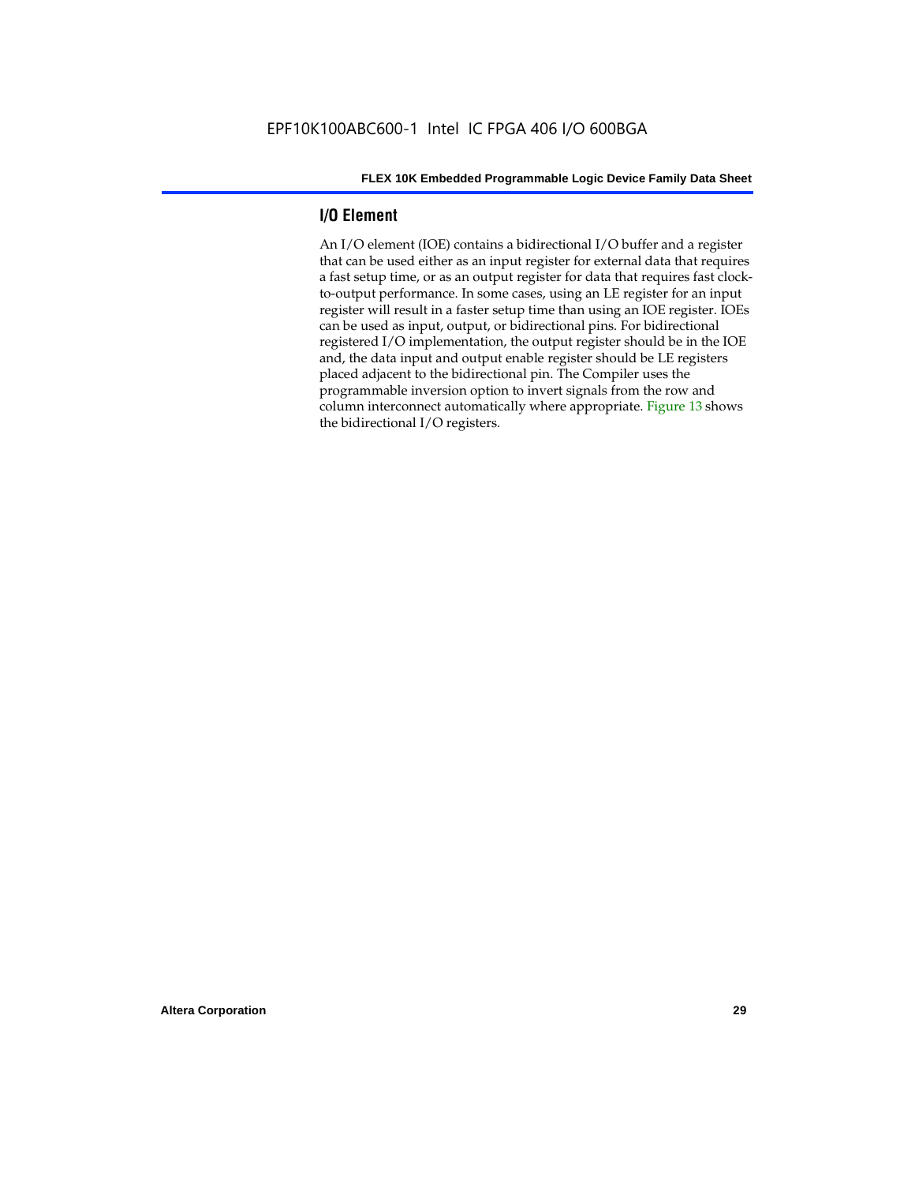## I/O Element

An I/O element (IOE) contains a bidirectional I/O buffer and a register that can be used either as an input register for external data that requires a fast setup time, or as an output register for data that requires fast clock-to-output performance. In some cases, using an LE register for an input register will result in a faster setup time than using an IOE register. IOEs can be used as input, output, or bidirectional pins. For bidirectional registered I/O implementation, the output register should be in the IOE and, the data input and output enable register should be LE registers placed adjacent to the bidirectional pin. The Compiler uses the programmable inversion option to invert signals from the row and column interconnect automatically where appropriate. Figure 13 shows the bidirectional I/O registers.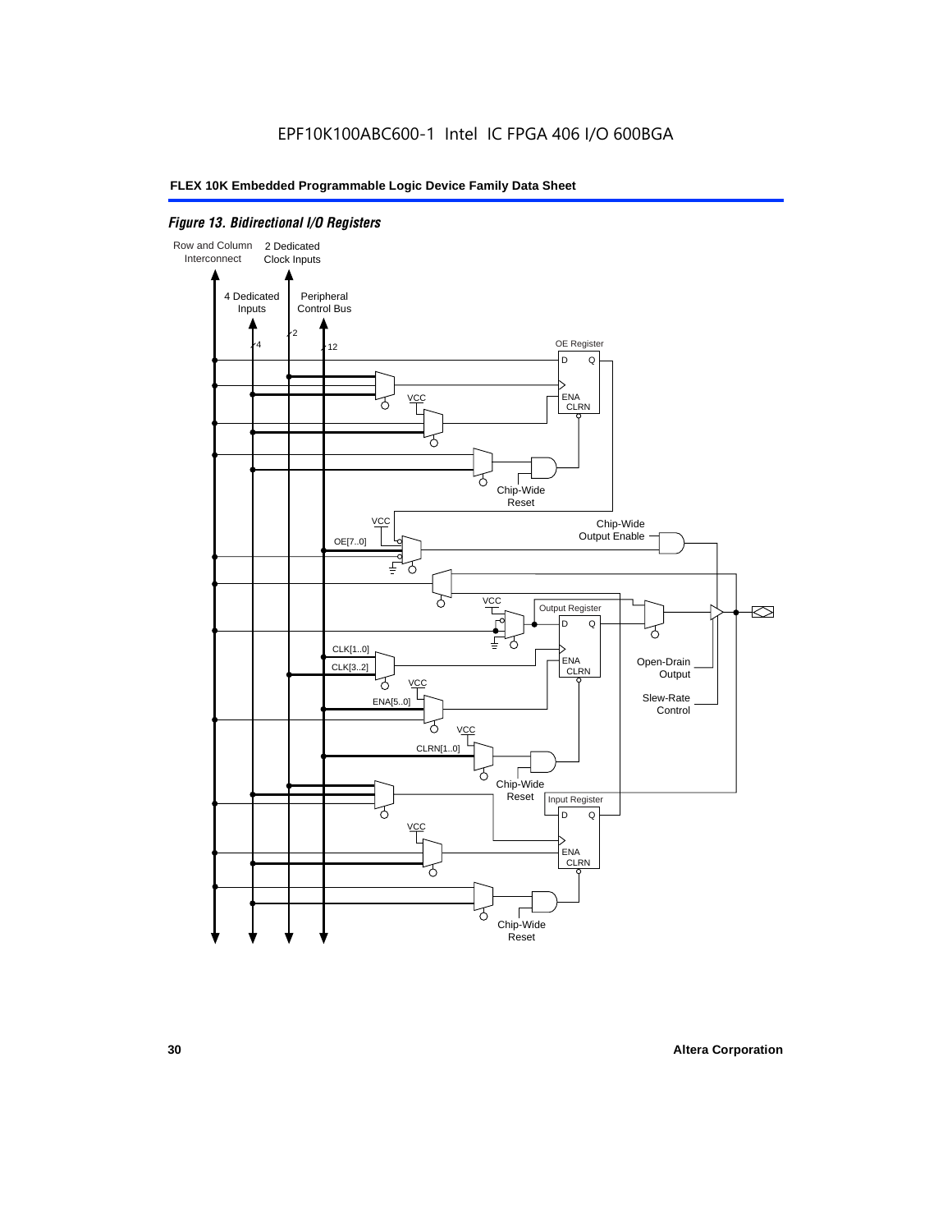*Figure 13. Bidirectional I/O Registers*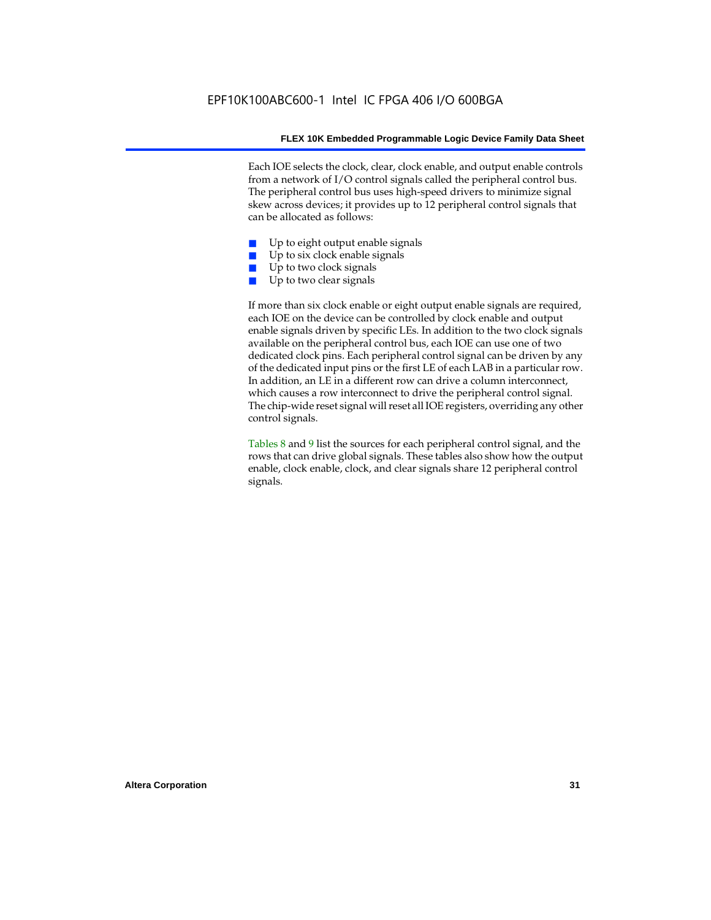Each IOE selects the clock, clear, clock enable, and output enable controls from a network of I/O control signals called the peripheral control bus. The peripheral control bus uses high-speed drivers to minimize signal skew across devices; it provides up to 12 peripheral control signals that can be allocated as follows:

- Up to eight output enable signals
- Up to six clock enable signals
- Up to two clock signals
- Up to two clear signals

If more than six clock enable or eight output enable signals are required, each IOE on the device can be controlled by clock enable and output enable signals driven by specific LEs. In addition to the two clock signals available on the peripheral control bus, each IOE can use one of two dedicated clock pins. Each peripheral control signal can be driven by any of the dedicated input pins or the first LE of each LAB in a particular row. In addition, an LE in a different row can drive a column interconnect, which causes a row interconnect to drive the peripheral control signal. The chip-wide reset signal will reset all IOE registers, overriding any other control signals.

Tables 8 and 9 list the sources for each peripheral control signal, and the rows that can drive global signals. These tables also show how the output enable, clock enable, clock, and clear signals share 12 peripheral control signals.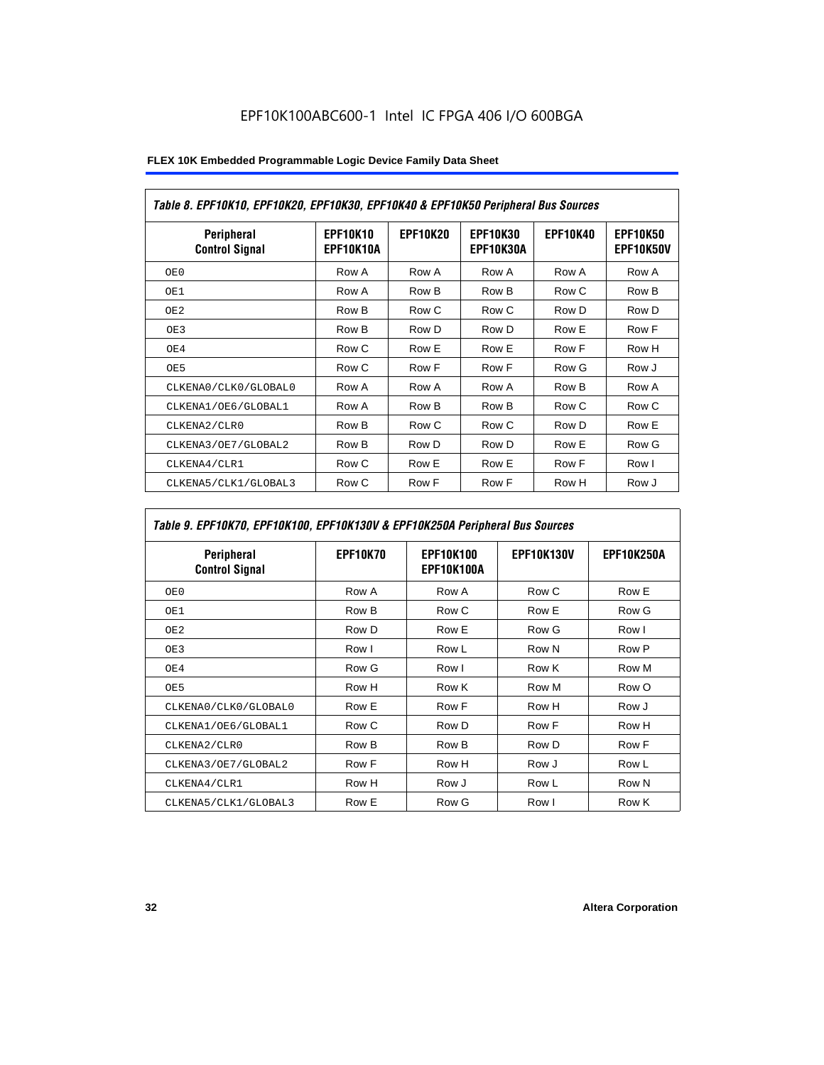*Table 8. EPF10K10, EPF10K20, EPF10K30, EPF10K40 & EPF10K50 Peripheral Bus Sources*

| Peripheral Control Signal | EPF10K10 EPF10K10A | EPF10K20 | EPF10K30 EPF10K30A | EPF10K40 | EPF10K50 EPF10K50V |
|---|---|---|---|---|---|
| OE0 | Row A | Row A | Row A | Row A | Row A |
| OE1 | Row A | Row B | Row B | Row C | Row B |
| OE2 | Row B | Row C | Row C | Row D | Row D |
| OE3 | Row B | Row D | Row D | Row E | Row F |
| OE4 | Row C | Row E | Row E | Row F | Row H |
| OE5 | Row C | Row F | Row F | Row G | Row J |
| CLKENA0/CLK0/GLOBAL0 | Row A | Row A | Row A | Row B | Row A |
| CLKENA1/OE6/GLOBAL1 | Row A | Row B | Row B | Row C | Row C |
| CLKENA2/CLR0 | Row B | Row C | Row C | Row D | Row E |
| CLKENA3/OE7/GLOBAL2 | Row B | Row D | Row D | Row E | Row G |
| CLKENA4/CLR1 | Row C | Row E | Row E | Row F | Row I |
| CLKENA5/CLK1/GLOBAL3 | Row C | Row F | Row F | Row H | Row J |

*Table 9. EPF10K70, EPF10K100, EPF10K130V & EPF10K250A Peripheral Bus Sources*

| Peripheral Control Signal | EPF10K70 | EPF10K100 EPF10K100A | EPF10K130V | EPF10K250A |
|---|---|---|---|---|
| OE0 | Row A | Row A | Row C | Row E |
| OE1 | Row B | Row C | Row E | Row G |
| OE2 | Row D | Row E | Row G | Row I |
| OE3 | Row I | Row L | Row N | Row P |
| OE4 | Row G | Row I | Row K | Row M |
| OE5 | Row H | Row K | Row M | Row O |
| CLKENA0/CLK0/GLOBAL0 | Row E | Row F | Row H | Row J |
| CLKENA1/OE6/GLOBAL1 | Row C | Row D | Row F | Row H |
| CLKENA2/CLR0 | Row B | Row B | Row D | Row F |
| CLKENA3/OE7/GLOBAL2 | Row F | Row H | Row J | Row L |
| CLKENA4/CLR1 | Row H | Row J | Row L | Row N |
| CLKENA5/CLK1/GLOBAL3 | Row E | Row G | Row I | Row K |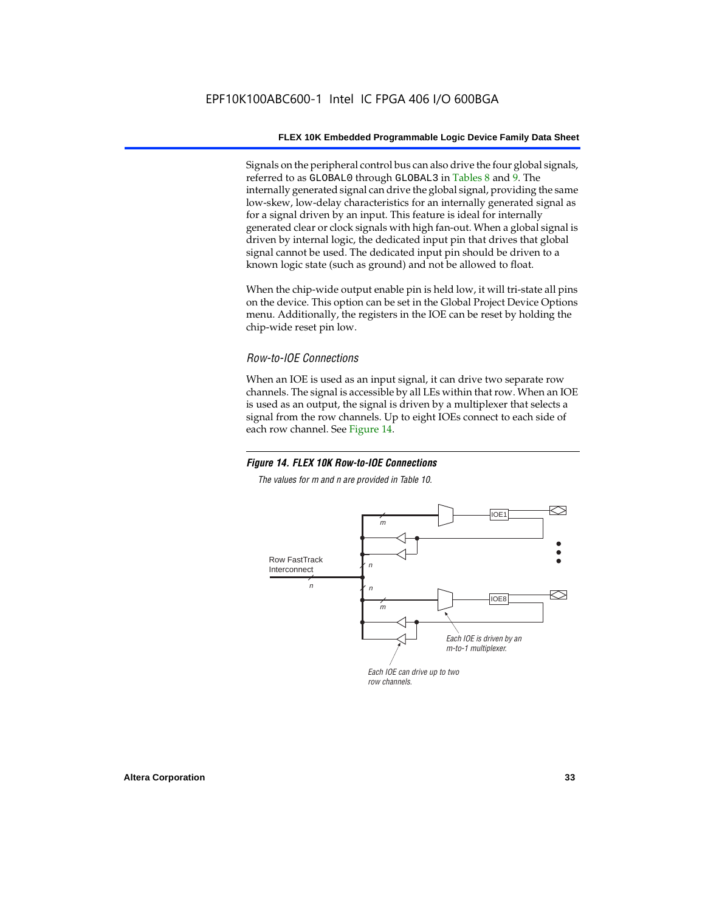Signals on the peripheral control bus can also drive the four global signals, referred to as `GLOBAL0` through `GLOBAL3` in Tables 8 and 9. The internally generated signal can drive the global signal, providing the same low-skew, low-delay characteristics for an internally generated signal as for a signal driven by an input. This feature is ideal for internally generated clear or clock signals with high fan-out. When a global signal is driven by internal logic, the dedicated input pin that drives that global signal cannot be used. The dedicated input pin should be driven to a known logic state (such as ground) and not be allowed to float.

When the chip-wide output enable pin is held low, it will tri-state all pins on the device. This option can be set in the Global Project Device Options menu. Additionally, the registers in the IOE can be reset by holding the chip-wide reset pin low.

### *Row-to-IOE Connections*

When an IOE is used as an input signal, it can drive two separate row channels. The signal is accessible by all LEs within that row. When an IOE is used as an output, the signal is driven by a multiplexer that selects a signal from the row channels. Up to eight IOEs connect to each side of each row channel. See Figure 14.

***Figure 14. FLEX 10K Row-to-IOE Connections***

*The values for m and n are provided in Table 10.*

Row FastTrack Interconnect

n

n

n

m

m

IOE1

IOE8

*Each IOE is driven by an m-to-1 multiplexer.*

*Each IOE can drive up to two row channels.*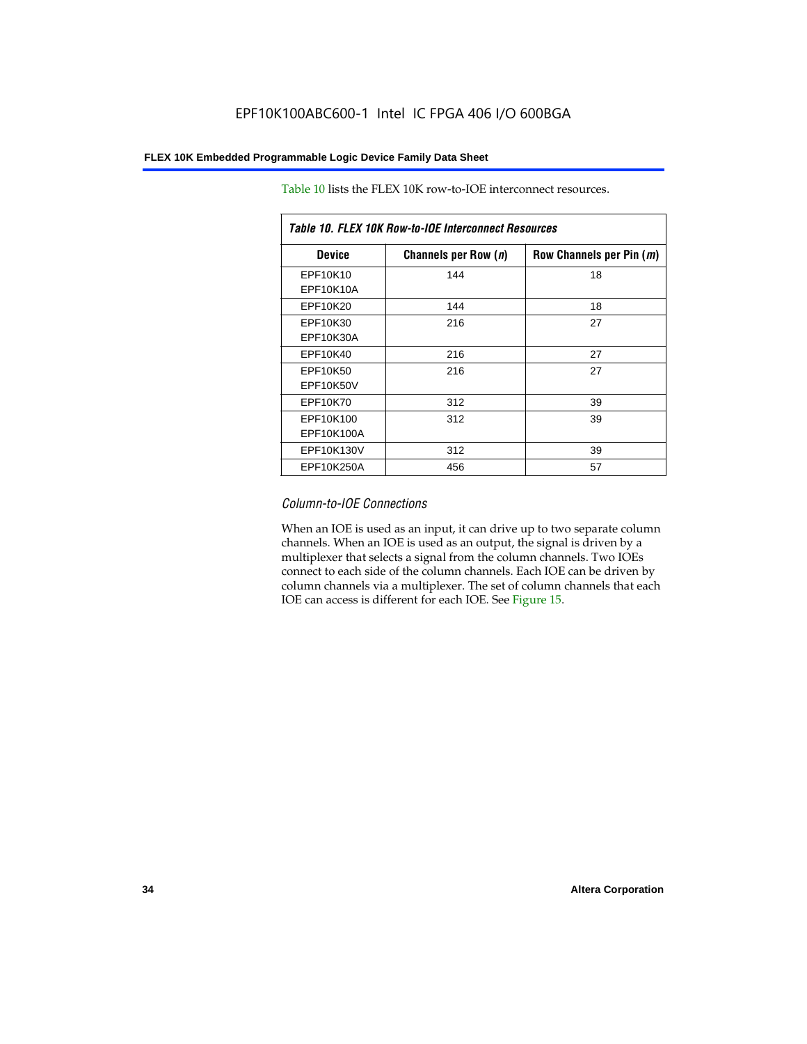Table 10 lists the FLEX 10K row-to-IOE interconnect resources.

*Table 10. FLEX 10K Row-to-IOE Interconnect Resources*

| Device | Channels per Row (*n*) | Row Channels per Pin (*m*) |
|---|---|---|
| EPF10K10<br>EPF10K10A | 144 | 18 |
| EPF10K20 | 144 | 18 |
| EPF10K30<br>EPF10K30A | 216 | 27 |
| EPF10K40 | 216 | 27 |
| EPF10K50<br>EPF10K50V | 216 | 27 |
| EPF10K70 | 312 | 39 |
| EPF10K100<br>EPF10K100A | 312 | 39 |
| EPF10K130V | 312 | 39 |
| EPF10K250A | 456 | 57 |

### *Column-to-IOE Connections*

When an IOE is used as an input, it can drive up to two separate column channels. When an IOE is used as an output, the signal is driven by a multiplexer that selects a signal from the column channels. Two IOEs connect to each side of the column channels. Each IOE can be driven by column channels via a multiplexer. The set of column channels that each IOE can access is different for each IOE. See Figure 15.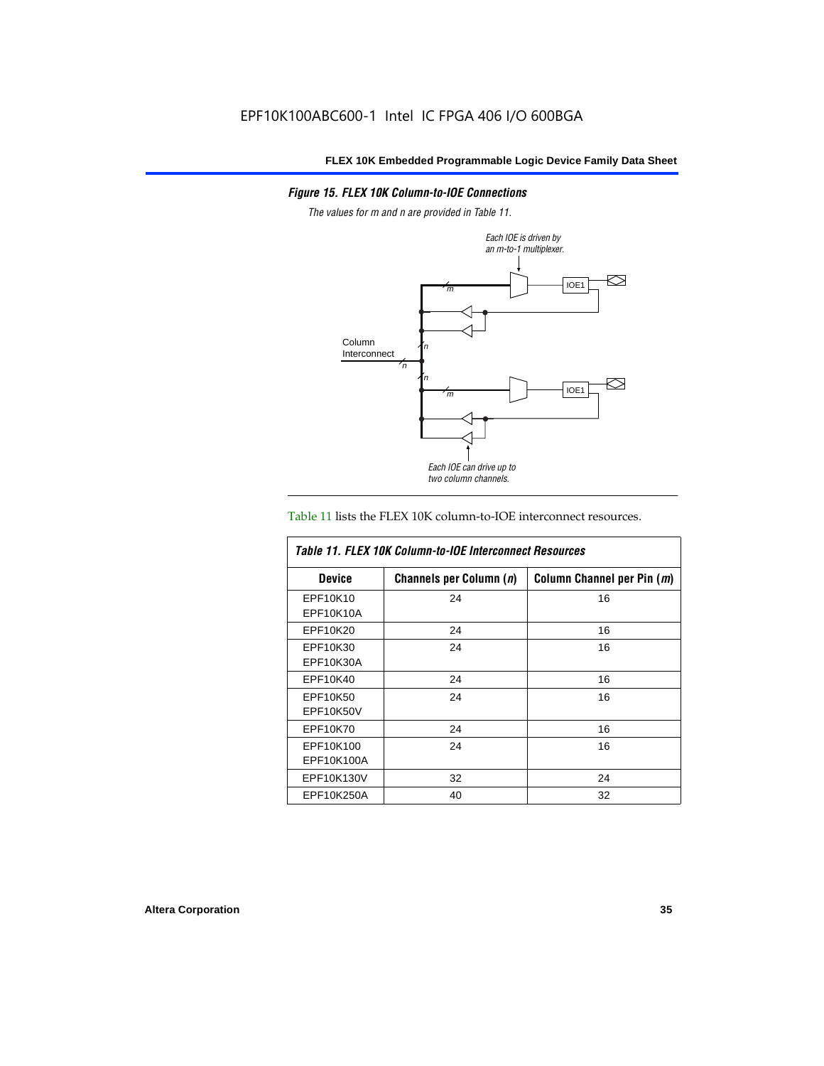*Figure 15. FLEX 10K Column-to-IOE Connections*

*The values for m and n are provided in Table 11.*

*Each IOE is driven by an m-to-1 multiplexer.*

*Each IOE can drive up to two column channels.*

Table 11 lists the FLEX 10K column-to-IOE interconnect resources.

| *Table 11. FLEX 10K Column-to-IOE Interconnect Resources* | | |
|---|---|---|
| **Device** | **Channels per Column (*n*)** | **Column Channel per Pin (*m*)** |
| EPF10K10<br>EPF10K10A | 24 | 16 |
| EPF10K20 | 24 | 16 |
| EPF10K30<br>EPF10K30A | 24 | 16 |
| EPF10K40 | 24 | 16 |
| EPF10K50<br>EPF10K50V | 24 | 16 |
| EPF10K70 | 24 | 16 |
| EPF10K100<br>EPF10K100A | 24 | 16 |
| EPF10K130V | 32 | 24 |
| EPF10K250A | 40 | 32 |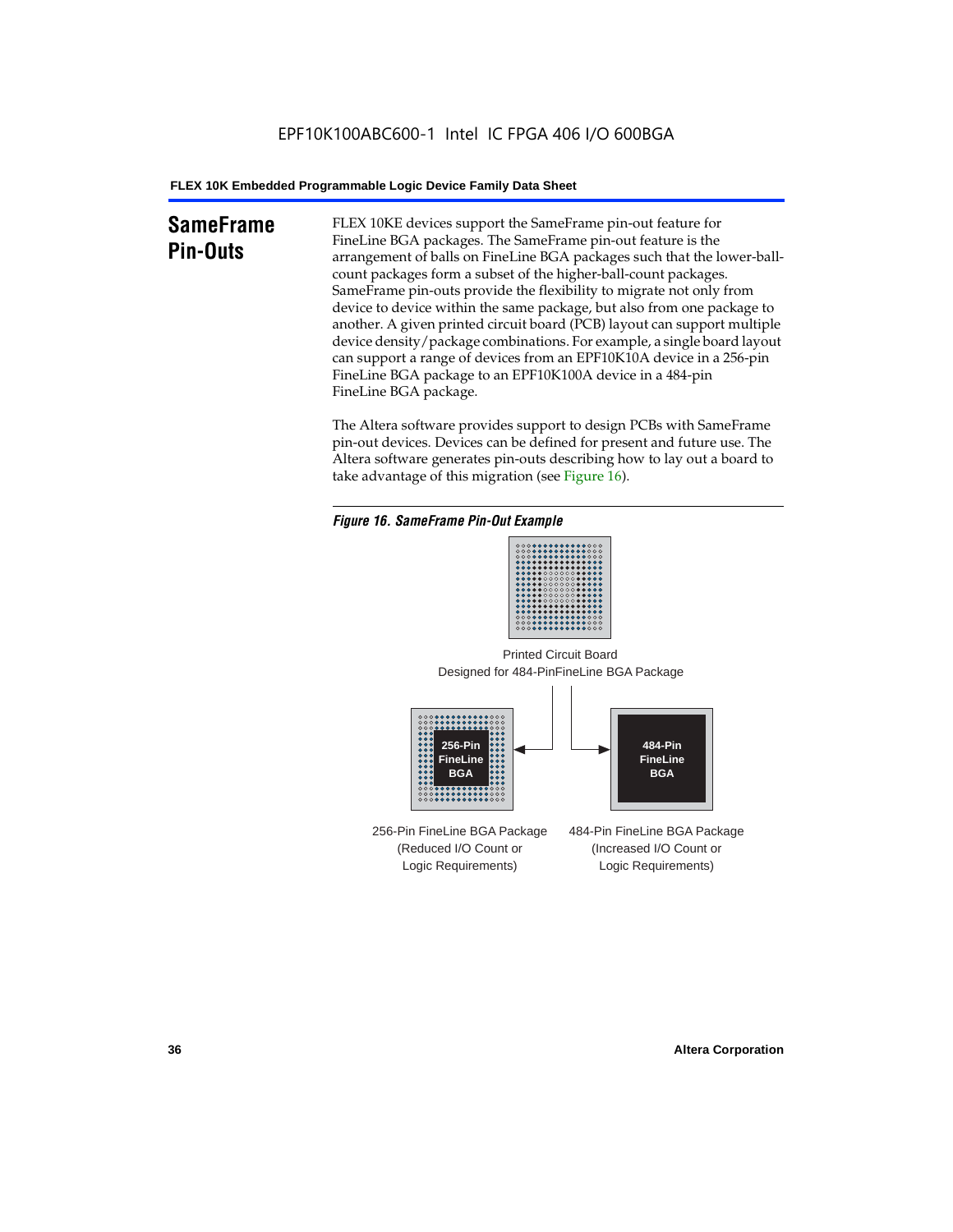## SameFrame Pin-Outs

FLEX 10KE devices support the SameFrame pin-out feature for FineLine BGA packages. The SameFrame pin-out feature is the arrangement of balls on FineLine BGA packages such that the lower-ball-count packages form a subset of the higher-ball-count packages. SameFrame pin-outs provide the flexibility to migrate not only from device to device within the same package, but also from one package to another. A given printed circuit board (PCB) layout can support multiple device density/package combinations. For example, a single board layout can support a range of devices from an EPF10K10A device in a 256-pin FineLine BGA package to an EPF10K100A device in a 484-pin FineLine BGA package.

The Altera software provides support to design PCBs with SameFrame pin-out devices. Devices can be defined for present and future use. The Altera software generates pin-outs describing how to lay out a board to take advantage of this migration (see Figure 16).

*Figure 16. SameFrame Pin-Out Example*

Printed Circuit Board Designed for 484-PinFineLine BGA Package

256-Pin FineLine BGA

484-Pin FineLine BGA

256-Pin FineLine BGA Package (Reduced I/O Count or Logic Requirements)

484-Pin FineLine BGA Package (Increased I/O Count or Logic Requirements)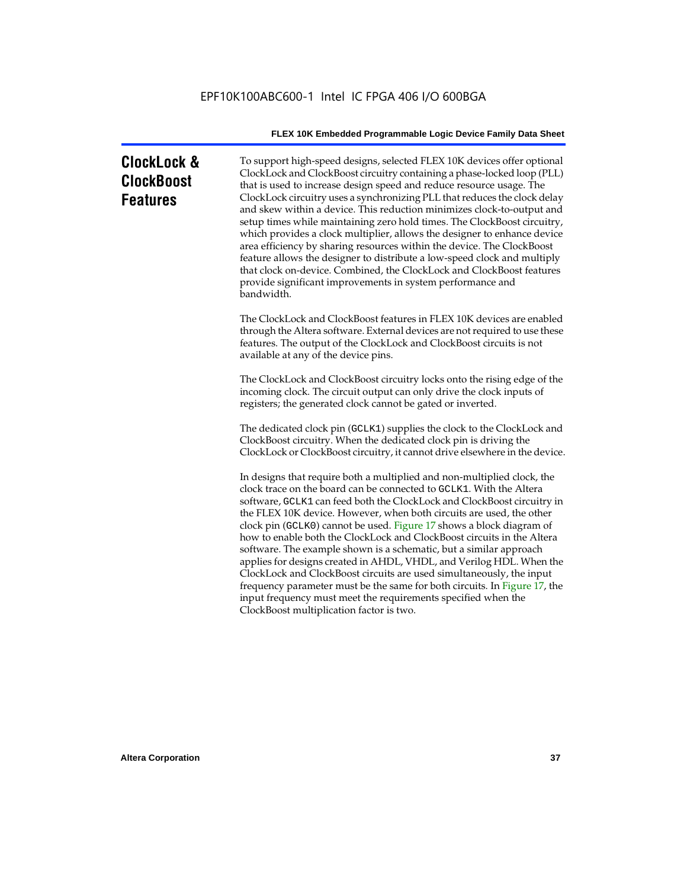# ClockLock & ClockBoost Features

To support high-speed designs, selected FLEX 10K devices offer optional ClockLock and ClockBoost circuitry containing a phase-locked loop (PLL) that is used to increase design speed and reduce resource usage. The ClockLock circuitry uses a synchronizing PLL that reduces the clock delay and skew within a device. This reduction minimizes clock-to-output and setup times while maintaining zero hold times. The ClockBoost circuitry, which provides a clock multiplier, allows the designer to enhance device area efficiency by sharing resources within the device. The ClockBoost feature allows the designer to distribute a low-speed clock and multiply that clock on-device. Combined, the ClockLock and ClockBoost features provide significant improvements in system performance and bandwidth.

The ClockLock and ClockBoost features in FLEX 10K devices are enabled through the Altera software. External devices are not required to use these features. The output of the ClockLock and ClockBoost circuits is not available at any of the device pins.

The ClockLock and ClockBoost circuitry locks onto the rising edge of the incoming clock. The circuit output can only drive the clock inputs of registers; the generated clock cannot be gated or inverted.

The dedicated clock pin (`GCLK1`) supplies the clock to the ClockLock and ClockBoost circuitry. When the dedicated clock pin is driving the ClockLock or ClockBoost circuitry, it cannot drive elsewhere in the device.

In designs that require both a multiplied and non-multiplied clock, the clock trace on the board can be connected to `GCLK1`. With the Altera software, `GCLK1` can feed both the ClockLock and ClockBoost circuitry in the FLEX 10K device. However, when both circuits are used, the other clock pin (`GCLK0`) cannot be used. Figure 17 shows a block diagram of how to enable both the ClockLock and ClockBoost circuits in the Altera software. The example shown is a schematic, but a similar approach applies for designs created in AHDL, VHDL, and Verilog HDL. When the ClockLock and ClockBoost circuits are used simultaneously, the input frequency parameter must be the same for both circuits. In Figure 17, the input frequency must meet the requirements specified when the ClockBoost multiplication factor is two.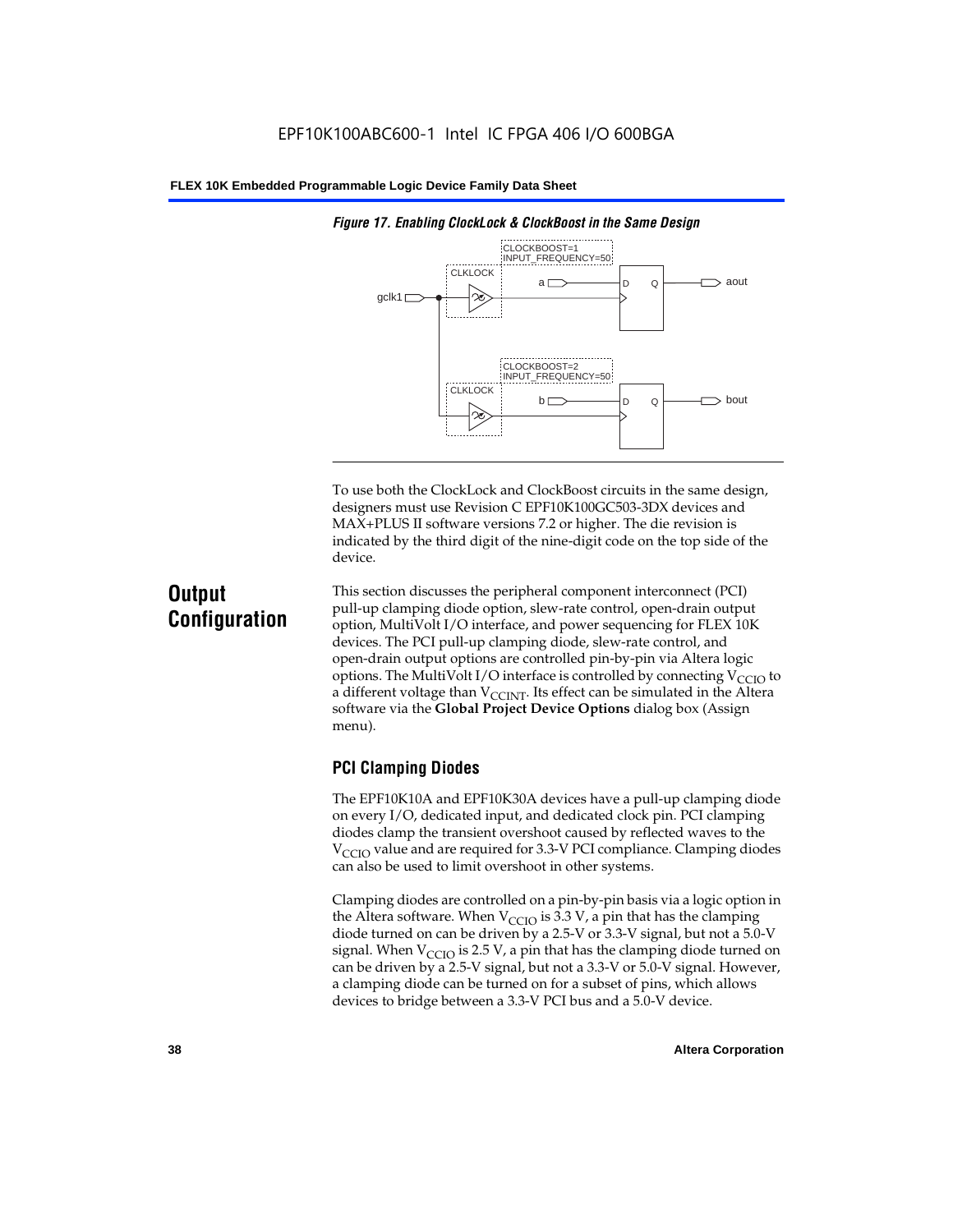*Figure 17. Enabling ClockLock & ClockBoost in the Same Design*

To use both the ClockLock and ClockBoost circuits in the same design, designers must use Revision C EPF10K100GC503-3DX devices and MAX+PLUS II software versions 7.2 or higher. The die revision is indicated by the third digit of the nine-digit code on the top side of the device.

## Output Configuration

This section discusses the peripheral component interconnect (PCI) pull-up clamping diode option, slew-rate control, open-drain output option, MultiVolt I/O interface, and power sequencing for FLEX 10K devices. The PCI pull-up clamping diode, slew-rate control, and open-drain output options are controlled pin-by-pin via Altera logic options. The MultiVolt I/O interface is controlled by connecting $V_{CCIO}$ to a different voltage than $V_{CCINT}$. Its effect can be simulated in the Altera software via the **Global Project Device Options** dialog box (Assign menu).

### PCI Clamping Diodes

The EPF10K10A and EPF10K30A devices have a pull-up clamping diode on every I/O, dedicated input, and dedicated clock pin. PCI clamping diodes clamp the transient overshoot caused by reflected waves to the $V_{CCIO}$ value and are required for 3.3-V PCI compliance. Clamping diodes can also be used to limit overshoot in other systems.

Clamping diodes are controlled on a pin-by-pin basis via a logic option in the Altera software. When $V_{CCIO}$ is 3.3 V, a pin that has the clamping diode turned on can be driven by a 2.5-V or 3.3-V signal, but not a 5.0-V signal. When $V_{CCIO}$ is 2.5 V, a pin that has the clamping diode turned on can be driven by a 2.5-V signal, but not a 3.3-V or 5.0-V signal. However, a clamping diode can be turned on for a subset of pins, which allows devices to bridge between a 3.3-V PCI bus and a 5.0-V device.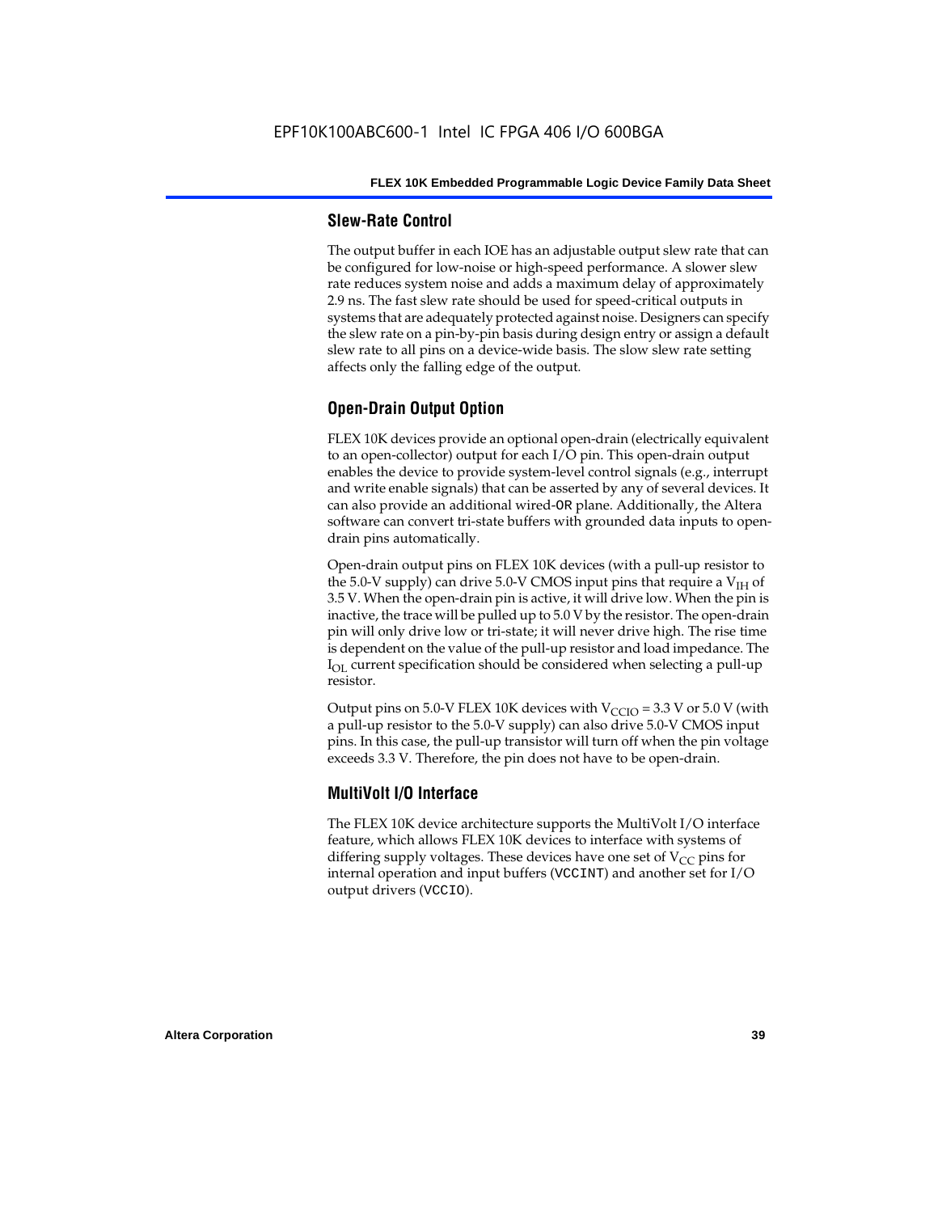### Slew-Rate Control

The output buffer in each IOE has an adjustable output slew rate that can be configured for low-noise or high-speed performance. A slower slew rate reduces system noise and adds a maximum delay of approximately 2.9 ns. The fast slew rate should be used for speed-critical outputs in systems that are adequately protected against noise. Designers can specify the slew rate on a pin-by-pin basis during design entry or assign a default slew rate to all pins on a device-wide basis. The slow slew rate setting affects only the falling edge of the output.

### Open-Drain Output Option

FLEX 10K devices provide an optional open-drain (electrically equivalent to an open-collector) output for each I/O pin. This open-drain output enables the device to provide system-level control signals (e.g., interrupt and write enable signals) that can be asserted by any of several devices. It can also provide an additional wired-`OR` plane. Additionally, the Altera software can convert tri-state buffers with grounded data inputs to open-drain pins automatically.

Open-drain output pins on FLEX 10K devices (with a pull-up resistor to the 5.0-V supply) can drive 5.0-V CMOS input pins that require a $V_{IH}$ of 3.5 V. When the open-drain pin is active, it will drive low. When the pin is inactive, the trace will be pulled up to 5.0 V by the resistor. The open-drain pin will only drive low or tri-state; it will never drive high. The rise time is dependent on the value of the pull-up resistor and load impedance. The $I_{OL}$ current specification should be considered when selecting a pull-up resistor.

Output pins on 5.0-V FLEX 10K devices with $V_{CCIO}$ = 3.3 V or 5.0 V (with a pull-up resistor to the 5.0-V supply) can also drive 5.0-V CMOS input pins. In this case, the pull-up transistor will turn off when the pin voltage exceeds 3.3 V. Therefore, the pin does not have to be open-drain.

### MultiVolt I/O Interface

The FLEX 10K device architecture supports the MultiVolt I/O interface feature, which allows FLEX 10K devices to interface with systems of differing supply voltages. These devices have one set of $V_{CC}$ pins for internal operation and input buffers (`VCCINT`) and another set for I/O output drivers (`VCCIO`).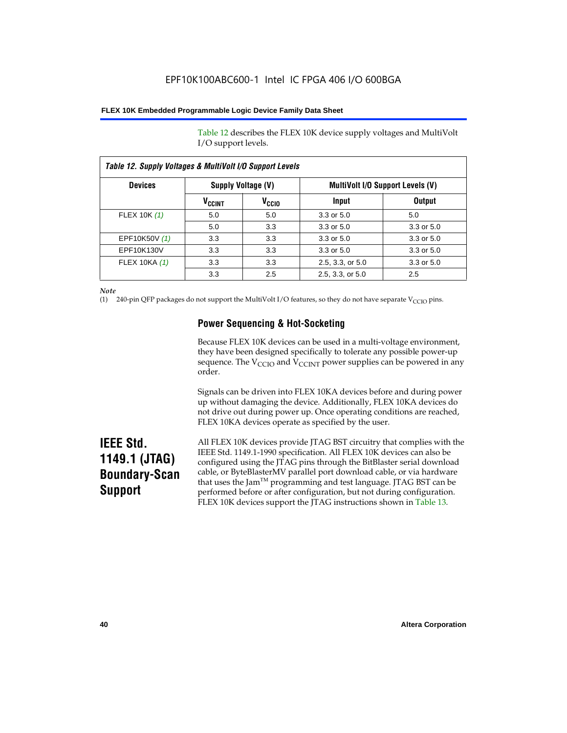Table 12 describes the FLEX 10K device supply voltages and MultiVolt I/O support levels.

**Table 12. Supply Voltages & MultiVolt I/O Support Levels**

| Devices | Supply Voltage (V) | | MultiVolt I/O Support Levels (V) | |
|---|---|---|---|---|
| | $V_{CCINT}$ | $V_{CCIO}$ | Input | Output |
| FLEX 10K *(1)* | 5.0 | 5.0 | 3.3 or 5.0 | 5.0 |
| | 5.0 | 3.3 | 3.3 or 5.0 | 3.3 or 5.0 |
| EPF10K50V *(1)* | 3.3 | 3.3 | 3.3 or 5.0 | 3.3 or 5.0 |
| EPF10K130V | 3.3 | 3.3 | 3.3 or 5.0 | 3.3 or 5.0 |
| FLEX 10KA *(1)* | 3.3 | 3.3 | 2.5, 3.3, or 5.0 | 3.3 or 5.0 |
| | 3.3 | 2.5 | 2.5, 3.3, or 5.0 | 2.5 |

*Note*

(1) 240-pin QFP packages do not support the MultiVolt I/O features, so they do not have separate $V_{CCIO}$ pins.

### Power Sequencing & Hot-Socketing

Because FLEX 10K devices can be used in a multi-voltage environment, they have been designed specifically to tolerate any possible power-up sequence. The $V_{CCIO}$ and $V_{CCINT}$ power supplies can be powered in any order.

Signals can be driven into FLEX 10KA devices before and during power up without damaging the device. Additionally, FLEX 10KA devices do not drive out during power up. Once operating conditions are reached, FLEX 10KA devices operate as specified by the user.

## IEEE Std. 1149.1 (JTAG) Boundary-Scan Support

All FLEX 10K devices provide JTAG BST circuitry that complies with the IEEE Std. 1149.1-1990 specification. All FLEX 10K devices can also be configured using the JTAG pins through the BitBlaster serial download cable, or ByteBlasterMV parallel port download cable, or via hardware that uses the Jam™ programming and test language. JTAG BST can be performed before or after configuration, but not during configuration. FLEX 10K devices support the JTAG instructions shown in Table 13.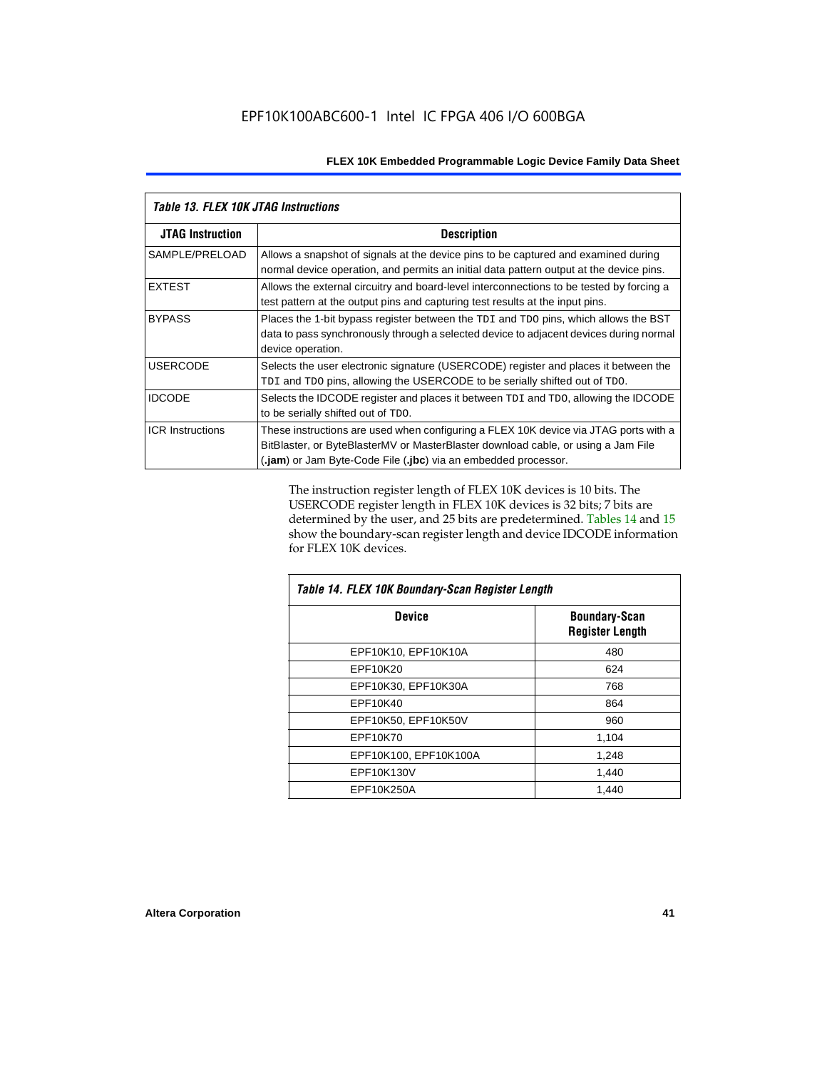*Table 13. FLEX 10K JTAG Instructions*

| JTAG Instruction | Description |
|---|---|
| SAMPLE/PRELOAD | Allows a snapshot of signals at the device pins to be captured and examined during normal device operation, and permits an initial data pattern output at the device pins. |
| EXTEST | Allows the external circuitry and board-level interconnections to be tested by forcing a test pattern at the output pins and capturing test results at the input pins. |
| BYPASS | Places the 1-bit bypass register between the `TDI` and `TDO` pins, which allows the BST data to pass synchronously through a selected device to adjacent devices during normal device operation. |
| USERCODE | Selects the user electronic signature (USERCODE) register and places it between the `TDI` and `TDO` pins, allowing the USERCODE to be serially shifted out of `TDO`. |
| IDCODE | Selects the IDCODE register and places it between `TDI` and `TDO`, allowing the IDCODE to be serially shifted out of `TDO`. |
| ICR Instructions | These instructions are used when configuring a FLEX 10K device via JTAG ports with a BitBlaster, or ByteBlasterMV or MasterBlaster download cable, or using a Jam File (**.jam**) or Jam Byte-Code File (**.jbc**) via an embedded processor. |

The instruction register length of FLEX 10K devices is 10 bits. The USERCODE register length in FLEX 10K devices is 32 bits; 7 bits are determined by the user, and 25 bits are predetermined. Tables 14 and 15 show the boundary-scan register length and device IDCODE information for FLEX 10K devices.

*Table 14. FLEX 10K Boundary-Scan Register Length*

| Device | Boundary-Scan Register Length |
|---|---|
| EPF10K10, EPF10K10A | 480 |
| EPF10K20 | 624 |
| EPF10K30, EPF10K30A | 768 |
| EPF10K40 | 864 |
| EPF10K50, EPF10K50V | 960 |
| EPF10K70 | 1,104 |
| EPF10K100, EPF10K100A | 1,248 |
| EPF10K130V | 1,440 |
| EPF10K250A | 1,440 |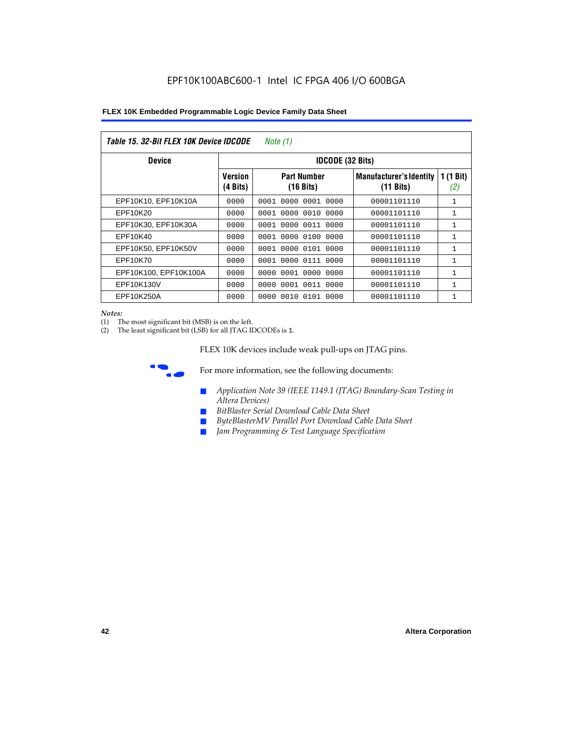Table 15. 32-Bit FLEX 10K Device IDCODE *Note (1)*

| Device | IDCODE (32 Bits) | | | |
|---|---|---|---|---|
| | Version (4 Bits) | Part Number (16 Bits) | Manufacturer's Identity (11 Bits) | 1 (1 Bit) *(2)* |
| EPF10K10, EPF10K10A | 0000 | 0001 0000 0001 0000 | 00001101110 | 1 |
| EPF10K20 | 0000 | 0001 0000 0010 0000 | 00001101110 | 1 |
| EPF10K30, EPF10K30A | 0000 | 0001 0000 0011 0000 | 00001101110 | 1 |
| EPF10K40 | 0000 | 0001 0000 0100 0000 | 00001101110 | 1 |
| EPF10K50, EPF10K50V | 0000 | 0001 0000 0101 0000 | 00001101110 | 1 |
| EPF10K70 | 0000 | 0001 0000 0111 0000 | 00001101110 | 1 |
| EPF10K100, EPF10K100A | 0000 | 0000 0001 0000 0000 | 00001101110 | 1 |
| EPF10K130V | 0000 | 0000 0001 0011 0000 | 00001101110 | 1 |
| EPF10K250A | 0000 | 0000 0010 0101 0000 | 00001101110 | 1 |

*Notes:*
(1) The most significant bit (MSB) is on the left.
(2) The least significant bit (LSB) for all JTAG IDCODEs is 1.

FLEX 10K devices include weak pull-ups on JTAG pins.

For more information, see the following documents:

- *Application Note 39 (IEEE 1149.1 (JTAG) Boundary-Scan Testing in Altera Devices)*
- *BitBlaster Serial Download Cable Data Sheet*
- *ByteBlasterMV Parallel Port Download Cable Data Sheet*
- *Jam Programming & Test Language Specification*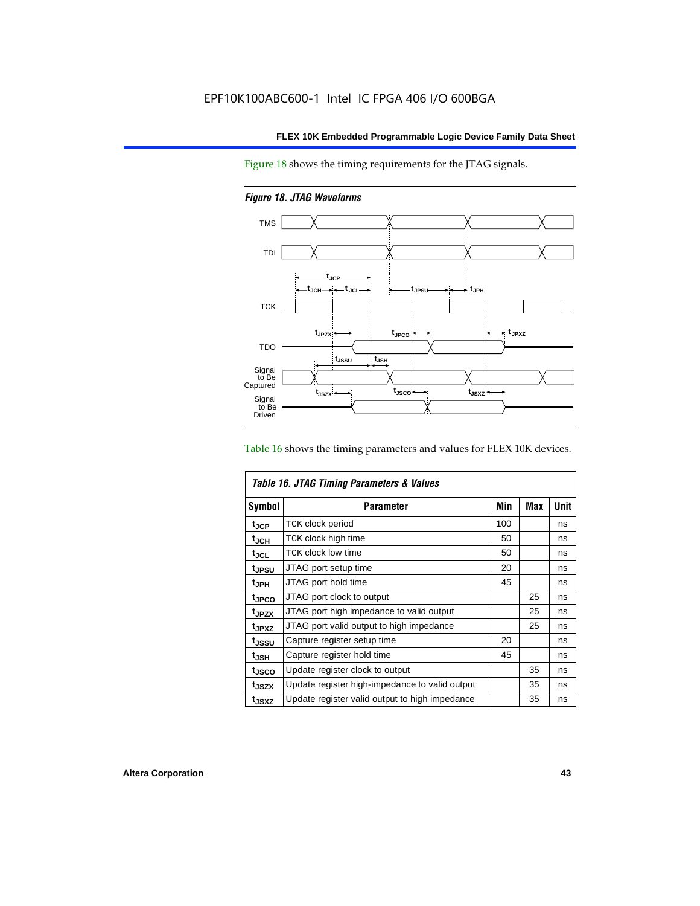Figure 18 shows the timing requirements for the JTAG signals.

*Figure 18. JTAG Waveforms*

Table 16 shows the timing parameters and values for FLEX 10K devices.

*Table 16. JTAG Timing Parameters & Values*

| Symbol | Parameter | Min | Max | Unit |
|---|---|---|---|---|
| $t_{JCP}$ | TCK clock period | 100 | | ns |
| $t_{JCH}$ | TCK clock high time | 50 | | ns |
| $t_{JCL}$ | TCK clock low time | 50 | | ns |
| $t_{JPSU}$ | JTAG port setup time | 20 | | ns |
| $t_{JPH}$ | JTAG port hold time | 45 | | ns |
| $t_{JPCO}$ | JTAG port clock to output | | 25 | ns |
| $t_{JPZX}$ | JTAG port high impedance to valid output | | 25 | ns |
| $t_{JPXZ}$ | JTAG port valid output to high impedance | | 25 | ns |
| $t_{JSSU}$ | Capture register setup time | 20 | | ns |
| $t_{JSH}$ | Capture register hold time | 45 | | ns |
| $t_{JSCO}$ | Update register clock to output | | 35 | ns |
| $t_{JSZX}$ | Update register high-impedance to valid output | | 35 | ns |
| $t_{JSXZ}$ | Update register valid output to high impedance | | 35 | ns |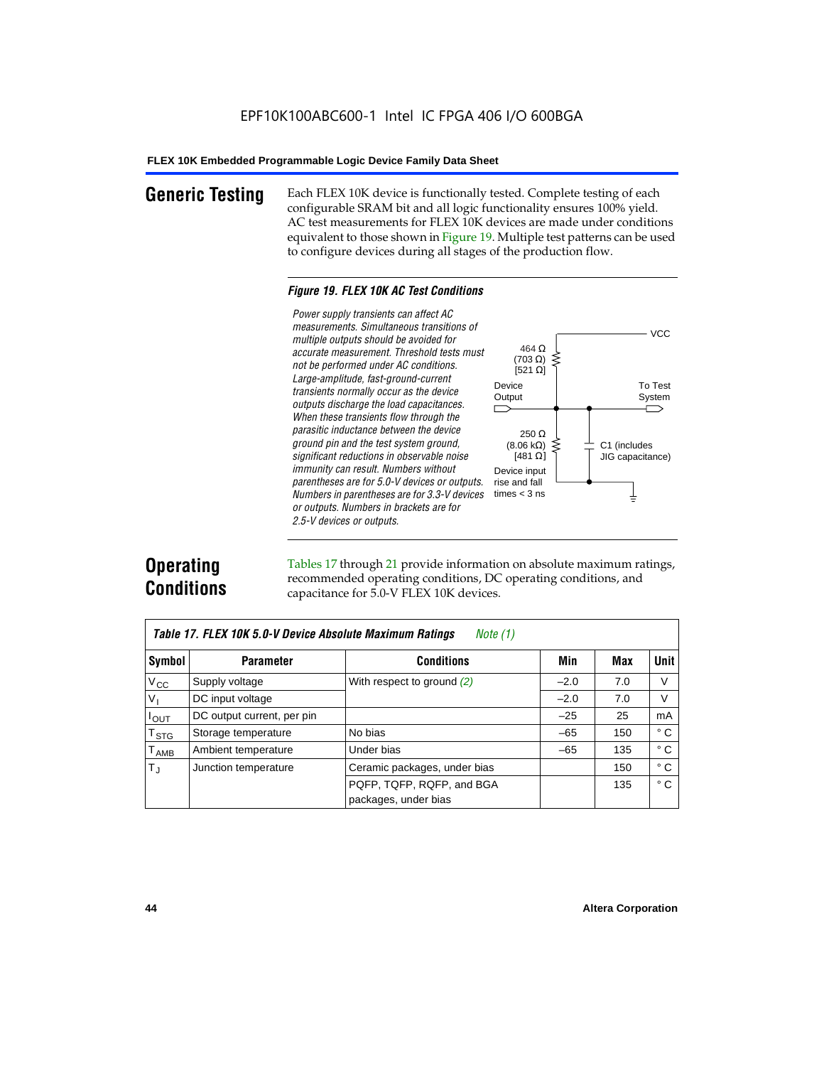EPF10K100ABC600-1 Intel IC FPGA 406 I/O 600BGA

## Generic Testing

Each FLEX 10K device is functionally tested. Complete testing of each configurable SRAM bit and all logic functionality ensures 100% yield. AC test measurements for FLEX 10K devices are made under conditions equivalent to those shown in Figure 19. Multiple test patterns can be used to configure devices during all stages of the production flow.

*Figure 19. FLEX 10K AC Test Conditions*

*Power supply transients can affect AC measurements. Simultaneous transitions of multiple outputs should be avoided for accurate measurement. Threshold tests must not be performed under AC conditions. Large-amplitude, fast-ground-current transients normally occur as the device outputs discharge the load capacitances. When these transients flow through the parasitic inductance between the device ground pin and the test system ground, significant reductions in observable noise immunity can result. Numbers without parentheses are for 5.0-V devices or outputs. Numbers in parentheses are for 3.3-V devices or outputs. Numbers in brackets are for 2.5-V devices or outputs.*

VCC

464 Ω (703 Ω) [521 Ω]

Device Output

To Test System

250 Ω (8.06 kΩ) [481 Ω]

C1 (includes JIG capacitance)

Device input rise and fall times < 3 ns

## Operating Conditions

Tables 17 through 21 provide information on absolute maximum ratings, recommended operating conditions, DC operating conditions, and capacitance for 5.0-V FLEX 10K devices.

*Table 17. FLEX 10K 5.0-V Device Absolute Maximum Ratings* *Note (1)*

| Symbol | Parameter | Conditions | Min | Max | Unit |
|---|---|---|---|---|---|
| $V_{CC}$ | Supply voltage | With respect to ground *(2)* | –2.0 | 7.0 | V |
| $V_I$ | DC input voltage | | –2.0 | 7.0 | V |
| $I_{OUT}$ | DC output current, per pin | | –25 | 25 | mA |
| $T_{STG}$ | Storage temperature | No bias | –65 | 150 | ° C |
| $T_{AMB}$ | Ambient temperature | Under bias | –65 | 135 | ° C |
| $T_J$ | Junction temperature | Ceramic packages, under bias | | 150 | ° C |
| | | PQFP, TQFP, RQFP, and BGA packages, under bias | | 135 | ° C |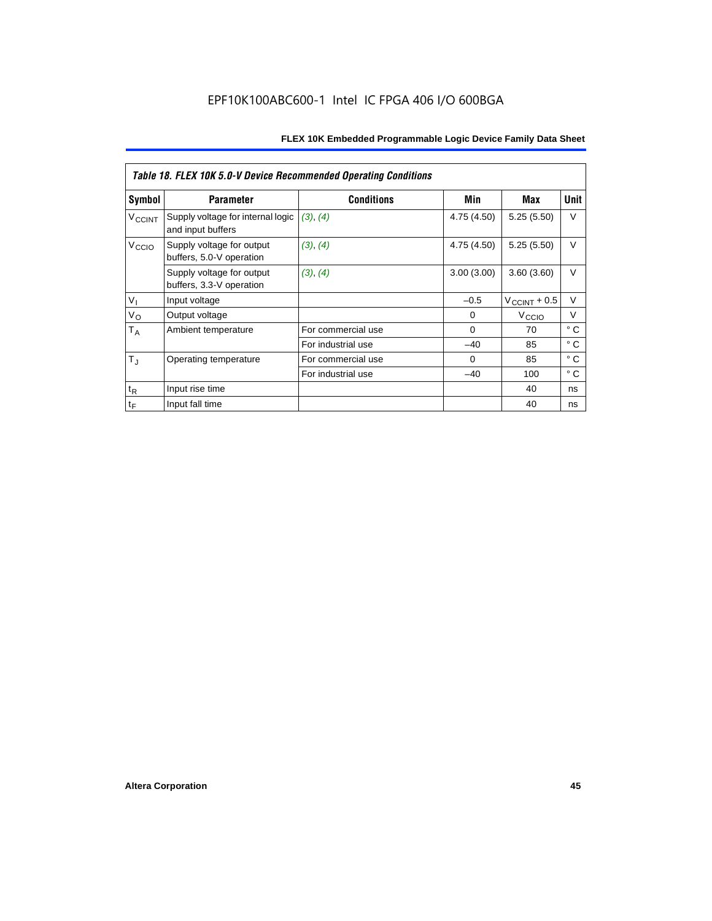*Table 18. FLEX 10K 5.0-V Device Recommended Operating Conditions*

| Symbol | Parameter | Conditions | Min | Max | Unit |
|---|---|---|---|---|---|
| $V_{CCINT}$ | Supply voltage for internal logic and input buffers | *(3)*, *(4)* | 4.75 (4.50) | 5.25 (5.50) | V |
| $V_{CCIO}$ | Supply voltage for output buffers, 5.0-V operation | *(3)*, *(4)* | 4.75 (4.50) | 5.25 (5.50) | V |
| | Supply voltage for output buffers, 3.3-V operation | *(3)*, *(4)* | 3.00 (3.00) | 3.60 (3.60) | V |
| $V_I$ | Input voltage | | –0.5 | $V_{CCINT}$ + 0.5 | V |
| $V_O$ | Output voltage | | 0 | $V_{CCIO}$ | V |
| $T_A$ | Ambient temperature | For commercial use | 0 | 70 | ° C |
| | | For industrial use | –40 | 85 | ° C |
| $T_J$ | Operating temperature | For commercial use | 0 | 85 | ° C |
| | | For industrial use | –40 | 100 | ° C |
| $t_R$ | Input rise time | | | 40 | ns |
| $t_F$ | Input fall time | | | 40 | ns |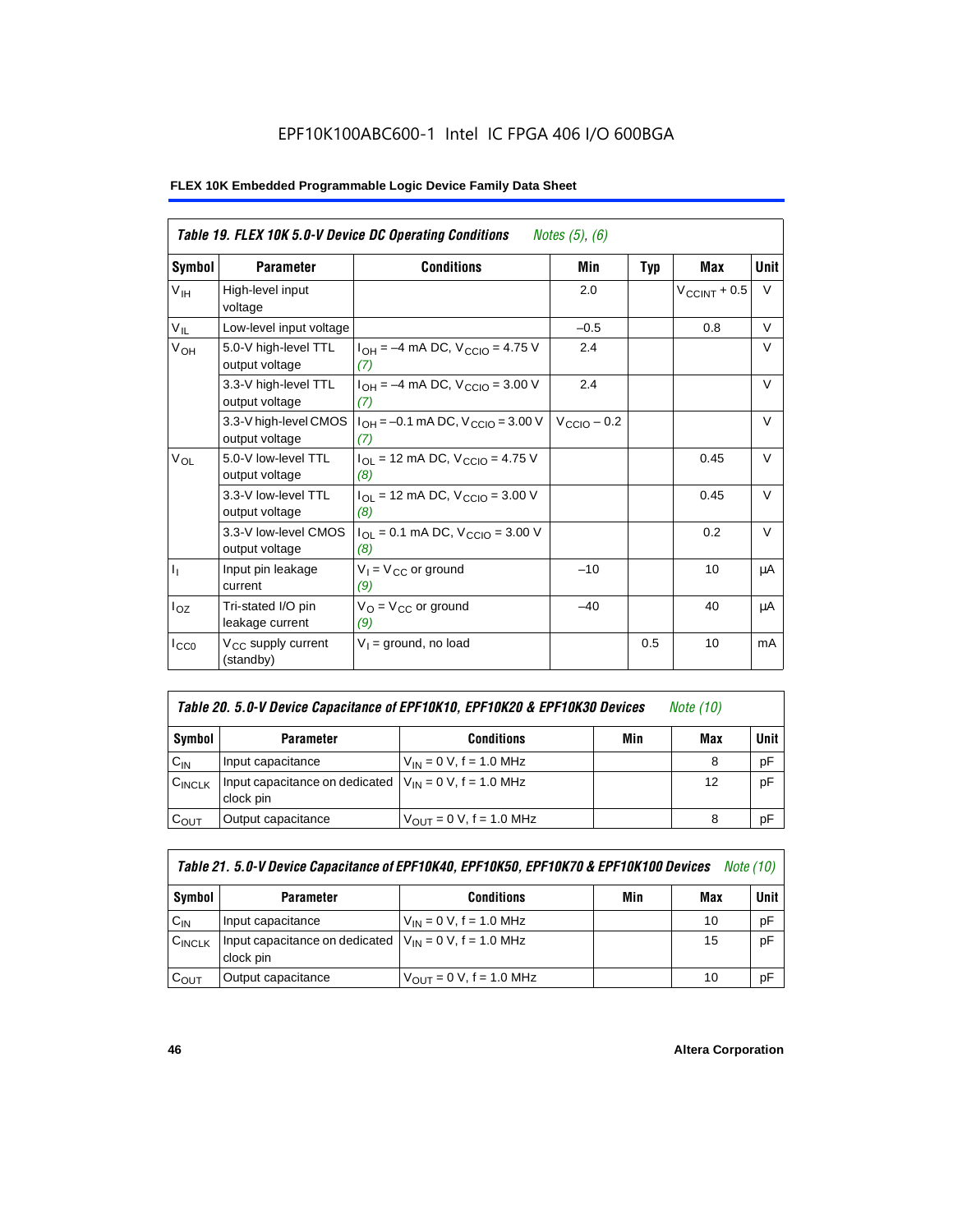EPF10K100ABC600-1 Intel IC FPGA 406 I/O 600BGA

**FLEX 10K Embedded Programmable Logic Device Family Data Sheet**

| *Table 19. FLEX 10K 5.0-V Device DC Operating Conditions* *Notes (5), (6)* | | | | | | |
|---|---|---|---|---|---|---|
| **Symbol** | **Parameter** | **Conditions** | **Min** | **Typ** | **Max** | **Unit** |
| $V_{IH}$ | High-level input voltage | | 2.0 | | $V_{CCINT}$ + 0.5 | V |
| $V_{IL}$ | Low-level input voltage | | –0.5 | | 0.8 | V |
| $V_{OH}$ | 5.0-V high-level TTL output voltage | $I_{OH}$ = –4 mA DC, $V_{CCIO}$ = 4.75 V *(7)* | 2.4 | | | V |
| | 3.3-V high-level TTL output voltage | $I_{OH}$ = –4 mA DC, $V_{CCIO}$ = 3.00 V *(7)* | 2.4 | | | V |
| | 3.3-V high-level CMOS output voltage | $I_{OH}$ = –0.1 mA DC, $V_{CCIO}$ = 3.00 V *(7)* | $V_{CCIO}$ – 0.2 | | | V |
| $V_{OL}$ | 5.0-V low-level TTL output voltage | $I_{OL}$ = 12 mA DC, $V_{CCIO}$ = 4.75 V *(8)* | | | 0.45 | V |
| | 3.3-V low-level TTL output voltage | $I_{OL}$ = 12 mA DC, $V_{CCIO}$ = 3.00 V *(8)* | | | 0.45 | V |
| | 3.3-V low-level CMOS output voltage | $I_{OL}$ = 0.1 mA DC, $V_{CCIO}$ = 3.00 V *(8)* | | | 0.2 | V |
| $I_I$ | Input pin leakage current | $V_I$ = $V_{CC}$ or ground *(9)* | –10 | | 10 | μA |
| $I_{OZ}$ | Tri-stated I/O pin leakage current | $V_O$ = $V_{CC}$ or ground *(9)* | –40 | | 40 | μA |
| $I_{CC0}$ | $V_{CC}$ supply current (standby) | $V_I$ = ground, no load | | 0.5 | 10 | mA |

| *Table 20. 5.0-V Device Capacitance of EPF10K10, EPF10K20 & EPF10K30 Devices* *Note (10)* | | | | | |
|---|---|---|---|---|---|
| **Symbol** | **Parameter** | **Conditions** | **Min** | **Max** | **Unit** |
| $C_{IN}$ | Input capacitance | $V_{IN}$ = 0 V, f = 1.0 MHz | | 8 | pF |
| $C_{INCLK}$ | Input capacitance on dedicated clock pin | $V_{IN}$ = 0 V, f = 1.0 MHz | | 12 | pF |
| $C_{OUT}$ | Output capacitance | $V_{OUT}$ = 0 V, f = 1.0 MHz | | 8 | pF |

| *Table 21. 5.0-V Device Capacitance of EPF10K40, EPF10K50, EPF10K70 & EPF10K100 Devices* *Note (10)* | | | | | |
|---|---|---|---|---|---|
| **Symbol** | **Parameter** | **Conditions** | **Min** | **Max** | **Unit** |
| $C_{IN}$ | Input capacitance | $V_{IN}$ = 0 V, f = 1.0 MHz | | 10 | pF |
| $C_{INCLK}$ | Input capacitance on dedicated clock pin | $V_{IN}$ = 0 V, f = 1.0 MHz | | 15 | pF |
| $C_{OUT}$ | Output capacitance | $V_{OUT}$ = 0 V, f = 1.0 MHz | | 10 | pF |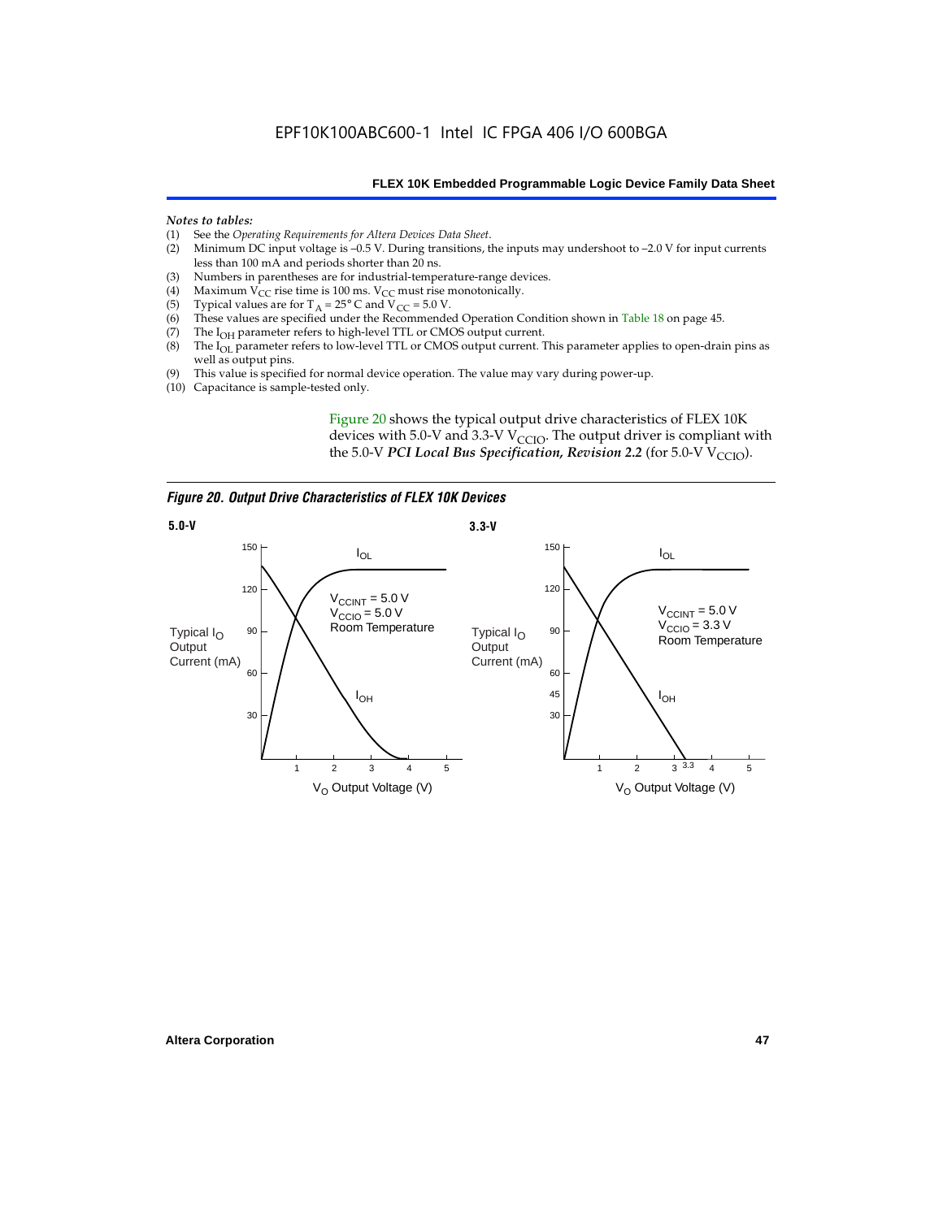*Notes to tables:*

(1) See the *Operating Requirements for Altera Devices Data Sheet*.
(2) Minimum DC input voltage is –0.5 V. During transitions, the inputs may undershoot to –2.0 V for input currents less than 100 mA and periods shorter than 20 ns.
(3) Numbers in parentheses are for industrial-temperature-range devices.
(4) Maximum $V_{CC}$ rise time is 100 ms. $V_{CC}$ must rise monotonically.
(5) Typical values are for $T_A = 25°$ C and $V_{CC} = 5.0$ V.
(6) These values are specified under the Recommended Operation Condition shown in Table 18 on page 45.
(7) The $I_{OH}$ parameter refers to high-level TTL or CMOS output current.
(8) The $I_{OL}$ parameter refers to low-level TTL or CMOS output current. This parameter applies to open-drain pins as well as output pins.
(9) This value is specified for normal device operation. The value may vary during power-up.
(10) Capacitance is sample-tested only.

Figure 20 shows the typical output drive characteristics of FLEX 10K devices with 5.0-V and 3.3-V $V_{CCIO}$. The output driver is compliant with the 5.0-V ***PCI Local Bus Specification, Revision 2.2*** (for 5.0-V $V_{CCIO}$).

***Figure 20. Output Drive Characteristics of FLEX 10K Devices***

**5.0-V**

Typical $I_O$ Output Current (mA) vs. $V_O$ Output Voltage (V); curves $I_{OL}$ and $I_{OH}$; $V_{CCINT} = 5.0$ V, $V_{CCIO} = 5.0$ V, Room Temperature

**3.3-V**

Typical $I_O$ Output Current (mA) vs. $V_O$ Output Voltage (V); curves $I_{OL}$ and $I_{OH}$; $V_{CCINT} = 5.0$ V, $V_{CCIO} = 3.3$ V, Room Temperature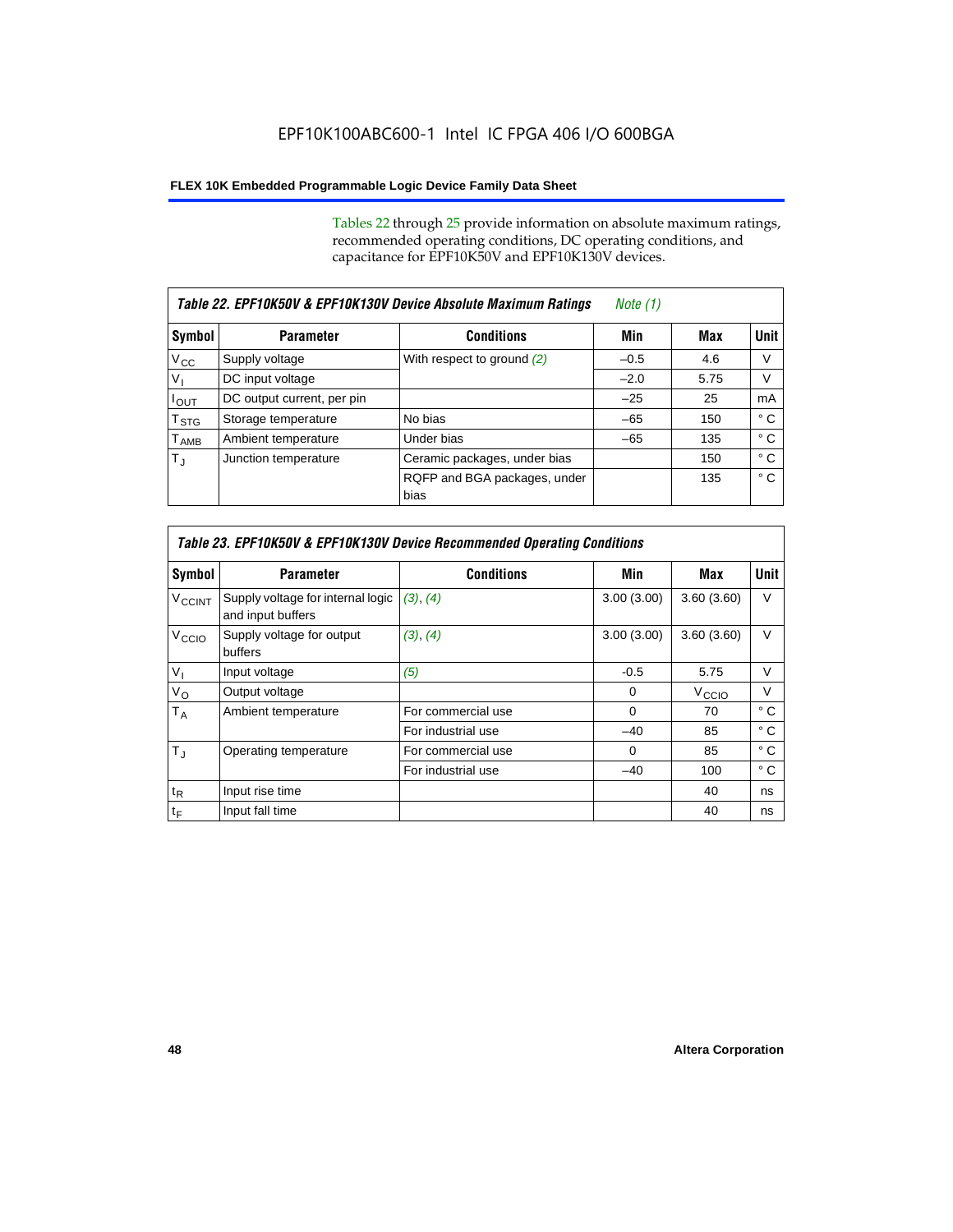Tables 22 through 25 provide information on absolute maximum ratings, recommended operating conditions, DC operating conditions, and capacitance for EPF10K50V and EPF10K130V devices.

**Table 22. EPF10K50V & EPF10K130V Device Absolute Maximum Ratings** *Note (1)*

| Symbol | Parameter | Conditions | Min | Max | Unit |
|---|---|---|---|---|---|
| $V_{CC}$ | Supply voltage | With respect to ground *(2)* | –0.5 | 4.6 | V |
| $V_I$ | DC input voltage | | –2.0 | 5.75 | V |
| $I_{OUT}$ | DC output current, per pin | | –25 | 25 | mA |
| $T_{STG}$ | Storage temperature | No bias | –65 | 150 | ° C |
| $T_{AMB}$ | Ambient temperature | Under bias | –65 | 135 | ° C |
| $T_J$ | Junction temperature | Ceramic packages, under bias | | 150 | ° C |
| | | RQFP and BGA packages, under bias | | 135 | ° C |

**Table 23. EPF10K50V & EPF10K130V Device Recommended Operating Conditions**

| Symbol | Parameter | Conditions | Min | Max | Unit |
|---|---|---|---|---|---|
| $V_{CCINT}$ | Supply voltage for internal logic and input buffers | *(3)*, *(4)* | 3.00 (3.00) | 3.60 (3.60) | V |
| $V_{CCIO}$ | Supply voltage for output buffers | *(3)*, *(4)* | 3.00 (3.00) | 3.60 (3.60) | V |
| $V_I$ | Input voltage | *(5)* | -0.5 | 5.75 | V |
| $V_O$ | Output voltage | | 0 | $V_{CCIO}$ | V |
| $T_A$ | Ambient temperature | For commercial use | 0 | 70 | ° C |
| | | For industrial use | –40 | 85 | ° C |
| $T_J$ | Operating temperature | For commercial use | 0 | 85 | ° C |
| | | For industrial use | –40 | 100 | ° C |
| $t_R$ | Input rise time | | | 40 | ns |
| $t_F$ | Input fall time | | | 40 | ns |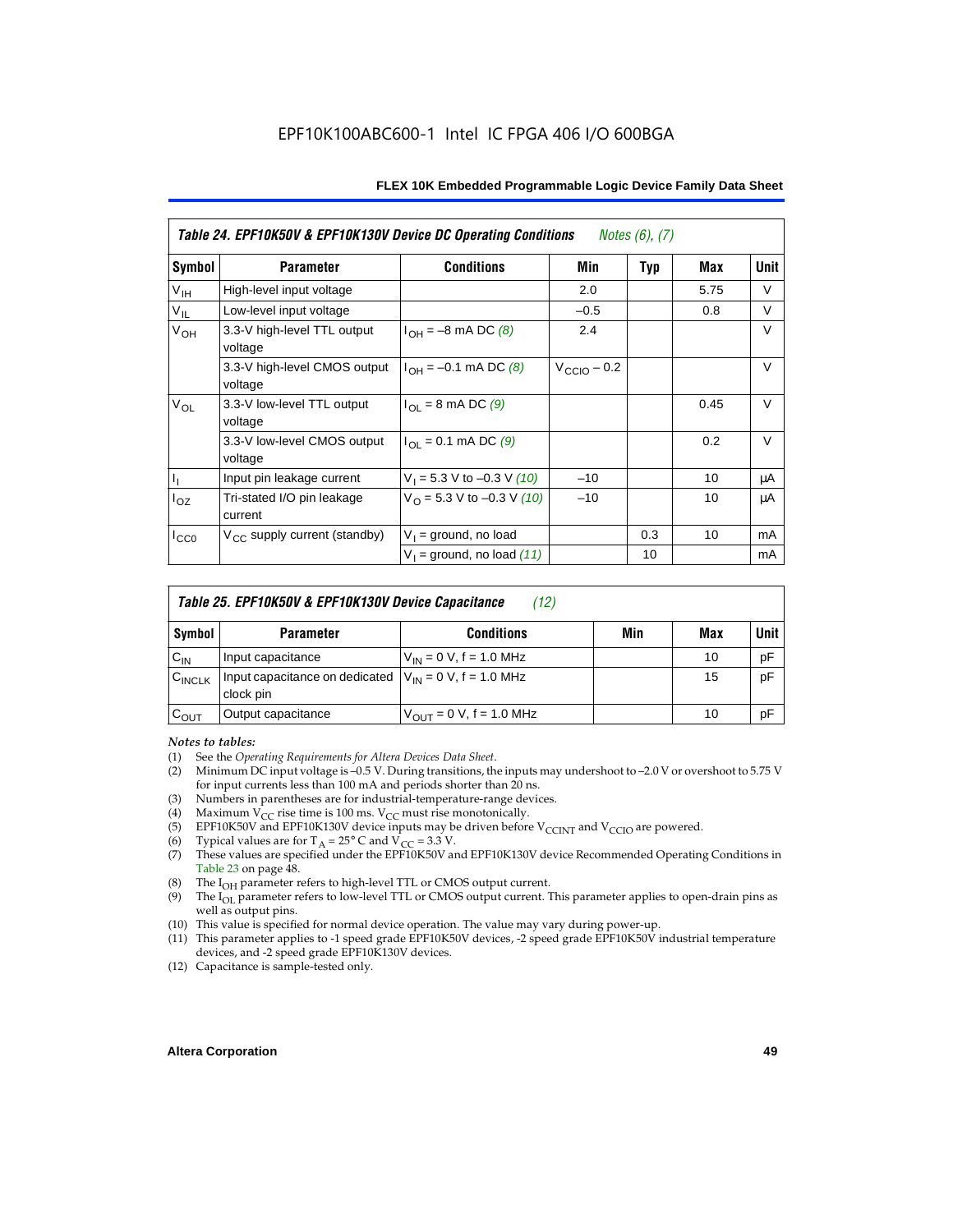**Table 24. EPF10K50V & EPF10K130V Device DC Operating Conditions** *Notes (6), (7)*

| Symbol | Parameter | Conditions | Min | Typ | Max | Unit |
|---|---|---|---|---|---|---|
| $V_{IH}$ | High-level input voltage | | 2.0 | | 5.75 | V |
| $V_{IL}$ | Low-level input voltage | | –0.5 | | 0.8 | V |
| $V_{OH}$ | 3.3-V high-level TTL output voltage | $I_{OH}$ = –8 mA DC *(8)* | 2.4 | | | V |
| | 3.3-V high-level CMOS output voltage | $I_{OH}$ = –0.1 mA DC *(8)* | $V_{CCIO}$ – 0.2 | | | V |
| $V_{OL}$ | 3.3-V low-level TTL output voltage | $I_{OL}$ = 8 mA DC *(9)* | | | 0.45 | V |
| | 3.3-V low-level CMOS output voltage | $I_{OL}$ = 0.1 mA DC *(9)* | | | 0.2 | V |
| $I_I$ | Input pin leakage current | $V_I$ = 5.3 V to –0.3 V *(10)* | –10 | | 10 | μA |
| $I_{OZ}$ | Tri-stated I/O pin leakage current | $V_O$ = 5.3 V to –0.3 V *(10)* | –10 | | 10 | μA |
| $I_{CC0}$ | $V_{CC}$ supply current (standby) | $V_I$ = ground, no load | | 0.3 | 10 | mA |
| | | $V_I$ = ground, no load *(11)* | | 10 | | mA |

**Table 25. EPF10K50V & EPF10K130V Device Capacitance** *(12)*

| Symbol | Parameter | Conditions | Min | Max | Unit |
|---|---|---|---|---|---|
| $C_{IN}$ | Input capacitance | $V_{IN}$ = 0 V, f = 1.0 MHz | | 10 | pF |
| $C_{INCLK}$ | Input capacitance on dedicated clock pin | $V_{IN}$ = 0 V, f = 1.0 MHz | | 15 | pF |
| $C_{OUT}$ | Output capacitance | $V_{OUT}$ = 0 V, f = 1.0 MHz | | 10 | pF |

*Notes to tables:*

(1) See the *Operating Requirements for Altera Devices Data Sheet*.
(2) Minimum DC input voltage is –0.5 V. During transitions, the inputs may undershoot to –2.0 V or overshoot to 5.75 V for input currents less than 100 mA and periods shorter than 20 ns.
(3) Numbers in parentheses are for industrial-temperature-range devices.
(4) Maximum $V_{CC}$ rise time is 100 ms. $V_{CC}$ must rise monotonically.
(5) EPF10K50V and EPF10K130V device inputs may be driven before $V_{CCINT}$ and $V_{CCIO}$ are powered.
(6) Typical values are for $T_A$ = 25° C and $V_{CC}$ = 3.3 V.
(7) These values are specified under the EPF10K50V and EPF10K130V device Recommended Operating Conditions in Table 23 on page 48.
(8) The $I_{OH}$ parameter refers to high-level TTL or CMOS output current.
(9) The $I_{OL}$ parameter refers to low-level TTL or CMOS output current. This parameter applies to open-drain pins as well as output pins.
(10) This value is specified for normal device operation. The value may vary during power-up.
(11) This parameter applies to -1 speed grade EPF10K50V devices, -2 speed grade EPF10K50V industrial temperature devices, and -2 speed grade EPF10K130V devices.
(12) Capacitance is sample-tested only.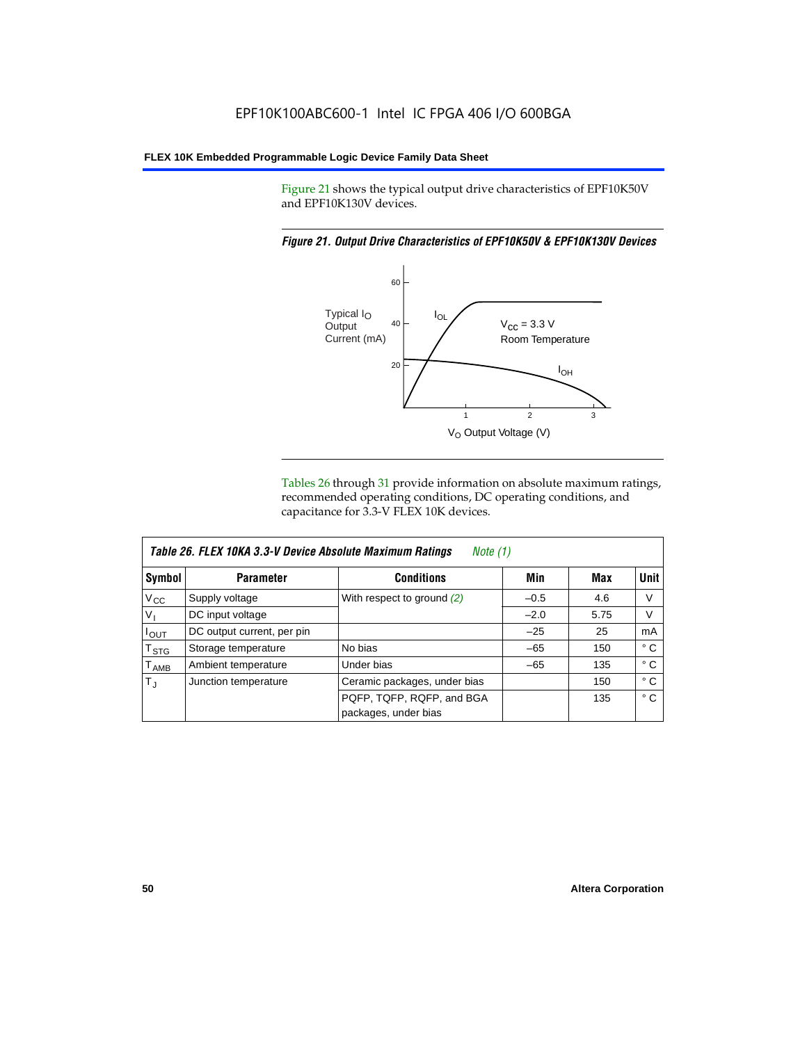Figure 21 shows the typical output drive characteristics of EPF10K50V and EPF10K130V devices.

*Figure 21. Output Drive Characteristics of EPF10K50V & EPF10K130V Devices*

Tables 26 through 31 provide information on absolute maximum ratings, recommended operating conditions, DC operating conditions, and capacitance for 3.3-V FLEX 10K devices.

*Table 26. FLEX 10KA 3.3-V Device Absolute Maximum Ratings* *Note (1)*

| Symbol | Parameter | Conditions | Min | Max | Unit |
|---|---|---|---|---|---|
| $V_{CC}$ | Supply voltage | With respect to ground *(2)* | –0.5 | 4.6 | V |
| $V_I$ | DC input voltage | | –2.0 | 5.75 | V |
| $I_{OUT}$ | DC output current, per pin | | –25 | 25 | mA |
| $T_{STG}$ | Storage temperature | No bias | –65 | 150 | ° C |
| $T_{AMB}$ | Ambient temperature | Under bias | –65 | 135 | ° C |
| $T_J$ | Junction temperature | Ceramic packages, under bias | | 150 | ° C |
| | | PQFP, TQFP, RQFP, and BGA packages, under bias | | 135 | ° C |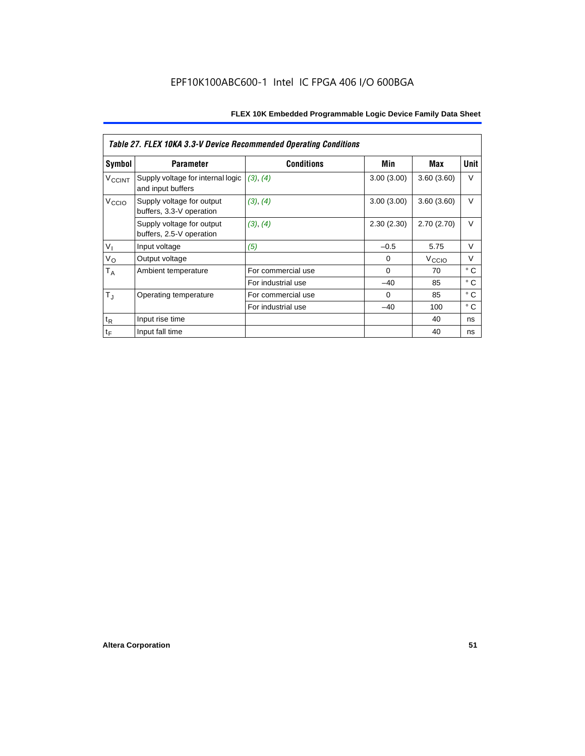*Table 27. FLEX 10KA 3.3-V Device Recommended Operating Conditions*

| Symbol | Parameter | Conditions | Min | Max | Unit |
|---|---|---|---|---|---|
| $V_{CCINT}$ | Supply voltage for internal logic and input buffers | (3), (4) | 3.00 (3.00) | 3.60 (3.60) | V |
| $V_{CCIO}$ | Supply voltage for output buffers, 3.3-V operation | (3), (4) | 3.00 (3.00) | 3.60 (3.60) | V |
| | Supply voltage for output buffers, 2.5-V operation | (3), (4) | 2.30 (2.30) | 2.70 (2.70) | V |
| $V_I$ | Input voltage | (5) | –0.5 | 5.75 | V |
| $V_O$ | Output voltage | | 0 | $V_{CCIO}$ | V |
| $T_A$ | Ambient temperature | For commercial use | 0 | 70 | ° C |
| | | For industrial use | –40 | 85 | ° C |
| $T_J$ | Operating temperature | For commercial use | 0 | 85 | ° C |
| | | For industrial use | –40 | 100 | ° C |
| $t_R$ | Input rise time | | | 40 | ns |
| $t_F$ | Input fall time | | | 40 | ns |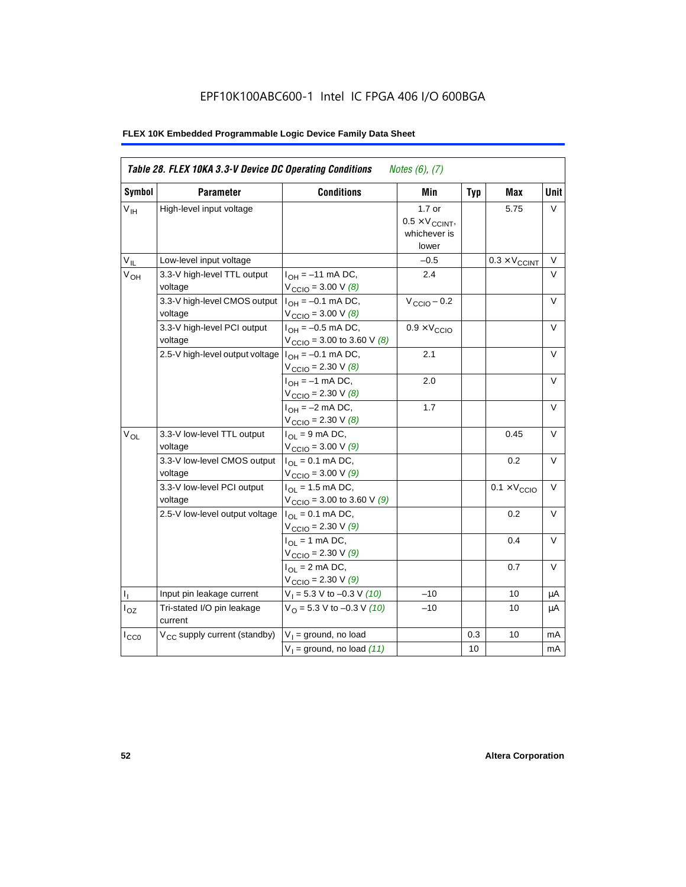**Table 28. FLEX 10KA 3.3-V Device DC Operating Conditions** *Notes (6), (7)*

| Symbol | Parameter | Conditions | Min | Typ | Max | Unit |
|---|---|---|---|---|---|---|
| $V_{IH}$ | High-level input voltage | | 1.7 or $0.5 \times V_{CCINT}$, whichever is lower | | 5.75 | V |
| $V_{IL}$ | Low-level input voltage | | –0.5 | | $0.3 \times V_{CCINT}$ | V |
| $V_{OH}$ | 3.3-V high-level TTL output voltage | $I_{OH}$ = –11 mA DC, $V_{CCIO}$ = 3.00 V *(8)* | 2.4 | | | V |
| | 3.3-V high-level CMOS output voltage | $I_{OH}$ = –0.1 mA DC, $V_{CCIO}$ = 3.00 V *(8)* | $V_{CCIO}$ – 0.2 | | | V |
| | 3.3-V high-level PCI output voltage | $I_{OH}$ = –0.5 mA DC, $V_{CCIO}$ = 3.00 to 3.60 V *(8)* | $0.9 \times V_{CCIO}$ | | | V |
| | 2.5-V high-level output voltage | $I_{OH}$ = –0.1 mA DC, $V_{CCIO}$ = 2.30 V *(8)* | 2.1 | | | V |
| | | $I_{OH}$ = –1 mA DC, $V_{CCIO}$ = 2.30 V *(8)* | 2.0 | | | V |
| | | $I_{OH}$ = –2 mA DC, $V_{CCIO}$ = 2.30 V *(8)* | 1.7 | | | V |
| $V_{OL}$ | 3.3-V low-level TTL output voltage | $I_{OL}$ = 9 mA DC, $V_{CCIO}$ = 3.00 V *(9)* | | | 0.45 | V |
| | 3.3-V low-level CMOS output voltage | $I_{OL}$ = 0.1 mA DC, $V_{CCIO}$ = 3.00 V *(9)* | | | 0.2 | V |
| | 3.3-V low-level PCI output voltage | $I_{OL}$ = 1.5 mA DC, $V_{CCIO}$ = 3.00 to 3.60 V *(9)* | | | $0.1 \times V_{CCIO}$ | V |
| | 2.5-V low-level output voltage | $I_{OL}$ = 0.1 mA DC, $V_{CCIO}$ = 2.30 V *(9)* | | | 0.2 | V |
| | | $I_{OL}$ = 1 mA DC, $V_{CCIO}$ = 2.30 V *(9)* | | | 0.4 | V |
| | | $I_{OL}$ = 2 mA DC, $V_{CCIO}$ = 2.30 V *(9)* | | | 0.7 | V |
| $I_I$ | Input pin leakage current | $V_I$ = 5.3 V to –0.3 V *(10)* | –10 | | 10 | μA |
| $I_{OZ}$ | Tri-stated I/O pin leakage current | $V_O$ = 5.3 V to –0.3 V *(10)* | –10 | | 10 | μA |
| $I_{CC0}$ | $V_{CC}$ supply current (standby) | $V_I$ = ground, no load | | 0.3 | 10 | mA |
| | | $V_I$ = ground, no load *(11)* | | 10 | | mA |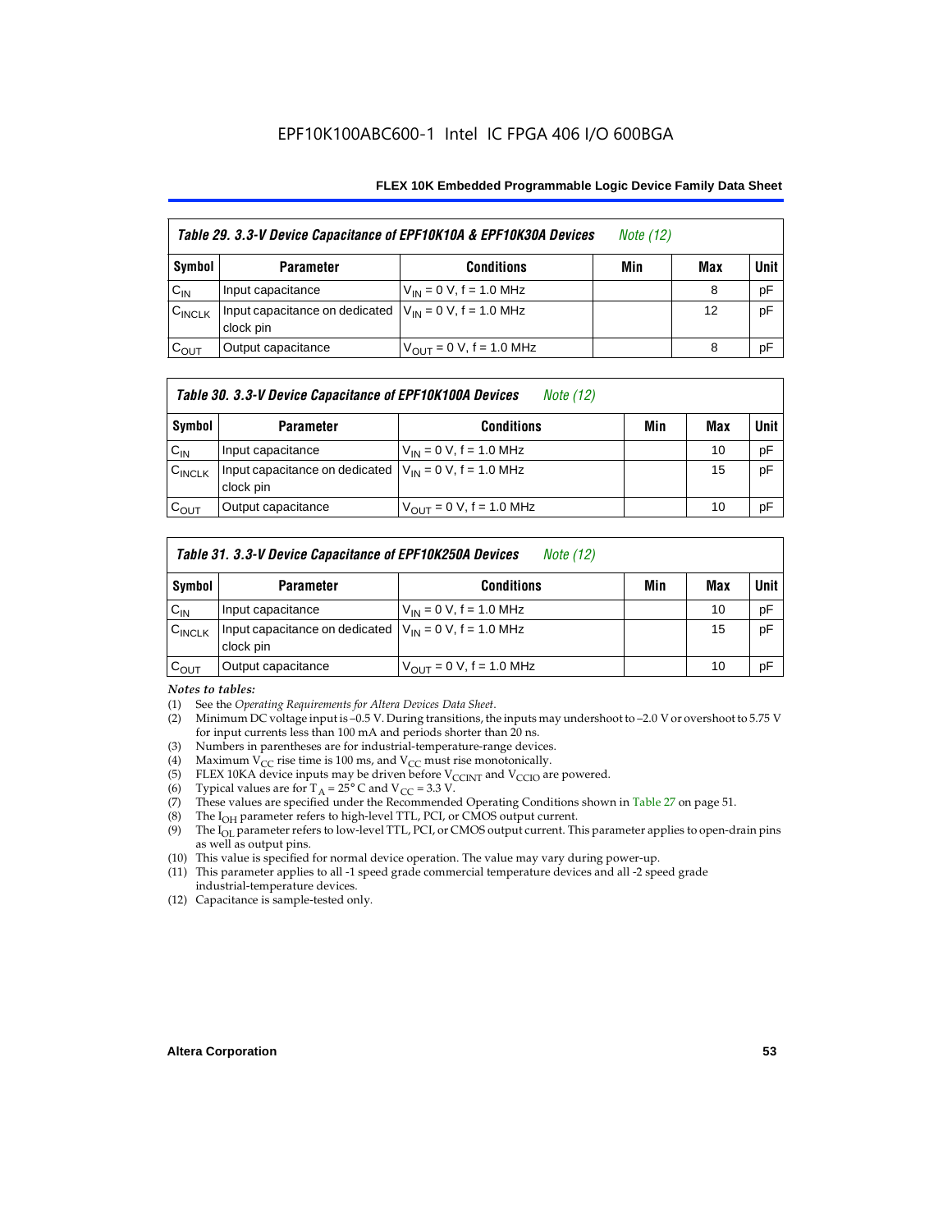EPF10K100ABC600-1 Intel IC FPGA 406 I/O 600BGA

| Table 29. 3.3-V Device Capacitance of EPF10K10A & EPF10K30A Devices *Note (12)* | | | | | |
|---|---|---|---|---|---|
| **Symbol** | **Parameter** | **Conditions** | **Min** | **Max** | **Unit** |
| $C_{IN}$ | Input capacitance | $V_{IN}$ = 0 V, f = 1.0 MHz | | 8 | pF |
| $C_{INCLK}$ | Input capacitance on dedicated clock pin | $V_{IN}$ = 0 V, f = 1.0 MHz | | 12 | pF |
| $C_{OUT}$ | Output capacitance | $V_{OUT}$ = 0 V, f = 1.0 MHz | | 8 | pF |

| Table 30. 3.3-V Device Capacitance of EPF10K100A Devices *Note (12)* | | | | | |
|---|---|---|---|---|---|
| **Symbol** | **Parameter** | **Conditions** | **Min** | **Max** | **Unit** |
| $C_{IN}$ | Input capacitance | $V_{IN}$ = 0 V, f = 1.0 MHz | | 10 | pF |
| $C_{INCLK}$ | Input capacitance on dedicated clock pin | $V_{IN}$ = 0 V, f = 1.0 MHz | | 15 | pF |
| $C_{OUT}$ | Output capacitance | $V_{OUT}$ = 0 V, f = 1.0 MHz | | 10 | pF |

| Table 31. 3.3-V Device Capacitance of EPF10K250A Devices *Note (12)* | | | | | |
|---|---|---|---|---|---|
| **Symbol** | **Parameter** | **Conditions** | **Min** | **Max** | **Unit** |
| $C_{IN}$ | Input capacitance | $V_{IN}$ = 0 V, f = 1.0 MHz | | 10 | pF |
| $C_{INCLK}$ | Input capacitance on dedicated clock pin | $V_{IN}$ = 0 V, f = 1.0 MHz | | 15 | pF |
| $C_{OUT}$ | Output capacitance | $V_{OUT}$ = 0 V, f = 1.0 MHz | | 10 | pF |

*Notes to tables:*

(1) See the *Operating Requirements for Altera Devices Data Sheet*.
(2) Minimum DC voltage input is –0.5 V. During transitions, the inputs may undershoot to –2.0 V or overshoot to 5.75 V for input currents less than 100 mA and periods shorter than 20 ns.
(3) Numbers in parentheses are for industrial-temperature-range devices.
(4) Maximum $V_{CC}$ rise time is 100 ms, and $V_{CC}$ must rise monotonically.
(5) FLEX 10KA device inputs may be driven before $V_{CCINT}$ and $V_{CCIO}$ are powered.
(6) Typical values are for $T_A$ = 25° C and $V_{CC}$ = 3.3 V.
(7) These values are specified under the Recommended Operating Conditions shown in Table 27 on page 51.
(8) The $I_{OH}$ parameter refers to high-level TTL, PCI, or CMOS output current.
(9) The $I_{OL}$ parameter refers to low-level TTL, PCI, or CMOS output current. This parameter applies to open-drain pins as well as output pins.
(10) This value is specified for normal device operation. The value may vary during power-up.
(11) This parameter applies to all -1 speed grade commercial temperature devices and all -2 speed grade industrial-temperature devices.
(12) Capacitance is sample-tested only.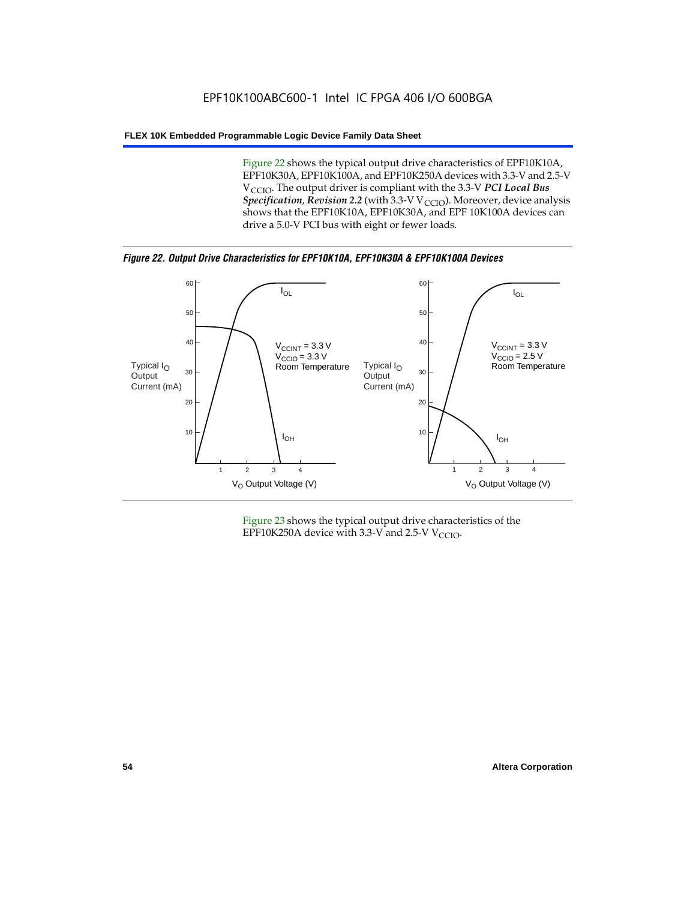Figure 22 shows the typical output drive characteristics of EPF10K10A, EPF10K30A, EPF10K100A, and EPF10K250A devices with 3.3-V and 2.5-V $V_{CCIO}$. The output driver is compliant with the 3.3-V ***PCI Local Bus Specification*, *Revision 2.2*** (with 3.3-V $V_{CCIO}$). Moreover, device analysis shows that the EPF10K10A, EPF10K30A, and EPF 10K100A devices can drive a 5.0-V PCI bus with eight or fewer loads.

***Figure 22. Output Drive Characteristics for EPF10K10A, EPF10K30A & EPF10K100A Devices***

Figure 23 shows the typical output drive characteristics of the EPF10K250A device with 3.3-V and 2.5-V $V_{CCIO}$.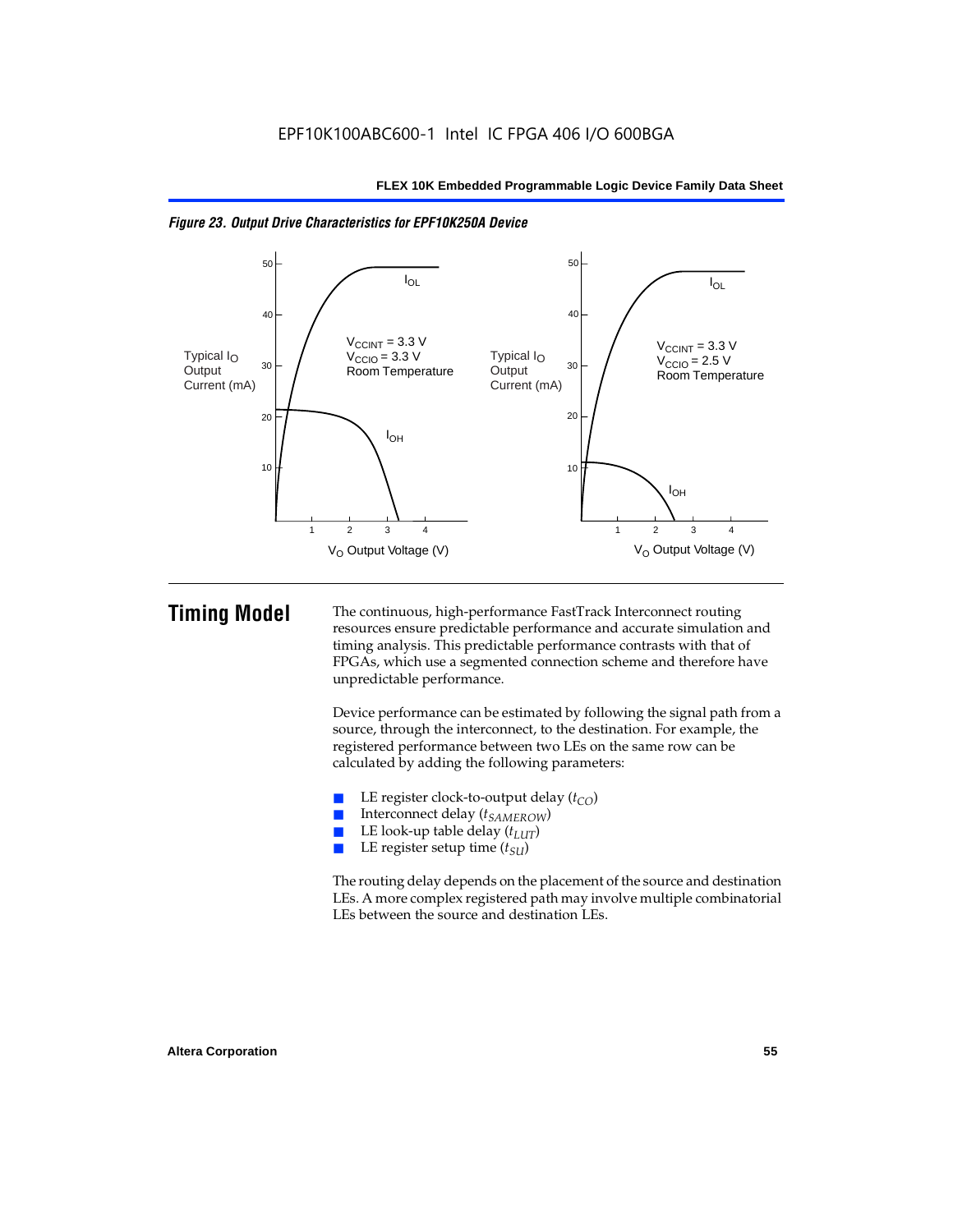*Figure 23. Output Drive Characteristics for EPF10K250A Device*

# Timing Model

The continuous, high-performance FastTrack Interconnect routing resources ensure predictable performance and accurate simulation and timing analysis. This predictable performance contrasts with that of FPGAs, which use a segmented connection scheme and therefore have unpredictable performance.

Device performance can be estimated by following the signal path from a source, through the interconnect, to the destination. For example, the registered performance between two LEs on the same row can be calculated by adding the following parameters:

- LE register clock-to-output delay ($t_{CO}$)
- Interconnect delay ($t_{SAMEROW}$)
- LE look-up table delay ($t_{LUT}$)
- LE register setup time ($t_{SU}$)

The routing delay depends on the placement of the source and destination LEs. A more complex registered path may involve multiple combinatorial LEs between the source and destination LEs.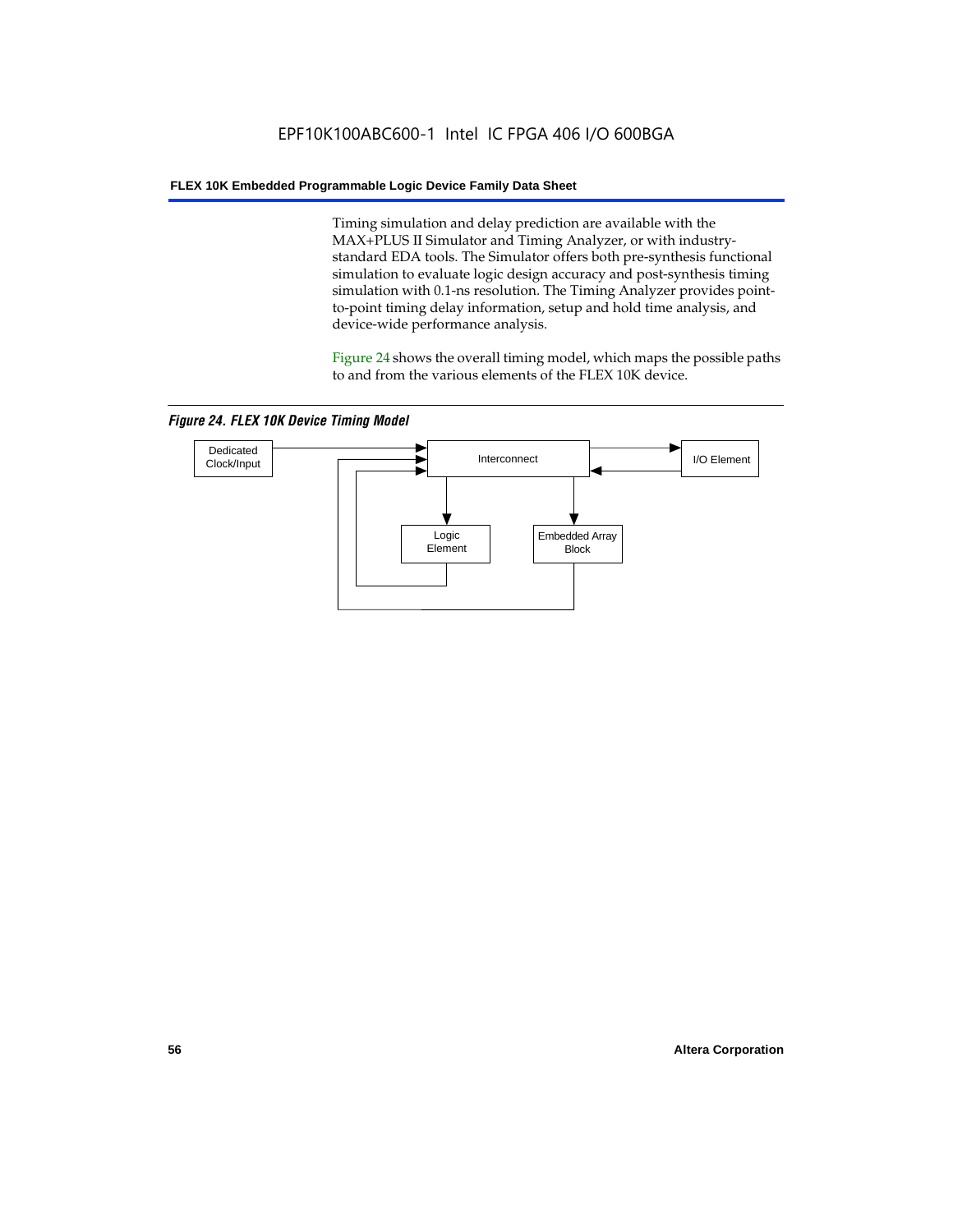Timing simulation and delay prediction are available with the MAX+PLUS II Simulator and Timing Analyzer, or with industry-standard EDA tools. The Simulator offers both pre-synthesis functional simulation to evaluate logic design accuracy and post-synthesis timing simulation with 0.1-ns resolution. The Timing Analyzer provides point-to-point timing delay information, setup and hold time analysis, and device-wide performance analysis.

Figure 24 shows the overall timing model, which maps the possible paths to and from the various elements of the FLEX 10K device.

*Figure 24. FLEX 10K Device Timing Model*

Dedicated Clock/Input

Interconnect

I/O Element

Logic Element

Embedded Array Block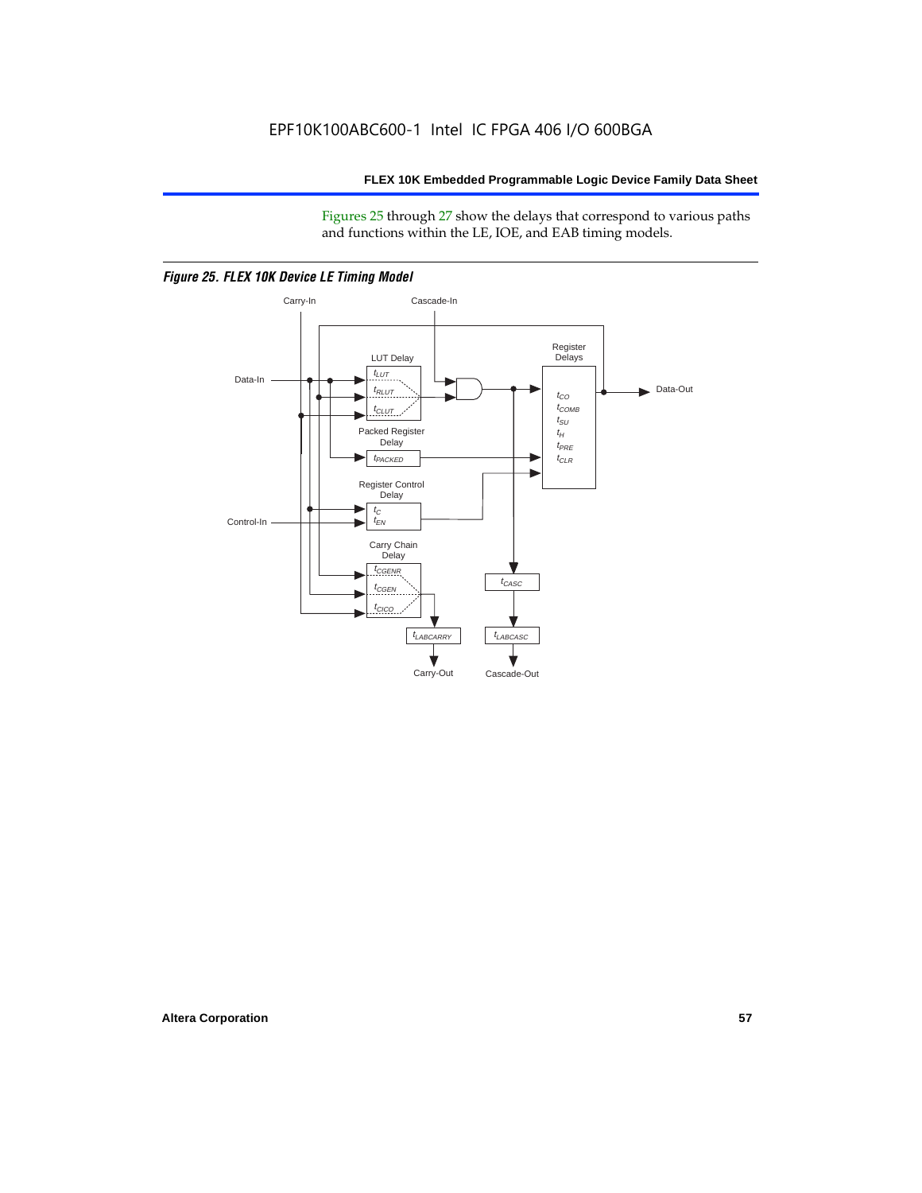Figures 25 through 27 show the delays that correspond to various paths and functions within the LE, IOE, and EAB timing models.

*Figure 25. FLEX 10K Device LE Timing Model*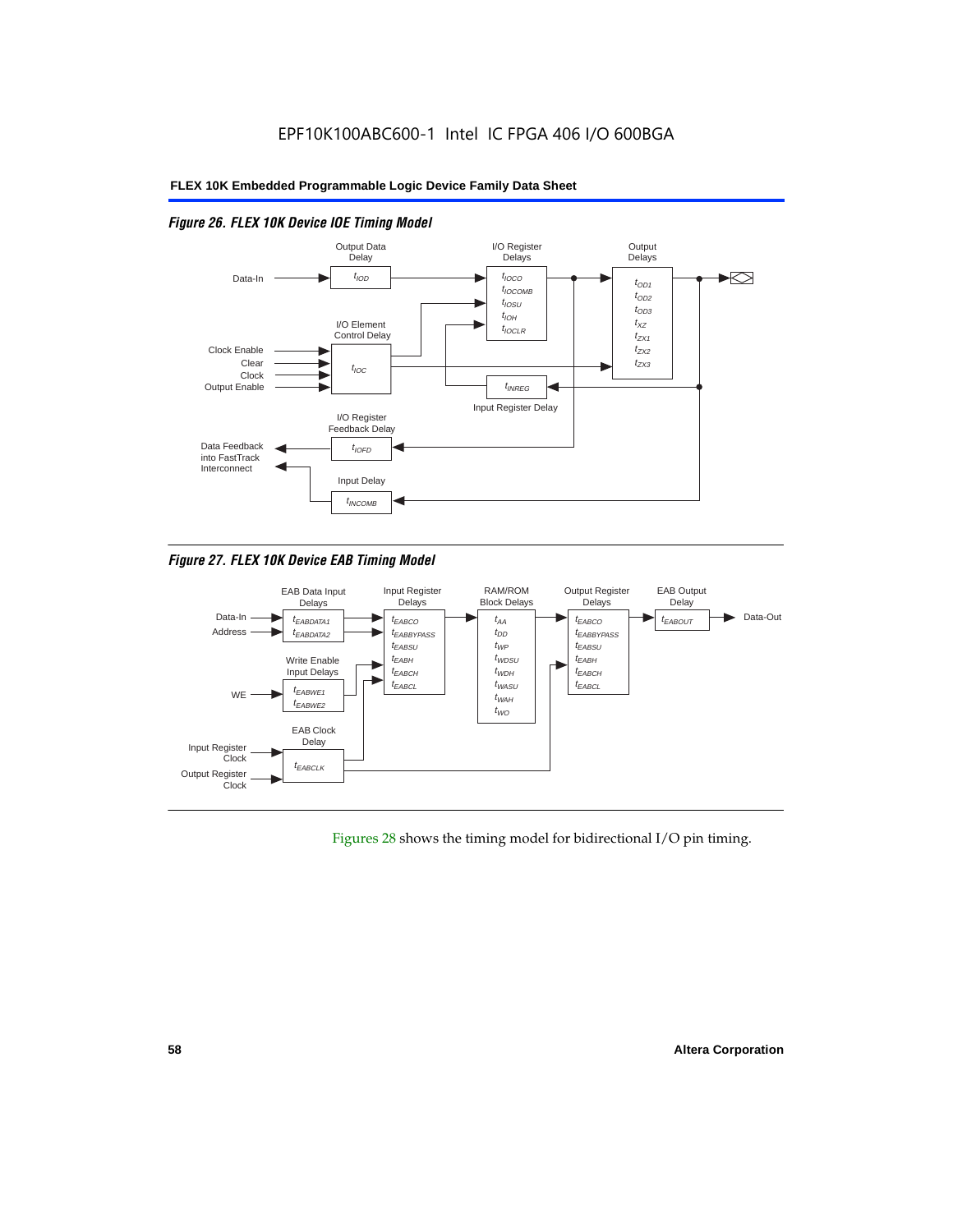EPF10K100ABC600-1 Intel IC FPGA 406 I/O 600BGA

*Figure 26. FLEX 10K Device IOE Timing Model*

Output Data Delay: $t_{IOD}$

I/O Register Delays: $t_{IOCO}$, $t_{IOCOMB}$, $t_{IOSU}$, $t_{IOH}$, $t_{IOCLR}$

Output Delays: $t_{OD1}$, $t_{OD2}$, $t_{OD3}$, $t_{XZ}$, $t_{ZX1}$, $t_{ZX2}$, $t_{ZX3}$

I/O Element Control Delay: $t_{IOC}$ (inputs: Clock Enable, Clear, Clock, Output Enable)

Input Register Delay: $t_{INREG}$

I/O Register Feedback Delay: $t_{IOFD}$

Input Delay: $t_{INCOMB}$

Data-In; Data Feedback into FastTrack Interconnect

*Figure 27. FLEX 10K Device EAB Timing Model*

EAB Data Input Delays: $t_{EABDATA1}$, $t_{EABDATA2}$ (inputs: Data-In, Address)

Write Enable Input Delays: $t_{EABWE1}$, $t_{EABWE2}$ (input: WE)

EAB Clock Delay: $t_{EABCLK}$ (inputs: Input Register Clock, Output Register Clock)

Input Register Delays: $t_{EABCO}$, $t_{EABBYPASS}$, $t_{EABSU}$, $t_{EABH}$, $t_{EABCH}$, $t_{EABCL}$

RAM/ROM Block Delays: $t_{AA}$, $t_{DD}$, $t_{WP}$, $t_{WDSU}$, $t_{WDH}$, $t_{WASU}$, $t_{WAH}$, $t_{WO}$

Output Register Delays: $t_{EABCO}$, $t_{EABBYPASS}$, $t_{EABSU}$, $t_{EABH}$, $t_{EABCH}$, $t_{EABCL}$

EAB Output Delay: $t_{EABOUT}$ → Data-Out

Figures 28 shows the timing model for bidirectional I/O pin timing.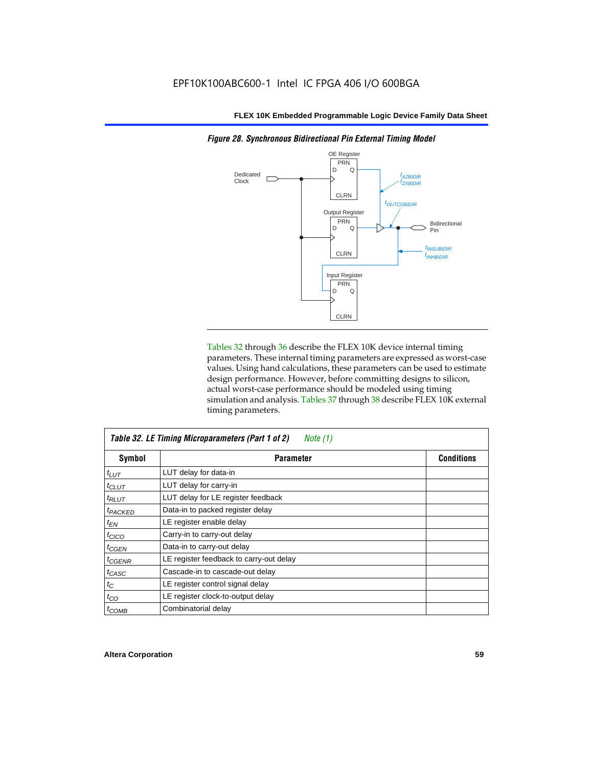*Figure 28. Synchronous Bidirectional Pin External Timing Model*

Tables 32 through 36 describe the FLEX 10K device internal timing parameters. These internal timing parameters are expressed as worst-case values. Using hand calculations, these parameters can be used to estimate design performance. However, before committing designs to silicon, actual worst-case performance should be modeled using timing simulation and analysis. Tables 37 through 38 describe FLEX 10K external timing parameters.

**Table 32. LE Timing Microparameters (Part 1 of 2)** *Note (1)*

| Symbol | Parameter | Conditions |
|---|---|---|
| $t_{LUT}$ | LUT delay for data-in | |
| $t_{CLUT}$ | LUT delay for carry-in | |
| $t_{RLUT}$ | LUT delay for LE register feedback | |
| $t_{PACKED}$ | Data-in to packed register delay | |
| $t_{EN}$ | LE register enable delay | |
| $t_{CICO}$ | Carry-in to carry-out delay | |
| $t_{CGEN}$ | Data-in to carry-out delay | |
| $t_{CGENR}$ | LE register feedback to carry-out delay | |
| $t_{CASC}$ | Cascade-in to cascade-out delay | |
| $t_C$ | LE register control signal delay | |
| $t_{CO}$ | LE register clock-to-output delay | |
| $t_{COMB}$ | Combinatorial delay | |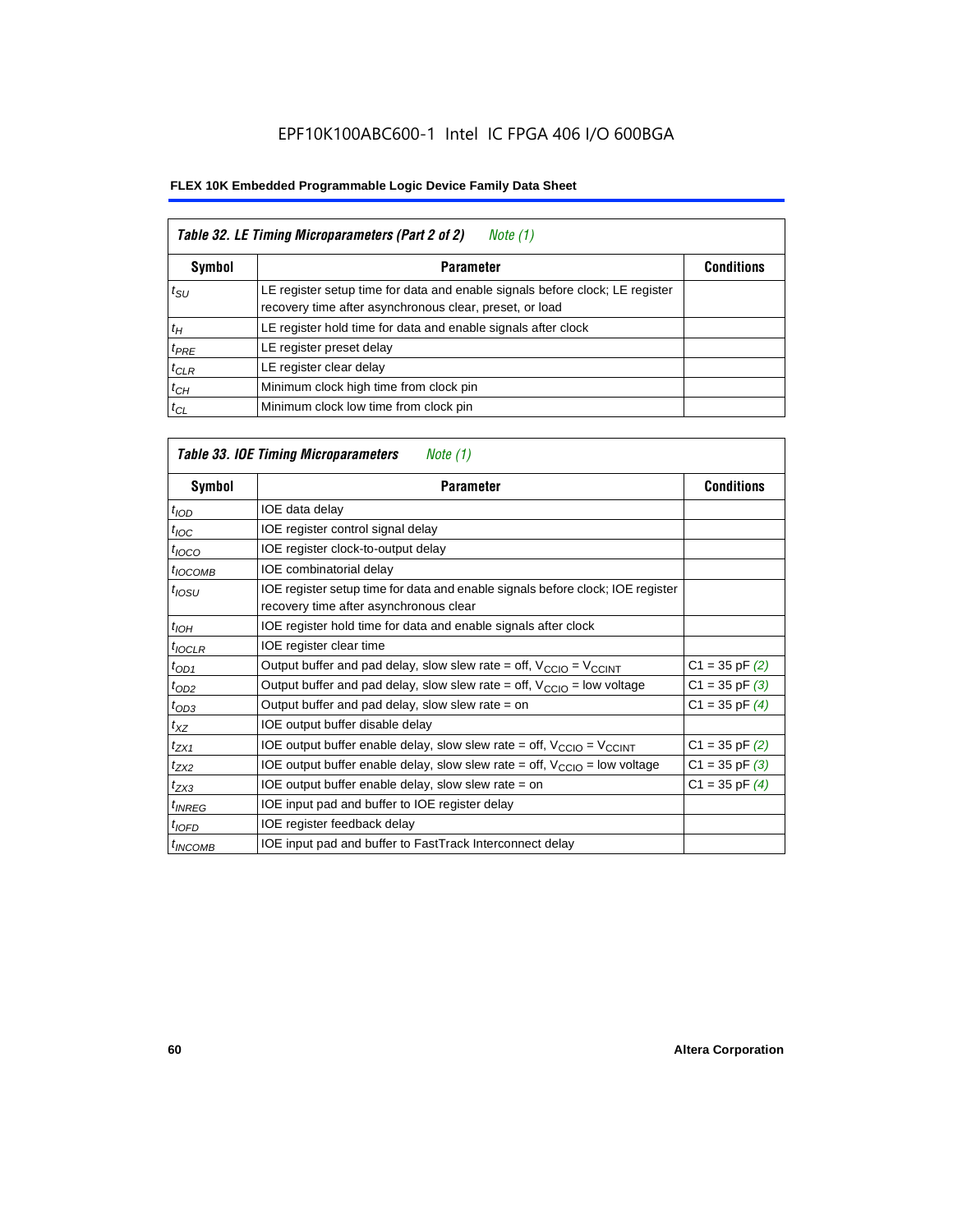# EPF10K100ABC600-1 Intel IC FPGA 406 I/O 600BGA

**FLEX 10K Embedded Programmable Logic Device Family Data Sheet**

*Table 32. LE Timing Microparameters (Part 2 of 2) Note (1)*

| Symbol | Parameter | Conditions |
|---|---|---|
| $t_{SU}$ | LE register setup time for data and enable signals before clock; LE register recovery time after asynchronous clear, preset, or load | |
| $t_H$ | LE register hold time for data and enable signals after clock | |
| $t_{PRE}$ | LE register preset delay | |
| $t_{CLR}$ | LE register clear delay | |
| $t_{CH}$ | Minimum clock high time from clock pin | |
| $t_{CL}$ | Minimum clock low time from clock pin | |

*Table 33. IOE Timing Microparameters Note (1)*

| Symbol | Parameter | Conditions |
|---|---|---|
| $t_{IOD}$ | IOE data delay | |
| $t_{IOC}$ | IOE register control signal delay | |
| $t_{IOCO}$ | IOE register clock-to-output delay | |
| $t_{IOCOMB}$ | IOE combinatorial delay | |
| $t_{IOSU}$ | IOE register setup time for data and enable signals before clock; IOE register recovery time after asynchronous clear | |
| $t_{IOH}$ | IOE register hold time for data and enable signals after clock | |
| $t_{IOCLR}$ | IOE register clear time | |
| $t_{OD1}$ | Output buffer and pad delay, slow slew rate = off, $V_{CCIO}$ = $V_{CCINT}$ | C1 = 35 pF *(2)* |
| $t_{OD2}$ | Output buffer and pad delay, slow slew rate = off, $V_{CCIO}$ = low voltage | C1 = 35 pF *(3)* |
| $t_{OD3}$ | Output buffer and pad delay, slow slew rate = on | C1 = 35 pF *(4)* |
| $t_{XZ}$ | IOE output buffer disable delay | |
| $t_{ZX1}$ | IOE output buffer enable delay, slow slew rate = off, $V_{CCIO}$ = $V_{CCINT}$ | C1 = 35 pF *(2)* |
| $t_{ZX2}$ | IOE output buffer enable delay, slow slew rate = off, $V_{CCIO}$ = low voltage | C1 = 35 pF *(3)* |
| $t_{ZX3}$ | IOE output buffer enable delay, slow slew rate = on | C1 = 35 pF *(4)* |
| $t_{INREG}$ | IOE input pad and buffer to IOE register delay | |
| $t_{IOFD}$ | IOE register feedback delay | |
| $t_{INCOMB}$ | IOE input pad and buffer to FastTrack Interconnect delay | |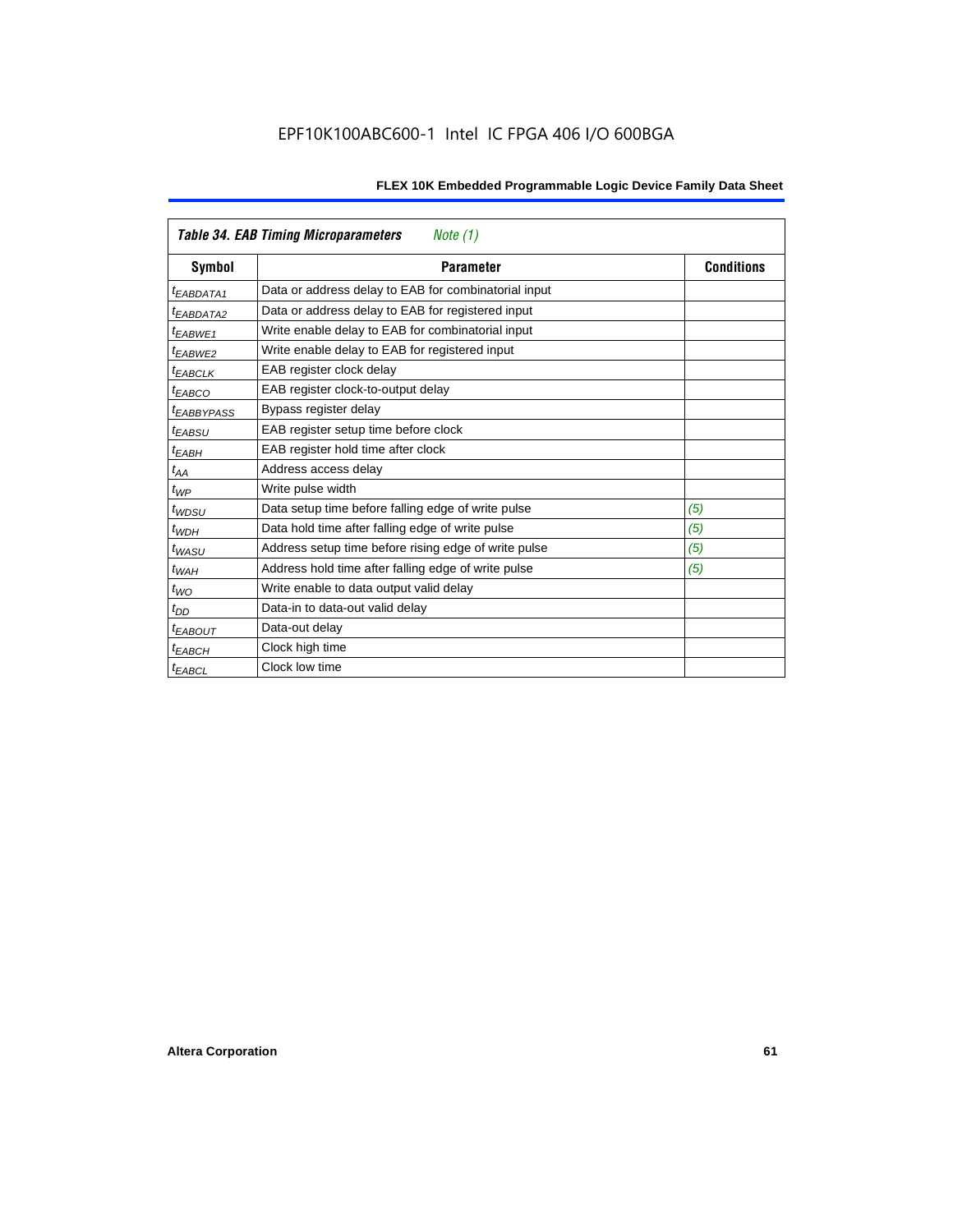| *Table 34. EAB Timing Microparameters* *Note (1)* | | |
|---|---|---|
| **Symbol** | **Parameter** | **Conditions** |
| $t_{EABDATA1}$ | Data or address delay to EAB for combinatorial input | |
| $t_{EABDATA2}$ | Data or address delay to EAB for registered input | |
| $t_{EABWE1}$ | Write enable delay to EAB for combinatorial input | |
| $t_{EABWE2}$ | Write enable delay to EAB for registered input | |
| $t_{EABCLK}$ | EAB register clock delay | |
| $t_{EABCO}$ | EAB register clock-to-output delay | |
| $t_{EABBYPASS}$ | Bypass register delay | |
| $t_{EABSU}$ | EAB register setup time before clock | |
| $t_{EABH}$ | EAB register hold time after clock | |
| $t_{AA}$ | Address access delay | |
| $t_{WP}$ | Write pulse width | |
| $t_{WDSU}$ | Data setup time before falling edge of write pulse | *(5)* |
| $t_{WDH}$ | Data hold time after falling edge of write pulse | *(5)* |
| $t_{WASU}$ | Address setup time before rising edge of write pulse | *(5)* |
| $t_{WAH}$ | Address hold time after falling edge of write pulse | *(5)* |
| $t_{WO}$ | Write enable to data output valid delay | |
| $t_{DD}$ | Data-in to data-out valid delay | |
| $t_{EABOUT}$ | Data-out delay | |
| $t_{EABCH}$ | Clock high time | |
| $t_{EABCL}$ | Clock low time | |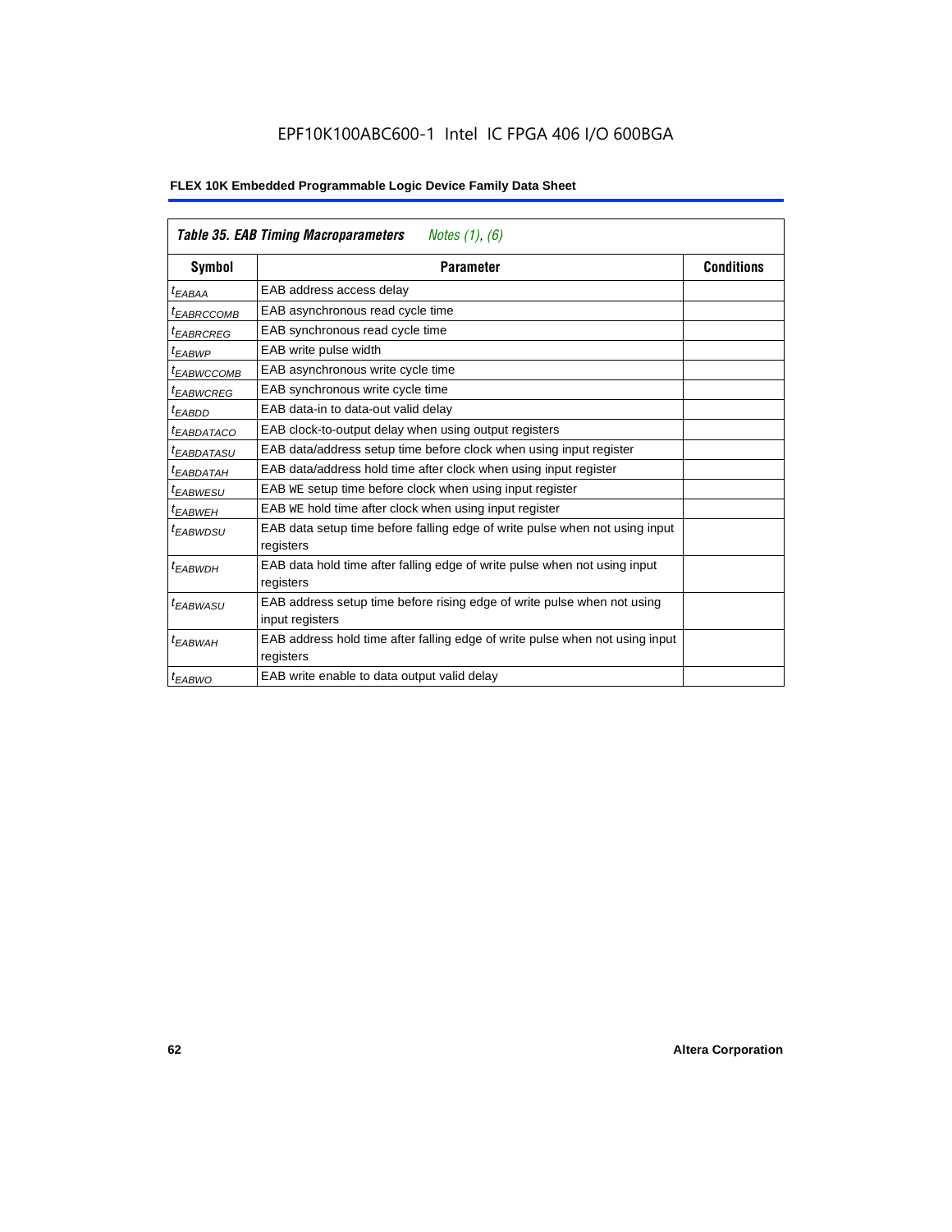**Table 35. EAB Timing Macroparameters** *Notes (1), (6)*

| Symbol | Parameter | Conditions |
|---|---|---|
| $t_{EABAA}$ | EAB address access delay | |
| $t_{EABRCCOMB}$ | EAB asynchronous read cycle time | |
| $t_{EABRCREG}$ | EAB synchronous read cycle time | |
| $t_{EABWP}$ | EAB write pulse width | |
| $t_{EABWCCOMB}$ | EAB asynchronous write cycle time | |
| $t_{EABWCREG}$ | EAB synchronous write cycle time | |
| $t_{EABDD}$ | EAB data-in to data-out valid delay | |
| $t_{EABDATACO}$ | EAB clock-to-output delay when using output registers | |
| $t_{EABDATASU}$ | EAB data/address setup time before clock when using input register | |
| $t_{EABDATAH}$ | EAB data/address hold time after clock when using input register | |
| $t_{EABWESU}$ | EAB WE setup time before clock when using input register | |
| $t_{EABWEH}$ | EAB WE hold time after clock when using input register | |
| $t_{EABWDSU}$ | EAB data setup time before falling edge of write pulse when not using input registers | |
| $t_{EABWDH}$ | EAB data hold time after falling edge of write pulse when not using input registers | |
| $t_{EABWASU}$ | EAB address setup time before rising edge of write pulse when not using input registers | |
| $t_{EABWAH}$ | EAB address hold time after falling edge of write pulse when not using input registers | |
| $t_{EABWO}$ | EAB write enable to data output valid delay | |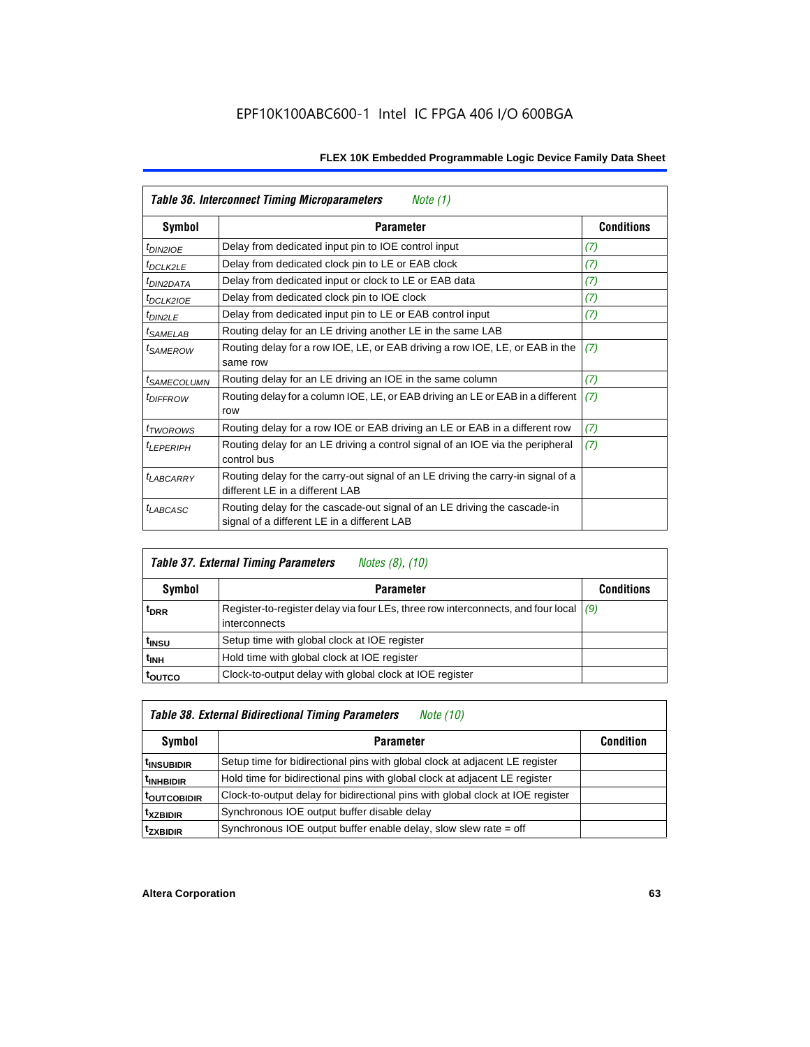**Table 36. Interconnect Timing Microparameters** *Note (1)*

| Symbol | Parameter | Conditions |
| --- | --- | --- |
| $t_{DIN2IOE}$ | Delay from dedicated input pin to IOE control input | (7) |
| $t_{DCLK2LE}$ | Delay from dedicated clock pin to LE or EAB clock | (7) |
| $t_{DIN2DATA}$ | Delay from dedicated input or clock to LE or EAB data | (7) |
| $t_{DCLK2IOE}$ | Delay from dedicated clock pin to IOE clock | (7) |
| $t_{DIN2LE}$ | Delay from dedicated input pin to LE or EAB control input | (7) |
| $t_{SAMELAB}$ | Routing delay for an LE driving another LE in the same LAB | |
| $t_{SAMEROW}$ | Routing delay for a row IOE, LE, or EAB driving a row IOE, LE, or EAB in the same row | (7) |
| $t_{SAMECOLUMN}$ | Routing delay for an LE driving an IOE in the same column | (7) |
| $t_{DIFFROW}$ | Routing delay for a column IOE, LE, or EAB driving an LE or EAB in a different row | (7) |
| $t_{TWOROWS}$ | Routing delay for a row IOE or EAB driving an LE or EAB in a different row | (7) |
| $t_{LEPERIPH}$ | Routing delay for an LE driving a control signal of an IOE via the peripheral control bus | (7) |
| $t_{LABCARRY}$ | Routing delay for the carry-out signal of an LE driving the carry-in signal of a different LE in a different LAB | |
| $t_{LABCASC}$ | Routing delay for the cascade-out signal of an LE driving the cascade-in signal of a different LE in a different LAB | |

**Table 37. External Timing Parameters** *Notes (8), (10)*

| Symbol | Parameter | Conditions |
| --- | --- | --- |
| $t_{DRR}$ | Register-to-register delay via four LEs, three row interconnects, and four local interconnects | (9) |
| $t_{INSU}$ | Setup time with global clock at IOE register | |
| $t_{INH}$ | Hold time with global clock at IOE register | |
| $t_{OUTCO}$ | Clock-to-output delay with global clock at IOE register | |

**Table 38. External Bidirectional Timing Parameters** *Note (10)*

| Symbol | Parameter | Condition |
| --- | --- | --- |
| $t_{INSUBIDIR}$ | Setup time for bidirectional pins with global clock at adjacent LE register | |
| $t_{INHBIDIR}$ | Hold time for bidirectional pins with global clock at adjacent LE register | |
| $t_{OUTCOBIDIR}$ | Clock-to-output delay for bidirectional pins with global clock at IOE register | |
| $t_{XZBIDIR}$ | Synchronous IOE output buffer disable delay | |
| $t_{ZXBIDIR}$ | Synchronous IOE output buffer enable delay, slow slew rate = off | |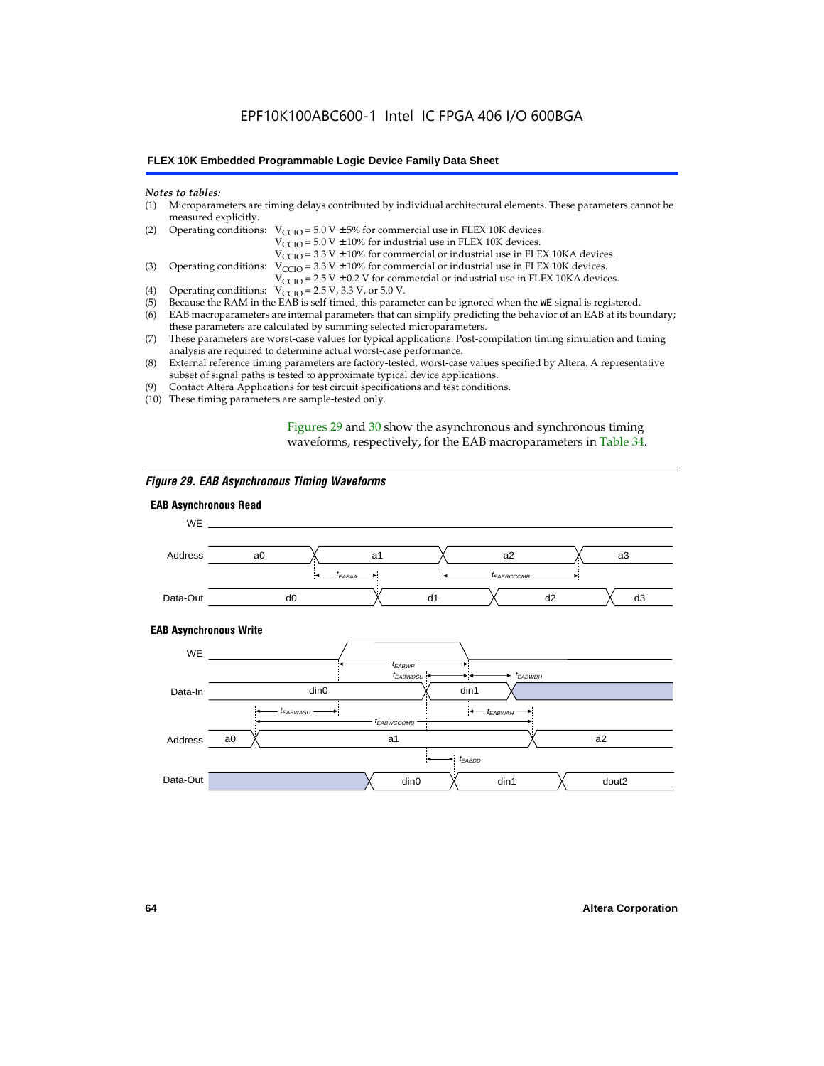*Notes to tables:*

(1) Microparameters are timing delays contributed by individual architectural elements. These parameters cannot be measured explicitly.

(2) Operating conditions: $V_{CCIO}$ = 5.0 V ± 5% for commercial use in FLEX 10K devices.
$V_{CCIO}$ = 5.0 V ± 10% for industrial use in FLEX 10K devices.
$V_{CCIO}$ = 3.3 V ± 10% for commercial or industrial use in FLEX 10KA devices.

(3) Operating conditions: $V_{CCIO}$ = 3.3 V ± 10% for commercial or industrial use in FLEX 10K devices.
$V_{CCIO}$ = 2.5 V ± 0.2 V for commercial or industrial use in FLEX 10KA devices.

(4) Operating conditions: $V_{CCIO}$ = 2.5 V, 3.3 V, or 5.0 V.

(5) Because the RAM in the EAB is self-timed, this parameter can be ignored when the WE signal is registered.

(6) EAB macroparameters are internal parameters that can simplify predicting the behavior of an EAB at its boundary; these parameters are calculated by summing selected microparameters.

(7) These parameters are worst-case values for typical applications. Post-compilation timing simulation and timing analysis are required to determine actual worst-case performance.

(8) External reference timing parameters are factory-tested, worst-case values specified by Altera. A representative subset of signal paths is tested to approximate typical device applications.

(9) Contact Altera Applications for test circuit specifications and test conditions.

(10) These timing parameters are sample-tested only.

Figures 29 and 30 show the asynchronous and synchronous timing waveforms, respectively, for the EAB macroparameters in Table 34.

*Figure 29. EAB Asynchronous Timing Waveforms*

**EAB Asynchronous Read**

**EAB Asynchronous Write**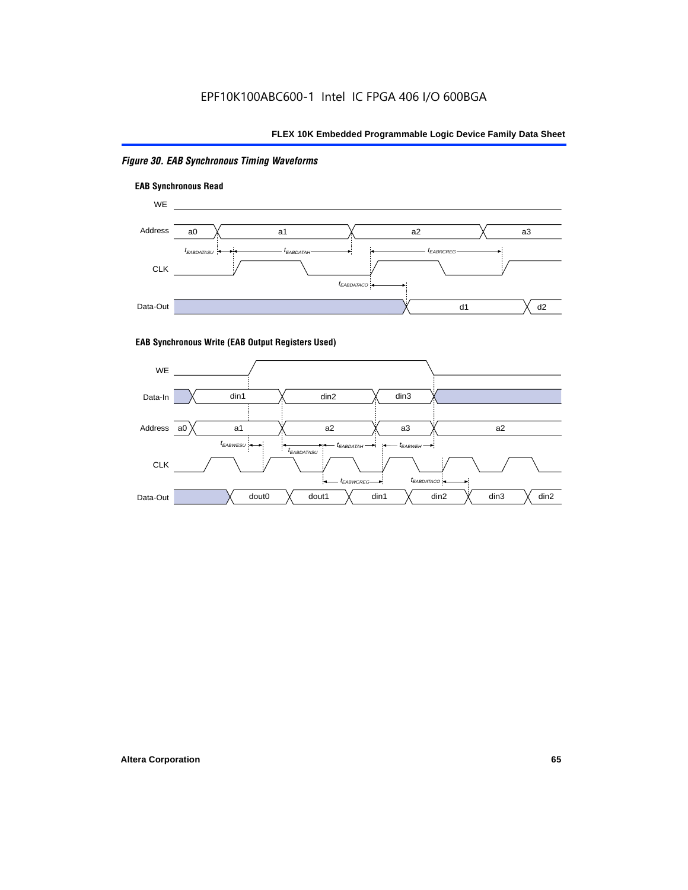EPF10K100ABC600-1 Intel IC FPGA 406 I/O 600BGA

*Figure 30. EAB Synchronous Timing Waveforms*

**EAB Synchronous Read**

WE

Address: a0, a1, a2, a3

$t_{EABDATASU}$, $t_{EABDATAH}$, $t_{EABRCREG}$

CLK

$t_{EABDATACO}$

Data-Out: d1, d2

**EAB Synchronous Write (EAB Output Registers Used)**

WE

Data-In: din1, din2, din3

Address: a0, a1, a2, a3, a2

$t_{EABWESU}$, $t_{EABDATASU}$, $t_{EABDATAH}$, $t_{EABWEH}$

CLK

$t_{EABWCREG}$, $t_{EABDATACO}$

Data-Out: dout0, dout1, din1, din2, din3, din2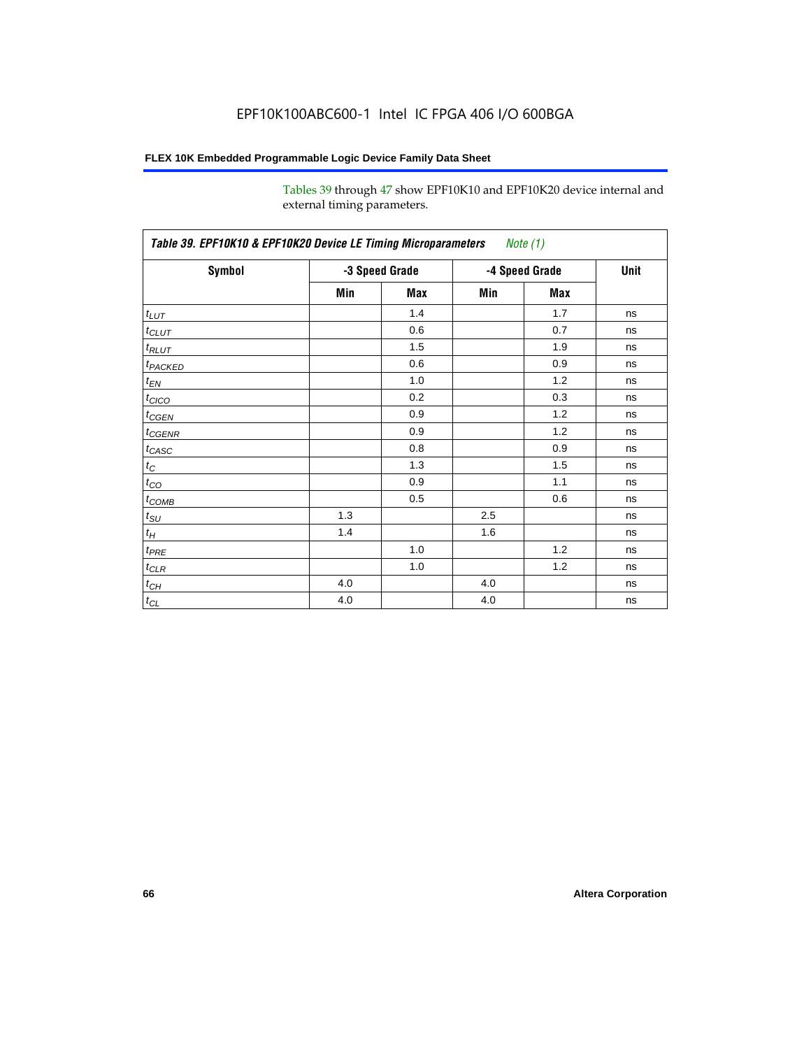Tables 39 through 47 show EPF10K10 and EPF10K20 device internal and external timing parameters.

**Table 39. EPF10K10 & EPF10K20 Device LE Timing Microparameters** *Note (1)*

| Symbol | -3 Speed Grade | | -4 Speed Grade | | Unit |
|---|---|---|---|---|---|
| | Min | Max | Min | Max | |
| $t_{LUT}$ | | 1.4 | | 1.7 | ns |
| $t_{CLUT}$ | | 0.6 | | 0.7 | ns |
| $t_{RLUT}$ | | 1.5 | | 1.9 | ns |
| $t_{PACKED}$ | | 0.6 | | 0.9 | ns |
| $t_{EN}$ | | 1.0 | | 1.2 | ns |
| $t_{CICO}$ | | 0.2 | | 0.3 | ns |
| $t_{CGEN}$ | | 0.9 | | 1.2 | ns |
| $t_{CGENR}$ | | 0.9 | | 1.2 | ns |
| $t_{CASC}$ | | 0.8 | | 0.9 | ns |
| $t_{C}$ | | 1.3 | | 1.5 | ns |
| $t_{CO}$ | | 0.9 | | 1.1 | ns |
| $t_{COMB}$ | | 0.5 | | 0.6 | ns |
| $t_{SU}$ | 1.3 | | 2.5 | | ns |
| $t_{H}$ | 1.4 | | 1.6 | | ns |
| $t_{PRE}$ | | 1.0 | | 1.2 | ns |
| $t_{CLR}$ | | 1.0 | | 1.2 | ns |
| $t_{CH}$ | 4.0 | | 4.0 | | ns |
| $t_{CL}$ | 4.0 | | 4.0 | | ns |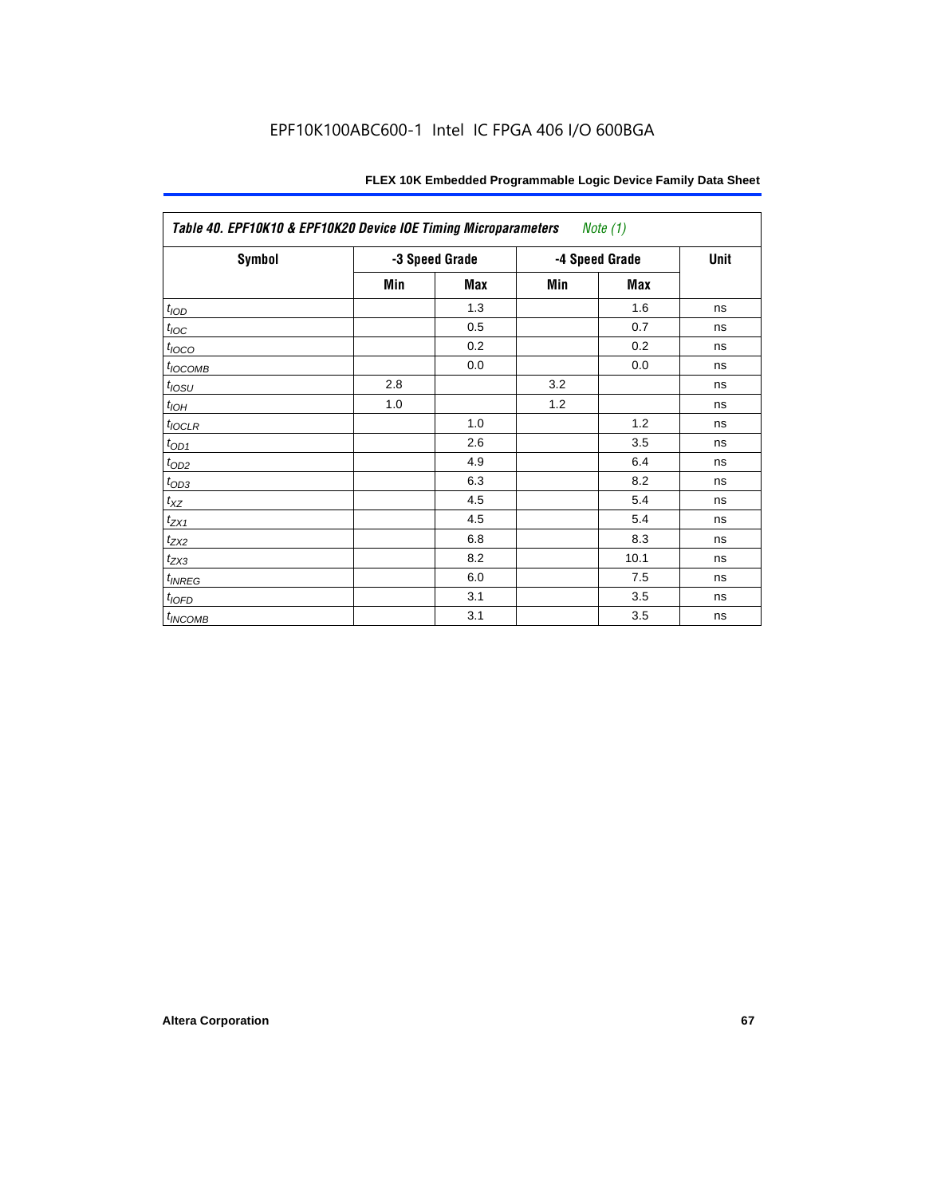| Table 40. EPF10K10 & EPF10K20 Device IOE Timing Microparameters *Note (1)* | | | | | |
|---|---|---|---|---|---|
| Symbol | -3 Speed Grade | | -4 Speed Grade | | Unit |
| | Min | Max | Min | Max | |
| $t_{IOD}$ | | 1.3 | | 1.6 | ns |
| $t_{IOC}$ | | 0.5 | | 0.7 | ns |
| $t_{IOCO}$ | | 0.2 | | 0.2 | ns |
| $t_{IOCOMB}$ | | 0.0 | | 0.0 | ns |
| $t_{IOSU}$ | 2.8 | | 3.2 | | ns |
| $t_{IOH}$ | 1.0 | | 1.2 | | ns |
| $t_{IOCLR}$ | | 1.0 | | 1.2 | ns |
| $t_{OD1}$ | | 2.6 | | 3.5 | ns |
| $t_{OD2}$ | | 4.9 | | 6.4 | ns |
| $t_{OD3}$ | | 6.3 | | 8.2 | ns |
| $t_{XZ}$ | | 4.5 | | 5.4 | ns |
| $t_{ZX1}$ | | 4.5 | | 5.4 | ns |
| $t_{ZX2}$ | | 6.8 | | 8.3 | ns |
| $t_{ZX3}$ | | 8.2 | | 10.1 | ns |
| $t_{INREG}$ | | 6.0 | | 7.5 | ns |
| $t_{IOFD}$ | | 3.1 | | 3.5 | ns |
| $t_{INCOMB}$ | | 3.1 | | 3.5 | ns |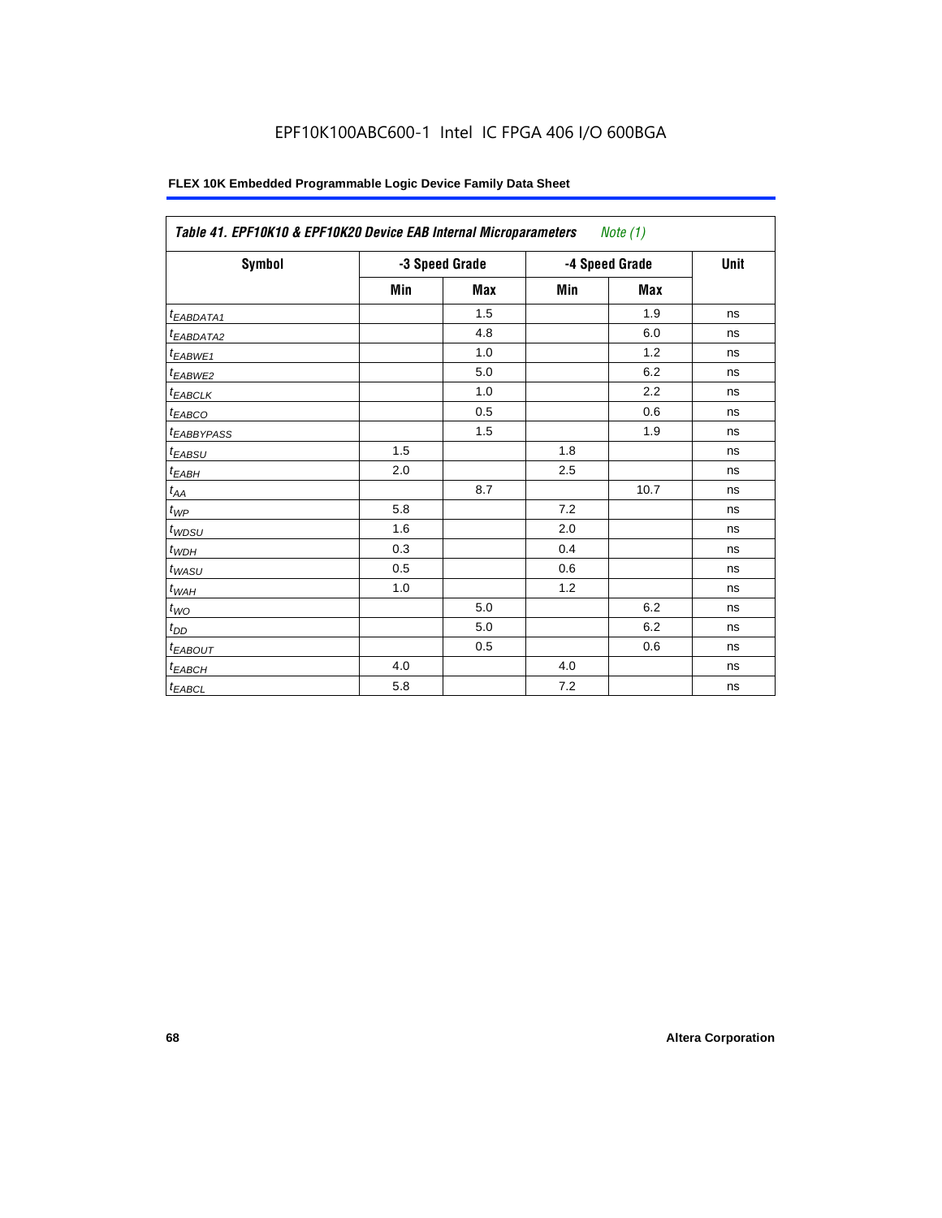**Table 41. EPF10K10 & EPF10K20 Device EAB Internal Microparameters** *Note (1)*

| Symbol | -3 Speed Grade | | -4 Speed Grade | | Unit |
|---|---|---|---|---|---|
| | Min | Max | Min | Max | |
| $t_{EABDATA1}$ | | 1.5 | | 1.9 | ns |
| $t_{EABDATA2}$ | | 4.8 | | 6.0 | ns |
| $t_{EABWE1}$ | | 1.0 | | 1.2 | ns |
| $t_{EABWE2}$ | | 5.0 | | 6.2 | ns |
| $t_{EABCLK}$ | | 1.0 | | 2.2 | ns |
| $t_{EABCO}$ | | 0.5 | | 0.6 | ns |
| $t_{EABBYPASS}$ | | 1.5 | | 1.9 | ns |
| $t_{EABSU}$ | 1.5 | | 1.8 | | ns |
| $t_{EABH}$ | 2.0 | | 2.5 | | ns |
| $t_{AA}$ | | 8.7 | | 10.7 | ns |
| $t_{WP}$ | 5.8 | | 7.2 | | ns |
| $t_{WDSU}$ | 1.6 | | 2.0 | | ns |
| $t_{WDH}$ | 0.3 | | 0.4 | | ns |
| $t_{WASU}$ | 0.5 | | 0.6 | | ns |
| $t_{WAH}$ | 1.0 | | 1.2 | | ns |
| $t_{WO}$ | | 5.0 | | 6.2 | ns |
| $t_{DD}$ | | 5.0 | | 6.2 | ns |
| $t_{EABOUT}$ | | 0.5 | | 0.6 | ns |
| $t_{EABCH}$ | 4.0 | | 4.0 | | ns |
| $t_{EABCL}$ | 5.8 | | 7.2 | | ns |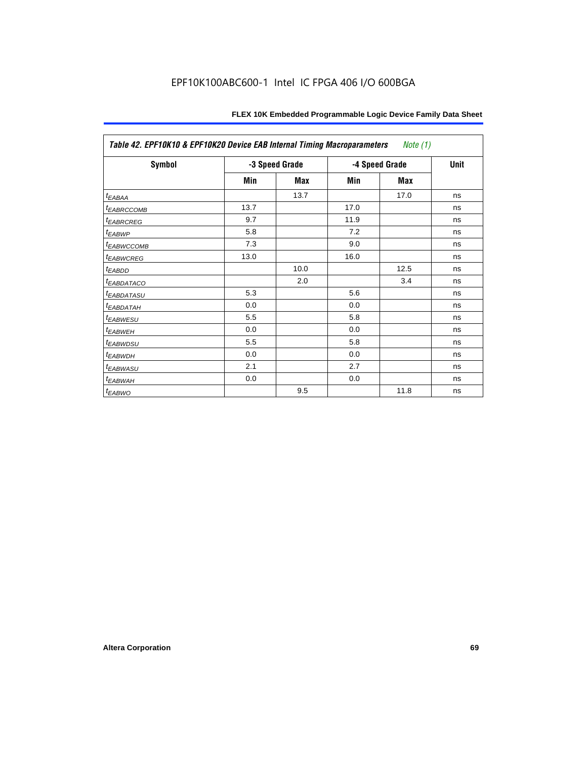| Table 42. EPF10K10 & EPF10K20 Device EAB Internal Timing Macroparameters *Note (1)* | | | | | |
|---|---|---|---|---|---|
| Symbol | -3 Speed Grade | | -4 Speed Grade | | Unit |
| | Min | Max | Min | Max | |
| $t_{EABAA}$ | | 13.7 | | 17.0 | ns |
| $t_{EABRCCOMB}$ | 13.7 | | 17.0 | | ns |
| $t_{EABRCREG}$ | 9.7 | | 11.9 | | ns |
| $t_{EABWP}$ | 5.8 | | 7.2 | | ns |
| $t_{EABWCCOMB}$ | 7.3 | | 9.0 | | ns |
| $t_{EABWCREG}$ | 13.0 | | 16.0 | | ns |
| $t_{EABDD}$ | | 10.0 | | 12.5 | ns |
| $t_{EABDATACO}$ | | 2.0 | | 3.4 | ns |
| $t_{EABDATASU}$ | 5.3 | | 5.6 | | ns |
| $t_{EABDATAH}$ | 0.0 | | 0.0 | | ns |
| $t_{EABWESU}$ | 5.5 | | 5.8 | | ns |
| $t_{EABWEH}$ | 0.0 | | 0.0 | | ns |
| $t_{EABWDSU}$ | 5.5 | | 5.8 | | ns |
| $t_{EABWDH}$ | 0.0 | | 0.0 | | ns |
| $t_{EABWASU}$ | 2.1 | | 2.7 | | ns |
| $t_{EABWAH}$ | 0.0 | | 0.0 | | ns |
| $t_{EABWO}$ | | 9.5 | | 11.8 | ns |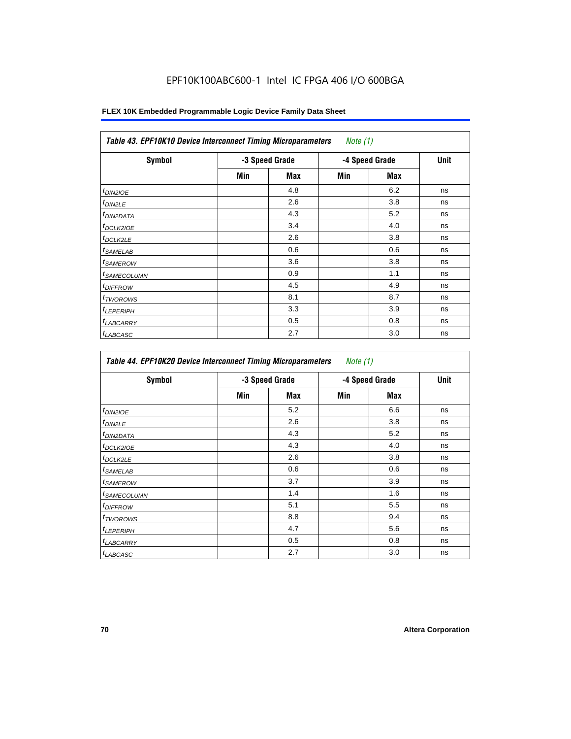EPF10K100ABC600-1 Intel IC FPGA 406 I/O 600BGA

| Table 43. EPF10K10 Device Interconnect Timing Microparameters *Note (1)* | | | | | |
|---|---|---|---|---|---|
| Symbol | -3 Speed Grade | | -4 Speed Grade | | Unit |
| | Min | Max | Min | Max | |
| $t_{DIN2IOE}$ | | 4.8 | | 6.2 | ns |
| $t_{DIN2LE}$ | | 2.6 | | 3.8 | ns |
| $t_{DIN2DATA}$ | | 4.3 | | 5.2 | ns |
| $t_{DCLK2IOE}$ | | 3.4 | | 4.0 | ns |
| $t_{DCLK2LE}$ | | 2.6 | | 3.8 | ns |
| $t_{SAMELAB}$ | | 0.6 | | 0.6 | ns |
| $t_{SAMEROW}$ | | 3.6 | | 3.8 | ns |
| $t_{SAMECOLUMN}$ | | 0.9 | | 1.1 | ns |
| $t_{DIFFROW}$ | | 4.5 | | 4.9 | ns |
| $t_{TWOROWS}$ | | 8.1 | | 8.7 | ns |
| $t_{LEPERIPH}$ | | 3.3 | | 3.9 | ns |
| $t_{LABCARRY}$ | | 0.5 | | 0.8 | ns |
| $t_{LABCASC}$ | | 2.7 | | 3.0 | ns |

| Table 44. EPF10K20 Device Interconnect Timing Microparameters *Note (1)* | | | | | |
|---|---|---|---|---|---|
| Symbol | -3 Speed Grade | | -4 Speed Grade | | Unit |
| | Min | Max | Min | Max | |
| $t_{DIN2IOE}$ | | 5.2 | | 6.6 | ns |
| $t_{DIN2LE}$ | | 2.6 | | 3.8 | ns |
| $t_{DIN2DATA}$ | | 4.3 | | 5.2 | ns |
| $t_{DCLK2IOE}$ | | 4.3 | | 4.0 | ns |
| $t_{DCLK2LE}$ | | 2.6 | | 3.8 | ns |
| $t_{SAMELAB}$ | | 0.6 | | 0.6 | ns |
| $t_{SAMEROW}$ | | 3.7 | | 3.9 | ns |
| $t_{SAMECOLUMN}$ | | 1.4 | | 1.6 | ns |
| $t_{DIFFROW}$ | | 5.1 | | 5.5 | ns |
| $t_{TWOROWS}$ | | 8.8 | | 9.4 | ns |
| $t_{LEPERIPH}$ | | 4.7 | | 5.6 | ns |
| $t_{LABCARRY}$ | | 0.5 | | 0.8 | ns |
| $t_{LABCASC}$ | | 2.7 | | 3.0 | ns |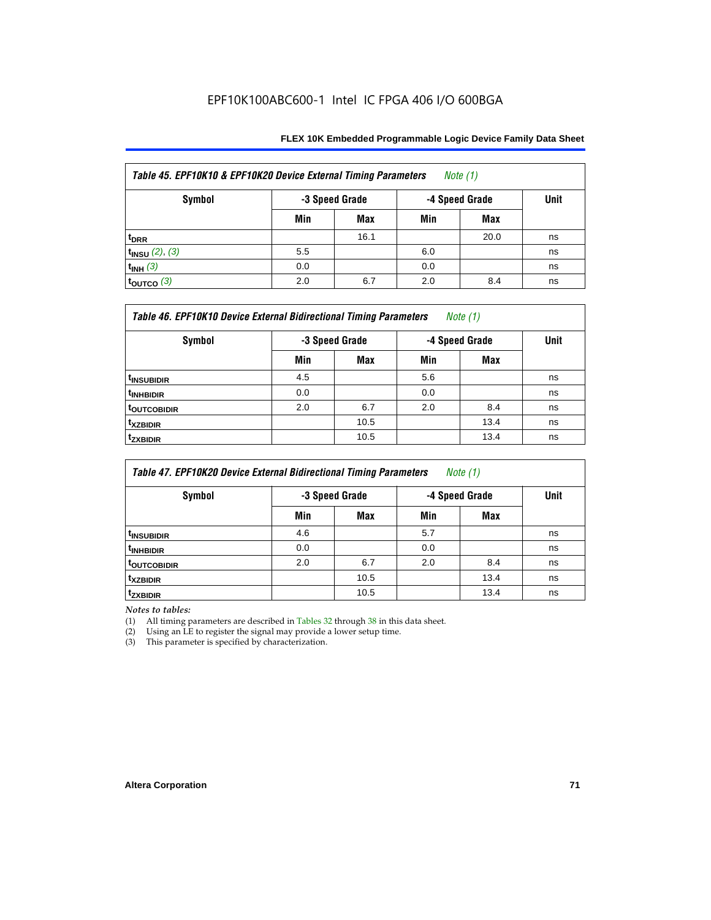EPF10K100ABC600-1 Intel IC FPGA 406 I/O 600BGA

**Table 45. EPF10K10 & EPF10K20 Device External Timing Parameters** *Note (1)*

| Symbol | -3 Speed Grade | | -4 Speed Grade | | Unit |
|---|---|---|---|---|---|
| | Min | Max | Min | Max | |
| $t_{DRR}$ | | 16.1 | | 20.0 | ns |
| $t_{INSU}$ (2), (3) | 5.5 | | 6.0 | | ns |
| $t_{INH}$ (3) | 0.0 | | 0.0 | | ns |
| $t_{OUTCO}$ (3) | 2.0 | 6.7 | 2.0 | 8.4 | ns |

**Table 46. EPF10K10 Device External Bidirectional Timing Parameters** *Note (1)*

| Symbol | -3 Speed Grade | | -4 Speed Grade | | Unit |
|---|---|---|---|---|---|
| | Min | Max | Min | Max | |
| $t_{INSUBIDIR}$ | 4.5 | | 5.6 | | ns |
| $t_{INHBIDIR}$ | 0.0 | | 0.0 | | ns |
| $t_{OUTCOBIDIR}$ | 2.0 | 6.7 | 2.0 | 8.4 | ns |
| $t_{XZBIDIR}$ | | 10.5 | | 13.4 | ns |
| $t_{ZXBIDIR}$ | | 10.5 | | 13.4 | ns |

**Table 47. EPF10K20 Device External Bidirectional Timing Parameters** *Note (1)*

| Symbol | -3 Speed Grade | | -4 Speed Grade | | Unit |
|---|---|---|---|---|---|
| | Min | Max | Min | Max | |
| $t_{INSUBIDIR}$ | 4.6 | | 5.7 | | ns |
| $t_{INHBIDIR}$ | 0.0 | | 0.0 | | ns |
| $t_{OUTCOBIDIR}$ | 2.0 | 6.7 | 2.0 | 8.4 | ns |
| $t_{XZBIDIR}$ | | 10.5 | | 13.4 | ns |
| $t_{ZXBIDIR}$ | | 10.5 | | 13.4 | ns |

*Notes to tables:*

(1) All timing parameters are described in Tables 32 through 38 in this data sheet.
(2) Using an LE to register the signal may provide a lower setup time.
(3) This parameter is specified by characterization.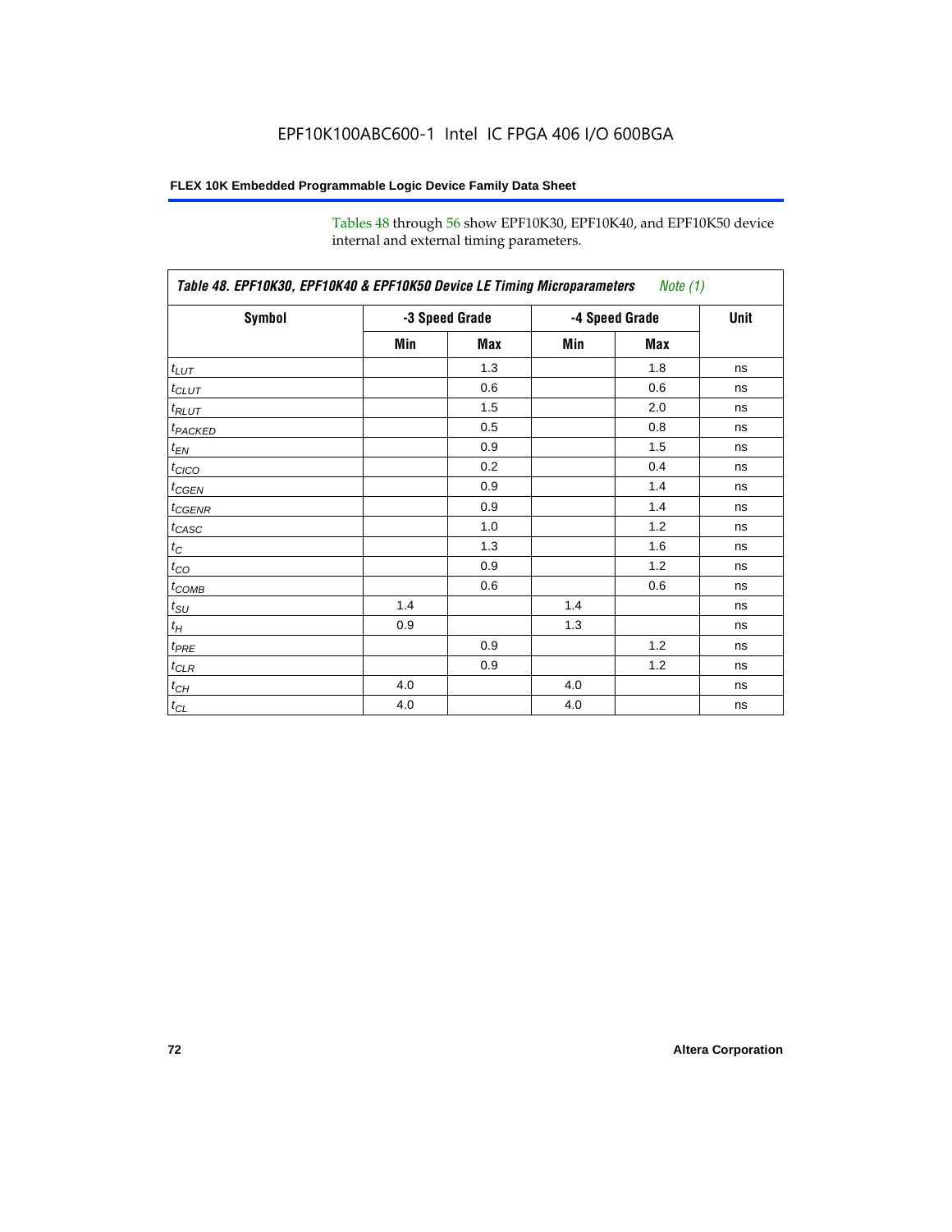Tables 48 through 56 show EPF10K30, EPF10K40, and EPF10K50 device internal and external timing parameters.

**Table 48. EPF10K30, EPF10K40 & EPF10K50 Device LE Timing Microparameters** *Note (1)*

| Symbol | -3 Speed Grade | | -4 Speed Grade | | Unit |
|---|---|---|---|---|---|
| | Min | Max | Min | Max | |
| $t_{LUT}$ | | 1.3 | | 1.8 | ns |
| $t_{CLUT}$ | | 0.6 | | 0.6 | ns |
| $t_{RLUT}$ | | 1.5 | | 2.0 | ns |
| $t_{PACKED}$ | | 0.5 | | 0.8 | ns |
| $t_{EN}$ | | 0.9 | | 1.5 | ns |
| $t_{CICO}$ | | 0.2 | | 0.4 | ns |
| $t_{CGEN}$ | | 0.9 | | 1.4 | ns |
| $t_{CGENR}$ | | 0.9 | | 1.4 | ns |
| $t_{CASC}$ | | 1.0 | | 1.2 | ns |
| $t_{C}$ | | 1.3 | | 1.6 | ns |
| $t_{CO}$ | | 0.9 | | 1.2 | ns |
| $t_{COMB}$ | | 0.6 | | 0.6 | ns |
| $t_{SU}$ | 1.4 | | 1.4 | | ns |
| $t_{H}$ | 0.9 | | 1.3 | | ns |
| $t_{PRE}$ | | 0.9 | | 1.2 | ns |
| $t_{CLR}$ | | 0.9 | | 1.2 | ns |
| $t_{CH}$ | 4.0 | | 4.0 | | ns |
| $t_{CL}$ | 4.0 | | 4.0 | | ns |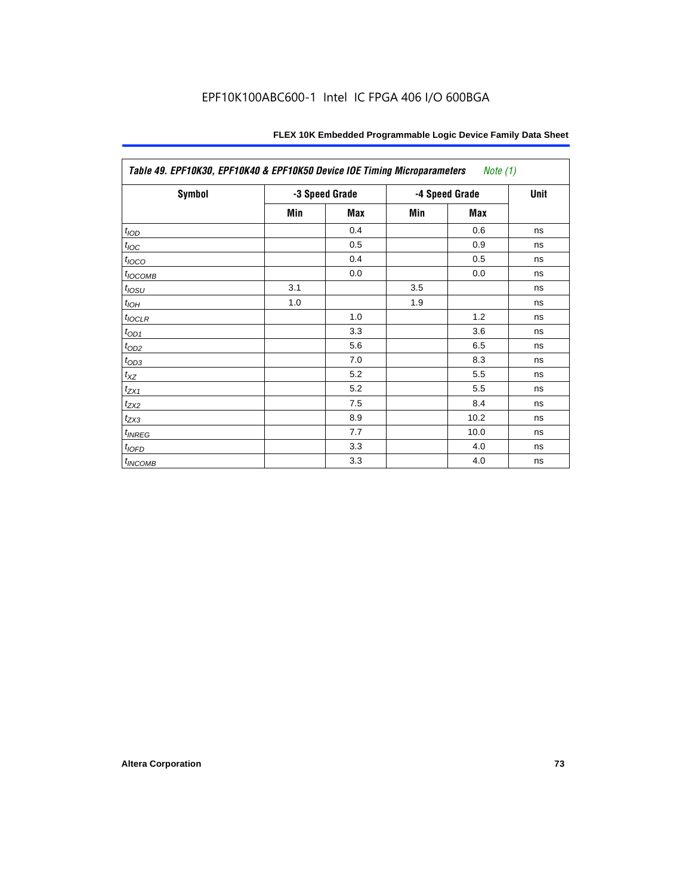Table 49. EPF10K30, EPF10K40 & EPF10K50 Device IOE Timing Microparameters *Note (1)*

| Symbol | -3 Speed Grade | | -4 Speed Grade | | Unit |
|---|---|---|---|---|---|
| | Min | Max | Min | Max | |
| $t_{IOD}$ | | 0.4 | | 0.6 | ns |
| $t_{IOC}$ | | 0.5 | | 0.9 | ns |
| $t_{IOCO}$ | | 0.4 | | 0.5 | ns |
| $t_{IOCOMB}$ | | 0.0 | | 0.0 | ns |
| $t_{IOSU}$ | 3.1 | | 3.5 | | ns |
| $t_{IOH}$ | 1.0 | | 1.9 | | ns |
| $t_{IOCLR}$ | | 1.0 | | 1.2 | ns |
| $t_{OD1}$ | | 3.3 | | 3.6 | ns |
| $t_{OD2}$ | | 5.6 | | 6.5 | ns |
| $t_{OD3}$ | | 7.0 | | 8.3 | ns |
| $t_{XZ}$ | | 5.2 | | 5.5 | ns |
| $t_{ZX1}$ | | 5.2 | | 5.5 | ns |
| $t_{ZX2}$ | | 7.5 | | 8.4 | ns |
| $t_{ZX3}$ | | 8.9 | | 10.2 | ns |
| $t_{INREG}$ | | 7.7 | | 10.0 | ns |
| $t_{IOFD}$ | | 3.3 | | 4.0 | ns |
| $t_{INCOMB}$ | | 3.3 | | 4.0 | ns |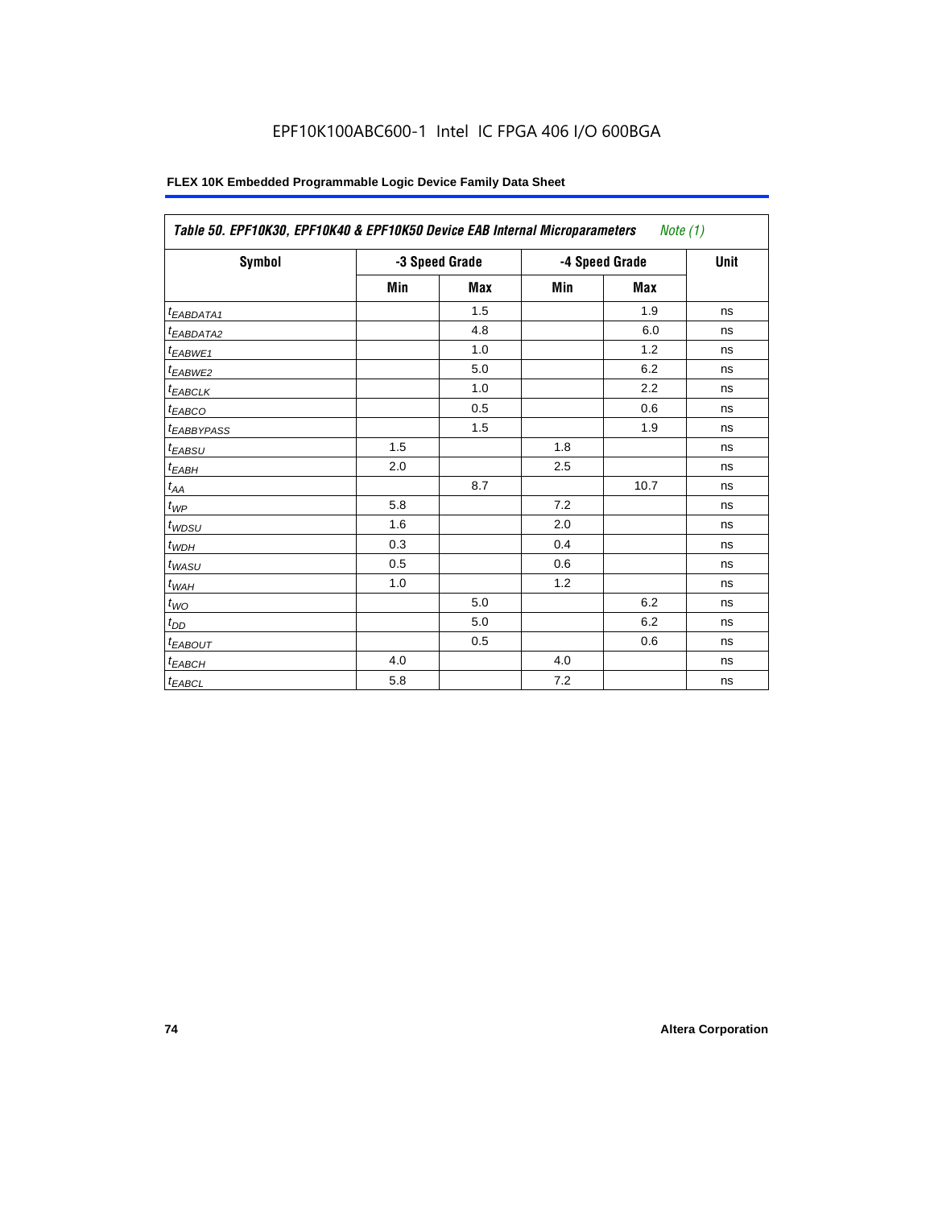Table 50. EPF10K30, EPF10K40 & EPF10K50 Device EAB Internal Microparameters *Note (1)*

| Symbol | -3 Speed Grade | | -4 Speed Grade | | Unit |
|---|---|---|---|---|---|
| | Min | Max | Min | Max | |
| $t_{EABDATA1}$ | | 1.5 | | 1.9 | ns |
| $t_{EABDATA2}$ | | 4.8 | | 6.0 | ns |
| $t_{EABWE1}$ | | 1.0 | | 1.2 | ns |
| $t_{EABWE2}$ | | 5.0 | | 6.2 | ns |
| $t_{EABCLK}$ | | 1.0 | | 2.2 | ns |
| $t_{EABCO}$ | | 0.5 | | 0.6 | ns |
| $t_{EABBYPASS}$ | | 1.5 | | 1.9 | ns |
| $t_{EABSU}$ | 1.5 | | 1.8 | | ns |
| $t_{EABH}$ | 2.0 | | 2.5 | | ns |
| $t_{AA}$ | | 8.7 | | 10.7 | ns |
| $t_{WP}$ | 5.8 | | 7.2 | | ns |
| $t_{WDSU}$ | 1.6 | | 2.0 | | ns |
| $t_{WDH}$ | 0.3 | | 0.4 | | ns |
| $t_{WASU}$ | 0.5 | | 0.6 | | ns |
| $t_{WAH}$ | 1.0 | | 1.2 | | ns |
| $t_{WO}$ | | 5.0 | | 6.2 | ns |
| $t_{DD}$ | | 5.0 | | 6.2 | ns |
| $t_{EABOUT}$ | | 0.5 | | 0.6 | ns |
| $t_{EABCH}$ | 4.0 | | 4.0 | | ns |
| $t_{EABCL}$ | 5.8 | | 7.2 | | ns |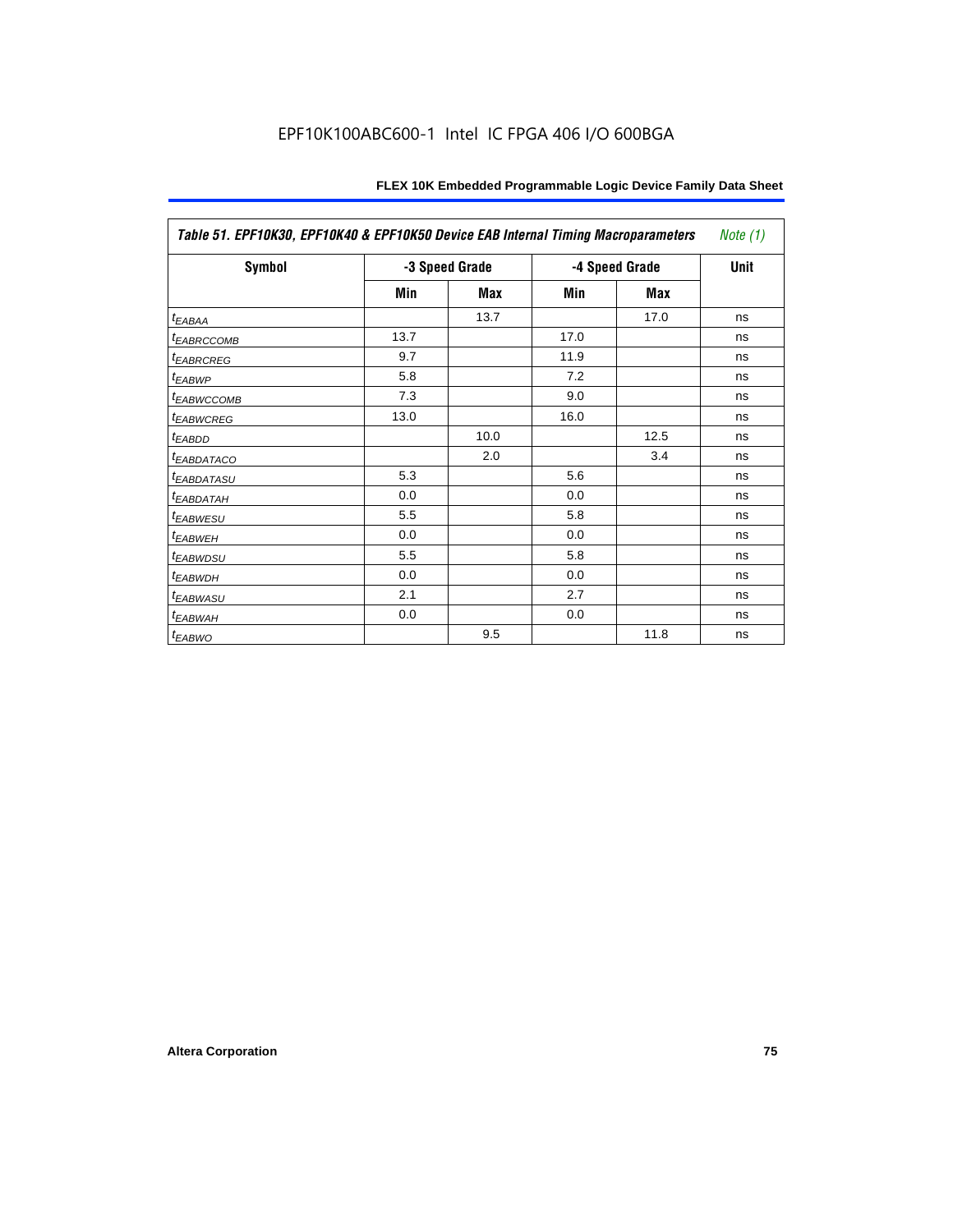| Table 51. EPF10K30, EPF10K40 & EPF10K50 Device EAB Internal Timing Macroparameters *Note (1)* | | | | | |
|---|---|---|---|---|---|
| **Symbol** | **-3 Speed Grade** | | **-4 Speed Grade** | | **Unit** |
| | **Min** | **Max** | **Min** | **Max** | |
| $t_{EABAA}$ | | 13.7 | | 17.0 | ns |
| $t_{EABRCCOMB}$ | 13.7 | | 17.0 | | ns |
| $t_{EABRCREG}$ | 9.7 | | 11.9 | | ns |
| $t_{EABWP}$ | 5.8 | | 7.2 | | ns |
| $t_{EABWCCOMB}$ | 7.3 | | 9.0 | | ns |
| $t_{EABWCREG}$ | 13.0 | | 16.0 | | ns |
| $t_{EABDD}$ | | 10.0 | | 12.5 | ns |
| $t_{EABDATACO}$ | | 2.0 | | 3.4 | ns |
| $t_{EABDATASU}$ | 5.3 | | 5.6 | | ns |
| $t_{EABDATAH}$ | 0.0 | | 0.0 | | ns |
| $t_{EABWESU}$ | 5.5 | | 5.8 | | ns |
| $t_{EABWEH}$ | 0.0 | | 0.0 | | ns |
| $t_{EABWDSU}$ | 5.5 | | 5.8 | | ns |
| $t_{EABWDH}$ | 0.0 | | 0.0 | | ns |
| $t_{EABWASU}$ | 2.1 | | 2.7 | | ns |
| $t_{EABWAH}$ | 0.0 | | 0.0 | | ns |
| $t_{EABWO}$ | | 9.5 | | 11.8 | ns |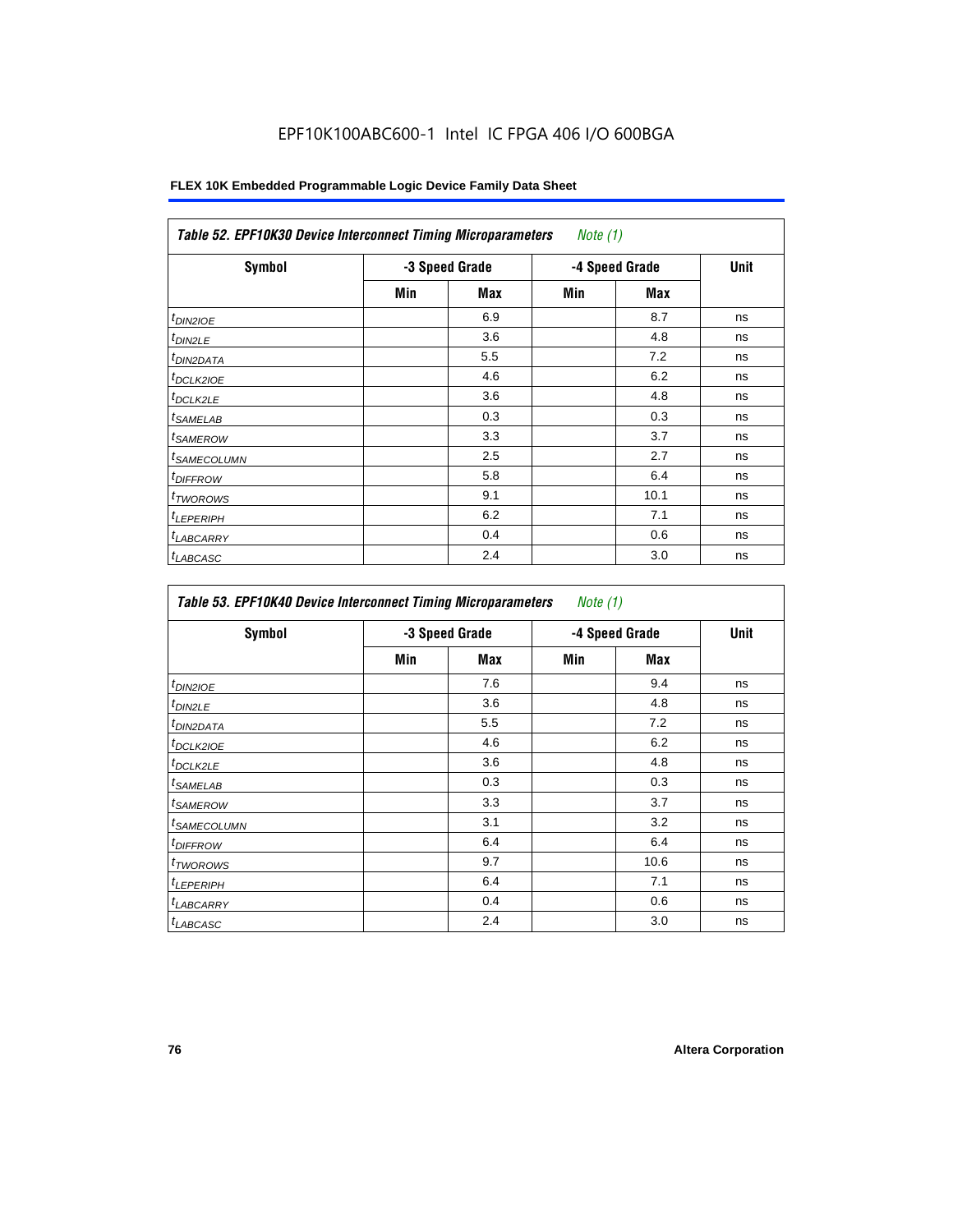EPF10K100ABC600-1 Intel IC FPGA 406 I/O 600BGA

**FLEX 10K Embedded Programmable Logic Device Family Data Sheet**

| *Table 52. EPF10K30 Device Interconnect Timing Microparameters* *Note (1)* | | | | | |
|---|---|---|---|---|---|
| **Symbol** | **-3 Speed Grade** | | **-4 Speed Grade** | | **Unit** |
| | **Min** | **Max** | **Min** | **Max** | |
| $t_{DIN2IOE}$ | | 6.9 | | 8.7 | ns |
| $t_{DIN2LE}$ | | 3.6 | | 4.8 | ns |
| $t_{DIN2DATA}$ | | 5.5 | | 7.2 | ns |
| $t_{DCLK2IOE}$ | | 4.6 | | 6.2 | ns |
| $t_{DCLK2LE}$ | | 3.6 | | 4.8 | ns |
| $t_{SAMELAB}$ | | 0.3 | | 0.3 | ns |
| $t_{SAMEROW}$ | | 3.3 | | 3.7 | ns |
| $t_{SAMECOLUMN}$ | | 2.5 | | 2.7 | ns |
| $t_{DIFFROW}$ | | 5.8 | | 6.4 | ns |
| $t_{TWOROWS}$ | | 9.1 | | 10.1 | ns |
| $t_{LEPERIPH}$ | | 6.2 | | 7.1 | ns |
| $t_{LABCARRY}$ | | 0.4 | | 0.6 | ns |
| $t_{LABCASC}$ | | 2.4 | | 3.0 | ns |

| *Table 53. EPF10K40 Device Interconnect Timing Microparameters* *Note (1)* | | | | | |
|---|---|---|---|---|---|
| **Symbol** | **-3 Speed Grade** | | **-4 Speed Grade** | | **Unit** |
| | **Min** | **Max** | **Min** | **Max** | |
| $t_{DIN2IOE}$ | | 7.6 | | 9.4 | ns |
| $t_{DIN2LE}$ | | 3.6 | | 4.8 | ns |
| $t_{DIN2DATA}$ | | 5.5 | | 7.2 | ns |
| $t_{DCLK2IOE}$ | | 4.6 | | 6.2 | ns |
| $t_{DCLK2LE}$ | | 3.6 | | 4.8 | ns |
| $t_{SAMELAB}$ | | 0.3 | | 0.3 | ns |
| $t_{SAMEROW}$ | | 3.3 | | 3.7 | ns |
| $t_{SAMECOLUMN}$ | | 3.1 | | 3.2 | ns |
| $t_{DIFFROW}$ | | 6.4 | | 6.4 | ns |
| $t_{TWOROWS}$ | | 9.7 | | 10.6 | ns |
| $t_{LEPERIPH}$ | | 6.4 | | 7.1 | ns |
| $t_{LABCARRY}$ | | 0.4 | | 0.6 | ns |
| $t_{LABCASC}$ | | 2.4 | | 3.0 | ns |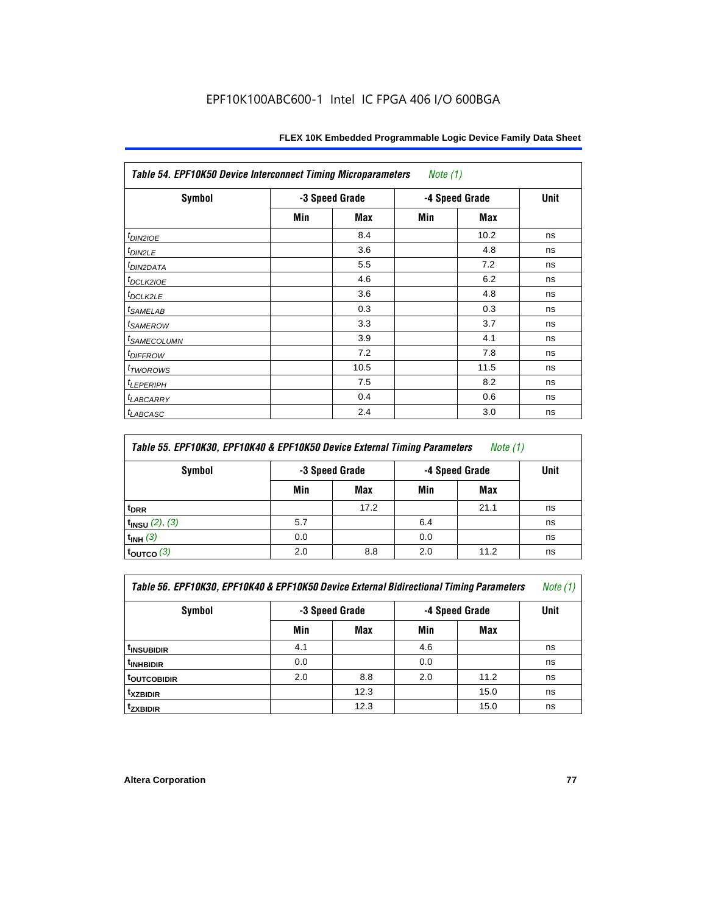**Table 54. EPF10K50 Device Interconnect Timing Microparameters** *Note (1)*

| Symbol | -3 Speed Grade | | -4 Speed Grade | | Unit |
|---|---|---|---|---|---|
| | Min | Max | Min | Max | |
| $t_{DIN2IOE}$ | | 8.4 | | 10.2 | ns |
| $t_{DIN2LE}$ | | 3.6 | | 4.8 | ns |
| $t_{DIN2DATA}$ | | 5.5 | | 7.2 | ns |
| $t_{DCLK2IOE}$ | | 4.6 | | 6.2 | ns |
| $t_{DCLK2LE}$ | | 3.6 | | 4.8 | ns |
| $t_{SAMELAB}$ | | 0.3 | | 0.3 | ns |
| $t_{SAMEROW}$ | | 3.3 | | 3.7 | ns |
| $t_{SAMECOLUMN}$ | | 3.9 | | 4.1 | ns |
| $t_{DIFFROW}$ | | 7.2 | | 7.8 | ns |
| $t_{TWOROWS}$ | | 10.5 | | 11.5 | ns |
| $t_{LEPERIPH}$ | | 7.5 | | 8.2 | ns |
| $t_{LABCARRY}$ | | 0.4 | | 0.6 | ns |
| $t_{LABCASC}$ | | 2.4 | | 3.0 | ns |

**Table 55. EPF10K30, EPF10K40 & EPF10K50 Device External Timing Parameters** *Note (1)*

| Symbol | -3 Speed Grade | | -4 Speed Grade | | Unit |
|---|---|---|---|---|---|
| | Min | Max | Min | Max | |
| $t_{DRR}$ | | 17.2 | | 21.1 | ns |
| $t_{INSU}$ *(2), (3)* | 5.7 | | 6.4 | | ns |
| $t_{INH}$ *(3)* | 0.0 | | 0.0 | | ns |
| $t_{OUTCO}$ *(3)* | 2.0 | 8.8 | 2.0 | 11.2 | ns |

**Table 56. EPF10K30, EPF10K40 & EPF10K50 Device External Bidirectional Timing Parameters** *Note (1)*

| Symbol | -3 Speed Grade | | -4 Speed Grade | | Unit |
|---|---|---|---|---|---|
| | Min | Max | Min | Max | |
| $t_{INSUBIDIR}$ | 4.1 | | 4.6 | | ns |
| $t_{INHBIDIR}$ | 0.0 | | 0.0 | | ns |
| $t_{OUTCOBIDIR}$ | 2.0 | 8.8 | 2.0 | 11.2 | ns |
| $t_{XZBIDIR}$ | | 12.3 | | 15.0 | ns |
| $t_{ZXBIDIR}$ | | 12.3 | | 15.0 | ns |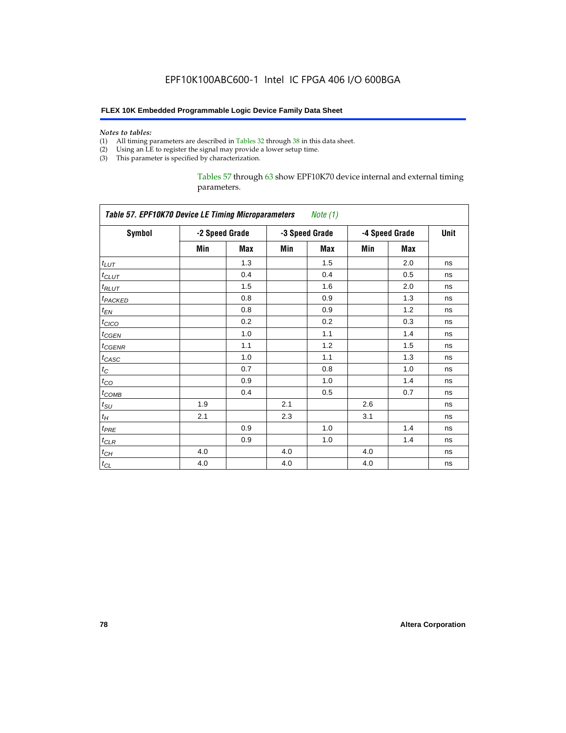*Notes to tables:*

(1) All timing parameters are described in Tables 32 through 38 in this data sheet.
(2) Using an LE to register the signal may provide a lower setup time.
(3) This parameter is specified by characterization.

Tables 57 through 63 show EPF10K70 device internal and external timing parameters.

| *Table 57. EPF10K70 Device LE Timing Microparameters* *Note (1)* | | | | | | | |
|---|---|---|---|---|---|---|---|
| **Symbol** | **-2 Speed Grade** | | **-3 Speed Grade** | | **-4 Speed Grade** | | **Unit** |
| | **Min** | **Max** | **Min** | **Max** | **Min** | **Max** | |
| $t_{LUT}$ | | 1.3 | | 1.5 | | 2.0 | ns |
| $t_{CLUT}$ | | 0.4 | | 0.4 | | 0.5 | ns |
| $t_{RLUT}$ | | 1.5 | | 1.6 | | 2.0 | ns |
| $t_{PACKED}$ | | 0.8 | | 0.9 | | 1.3 | ns |
| $t_{EN}$ | | 0.8 | | 0.9 | | 1.2 | ns |
| $t_{CICO}$ | | 0.2 | | 0.2 | | 0.3 | ns |
| $t_{CGEN}$ | | 1.0 | | 1.1 | | 1.4 | ns |
| $t_{CGENR}$ | | 1.1 | | 1.2 | | 1.5 | ns |
| $t_{CASC}$ | | 1.0 | | 1.1 | | 1.3 | ns |
| $t_{C}$ | | 0.7 | | 0.8 | | 1.0 | ns |
| $t_{CO}$ | | 0.9 | | 1.0 | | 1.4 | ns |
| $t_{COMB}$ | | 0.4 | | 0.5 | | 0.7 | ns |
| $t_{SU}$ | 1.9 | | 2.1 | | 2.6 | | ns |
| $t_{H}$ | 2.1 | | 2.3 | | 3.1 | | ns |
| $t_{PRE}$ | | 0.9 | | 1.0 | | 1.4 | ns |
| $t_{CLR}$ | | 0.9 | | 1.0 | | 1.4 | ns |
| $t_{CH}$ | 4.0 | | 4.0 | | 4.0 | | ns |
| $t_{CL}$ | 4.0 | | 4.0 | | 4.0 | | ns |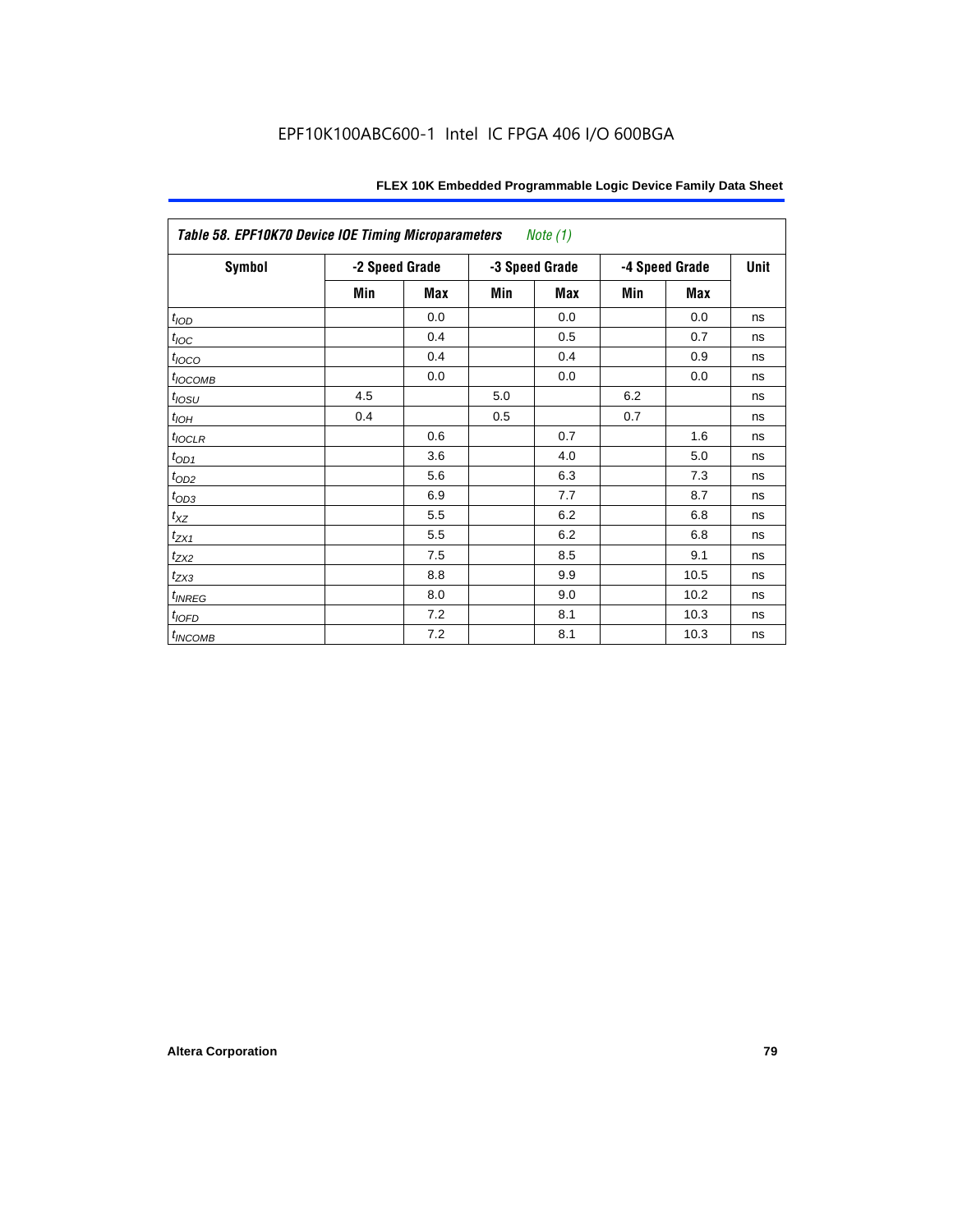| Table 58. EPF10K70 Device IOE Timing Microparameters *Note (1)* | | | | | | | |
|---|---|---|---|---|---|---|---|
| Symbol | -2 Speed Grade | | -3 Speed Grade | | -4 Speed Grade | | Unit |
| | Min | Max | Min | Max | Min | Max | |
| $t_{IOD}$ | | 0.0 | | 0.0 | | 0.0 | ns |
| $t_{IOC}$ | | 0.4 | | 0.5 | | 0.7 | ns |
| $t_{IOCO}$ | | 0.4 | | 0.4 | | 0.9 | ns |
| $t_{IOCOMB}$ | | 0.0 | | 0.0 | | 0.0 | ns |
| $t_{IOSU}$ | 4.5 | | 5.0 | | 6.2 | | ns |
| $t_{IOH}$ | 0.4 | | 0.5 | | 0.7 | | ns |
| $t_{IOCLR}$ | | 0.6 | | 0.7 | | 1.6 | ns |
| $t_{OD1}$ | | 3.6 | | 4.0 | | 5.0 | ns |
| $t_{OD2}$ | | 5.6 | | 6.3 | | 7.3 | ns |
| $t_{OD3}$ | | 6.9 | | 7.7 | | 8.7 | ns |
| $t_{XZ}$ | | 5.5 | | 6.2 | | 6.8 | ns |
| $t_{ZX1}$ | | 5.5 | | 6.2 | | 6.8 | ns |
| $t_{ZX2}$ | | 7.5 | | 8.5 | | 9.1 | ns |
| $t_{ZX3}$ | | 8.8 | | 9.9 | | 10.5 | ns |
| $t_{INREG}$ | | 8.0 | | 9.0 | | 10.2 | ns |
| $t_{IOFD}$ | | 7.2 | | 8.1 | | 10.3 | ns |
| $t_{INCOMB}$ | | 7.2 | | 8.1 | | 10.3 | ns |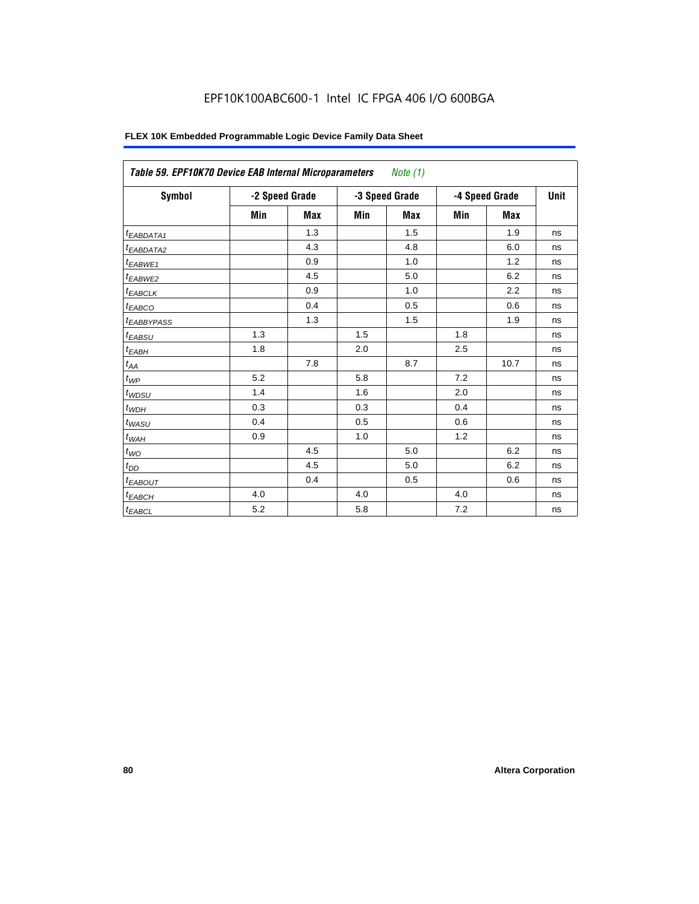### Table 59. EPF10K70 Device EAB Internal Microparameters *Note (1)*

| Symbol | -2 Speed Grade | | -3 Speed Grade | | -4 Speed Grade | | Unit |
|---|---|---|---|---|---|---|---|
| | Min | Max | Min | Max | Min | Max | |
| $t_{EABDATA1}$ | | 1.3 | | 1.5 | | 1.9 | ns |
| $t_{EABDATA2}$ | | 4.3 | | 4.8 | | 6.0 | ns |
| $t_{EABWE1}$ | | 0.9 | | 1.0 | | 1.2 | ns |
| $t_{EABWE2}$ | | 4.5 | | 5.0 | | 6.2 | ns |
| $t_{EABCLK}$ | | 0.9 | | 1.0 | | 2.2 | ns |
| $t_{EABCO}$ | | 0.4 | | 0.5 | | 0.6 | ns |
| $t_{EABBYPASS}$ | | 1.3 | | 1.5 | | 1.9 | ns |
| $t_{EABSU}$ | 1.3 | | 1.5 | | 1.8 | | ns |
| $t_{EABH}$ | 1.8 | | 2.0 | | 2.5 | | ns |
| $t_{AA}$ | | 7.8 | | 8.7 | | 10.7 | ns |
| $t_{WP}$ | 5.2 | | 5.8 | | 7.2 | | ns |
| $t_{WDSU}$ | 1.4 | | 1.6 | | 2.0 | | ns |
| $t_{WDH}$ | 0.3 | | 0.3 | | 0.4 | | ns |
| $t_{WASU}$ | 0.4 | | 0.5 | | 0.6 | | ns |
| $t_{WAH}$ | 0.9 | | 1.0 | | 1.2 | | ns |
| $t_{WO}$ | | 4.5 | | 5.0 | | 6.2 | ns |
| $t_{DD}$ | | 4.5 | | 5.0 | | 6.2 | ns |
| $t_{EABOUT}$ | | 0.4 | | 0.5 | | 0.6 | ns |
| $t_{EABCH}$ | 4.0 | | 4.0 | | 4.0 | | ns |
| $t_{EABCL}$ | 5.2 | | 5.8 | | 7.2 | | ns |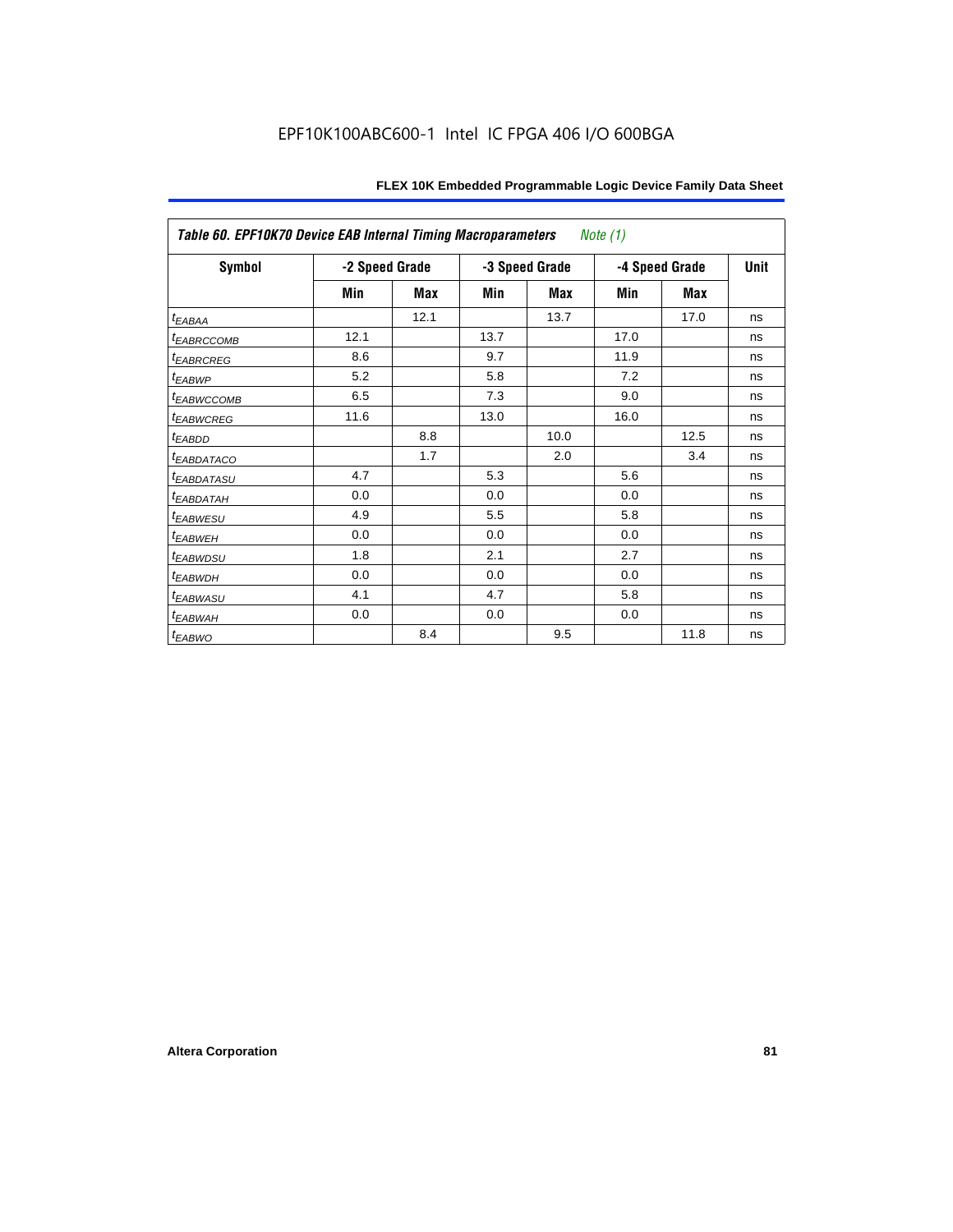| *Table 60. EPF10K70 Device EAB Internal Timing Macroparameters* *Note (1)* | | | | | | | |
|---|---|---|---|---|---|---|---|
| **Symbol** | **-2 Speed Grade** | | **-3 Speed Grade** | | **-4 Speed Grade** | | **Unit** |
| | **Min** | **Max** | **Min** | **Max** | **Min** | **Max** | |
| $t_{EABAA}$ | | 12.1 | | 13.7 | | 17.0 | ns |
| $t_{EABRCCOMB}$ | 12.1 | | 13.7 | | 17.0 | | ns |
| $t_{EABRCREG}$ | 8.6 | | 9.7 | | 11.9 | | ns |
| $t_{EABWP}$ | 5.2 | | 5.8 | | 7.2 | | ns |
| $t_{EABWCCOMB}$ | 6.5 | | 7.3 | | 9.0 | | ns |
| $t_{EABWCREG}$ | 11.6 | | 13.0 | | 16.0 | | ns |
| $t_{EABDD}$ | | 8.8 | | 10.0 | | 12.5 | ns |
| $t_{EABDATACO}$ | | 1.7 | | 2.0 | | 3.4 | ns |
| $t_{EABDATASU}$ | 4.7 | | 5.3 | | 5.6 | | ns |
| $t_{EABDATAH}$ | 0.0 | | 0.0 | | 0.0 | | ns |
| $t_{EABWESU}$ | 4.9 | | 5.5 | | 5.8 | | ns |
| $t_{EABWEH}$ | 0.0 | | 0.0 | | 0.0 | | ns |
| $t_{EABWDSU}$ | 1.8 | | 2.1 | | 2.7 | | ns |
| $t_{EABWDH}$ | 0.0 | | 0.0 | | 0.0 | | ns |
| $t_{EABWASU}$ | 4.1 | | 4.7 | | 5.8 | | ns |
| $t_{EABWAH}$ | 0.0 | | 0.0 | | 0.0 | | ns |
| $t_{EABWO}$ | | 8.4 | | 9.5 | | 11.8 | ns |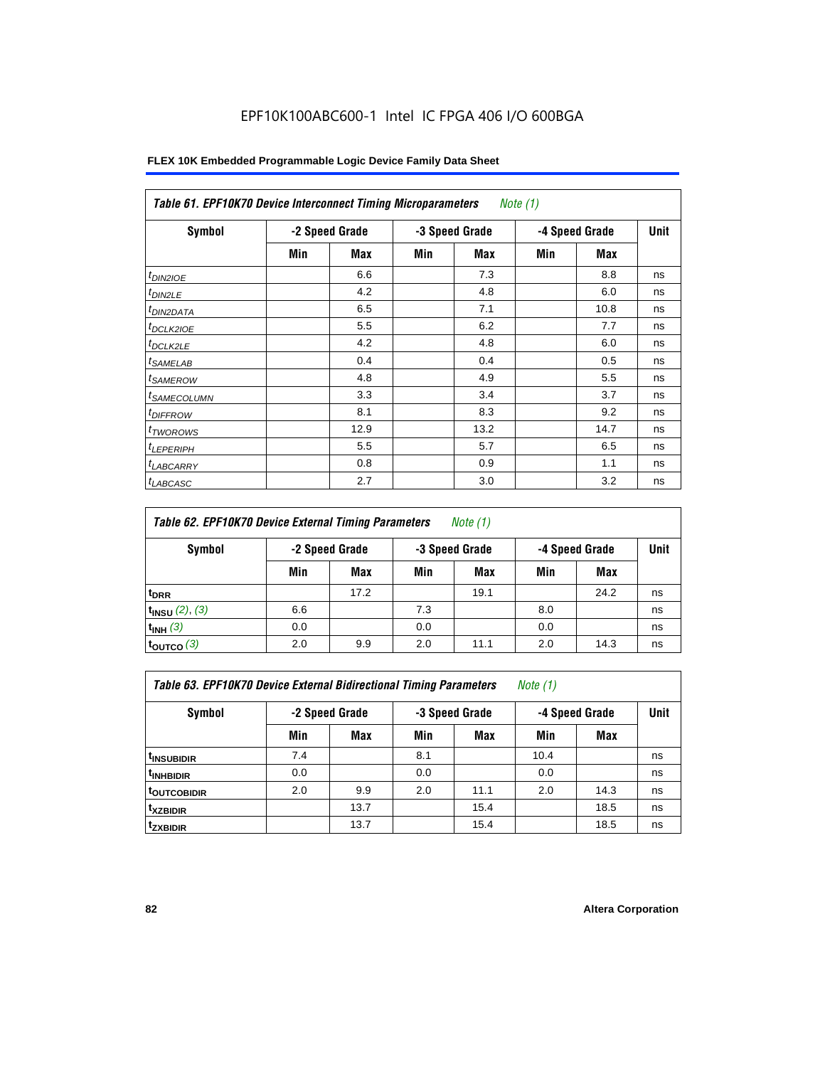EPF10K100ABC600-1 Intel IC FPGA 406 I/O 600BGA

**FLEX 10K Embedded Programmable Logic Device Family Data Sheet**

| *Table 61. EPF10K70 Device Interconnect Timing Microparameters Note (1)* | | | | | | | |
|---|---|---|---|---|---|---|---|
| **Symbol** | **-2 Speed Grade** | | **-3 Speed Grade** | | **-4 Speed Grade** | | **Unit** |
| | **Min** | **Max** | **Min** | **Max** | **Min** | **Max** | |
| $t_{DIN2IOE}$ | | 6.6 | | 7.3 | | 8.8 | ns |
| $t_{DIN2LE}$ | | 4.2 | | 4.8 | | 6.0 | ns |
| $t_{DIN2DATA}$ | | 6.5 | | 7.1 | | 10.8 | ns |
| $t_{DCLK2IOE}$ | | 5.5 | | 6.2 | | 7.7 | ns |
| $t_{DCLK2LE}$ | | 4.2 | | 4.8 | | 6.0 | ns |
| $t_{SAMELAB}$ | | 0.4 | | 0.4 | | 0.5 | ns |
| $t_{SAMEROW}$ | | 4.8 | | 4.9 | | 5.5 | ns |
| $t_{SAMECOLUMN}$ | | 3.3 | | 3.4 | | 3.7 | ns |
| $t_{DIFFROW}$ | | 8.1 | | 8.3 | | 9.2 | ns |
| $t_{TWOROWS}$ | | 12.9 | | 13.2 | | 14.7 | ns |
| $t_{LEPERIPH}$ | | 5.5 | | 5.7 | | 6.5 | ns |
| $t_{LABCARRY}$ | | 0.8 | | 0.9 | | 1.1 | ns |
| $t_{LABCASC}$ | | 2.7 | | 3.0 | | 3.2 | ns |

| *Table 62. EPF10K70 Device External Timing Parameters Note (1)* | | | | | | | |
|---|---|---|---|---|---|---|---|
| **Symbol** | **-2 Speed Grade** | | **-3 Speed Grade** | | **-4 Speed Grade** | | **Unit** |
| | **Min** | **Max** | **Min** | **Max** | **Min** | **Max** | |
| $t_{DRR}$ | | 17.2 | | 19.1 | | 24.2 | ns |
| $t_{INSU}$ (2), (3) | 6.6 | | 7.3 | | 8.0 | | ns |
| $t_{INH}$ (3) | 0.0 | | 0.0 | | 0.0 | | ns |
| $t_{OUTCO}$ (3) | 2.0 | 9.9 | 2.0 | 11.1 | 2.0 | 14.3 | ns |

| *Table 63. EPF10K70 Device External Bidirectional Timing Parameters Note (1)* | | | | | | | |
|---|---|---|---|---|---|---|---|
| **Symbol** | **-2 Speed Grade** | | **-3 Speed Grade** | | **-4 Speed Grade** | | **Unit** |
| | **Min** | **Max** | **Min** | **Max** | **Min** | **Max** | |
| $t_{INSUBIDIR}$ | 7.4 | | 8.1 | | 10.4 | | ns |
| $t_{INHBIDIR}$ | 0.0 | | 0.0 | | 0.0 | | ns |
| $t_{OUTCOBIDIR}$ | 2.0 | 9.9 | 2.0 | 11.1 | 2.0 | 14.3 | ns |
| $t_{XZBIDIR}$ | | 13.7 | | 15.4 | | 18.5 | ns |
| $t_{ZXBIDIR}$ | | 13.7 | | 15.4 | | 18.5 | ns |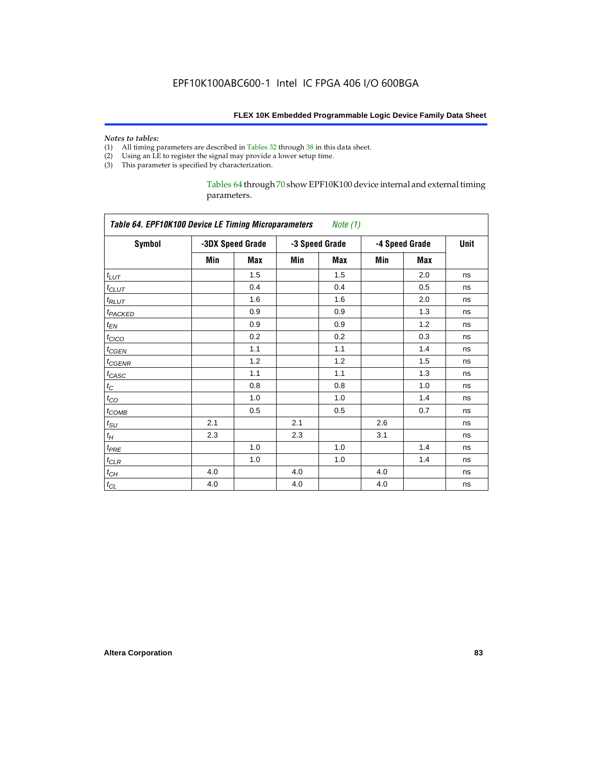*Notes to tables:*

(1) All timing parameters are described in Tables 32 through 38 in this data sheet.
(2) Using an LE to register the signal may provide a lower setup time.
(3) This parameter is specified by characterization.

Tables 64 through 70 show EPF10K100 device internal and external timing parameters.

| *Table 64. EPF10K100 Device LE Timing Microparameters* *Note (1)* | | | | | | | |
|---|---|---|---|---|---|---|---|
| **Symbol** | **-3DX Speed Grade** | | **-3 Speed Grade** | | **-4 Speed Grade** | | **Unit** |
| | **Min** | **Max** | **Min** | **Max** | **Min** | **Max** | |
| $t_{LUT}$ | | 1.5 | | 1.5 | | 2.0 | ns |
| $t_{CLUT}$ | | 0.4 | | 0.4 | | 0.5 | ns |
| $t_{RLUT}$ | | 1.6 | | 1.6 | | 2.0 | ns |
| $t_{PACKED}$ | | 0.9 | | 0.9 | | 1.3 | ns |
| $t_{EN}$ | | 0.9 | | 0.9 | | 1.2 | ns |
| $t_{CICO}$ | | 0.2 | | 0.2 | | 0.3 | ns |
| $t_{CGEN}$ | | 1.1 | | 1.1 | | 1.4 | ns |
| $t_{CGENR}$ | | 1.2 | | 1.2 | | 1.5 | ns |
| $t_{CASC}$ | | 1.1 | | 1.1 | | 1.3 | ns |
| $t_{C}$ | | 0.8 | | 0.8 | | 1.0 | ns |
| $t_{CO}$ | | 1.0 | | 1.0 | | 1.4 | ns |
| $t_{COMB}$ | | 0.5 | | 0.5 | | 0.7 | ns |
| $t_{SU}$ | 2.1 | | 2.1 | | 2.6 | | ns |
| $t_{H}$ | 2.3 | | 2.3 | | 3.1 | | ns |
| $t_{PRE}$ | | 1.0 | | 1.0 | | 1.4 | ns |
| $t_{CLR}$ | | 1.0 | | 1.0 | | 1.4 | ns |
| $t_{CH}$ | 4.0 | | 4.0 | | 4.0 | | ns |
| $t_{CL}$ | 4.0 | | 4.0 | | 4.0 | | ns |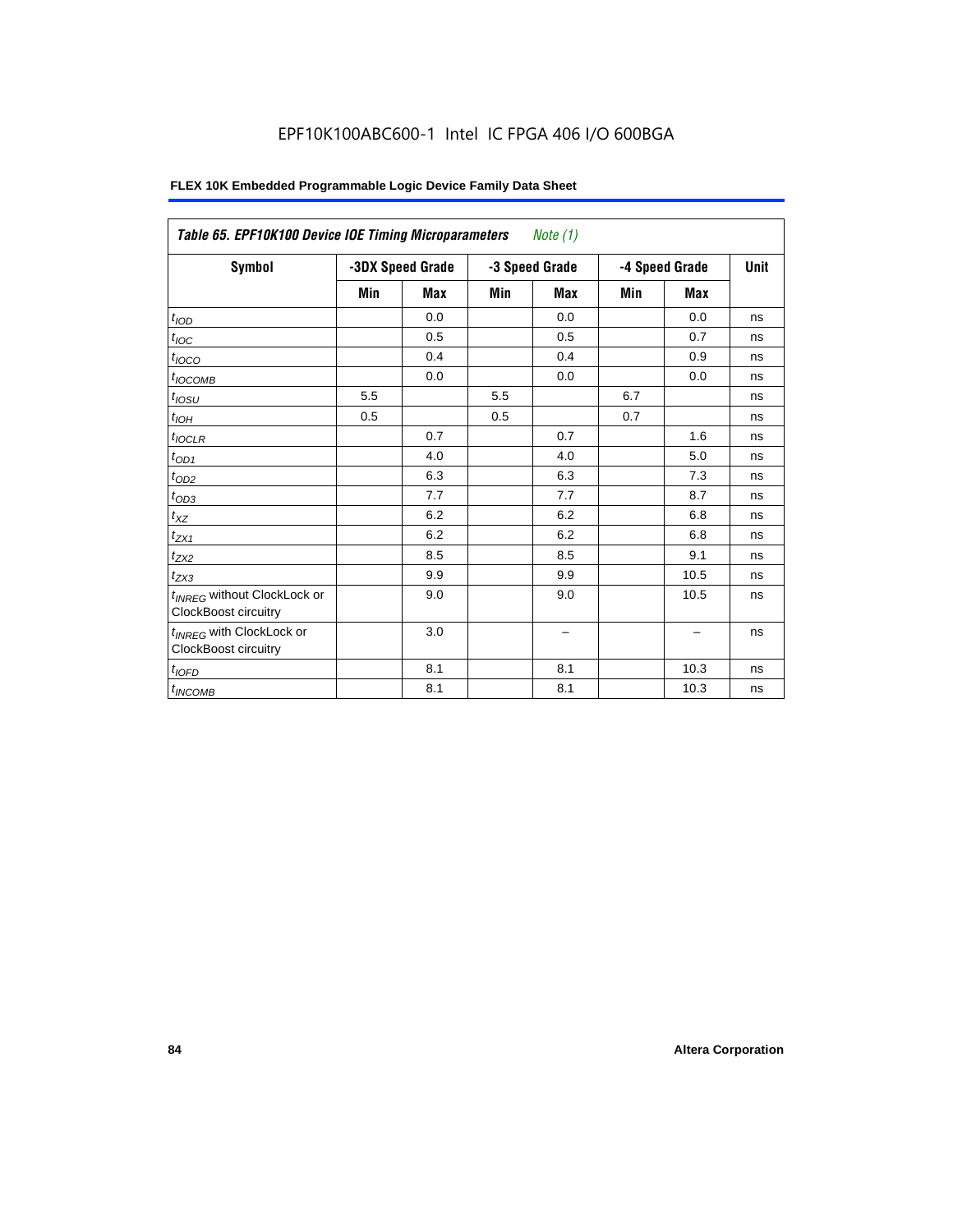EPF10K100ABC600-1 Intel IC FPGA 406 I/O 600BGA

| Table 65. EPF10K100 Device IOE Timing Microparameters *Note (1)* | | | | | | | |
|---|---|---|---|---|---|---|---|
| Symbol | -3DX Speed Grade | | -3 Speed Grade | | -4 Speed Grade | | Unit |
| | Min | Max | Min | Max | Min | Max | |
| $t_{IOD}$ | | 0.0 | | 0.0 | | 0.0 | ns |
| $t_{IOC}$ | | 0.5 | | 0.5 | | 0.7 | ns |
| $t_{IOCO}$ | | 0.4 | | 0.4 | | 0.9 | ns |
| $t_{IOCOMB}$ | | 0.0 | | 0.0 | | 0.0 | ns |
| $t_{IOSU}$ | 5.5 | | 5.5 | | 6.7 | | ns |
| $t_{IOH}$ | 0.5 | | 0.5 | | 0.7 | | ns |
| $t_{IOCLR}$ | | 0.7 | | 0.7 | | 1.6 | ns |
| $t_{OD1}$ | | 4.0 | | 4.0 | | 5.0 | ns |
| $t_{OD2}$ | | 6.3 | | 6.3 | | 7.3 | ns |
| $t_{OD3}$ | | 7.7 | | 7.7 | | 8.7 | ns |
| $t_{XZ}$ | | 6.2 | | 6.2 | | 6.8 | ns |
| $t_{ZX1}$ | | 6.2 | | 6.2 | | 6.8 | ns |
| $t_{ZX2}$ | | 8.5 | | 8.5 | | 9.1 | ns |
| $t_{ZX3}$ | | 9.9 | | 9.9 | | 10.5 | ns |
| $t_{INREG}$ without ClockLock or ClockBoost circuitry | | 9.0 | | 9.0 | | 10.5 | ns |
| $t_{INREG}$ with ClockLock or ClockBoost circuitry | | 3.0 | | – | | – | ns |
| $t_{IOFD}$ | | 8.1 | | 8.1 | | 10.3 | ns |
| $t_{INCOMB}$ | | 8.1 | | 8.1 | | 10.3 | ns |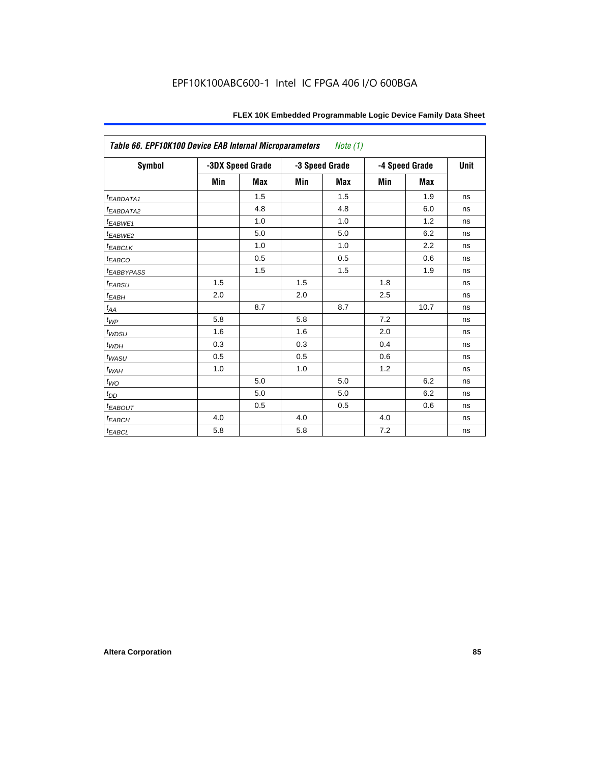| Table 66. EPF10K100 Device EAB Internal Microparameters *Note (1)* | | | | | | | |
|---|---|---|---|---|---|---|---|
| Symbol | -3DX Speed Grade | | -3 Speed Grade | | -4 Speed Grade | | Unit |
| | Min | Max | Min | Max | Min | Max | |
| $t_{EABDATA1}$ | | 1.5 | | 1.5 | | 1.9 | ns |
| $t_{EABDATA2}$ | | 4.8 | | 4.8 | | 6.0 | ns |
| $t_{EABWE1}$ | | 1.0 | | 1.0 | | 1.2 | ns |
| $t_{EABWE2}$ | | 5.0 | | 5.0 | | 6.2 | ns |
| $t_{EABCLK}$ | | 1.0 | | 1.0 | | 2.2 | ns |
| $t_{EABCO}$ | | 0.5 | | 0.5 | | 0.6 | ns |
| $t_{EABBYPASS}$ | | 1.5 | | 1.5 | | 1.9 | ns |
| $t_{EABSU}$ | 1.5 | | 1.5 | | 1.8 | | ns |
| $t_{EABH}$ | 2.0 | | 2.0 | | 2.5 | | ns |
| $t_{AA}$ | | 8.7 | | 8.7 | | 10.7 | ns |
| $t_{WP}$ | 5.8 | | 5.8 | | 7.2 | | ns |
| $t_{WDSU}$ | 1.6 | | 1.6 | | 2.0 | | ns |
| $t_{WDH}$ | 0.3 | | 0.3 | | 0.4 | | ns |
| $t_{WASU}$ | 0.5 | | 0.5 | | 0.6 | | ns |
| $t_{WAH}$ | 1.0 | | 1.0 | | 1.2 | | ns |
| $t_{WO}$ | | 5.0 | | 5.0 | | 6.2 | ns |
| $t_{DD}$ | | 5.0 | | 5.0 | | 6.2 | ns |
| $t_{EABOUT}$ | | 0.5 | | 0.5 | | 0.6 | ns |
| $t_{EABCH}$ | 4.0 | | 4.0 | | 4.0 | | ns |
| $t_{EABCL}$ | 5.8 | | 5.8 | | 7.2 | | ns |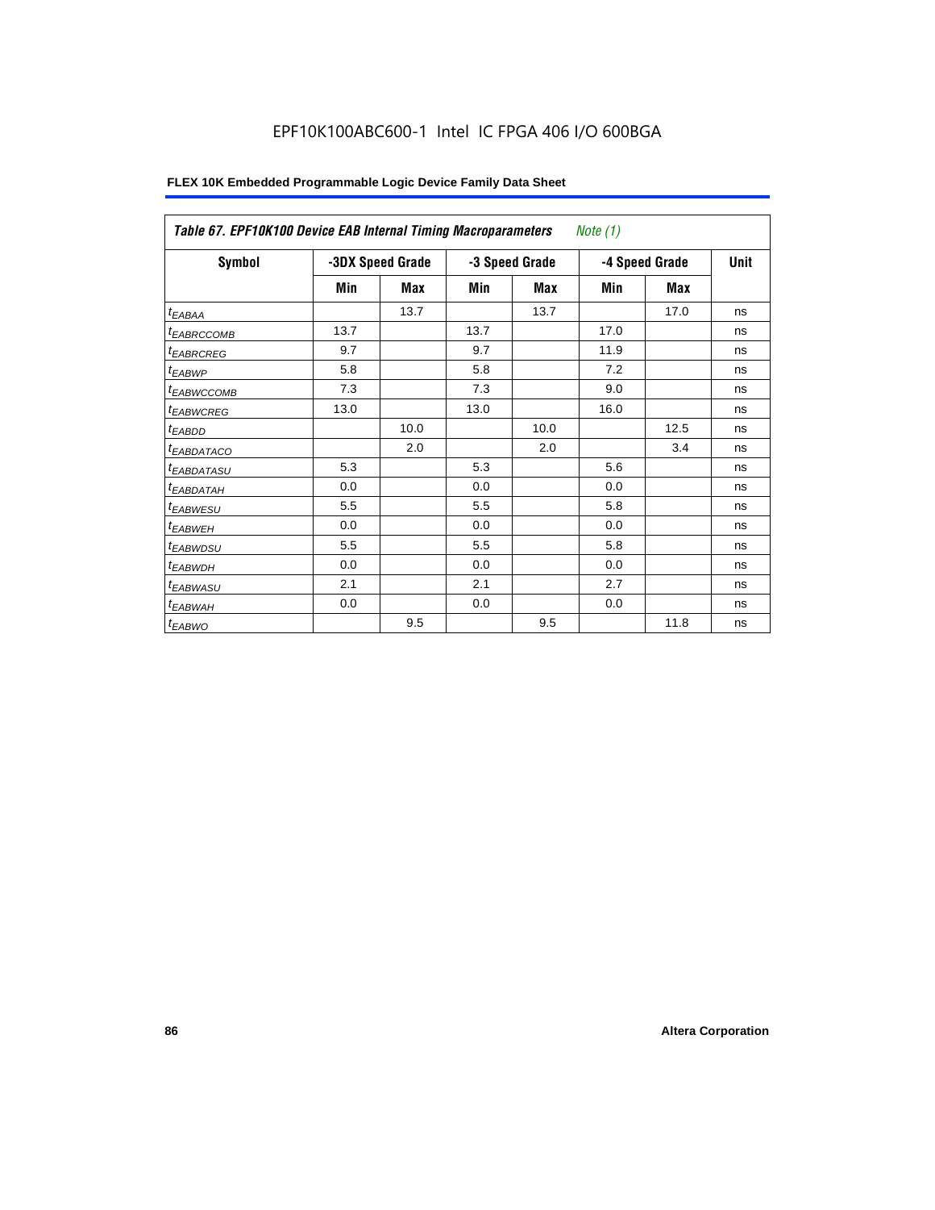EPF10K100ABC600-1 Intel IC FPGA 406 I/O 600BGA

**FLEX 10K Embedded Programmable Logic Device Family Data Sheet**

| *Table 67. EPF10K100 Device EAB Internal Timing Macroparameters* *Note (1)* | | | | | | | |
|---|---|---|---|---|---|---|---|
| **Symbol** | **-3DX Speed Grade** | | **-3 Speed Grade** | | **-4 Speed Grade** | | **Unit** |
| | **Min** | **Max** | **Min** | **Max** | **Min** | **Max** | |
| $t_{EABAA}$ | | 13.7 | | 13.7 | | 17.0 | ns |
| $t_{EABRCCOMB}$ | 13.7 | | 13.7 | | 17.0 | | ns |
| $t_{EABRCREG}$ | 9.7 | | 9.7 | | 11.9 | | ns |
| $t_{EABWP}$ | 5.8 | | 5.8 | | 7.2 | | ns |
| $t_{EABWCCOMB}$ | 7.3 | | 7.3 | | 9.0 | | ns |
| $t_{EABWCREG}$ | 13.0 | | 13.0 | | 16.0 | | ns |
| $t_{EABDD}$ | | 10.0 | | 10.0 | | 12.5 | ns |
| $t_{EABDATACO}$ | | 2.0 | | 2.0 | | 3.4 | ns |
| $t_{EABDATASU}$ | 5.3 | | 5.3 | | 5.6 | | ns |
| $t_{EABDATAH}$ | 0.0 | | 0.0 | | 0.0 | | ns |
| $t_{EABWESU}$ | 5.5 | | 5.5 | | 5.8 | | ns |
| $t_{EABWEH}$ | 0.0 | | 0.0 | | 0.0 | | ns |
| $t_{EABWDSU}$ | 5.5 | | 5.5 | | 5.8 | | ns |
| $t_{EABWDH}$ | 0.0 | | 0.0 | | 0.0 | | ns |
| $t_{EABWASU}$ | 2.1 | | 2.1 | | 2.7 | | ns |
| $t_{EABWAH}$ | 0.0 | | 0.0 | | 0.0 | | ns |
| $t_{EABWO}$ | | 9.5 | | 9.5 | | 11.8 | ns |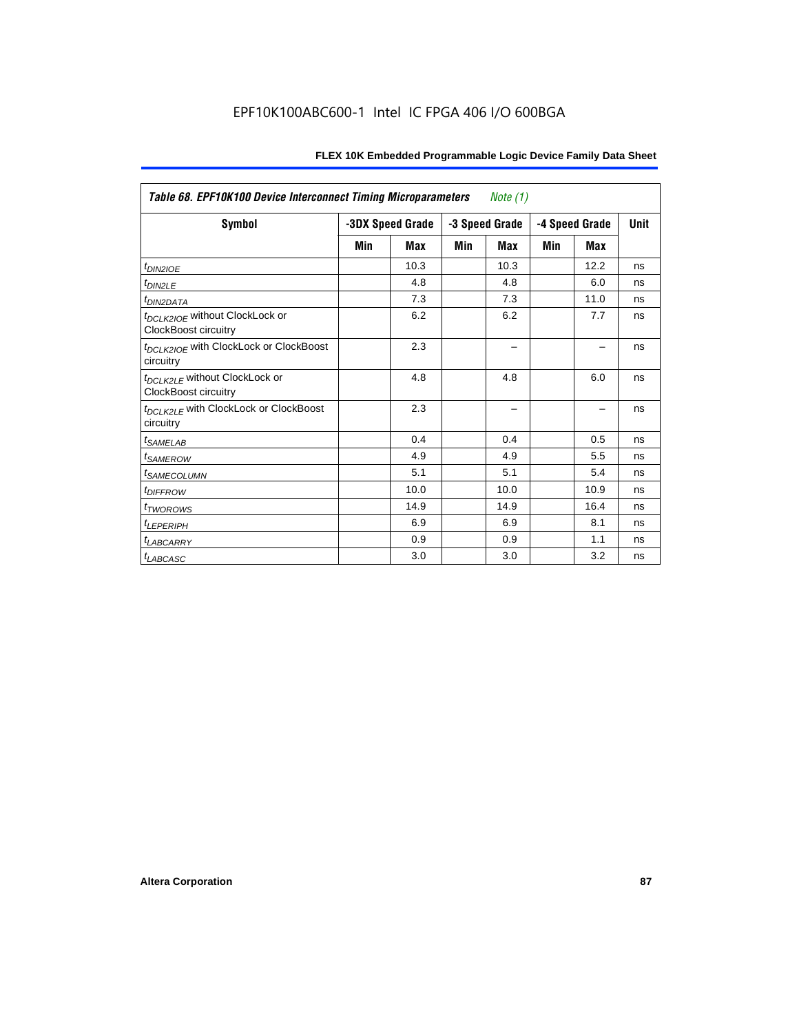| *Table 68. EPF10K100 Device Interconnect Timing Microparameters* *Note (1)* | | | | | | | |
|---|---|---|---|---|---|---|---|
| **Symbol** | **-3DX Speed Grade** | | **-3 Speed Grade** | | **-4 Speed Grade** | | **Unit** |
| | **Min** | **Max** | **Min** | **Max** | **Min** | **Max** | |
| $t_{DIN2IOE}$ | | 10.3 | | 10.3 | | 12.2 | ns |
| $t_{DIN2LE}$ | | 4.8 | | 4.8 | | 6.0 | ns |
| $t_{DIN2DATA}$ | | 7.3 | | 7.3 | | 11.0 | ns |
| $t_{DCLK2IOE}$ without ClockLock or ClockBoost circuitry | | 6.2 | | 6.2 | | 7.7 | ns |
| $t_{DCLK2IOE}$ with ClockLock or ClockBoost circuitry | | 2.3 | | – | | – | ns |
| $t_{DCLK2LE}$ without ClockLock or ClockBoost circuitry | | 4.8 | | 4.8 | | 6.0 | ns |
| $t_{DCLK2LE}$ with ClockLock or ClockBoost circuitry | | 2.3 | | – | | – | ns |
| $t_{SAMELAB}$ | | 0.4 | | 0.4 | | 0.5 | ns |
| $t_{SAMEROW}$ | | 4.9 | | 4.9 | | 5.5 | ns |
| $t_{SAMECOLUMN}$ | | 5.1 | | 5.1 | | 5.4 | ns |
| $t_{DIFFROW}$ | | 10.0 | | 10.0 | | 10.9 | ns |
| $t_{TWOROWS}$ | | 14.9 | | 14.9 | | 16.4 | ns |
| $t_{LEPERIPH}$ | | 6.9 | | 6.9 | | 8.1 | ns |
| $t_{LABCARRY}$ | | 0.9 | | 0.9 | | 1.1 | ns |
| $t_{LABCASC}$ | | 3.0 | | 3.0 | | 3.2 | ns |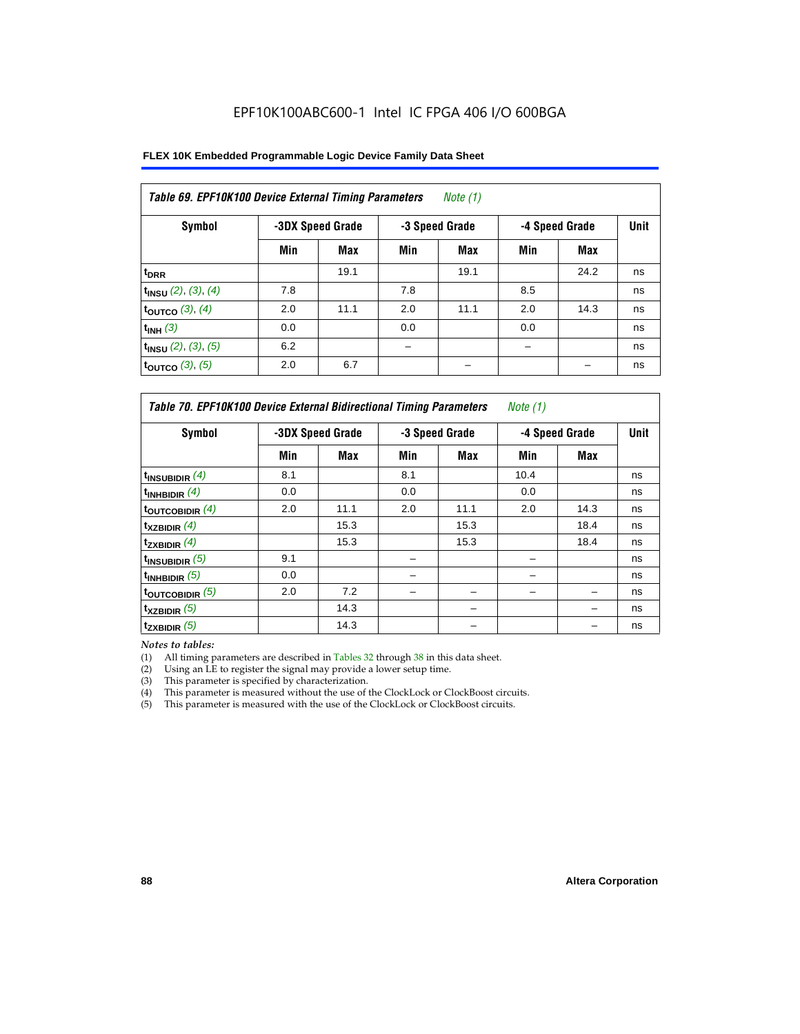EPF10K100ABC600-1 Intel IC FPGA 406 I/O 600BGA

**Table 69. EPF10K100 Device External Timing Parameters** *Note (1)*

| Symbol | -3DX Speed Grade | | -3 Speed Grade | | -4 Speed Grade | | Unit |
|---|---|---|---|---|---|---|---|
| | Min | Max | Min | Max | Min | Max | |
| $t_{DRR}$ | | 19.1 | | 19.1 | | 24.2 | ns |
| $t_{INSU}$ *(2), (3), (4)* | 7.8 | | 7.8 | | 8.5 | | ns |
| $t_{OUTCO}$ *(3), (4)* | 2.0 | 11.1 | 2.0 | 11.1 | 2.0 | 14.3 | ns |
| $t_{INH}$ *(3)* | 0.0 | | 0.0 | | 0.0 | | ns |
| $t_{INSU}$ *(2), (3), (5)* | 6.2 | | – | | – | | ns |
| $t_{OUTCO}$ *(3), (5)* | 2.0 | 6.7 | | – | | – | ns |

**Table 70. EPF10K100 Device External Bidirectional Timing Parameters** *Note (1)*

| Symbol | -3DX Speed Grade | | -3 Speed Grade | | -4 Speed Grade | | Unit |
|---|---|---|---|---|---|---|---|
| | Min | Max | Min | Max | Min | Max | |
| $t_{INSUBIDIR}$ *(4)* | 8.1 | | 8.1 | | 10.4 | | ns |
| $t_{INHBIDIR}$ *(4)* | 0.0 | | 0.0 | | 0.0 | | ns |
| $t_{OUTCOBIDIR}$ *(4)* | 2.0 | 11.1 | 2.0 | 11.1 | 2.0 | 14.3 | ns |
| $t_{XZBIDIR}$ *(4)* | | 15.3 | | 15.3 | | 18.4 | ns |
| $t_{ZXBIDIR}$ *(4)* | | 15.3 | | 15.3 | | 18.4 | ns |
| $t_{INSUBIDIR}$ *(5)* | 9.1 | | – | | – | | ns |
| $t_{INHBIDIR}$ *(5)* | 0.0 | | – | | – | | ns |
| $t_{OUTCOBIDIR}$ *(5)* | 2.0 | 7.2 | – | – | – | – | ns |
| $t_{XZBIDIR}$ *(5)* | | 14.3 | | – | | – | ns |
| $t_{ZXBIDIR}$ *(5)* | | 14.3 | | – | | – | ns |

*Notes to tables:*

(1) All timing parameters are described in Tables 32 through 38 in this data sheet.
(2) Using an LE to register the signal may provide a lower setup time.
(3) This parameter is specified by characterization.
(4) This parameter is measured without the use of the ClockLock or ClockBoost circuits.
(5) This parameter is measured with the use of the ClockLock or ClockBoost circuits.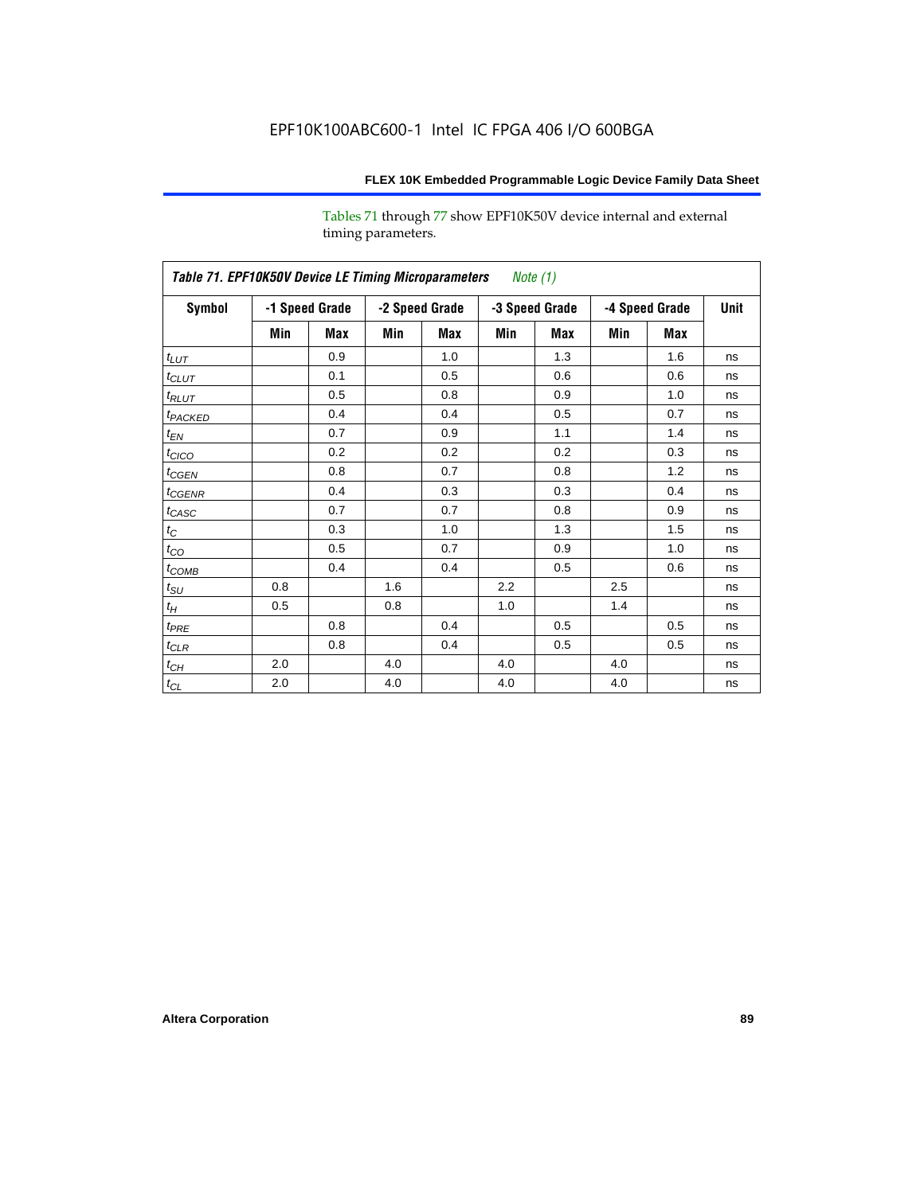Tables 71 through 77 show EPF10K50V device internal and external timing parameters.

| *Table 71. EPF10K50V Device LE Timing Microparameters* *Note (1)* | | | | | | | | | |
|---|---|---|---|---|---|---|---|---|---|
| **Symbol** | **-1 Speed Grade** | | **-2 Speed Grade** | | **-3 Speed Grade** | | **-4 Speed Grade** | | **Unit** |
| | **Min** | **Max** | **Min** | **Max** | **Min** | **Max** | **Min** | **Max** | |
| $t_{LUT}$ | | 0.9 | | 1.0 | | 1.3 | | 1.6 | ns |
| $t_{CLUT}$ | | 0.1 | | 0.5 | | 0.6 | | 0.6 | ns |
| $t_{RLUT}$ | | 0.5 | | 0.8 | | 0.9 | | 1.0 | ns |
| $t_{PACKED}$ | | 0.4 | | 0.4 | | 0.5 | | 0.7 | ns |
| $t_{EN}$ | | 0.7 | | 0.9 | | 1.1 | | 1.4 | ns |
| $t_{CICO}$ | | 0.2 | | 0.2 | | 0.2 | | 0.3 | ns |
| $t_{CGEN}$ | | 0.8 | | 0.7 | | 0.8 | | 1.2 | ns |
| $t_{CGENR}$ | | 0.4 | | 0.3 | | 0.3 | | 0.4 | ns |
| $t_{CASC}$ | | 0.7 | | 0.7 | | 0.8 | | 0.9 | ns |
| $t_C$ | | 0.3 | | 1.0 | | 1.3 | | 1.5 | ns |
| $t_{CO}$ | | 0.5 | | 0.7 | | 0.9 | | 1.0 | ns |
| $t_{COMB}$ | | 0.4 | | 0.4 | | 0.5 | | 0.6 | ns |
| $t_{SU}$ | 0.8 | | 1.6 | | 2.2 | | 2.5 | | ns |
| $t_H$ | 0.5 | | 0.8 | | 1.0 | | 1.4 | | ns |
| $t_{PRE}$ | | 0.8 | | 0.4 | | 0.5 | | 0.5 | ns |
| $t_{CLR}$ | | 0.8 | | 0.4 | | 0.5 | | 0.5 | ns |
| $t_{CH}$ | 2.0 | | 4.0 | | 4.0 | | 4.0 | | ns |
| $t_{CL}$ | 2.0 | | 4.0 | | 4.0 | | 4.0 | | ns |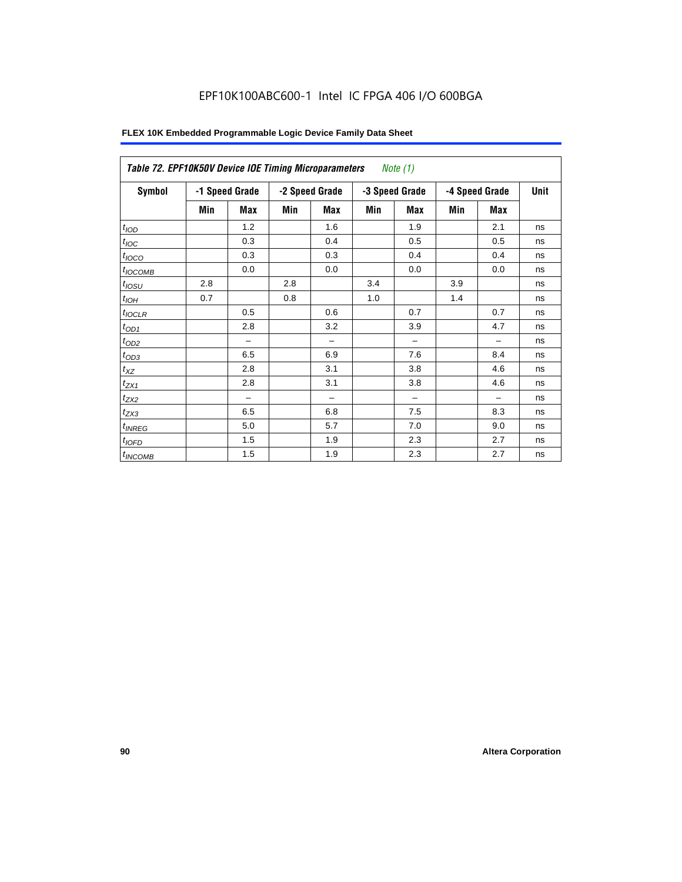EPF10K100ABC600-1 Intel IC FPGA 406 I/O 600BGA

**FLEX 10K Embedded Programmable Logic Device Family Data Sheet**

| *Table 72. EPF10K50V Device IOE Timing Microparameters* *Note (1)* | | | | | | | | | |
|---|---|---|---|---|---|---|---|---|---|
| **Symbol** | **-1 Speed Grade** | | **-2 Speed Grade** | | **-3 Speed Grade** | | **-4 Speed Grade** | | **Unit** |
| | **Min** | **Max** | **Min** | **Max** | **Min** | **Max** | **Min** | **Max** | |
| $t_{IOD}$ | | 1.2 | | 1.6 | | 1.9 | | 2.1 | ns |
| $t_{IOC}$ | | 0.3 | | 0.4 | | 0.5 | | 0.5 | ns |
| $t_{IOCO}$ | | 0.3 | | 0.3 | | 0.4 | | 0.4 | ns |
| $t_{IOCOMB}$ | | 0.0 | | 0.0 | | 0.0 | | 0.0 | ns |
| $t_{IOSU}$ | 2.8 | | 2.8 | | 3.4 | | 3.9 | | ns |
| $t_{IOH}$ | 0.7 | | 0.8 | | 1.0 | | 1.4 | | ns |
| $t_{IOCLR}$ | | 0.5 | | 0.6 | | 0.7 | | 0.7 | ns |
| $t_{OD1}$ | | 2.8 | | 3.2 | | 3.9 | | 4.7 | ns |
| $t_{OD2}$ | | – | | – | | – | | – | ns |
| $t_{OD3}$ | | 6.5 | | 6.9 | | 7.6 | | 8.4 | ns |
| $t_{XZ}$ | | 2.8 | | 3.1 | | 3.8 | | 4.6 | ns |
| $t_{ZX1}$ | | 2.8 | | 3.1 | | 3.8 | | 4.6 | ns |
| $t_{ZX2}$ | | – | | – | | – | | – | ns |
| $t_{ZX3}$ | | 6.5 | | 6.8 | | 7.5 | | 8.3 | ns |
| $t_{INREG}$ | | 5.0 | | 5.7 | | 7.0 | | 9.0 | ns |
| $t_{IOFD}$ | | 1.5 | | 1.9 | | 2.3 | | 2.7 | ns |
| $t_{INCOMB}$ | | 1.5 | | 1.9 | | 2.3 | | 2.7 | ns |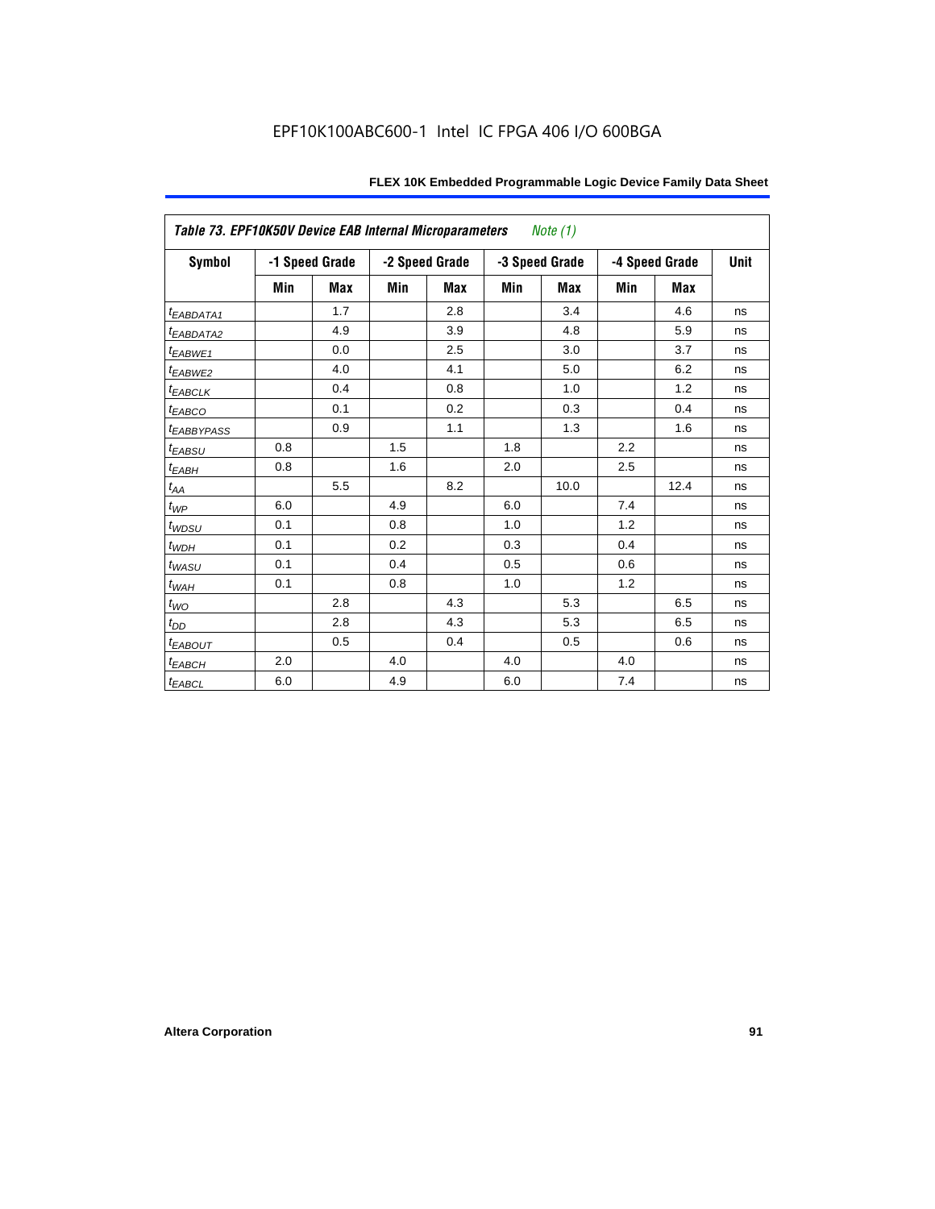EPF10K100ABC600-1 Intel IC FPGA 406 I/O 600BGA

| *Table 73. EPF10K50V Device EAB Internal Microparameters Note (1)* | | | | | | | | | |
|---|---|---|---|---|---|---|---|---|---|
| **Symbol** | **-1 Speed Grade** | | **-2 Speed Grade** | | **-3 Speed Grade** | | **-4 Speed Grade** | | **Unit** |
| | **Min** | **Max** | **Min** | **Max** | **Min** | **Max** | **Min** | **Max** | |
| $t_{EABDATA1}$ | | 1.7 | | 2.8 | | 3.4 | | 4.6 | ns |
| $t_{EABDATA2}$ | | 4.9 | | 3.9 | | 4.8 | | 5.9 | ns |
| $t_{EABWE1}$ | | 0.0 | | 2.5 | | 3.0 | | 3.7 | ns |
| $t_{EABWE2}$ | | 4.0 | | 4.1 | | 5.0 | | 6.2 | ns |
| $t_{EABCLK}$ | | 0.4 | | 0.8 | | 1.0 | | 1.2 | ns |
| $t_{EABCO}$ | | 0.1 | | 0.2 | | 0.3 | | 0.4 | ns |
| $t_{EABBYPASS}$ | | 0.9 | | 1.1 | | 1.3 | | 1.6 | ns |
| $t_{EABSU}$ | 0.8 | | 1.5 | | 1.8 | | 2.2 | | ns |
| $t_{EABH}$ | 0.8 | | 1.6 | | 2.0 | | 2.5 | | ns |
| $t_{AA}$ | | 5.5 | | 8.2 | | 10.0 | | 12.4 | ns |
| $t_{WP}$ | 6.0 | | 4.9 | | 6.0 | | 7.4 | | ns |
| $t_{WDSU}$ | 0.1 | | 0.8 | | 1.0 | | 1.2 | | ns |
| $t_{WDH}$ | 0.1 | | 0.2 | | 0.3 | | 0.4 | | ns |
| $t_{WASU}$ | 0.1 | | 0.4 | | 0.5 | | 0.6 | | ns |
| $t_{WAH}$ | 0.1 | | 0.8 | | 1.0 | | 1.2 | | ns |
| $t_{WO}$ | | 2.8 | | 4.3 | | 5.3 | | 6.5 | ns |
| $t_{DD}$ | | 2.8 | | 4.3 | | 5.3 | | 6.5 | ns |
| $t_{EABOUT}$ | | 0.5 | | 0.4 | | 0.5 | | 0.6 | ns |
| $t_{EABCH}$ | 2.0 | | 4.0 | | 4.0 | | 4.0 | | ns |
| $t_{EABCL}$ | 6.0 | | 4.9 | | 6.0 | | 7.4 | | ns |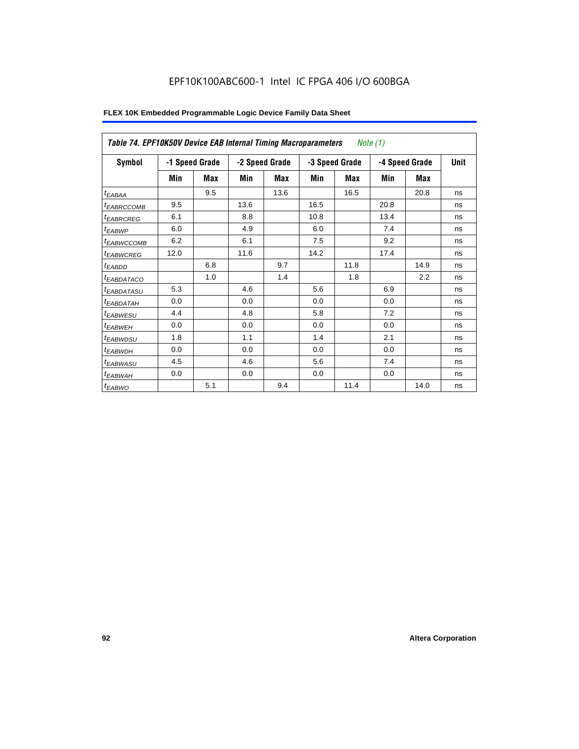# EPF10K100ABC600-1 Intel IC FPGA 406 I/O 600BGA

**FLEX 10K Embedded Programmable Logic Device Family Data Sheet**

| Table 74. EPF10K50V Device EAB Internal Timing Macroparameters *Note (1)* | | | | | | | | | |
|---|---|---|---|---|---|---|---|---|---|
| **Symbol** | **-1 Speed Grade** | | **-2 Speed Grade** | | **-3 Speed Grade** | | **-4 Speed Grade** | | **Unit** |
| | **Min** | **Max** | **Min** | **Max** | **Min** | **Max** | **Min** | **Max** | |
| $t_{EABAA}$ | | 9.5 | | 13.6 | | 16.5 | | 20.8 | ns |
| $t_{EABRCCOMB}$ | 9.5 | | 13.6 | | 16.5 | | 20.8 | | ns |
| $t_{EABRCREG}$ | 6.1 | | 8.8 | | 10.8 | | 13.4 | | ns |
| $t_{EABWP}$ | 6.0 | | 4.9 | | 6.0 | | 7.4 | | ns |
| $t_{EABWCCOMB}$ | 6.2 | | 6.1 | | 7.5 | | 9.2 | | ns |
| $t_{EABWCREG}$ | 12.0 | | 11.6 | | 14.2 | | 17.4 | | ns |
| $t_{EABDD}$ | | 6.8 | | 9.7 | | 11.8 | | 14.9 | ns |
| $t_{EABDATACO}$ | | 1.0 | | 1.4 | | 1.8 | | 2.2 | ns |
| $t_{EABDATASU}$ | 5.3 | | 4.6 | | 5.6 | | 6.9 | | ns |
| $t_{EABDATAH}$ | 0.0 | | 0.0 | | 0.0 | | 0.0 | | ns |
| $t_{EABWESU}$ | 4.4 | | 4.8 | | 5.8 | | 7.2 | | ns |
| $t_{EABWEH}$ | 0.0 | | 0.0 | | 0.0 | | 0.0 | | ns |
| $t_{EABWDSU}$ | 1.8 | | 1.1 | | 1.4 | | 2.1 | | ns |
| $t_{EABWDH}$ | 0.0 | | 0.0 | | 0.0 | | 0.0 | | ns |
| $t_{EABWASU}$ | 4.5 | | 4.6 | | 5.6 | | 7.4 | | ns |
| $t_{EABWAH}$ | 0.0 | | 0.0 | | 0.0 | | 0.0 | | ns |
| $t_{EABWO}$ | | 5.1 | | 9.4 | | 11.4 | | 14.0 | ns |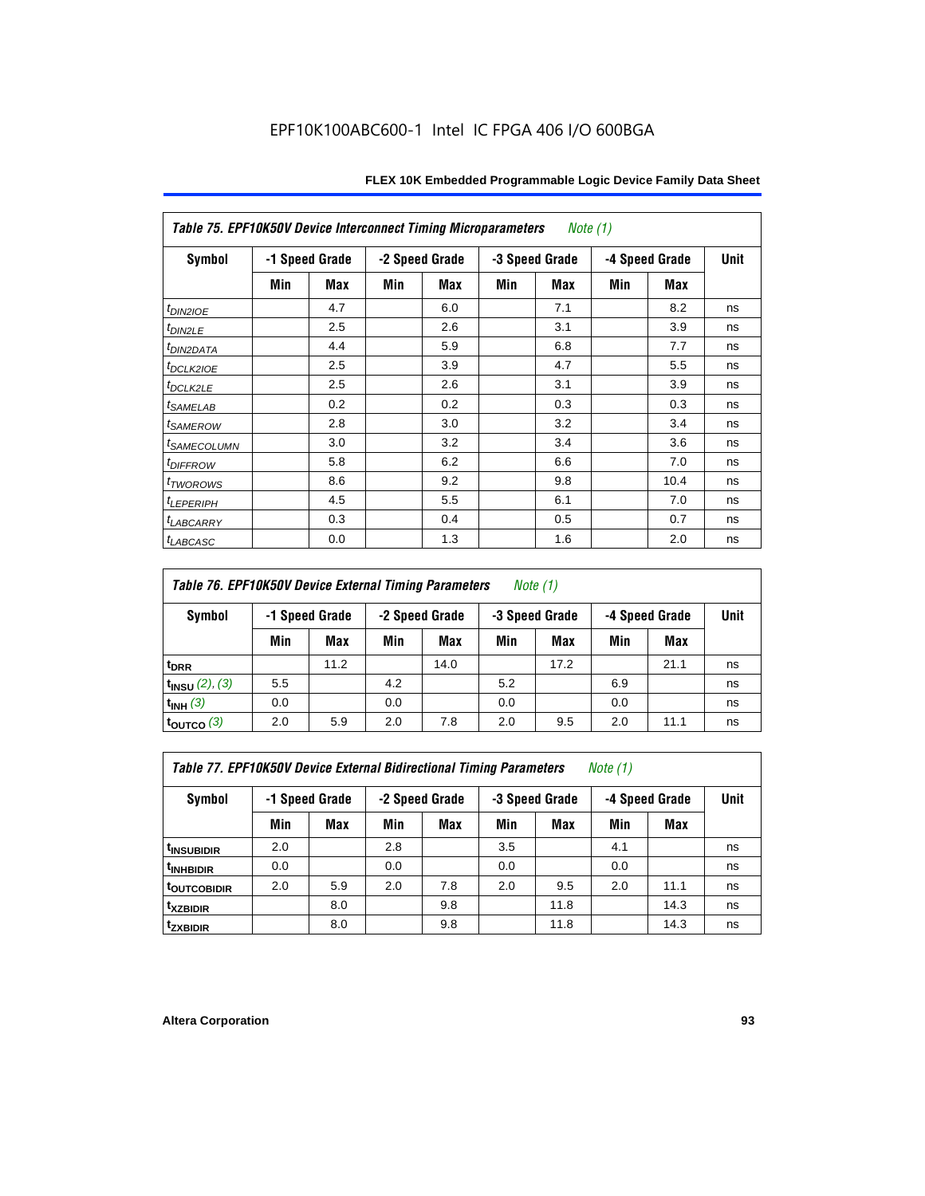**Table 75. EPF10K50V Device Interconnect Timing Microparameters** *Note (1)*

| Symbol | -1 Speed Grade | | -2 Speed Grade | | -3 Speed Grade | | -4 Speed Grade | | Unit |
|---|---|---|---|---|---|---|---|---|---|
| | Min | Max | Min | Max | Min | Max | Min | Max | |
| $t_{DIN2IOE}$ | | 4.7 | | 6.0 | | 7.1 | | 8.2 | ns |
| $t_{DIN2LE}$ | | 2.5 | | 2.6 | | 3.1 | | 3.9 | ns |
| $t_{DIN2DATA}$ | | 4.4 | | 5.9 | | 6.8 | | 7.7 | ns |
| $t_{DCLK2IOE}$ | | 2.5 | | 3.9 | | 4.7 | | 5.5 | ns |
| $t_{DCLK2LE}$ | | 2.5 | | 2.6 | | 3.1 | | 3.9 | ns |
| $t_{SAMELAB}$ | | 0.2 | | 0.2 | | 0.3 | | 0.3 | ns |
| $t_{SAMEROW}$ | | 2.8 | | 3.0 | | 3.2 | | 3.4 | ns |
| $t_{SAMECOLUMN}$ | | 3.0 | | 3.2 | | 3.4 | | 3.6 | ns |
| $t_{DIFFROW}$ | | 5.8 | | 6.2 | | 6.6 | | 7.0 | ns |
| $t_{TWOROWS}$ | | 8.6 | | 9.2 | | 9.8 | | 10.4 | ns |
| $t_{LEPERIPH}$ | | 4.5 | | 5.5 | | 6.1 | | 7.0 | ns |
| $t_{LABCARRY}$ | | 0.3 | | 0.4 | | 0.5 | | 0.7 | ns |
| $t_{LABCASC}$ | | 0.0 | | 1.3 | | 1.6 | | 2.0 | ns |

**Table 76. EPF10K50V Device External Timing Parameters** *Note (1)*

| Symbol | -1 Speed Grade | | -2 Speed Grade | | -3 Speed Grade | | -4 Speed Grade | | Unit |
|---|---|---|---|---|---|---|---|---|---|
| | Min | Max | Min | Max | Min | Max | Min | Max | |
| $t_{DRR}$ | | 11.2 | | 14.0 | | 17.2 | | 21.1 | ns |
| $t_{INSU}$ *(2), (3)* | 5.5 | | 4.2 | | 5.2 | | 6.9 | | ns |
| $t_{INH}$ *(3)* | 0.0 | | 0.0 | | 0.0 | | 0.0 | | ns |
| $t_{OUTCO}$ *(3)* | 2.0 | 5.9 | 2.0 | 7.8 | 2.0 | 9.5 | 2.0 | 11.1 | ns |

**Table 77. EPF10K50V Device External Bidirectional Timing Parameters** *Note (1)*

| Symbol | -1 Speed Grade | | -2 Speed Grade | | -3 Speed Grade | | -4 Speed Grade | | Unit |
|---|---|---|---|---|---|---|---|---|---|
| | Min | Max | Min | Max | Min | Max | Min | Max | |
| $t_{INSUBIDIR}$ | 2.0 | | 2.8 | | 3.5 | | 4.1 | | ns |
| $t_{INHBIDIR}$ | 0.0 | | 0.0 | | 0.0 | | 0.0 | | ns |
| $t_{OUTCOBIDIR}$ | 2.0 | 5.9 | 2.0 | 7.8 | 2.0 | 9.5 | 2.0 | 11.1 | ns |
| $t_{XZBIDIR}$ | | 8.0 | | 9.8 | | 11.8 | | 14.3 | ns |
| $t_{ZXBIDIR}$ | | 8.0 | | 9.8 | | 11.8 | | 14.3 | ns |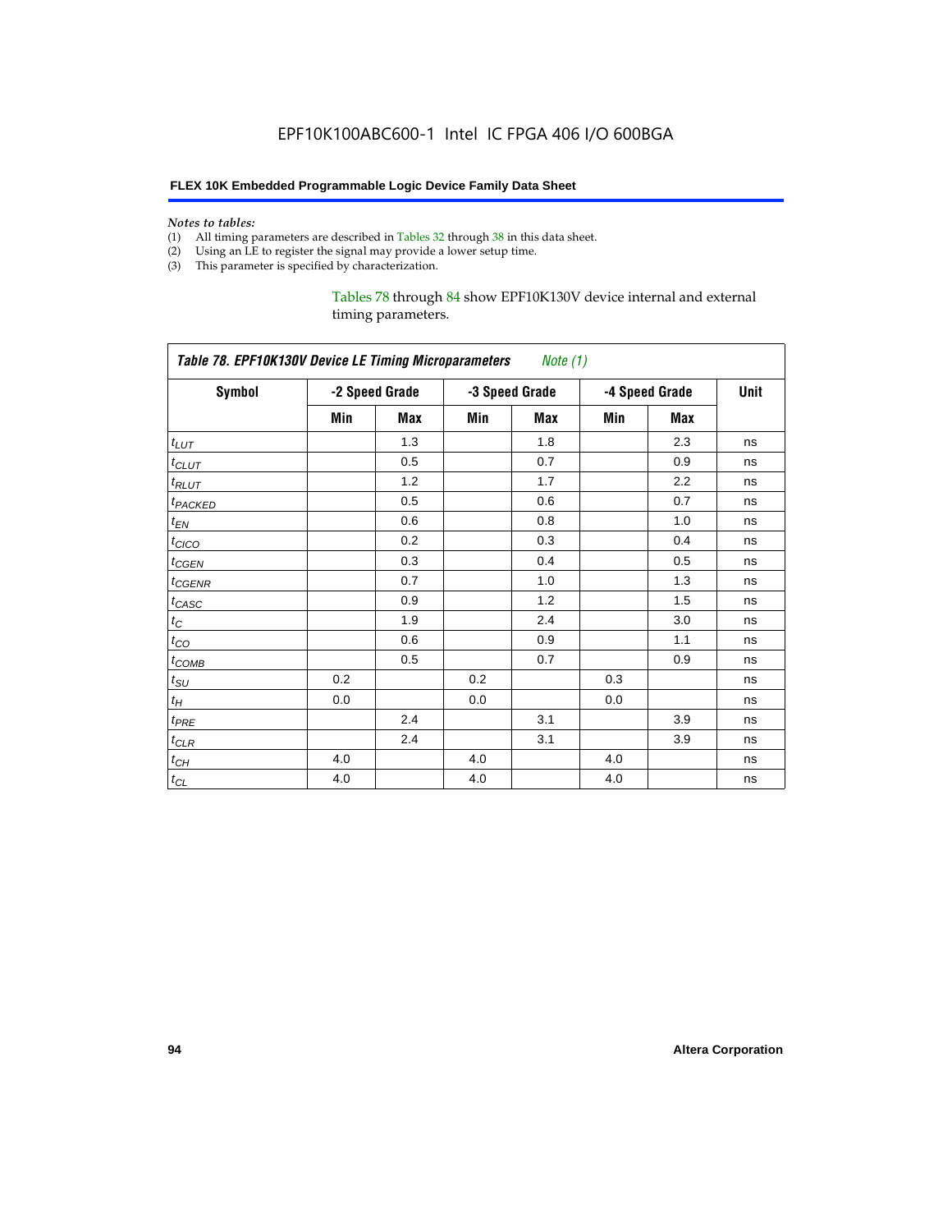*Notes to tables:*

(1) All timing parameters are described in Tables 32 through 38 in this data sheet.
(2) Using an LE to register the signal may provide a lower setup time.
(3) This parameter is specified by characterization.

Tables 78 through 84 show EPF10K130V device internal and external timing parameters.

| *Table 78. EPF10K130V Device LE Timing Microparameters Note (1)* | | | | | | | |
|---|---|---|---|---|---|---|---|
| **Symbol** | **-2 Speed Grade** | | **-3 Speed Grade** | | **-4 Speed Grade** | | **Unit** |
| | **Min** | **Max** | **Min** | **Max** | **Min** | **Max** | |
| $t_{LUT}$ | | 1.3 | | 1.8 | | 2.3 | ns |
| $t_{CLUT}$ | | 0.5 | | 0.7 | | 0.9 | ns |
| $t_{RLUT}$ | | 1.2 | | 1.7 | | 2.2 | ns |
| $t_{PACKED}$ | | 0.5 | | 0.6 | | 0.7 | ns |
| $t_{EN}$ | | 0.6 | | 0.8 | | 1.0 | ns |
| $t_{CICO}$ | | 0.2 | | 0.3 | | 0.4 | ns |
| $t_{CGEN}$ | | 0.3 | | 0.4 | | 0.5 | ns |
| $t_{CGENR}$ | | 0.7 | | 1.0 | | 1.3 | ns |
| $t_{CASC}$ | | 0.9 | | 1.2 | | 1.5 | ns |
| $t_{C}$ | | 1.9 | | 2.4 | | 3.0 | ns |
| $t_{CO}$ | | 0.6 | | 0.9 | | 1.1 | ns |
| $t_{COMB}$ | | 0.5 | | 0.7 | | 0.9 | ns |
| $t_{SU}$ | 0.2 | | 0.2 | | 0.3 | | ns |
| $t_{H}$ | 0.0 | | 0.0 | | 0.0 | | ns |
| $t_{PRE}$ | | 2.4 | | 3.1 | | 3.9 | ns |
| $t_{CLR}$ | | 2.4 | | 3.1 | | 3.9 | ns |
| $t_{CH}$ | 4.0 | | 4.0 | | 4.0 | | ns |
| $t_{CL}$ | 4.0 | | 4.0 | | 4.0 | | ns |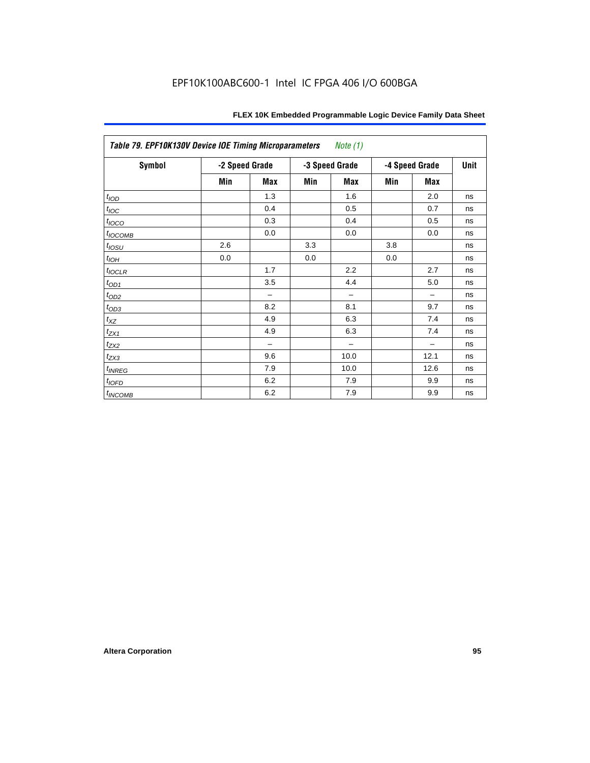| *Table 79. EPF10K130V Device IOE Timing Microparameters* *Note (1)* | | | | | | | |
|---|---|---|---|---|---|---|---|
| **Symbol** | **-2 Speed Grade** | | **-3 Speed Grade** | | **-4 Speed Grade** | | **Unit** |
| | **Min** | **Max** | **Min** | **Max** | **Min** | **Max** | |
| $t_{IOD}$ | | 1.3 | | 1.6 | | 2.0 | ns |
| $t_{IOC}$ | | 0.4 | | 0.5 | | 0.7 | ns |
| $t_{IOCO}$ | | 0.3 | | 0.4 | | 0.5 | ns |
| $t_{IOCOMB}$ | | 0.0 | | 0.0 | | 0.0 | ns |
| $t_{IOSU}$ | 2.6 | | 3.3 | | 3.8 | | ns |
| $t_{IOH}$ | 0.0 | | 0.0 | | 0.0 | | ns |
| $t_{IOCLR}$ | | 1.7 | | 2.2 | | 2.7 | ns |
| $t_{OD1}$ | | 3.5 | | 4.4 | | 5.0 | ns |
| $t_{OD2}$ | | – | | – | | – | ns |
| $t_{OD3}$ | | 8.2 | | 8.1 | | 9.7 | ns |
| $t_{XZ}$ | | 4.9 | | 6.3 | | 7.4 | ns |
| $t_{ZX1}$ | | 4.9 | | 6.3 | | 7.4 | ns |
| $t_{ZX2}$ | | – | | – | | – | ns |
| $t_{ZX3}$ | | 9.6 | | 10.0 | | 12.1 | ns |
| $t_{INREG}$ | | 7.9 | | 10.0 | | 12.6 | ns |
| $t_{IOFD}$ | | 6.2 | | 7.9 | | 9.9 | ns |
| $t_{INCOMB}$ | | 6.2 | | 7.9 | | 9.9 | ns |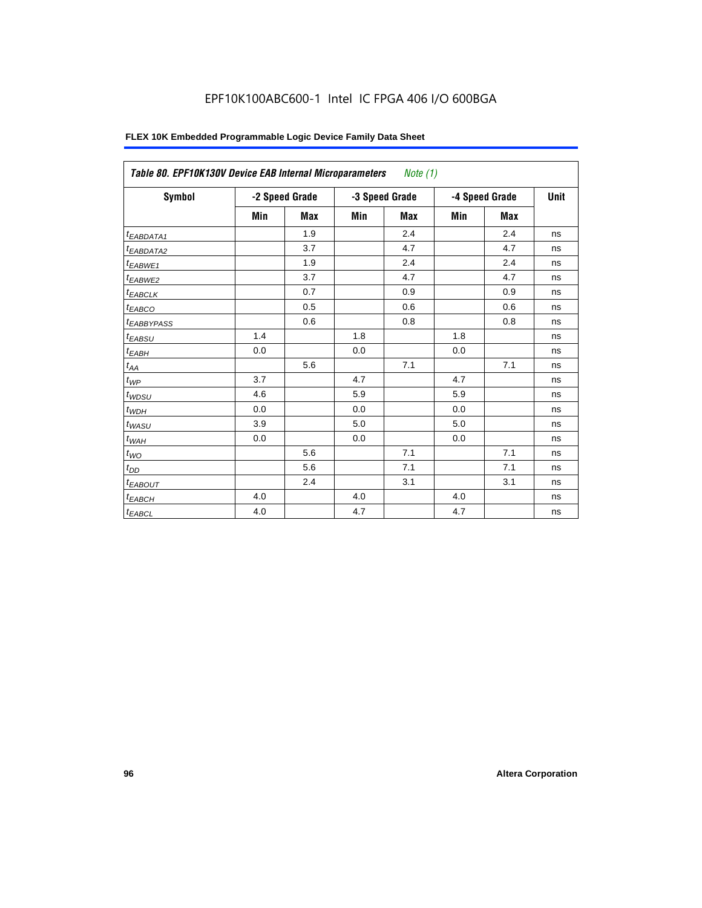| *Table 80. EPF10K130V Device EAB Internal Microparameters* *Note (1)* | | | | | | | |
|---|---|---|---|---|---|---|---|
| Symbol | -2 Speed Grade | | -3 Speed Grade | | -4 Speed Grade | | Unit |
| | Min | Max | Min | Max | Min | Max | |
| $t_{EABDATA1}$ | | 1.9 | | 2.4 | | 2.4 | ns |
| $t_{EABDATA2}$ | | 3.7 | | 4.7 | | 4.7 | ns |
| $t_{EABWE1}$ | | 1.9 | | 2.4 | | 2.4 | ns |
| $t_{EABWE2}$ | | 3.7 | | 4.7 | | 4.7 | ns |
| $t_{EABCLK}$ | | 0.7 | | 0.9 | | 0.9 | ns |
| $t_{EABCO}$ | | 0.5 | | 0.6 | | 0.6 | ns |
| $t_{EABBYPASS}$ | | 0.6 | | 0.8 | | 0.8 | ns |
| $t_{EABSU}$ | 1.4 | | 1.8 | | 1.8 | | ns |
| $t_{EABH}$ | 0.0 | | 0.0 | | 0.0 | | ns |
| $t_{AA}$ | | 5.6 | | 7.1 | | 7.1 | ns |
| $t_{WP}$ | 3.7 | | 4.7 | | 4.7 | | ns |
| $t_{WDSU}$ | 4.6 | | 5.9 | | 5.9 | | ns |
| $t_{WDH}$ | 0.0 | | 0.0 | | 0.0 | | ns |
| $t_{WASU}$ | 3.9 | | 5.0 | | 5.0 | | ns |
| $t_{WAH}$ | 0.0 | | 0.0 | | 0.0 | | ns |
| $t_{WO}$ | | 5.6 | | 7.1 | | 7.1 | ns |
| $t_{DD}$ | | 5.6 | | 7.1 | | 7.1 | ns |
| $t_{EABOUT}$ | | 2.4 | | 3.1 | | 3.1 | ns |
| $t_{EABCH}$ | 4.0 | | 4.0 | | 4.0 | | ns |
| $t_{EABCL}$ | 4.0 | | 4.7 | | 4.7 | | ns |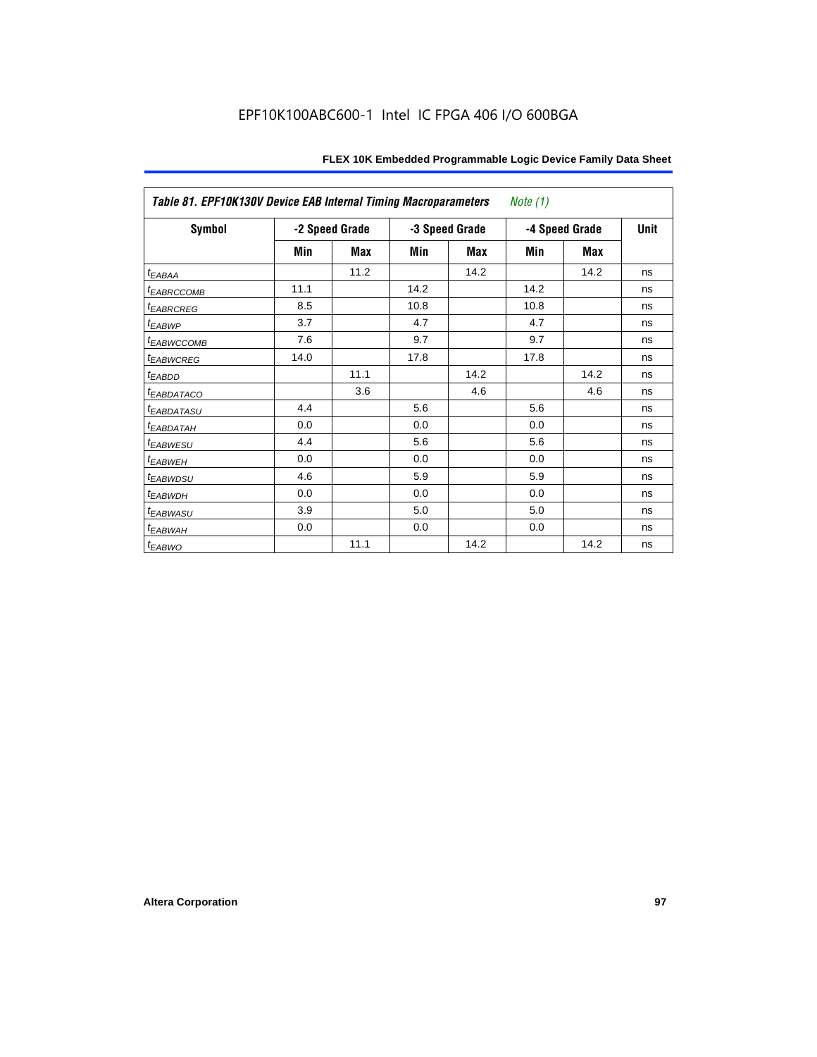| *Table 81. EPF10K130V Device EAB Internal Timing Macroparameters* *Note (1)* | | | | | | | |
|---|---|---|---|---|---|---|---|
| **Symbol** | **-2 Speed Grade** | | **-3 Speed Grade** | | **-4 Speed Grade** | | **Unit** |
| | **Min** | **Max** | **Min** | **Max** | **Min** | **Max** | |
| $t_{EABAA}$ | | 11.2 | | 14.2 | | 14.2 | ns |
| $t_{EABRCCOMB}$ | 11.1 | | 14.2 | | 14.2 | | ns |
| $t_{EABRCREG}$ | 8.5 | | 10.8 | | 10.8 | | ns |
| $t_{EABWP}$ | 3.7 | | 4.7 | | 4.7 | | ns |
| $t_{EABWCCOMB}$ | 7.6 | | 9.7 | | 9.7 | | ns |
| $t_{EABWCREG}$ | 14.0 | | 17.8 | | 17.8 | | ns |
| $t_{EABDD}$ | | 11.1 | | 14.2 | | 14.2 | ns |
| $t_{EABDATACO}$ | | 3.6 | | 4.6 | | 4.6 | ns |
| $t_{EABDATASU}$ | 4.4 | | 5.6 | | 5.6 | | ns |
| $t_{EABDATAH}$ | 0.0 | | 0.0 | | 0.0 | | ns |
| $t_{EABWESU}$ | 4.4 | | 5.6 | | 5.6 | | ns |
| $t_{EABWEH}$ | 0.0 | | 0.0 | | 0.0 | | ns |
| $t_{EABWDSU}$ | 4.6 | | 5.9 | | 5.9 | | ns |
| $t_{EABWDH}$ | 0.0 | | 0.0 | | 0.0 | | ns |
| $t_{EABWASU}$ | 3.9 | | 5.0 | | 5.0 | | ns |
| $t_{EABWAH}$ | 0.0 | | 0.0 | | 0.0 | | ns |
| $t_{EABWO}$ | | 11.1 | | 14.2 | | 14.2 | ns |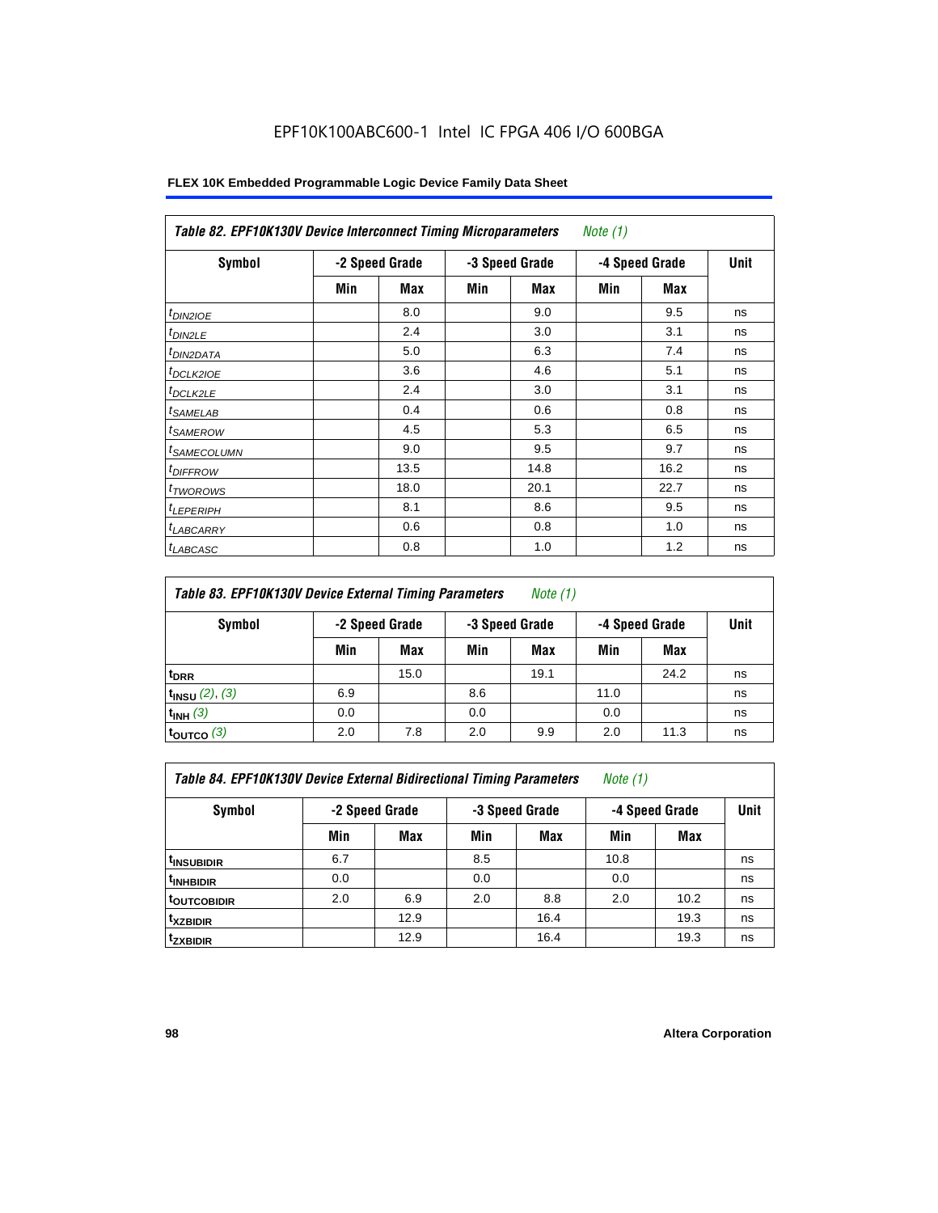EPF10K100ABC600-1 Intel IC FPGA 406 I/O 600BGA

**FLEX 10K Embedded Programmable Logic Device Family Data Sheet**

| *Table 82. EPF10K130V Device Interconnect Timing Microparameters* *Note (1)* | | | | | | | |
|---|---|---|---|---|---|---|---|
| **Symbol** | **-2 Speed Grade** | | **-3 Speed Grade** | | **-4 Speed Grade** | | **Unit** |
| | **Min** | **Max** | **Min** | **Max** | **Min** | **Max** | |
| $t_{DIN2IOE}$ | | 8.0 | | 9.0 | | 9.5 | ns |
| $t_{DIN2LE}$ | | 2.4 | | 3.0 | | 3.1 | ns |
| $t_{DIN2DATA}$ | | 5.0 | | 6.3 | | 7.4 | ns |
| $t_{DCLK2IOE}$ | | 3.6 | | 4.6 | | 5.1 | ns |
| $t_{DCLK2LE}$ | | 2.4 | | 3.0 | | 3.1 | ns |
| $t_{SAMELAB}$ | | 0.4 | | 0.6 | | 0.8 | ns |
| $t_{SAMEROW}$ | | 4.5 | | 5.3 | | 6.5 | ns |
| $t_{SAMECOLUMN}$ | | 9.0 | | 9.5 | | 9.7 | ns |
| $t_{DIFFROW}$ | | 13.5 | | 14.8 | | 16.2 | ns |
| $t_{TWOROWS}$ | | 18.0 | | 20.1 | | 22.7 | ns |
| $t_{LEPERIPH}$ | | 8.1 | | 8.6 | | 9.5 | ns |
| $t_{LABCARRY}$ | | 0.6 | | 0.8 | | 1.0 | ns |
| $t_{LABCASC}$ | | 0.8 | | 1.0 | | 1.2 | ns |

| *Table 83. EPF10K130V Device External Timing Parameters* *Note (1)* | | | | | | | |
|---|---|---|---|---|---|---|---|
| **Symbol** | **-2 Speed Grade** | | **-3 Speed Grade** | | **-4 Speed Grade** | | **Unit** |
| | **Min** | **Max** | **Min** | **Max** | **Min** | **Max** | |
| $t_{DRR}$ | | 15.0 | | 19.1 | | 24.2 | ns |
| $t_{INSU}$ *(2), (3)* | 6.9 | | 8.6 | | 11.0 | | ns |
| $t_{INH}$ *(3)* | 0.0 | | 0.0 | | 0.0 | | ns |
| $t_{OUTCO}$ *(3)* | 2.0 | 7.8 | 2.0 | 9.9 | 2.0 | 11.3 | ns |

| *Table 84. EPF10K130V Device External Bidirectional Timing Parameters* *Note (1)* | | | | | | | |
|---|---|---|---|---|---|---|---|
| **Symbol** | **-2 Speed Grade** | | **-3 Speed Grade** | | **-4 Speed Grade** | | **Unit** |
| | **Min** | **Max** | **Min** | **Max** | **Min** | **Max** | |
| $t_{INSUBIDIR}$ | 6.7 | | 8.5 | | 10.8 | | ns |
| $t_{INHBIDIR}$ | 0.0 | | 0.0 | | 0.0 | | ns |
| $t_{OUTCOBIDIR}$ | 2.0 | 6.9 | 2.0 | 8.8 | 2.0 | 10.2 | ns |
| $t_{XZBIDIR}$ | | 12.9 | | 16.4 | | 19.3 | ns |
| $t_{ZXBIDIR}$ | | 12.9 | | 16.4 | | 19.3 | ns |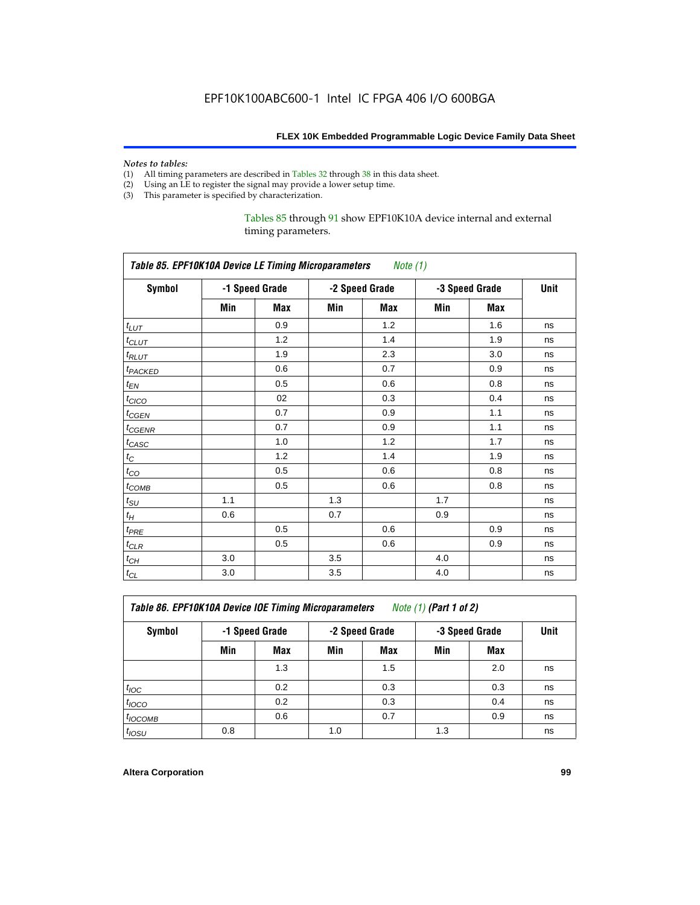*Notes to tables:*

(1) All timing parameters are described in Tables 32 through 38 in this data sheet.
(2) Using an LE to register the signal may provide a lower setup time.
(3) This parameter is specified by characterization.

Tables 85 through 91 show EPF10K10A device internal and external timing parameters.

**Table 85. EPF10K10A Device LE Timing Microparameters** *Note (1)*

| Symbol | -1 Speed Grade | | -2 Speed Grade | | -3 Speed Grade | | Unit |
|---|---|---|---|---|---|---|---|
| | Min | Max | Min | Max | Min | Max | |
| $t_{LUT}$ | | 0.9 | | 1.2 | | 1.6 | ns |
| $t_{CLUT}$ | | 1.2 | | 1.4 | | 1.9 | ns |
| $t_{RLUT}$ | | 1.9 | | 2.3 | | 3.0 | ns |
| $t_{PACKED}$ | | 0.6 | | 0.7 | | 0.9 | ns |
| $t_{EN}$ | | 0.5 | | 0.6 | | 0.8 | ns |
| $t_{CICO}$ | | 02 | | 0.3 | | 0.4 | ns |
| $t_{CGEN}$ | | 0.7 | | 0.9 | | 1.1 | ns |
| $t_{CGENR}$ | | 0.7 | | 0.9 | | 1.1 | ns |
| $t_{CASC}$ | | 1.0 | | 1.2 | | 1.7 | ns |
| $t_{C}$ | | 1.2 | | 1.4 | | 1.9 | ns |
| $t_{CO}$ | | 0.5 | | 0.6 | | 0.8 | ns |
| $t_{COMB}$ | | 0.5 | | 0.6 | | 0.8 | ns |
| $t_{SU}$ | 1.1 | | 1.3 | | 1.7 | | ns |
| $t_{H}$ | 0.6 | | 0.7 | | 0.9 | | ns |
| $t_{PRE}$ | | 0.5 | | 0.6 | | 0.9 | ns |
| $t_{CLR}$ | | 0.5 | | 0.6 | | 0.9 | ns |
| $t_{CH}$ | 3.0 | | 3.5 | | 4.0 | | ns |
| $t_{CL}$ | 3.0 | | 3.5 | | 4.0 | | ns |

**Table 86. EPF10K10A Device IOE Timing Microparameters** *Note (1)* **(Part 1 of 2)**

| Symbol | -1 Speed Grade | | -2 Speed Grade | | -3 Speed Grade | | Unit |
|---|---|---|---|---|---|---|---|
| | Min | Max | Min | Max | Min | Max | |
| | | 1.3 | | 1.5 | | 2.0 | ns |
| $t_{IOC}$ | | 0.2 | | 0.3 | | 0.3 | ns |
| $t_{IOCO}$ | | 0.2 | | 0.3 | | 0.4 | ns |
| $t_{IOCOMB}$ | | 0.6 | | 0.7 | | 0.9 | ns |
| $t_{IOSU}$ | 0.8 | | 1.0 | | 1.3 | | ns |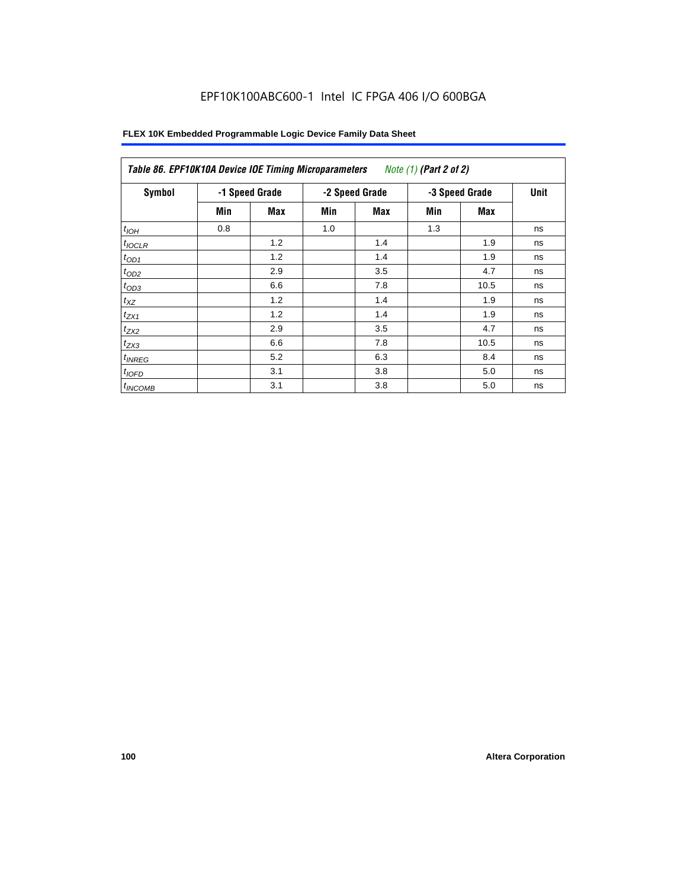EPF10K100ABC600-1 Intel IC FPGA 406 I/O 600BGA

**FLEX 10K Embedded Programmable Logic Device Family Data Sheet**

| *Table 86. EPF10K10A Device IOE Timing Microparameters* *Note (1)* ***(Part 2 of 2)*** | | | | | | | |
|---|---|---|---|---|---|---|---|
| **Symbol** | **-1 Speed Grade** | | **-2 Speed Grade** | | **-3 Speed Grade** | | **Unit** |
| | **Min** | **Max** | **Min** | **Max** | **Min** | **Max** | |
| $t_{IOH}$ | 0.8 | | 1.0 | | 1.3 | | ns |
| $t_{IOCLR}$ | | 1.2 | | 1.4 | | 1.9 | ns |
| $t_{OD1}$ | | 1.2 | | 1.4 | | 1.9 | ns |
| $t_{OD2}$ | | 2.9 | | 3.5 | | 4.7 | ns |
| $t_{OD3}$ | | 6.6 | | 7.8 | | 10.5 | ns |
| $t_{XZ}$ | | 1.2 | | 1.4 | | 1.9 | ns |
| $t_{ZX1}$ | | 1.2 | | 1.4 | | 1.9 | ns |
| $t_{ZX2}$ | | 2.9 | | 3.5 | | 4.7 | ns |
| $t_{ZX3}$ | | 6.6 | | 7.8 | | 10.5 | ns |
| $t_{INREG}$ | | 5.2 | | 6.3 | | 8.4 | ns |
| $t_{IOFD}$ | | 3.1 | | 3.8 | | 5.0 | ns |
| $t_{INCOMB}$ | | 3.1 | | 3.8 | | 5.0 | ns |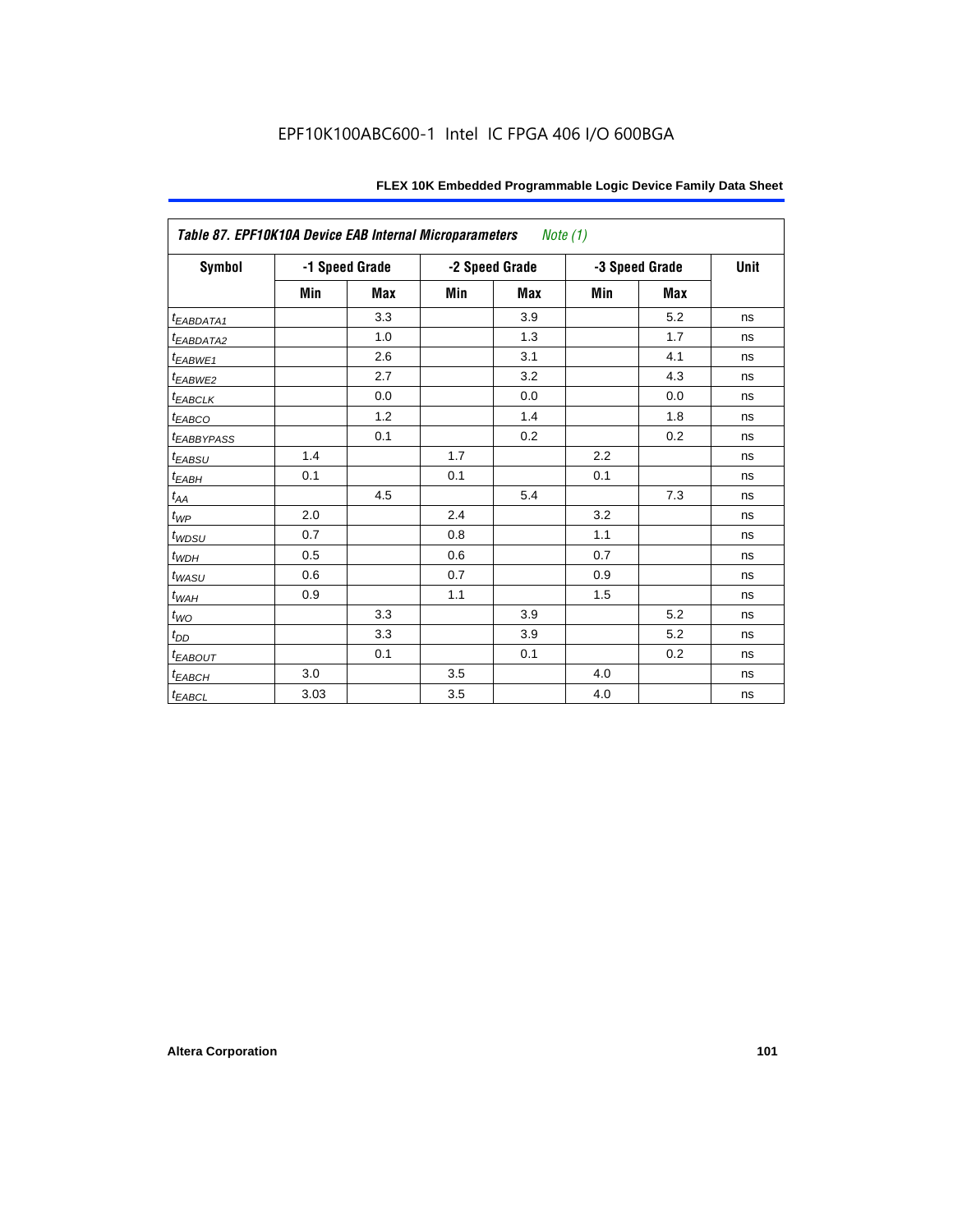EPF10K100ABC600-1 Intel IC FPGA 406 I/O 600BGA

| Table 87. EPF10K10A Device EAB Internal Microparameters *Note (1)* | | | | | | | |
|---|---|---|---|---|---|---|---|
| Symbol | -1 Speed Grade | | -2 Speed Grade | | -3 Speed Grade | | Unit |
| | Min | Max | Min | Max | Min | Max | |
| $t_{EABDATA1}$ | | 3.3 | | 3.9 | | 5.2 | ns |
| $t_{EABDATA2}$ | | 1.0 | | 1.3 | | 1.7 | ns |
| $t_{EABWE1}$ | | 2.6 | | 3.1 | | 4.1 | ns |
| $t_{EABWE2}$ | | 2.7 | | 3.2 | | 4.3 | ns |
| $t_{EABCLK}$ | | 0.0 | | 0.0 | | 0.0 | ns |
| $t_{EABCO}$ | | 1.2 | | 1.4 | | 1.8 | ns |
| $t_{EABBYPASS}$ | | 0.1 | | 0.2 | | 0.2 | ns |
| $t_{EABSU}$ | 1.4 | | 1.7 | | 2.2 | | ns |
| $t_{EABH}$ | 0.1 | | 0.1 | | 0.1 | | ns |
| $t_{AA}$ | | 4.5 | | 5.4 | | 7.3 | ns |
| $t_{WP}$ | 2.0 | | 2.4 | | 3.2 | | ns |
| $t_{WDSU}$ | 0.7 | | 0.8 | | 1.1 | | ns |
| $t_{WDH}$ | 0.5 | | 0.6 | | 0.7 | | ns |
| $t_{WASU}$ | 0.6 | | 0.7 | | 0.9 | | ns |
| $t_{WAH}$ | 0.9 | | 1.1 | | 1.5 | | ns |
| $t_{WO}$ | | 3.3 | | 3.9 | | 5.2 | ns |
| $t_{DD}$ | | 3.3 | | 3.9 | | 5.2 | ns |
| $t_{EABOUT}$ | | 0.1 | | 0.1 | | 0.2 | ns |
| $t_{EABCH}$ | 3.0 | | 3.5 | | 4.0 | | ns |
| $t_{EABCL}$ | 3.03 | | 3.5 | | 4.0 | | ns |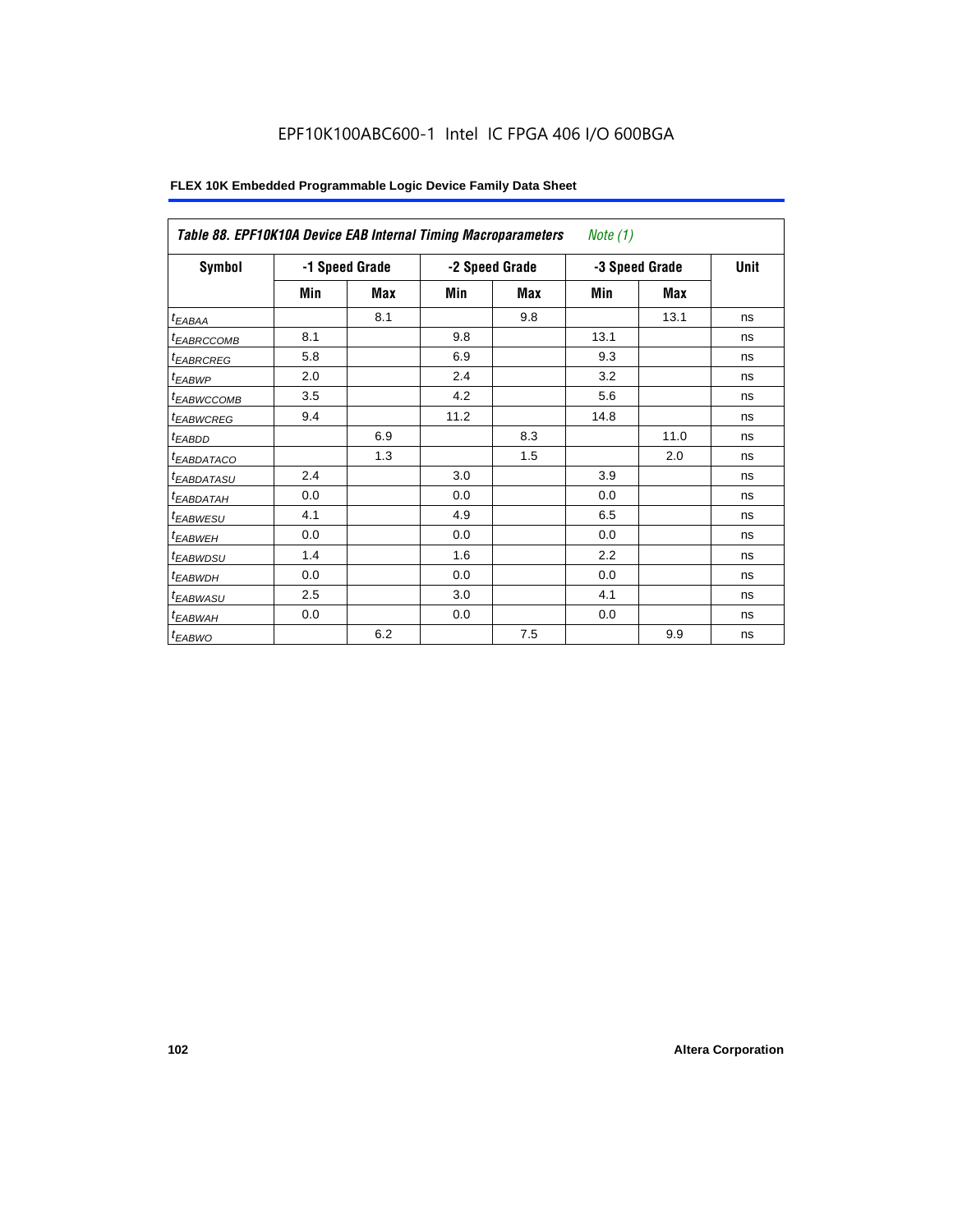EPF10K100ABC600-1 Intel IC FPGA 406 I/O 600BGA

| *Table 88. EPF10K10A Device EAB Internal Timing Macroparameters* *Note (1)* | | | | | | | |
|---|---|---|---|---|---|---|---|
| Symbol | -1 Speed Grade | | -2 Speed Grade | | -3 Speed Grade | | Unit |
| | Min | Max | Min | Max | Min | Max | |
| $t_{EABAA}$ | | 8.1 | | 9.8 | | 13.1 | ns |
| $t_{EABRCCOMB}$ | 8.1 | | 9.8 | | 13.1 | | ns |
| $t_{EABRCREG}$ | 5.8 | | 6.9 | | 9.3 | | ns |
| $t_{EABWP}$ | 2.0 | | 2.4 | | 3.2 | | ns |
| $t_{EABWCCOMB}$ | 3.5 | | 4.2 | | 5.6 | | ns |
| $t_{EABWCREG}$ | 9.4 | | 11.2 | | 14.8 | | ns |
| $t_{EABDD}$ | | 6.9 | | 8.3 | | 11.0 | ns |
| $t_{EABDATACO}$ | | 1.3 | | 1.5 | | 2.0 | ns |
| $t_{EABDATASU}$ | 2.4 | | 3.0 | | 3.9 | | ns |
| $t_{EABDATAH}$ | 0.0 | | 0.0 | | 0.0 | | ns |
| $t_{EABWESU}$ | 4.1 | | 4.9 | | 6.5 | | ns |
| $t_{EABWEH}$ | 0.0 | | 0.0 | | 0.0 | | ns |
| $t_{EABWDSU}$ | 1.4 | | 1.6 | | 2.2 | | ns |
| $t_{EABWDH}$ | 0.0 | | 0.0 | | 0.0 | | ns |
| $t_{EABWASU}$ | 2.5 | | 3.0 | | 4.1 | | ns |
| $t_{EABWAH}$ | 0.0 | | 0.0 | | 0.0 | | ns |
| $t_{EABWO}$ | | 6.2 | | 7.5 | | 9.9 | ns |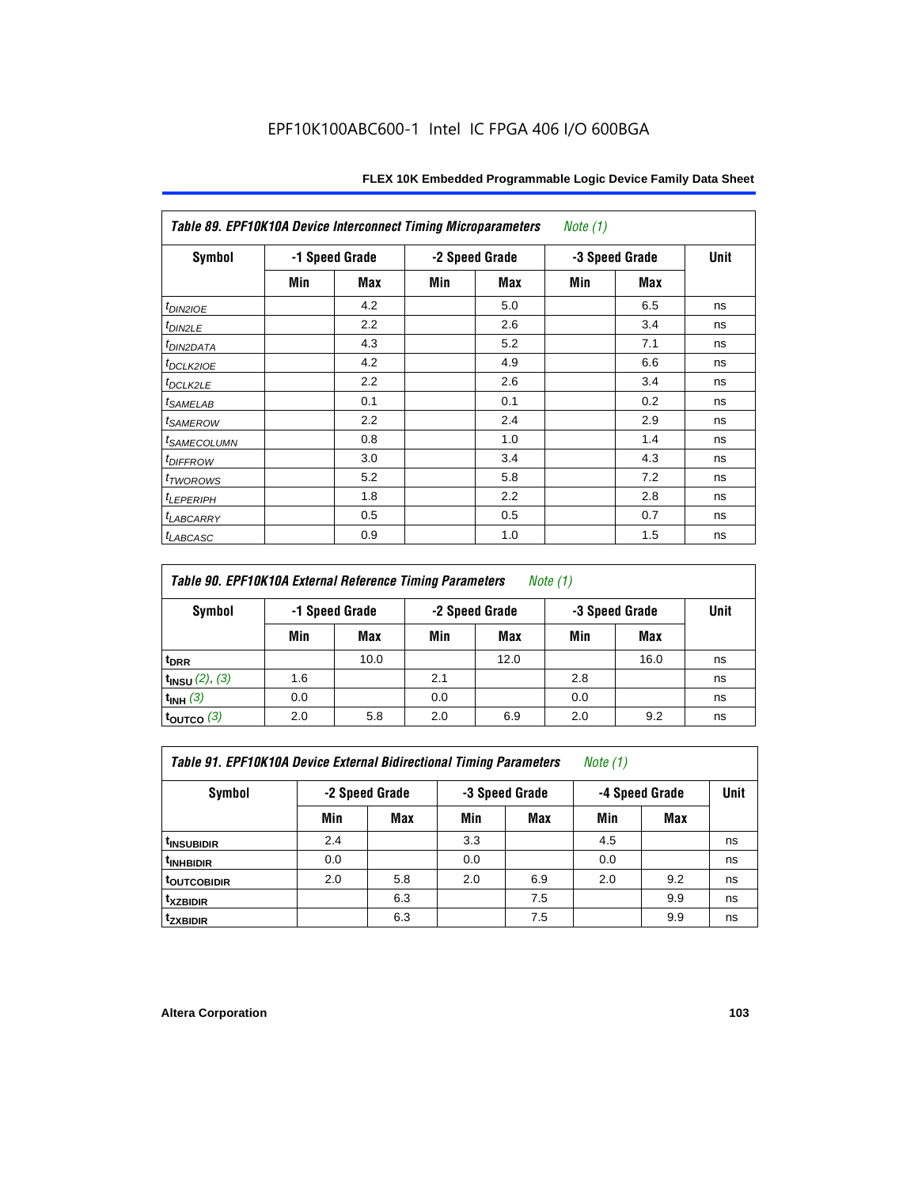EPF10K100ABC600-1 Intel IC FPGA 406 I/O 600BGA

**Table 89. EPF10K10A Device Interconnect Timing Microparameters** *Note (1)*

| Symbol | -1 Speed Grade | | -2 Speed Grade | | -3 Speed Grade | | Unit |
|---|---|---|---|---|---|---|---|
| | Min | Max | Min | Max | Min | Max | |
| $t_{DIN2IOE}$ | | 4.2 | | 5.0 | | 6.5 | ns |
| $t_{DIN2LE}$ | | 2.2 | | 2.6 | | 3.4 | ns |
| $t_{DIN2DATA}$ | | 4.3 | | 5.2 | | 7.1 | ns |
| $t_{DCLK2IOE}$ | | 4.2 | | 4.9 | | 6.6 | ns |
| $t_{DCLK2LE}$ | | 2.2 | | 2.6 | | 3.4 | ns |
| $t_{SAMELAB}$ | | 0.1 | | 0.1 | | 0.2 | ns |
| $t_{SAMEROW}$ | | 2.2 | | 2.4 | | 2.9 | ns |
| $t_{SAMECOLUMN}$ | | 0.8 | | 1.0 | | 1.4 | ns |
| $t_{DIFFROW}$ | | 3.0 | | 3.4 | | 4.3 | ns |
| $t_{TWOROWS}$ | | 5.2 | | 5.8 | | 7.2 | ns |
| $t_{LEPERIPH}$ | | 1.8 | | 2.2 | | 2.8 | ns |
| $t_{LABCARRY}$ | | 0.5 | | 0.5 | | 0.7 | ns |
| $t_{LABCASC}$ | | 0.9 | | 1.0 | | 1.5 | ns |

**Table 90. EPF10K10A External Reference Timing Parameters** *Note (1)*

| Symbol | -1 Speed Grade | | -2 Speed Grade | | -3 Speed Grade | | Unit |
|---|---|---|---|---|---|---|---|
| | Min | Max | Min | Max | Min | Max | |
| $t_{DRR}$ | | 10.0 | | 12.0 | | 16.0 | ns |
| $t_{INSU}$ *(2), (3)* | 1.6 | | 2.1 | | 2.8 | | ns |
| $t_{INH}$ *(3)* | 0.0 | | 0.0 | | 0.0 | | ns |
| $t_{OUTCO}$ *(3)* | 2.0 | 5.8 | 2.0 | 6.9 | 2.0 | 9.2 | ns |

**Table 91. EPF10K10A Device External Bidirectional Timing Parameters** *Note (1)*

| Symbol | -2 Speed Grade | | -3 Speed Grade | | -4 Speed Grade | | Unit |
|---|---|---|---|---|---|---|---|
| | Min | Max | Min | Max | Min | Max | |
| $t_{INSUBIDIR}$ | 2.4 | | 3.3 | | 4.5 | | ns |
| $t_{INHBIDIR}$ | 0.0 | | 0.0 | | 0.0 | | ns |
| $t_{OUTCOBIDIR}$ | 2.0 | 5.8 | 2.0 | 6.9 | 2.0 | 9.2 | ns |
| $t_{XZBIDIR}$ | | 6.3 | | 7.5 | | 9.9 | ns |
| $t_{ZXBIDIR}$ | | 6.3 | | 7.5 | | 9.9 | ns |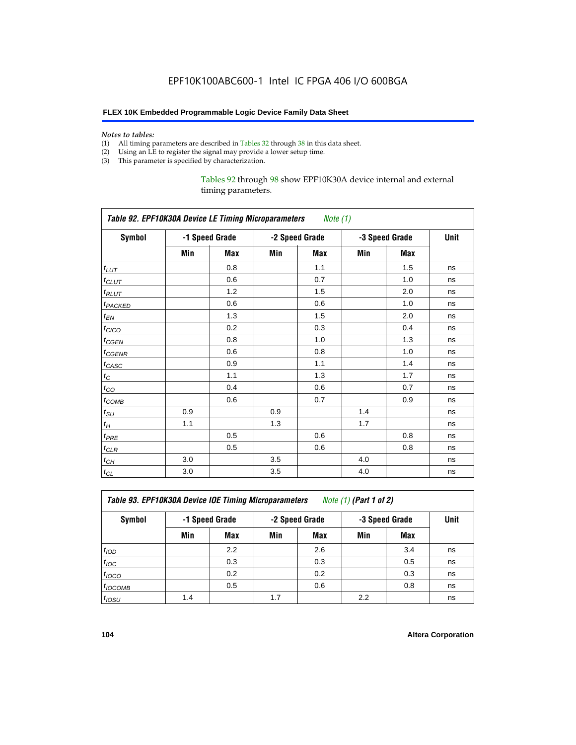*Notes to tables:*

(1) All timing parameters are described in Tables 32 through 38 in this data sheet.
(2) Using an LE to register the signal may provide a lower setup time.
(3) This parameter is specified by characterization.

Tables 92 through 98 show EPF10K30A device internal and external timing parameters.

**Table 92. EPF10K30A Device LE Timing Microparameters** *Note (1)*

| Symbol | -1 Speed Grade | | -2 Speed Grade | | -3 Speed Grade | | Unit |
|---|---|---|---|---|---|---|---|
| | Min | Max | Min | Max | Min | Max | |
| $t_{LUT}$ | | 0.8 | | 1.1 | | 1.5 | ns |
| $t_{CLUT}$ | | 0.6 | | 0.7 | | 1.0 | ns |
| $t_{RLUT}$ | | 1.2 | | 1.5 | | 2.0 | ns |
| $t_{PACKED}$ | | 0.6 | | 0.6 | | 1.0 | ns |
| $t_{EN}$ | | 1.3 | | 1.5 | | 2.0 | ns |
| $t_{CICO}$ | | 0.2 | | 0.3 | | 0.4 | ns |
| $t_{CGEN}$ | | 0.8 | | 1.0 | | 1.3 | ns |
| $t_{CGENR}$ | | 0.6 | | 0.8 | | 1.0 | ns |
| $t_{CASC}$ | | 0.9 | | 1.1 | | 1.4 | ns |
| $t_{C}$ | | 1.1 | | 1.3 | | 1.7 | ns |
| $t_{CO}$ | | 0.4 | | 0.6 | | 0.7 | ns |
| $t_{COMB}$ | | 0.6 | | 0.7 | | 0.9 | ns |
| $t_{SU}$ | 0.9 | | 0.9 | | 1.4 | | ns |
| $t_{H}$ | 1.1 | | 1.3 | | 1.7 | | ns |
| $t_{PRE}$ | | 0.5 | | 0.6 | | 0.8 | ns |
| $t_{CLR}$ | | 0.5 | | 0.6 | | 0.8 | ns |
| $t_{CH}$ | 3.0 | | 3.5 | | 4.0 | | ns |
| $t_{CL}$ | 3.0 | | 3.5 | | 4.0 | | ns |

**Table 93. EPF10K30A Device IOE Timing Microparameters** *Note (1)* **(Part 1 of 2)**

| Symbol | -1 Speed Grade | | -2 Speed Grade | | -3 Speed Grade | | Unit |
|---|---|---|---|---|---|---|---|
| | Min | Max | Min | Max | Min | Max | |
| $t_{IOD}$ | | 2.2 | | 2.6 | | 3.4 | ns |
| $t_{IOC}$ | | 0.3 | | 0.3 | | 0.5 | ns |
| $t_{IOCO}$ | | 0.2 | | 0.2 | | 0.3 | ns |
| $t_{IOCOMB}$ | | 0.5 | | 0.6 | | 0.8 | ns |
| $t_{IOSU}$ | 1.4 | | 1.7 | | 2.2 | | ns |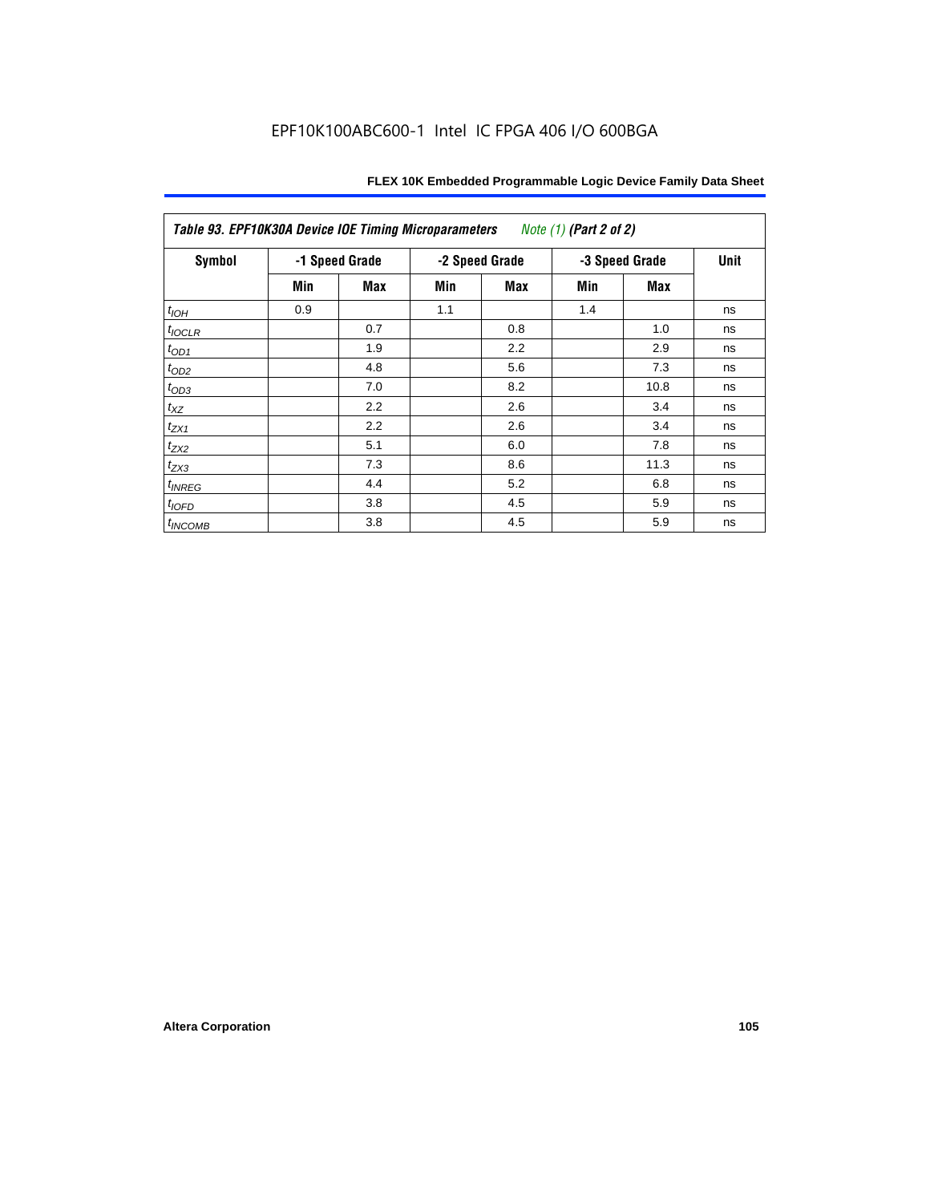Table 93. EPF10K30A Device IOE Timing Microparameters *Note (1)* (Part 2 of 2)

| Symbol | -1 Speed Grade | | -2 Speed Grade | | -3 Speed Grade | | Unit |
|---|---|---|---|---|---|---|---|
| | Min | Max | Min | Max | Min | Max | |
| $t_{IOH}$ | 0.9 | | 1.1 | | 1.4 | | ns |
| $t_{IOCLR}$ | | 0.7 | | 0.8 | | 1.0 | ns |
| $t_{OD1}$ | | 1.9 | | 2.2 | | 2.9 | ns |
| $t_{OD2}$ | | 4.8 | | 5.6 | | 7.3 | ns |
| $t_{OD3}$ | | 7.0 | | 8.2 | | 10.8 | ns |
| $t_{XZ}$ | | 2.2 | | 2.6 | | 3.4 | ns |
| $t_{ZX1}$ | | 2.2 | | 2.6 | | 3.4 | ns |
| $t_{ZX2}$ | | 5.1 | | 6.0 | | 7.8 | ns |
| $t_{ZX3}$ | | 7.3 | | 8.6 | | 11.3 | ns |
| $t_{INREG}$ | | 4.4 | | 5.2 | | 6.8 | ns |
| $t_{IOFD}$ | | 3.8 | | 4.5 | | 5.9 | ns |
| $t_{INCOMB}$ | | 3.8 | | 4.5 | | 5.9 | ns |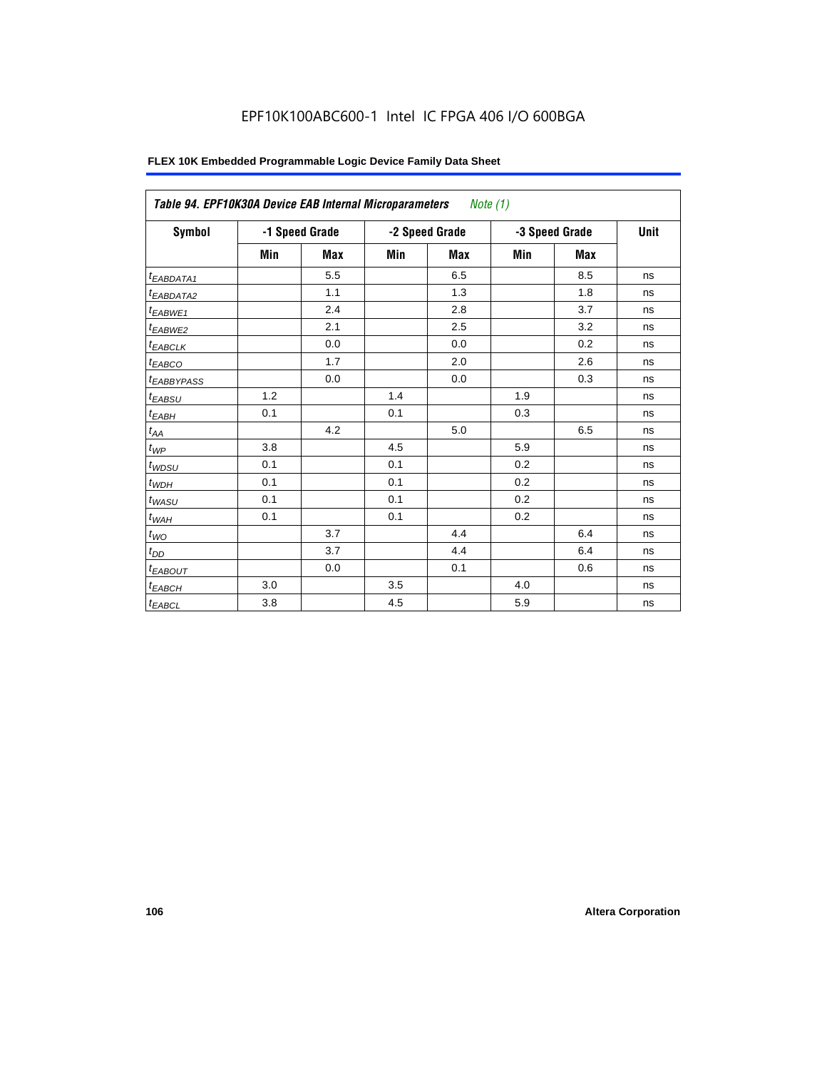Table 94. EPF10K30A Device EAB Internal Microparameters *Note (1)*

| Symbol | -1 Speed Grade | | -2 Speed Grade | | -3 Speed Grade | | Unit |
|---|---|---|---|---|---|---|---|
| | Min | Max | Min | Max | Min | Max | |
| $t_{EABDATA1}$ | | 5.5 | | 6.5 | | 8.5 | ns |
| $t_{EABDATA2}$ | | 1.1 | | 1.3 | | 1.8 | ns |
| $t_{EABWE1}$ | | 2.4 | | 2.8 | | 3.7 | ns |
| $t_{EABWE2}$ | | 2.1 | | 2.5 | | 3.2 | ns |
| $t_{EABCLK}$ | | 0.0 | | 0.0 | | 0.2 | ns |
| $t_{EABCO}$ | | 1.7 | | 2.0 | | 2.6 | ns |
| $t_{EABBYPASS}$ | | 0.0 | | 0.0 | | 0.3 | ns |
| $t_{EABSU}$ | 1.2 | | 1.4 | | 1.9 | | ns |
| $t_{EABH}$ | 0.1 | | 0.1 | | 0.3 | | ns |
| $t_{AA}$ | | 4.2 | | 5.0 | | 6.5 | ns |
| $t_{WP}$ | 3.8 | | 4.5 | | 5.9 | | ns |
| $t_{WDSU}$ | 0.1 | | 0.1 | | 0.2 | | ns |
| $t_{WDH}$ | 0.1 | | 0.1 | | 0.2 | | ns |
| $t_{WASU}$ | 0.1 | | 0.1 | | 0.2 | | ns |
| $t_{WAH}$ | 0.1 | | 0.1 | | 0.2 | | ns |
| $t_{WO}$ | | 3.7 | | 4.4 | | 6.4 | ns |
| $t_{DD}$ | | 3.7 | | 4.4 | | 6.4 | ns |
| $t_{EABOUT}$ | | 0.0 | | 0.1 | | 0.6 | ns |
| $t_{EABCH}$ | 3.0 | | 3.5 | | 4.0 | | ns |
| $t_{EABCL}$ | 3.8 | | 4.5 | | 5.9 | | ns |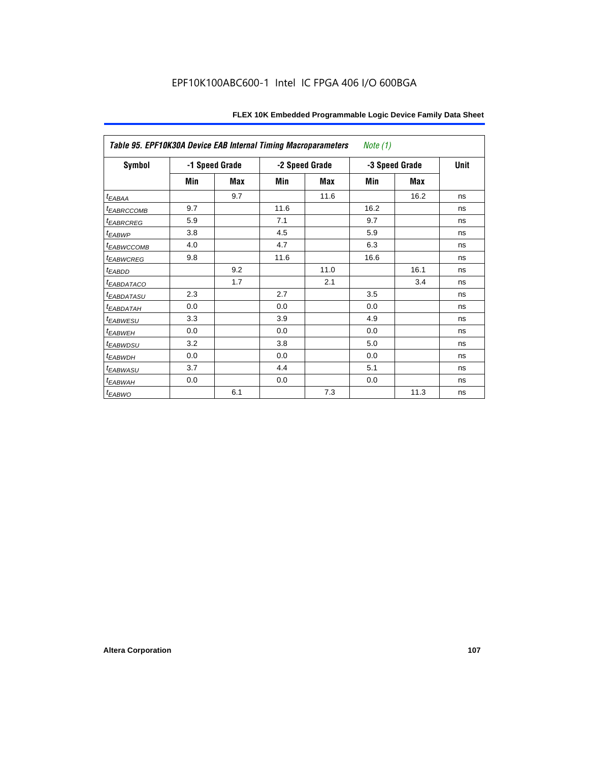Table 95. EPF10K30A Device EAB Internal Timing Macroparameters *Note (1)*

| Symbol | -1 Speed Grade | | -2 Speed Grade | | -3 Speed Grade | | Unit |
|---|---|---|---|---|---|---|---|
| | Min | Max | Min | Max | Min | Max | |
| $t_{EABAA}$ | | 9.7 | | 11.6 | | 16.2 | ns |
| $t_{EABRCCOMB}$ | 9.7 | | 11.6 | | 16.2 | | ns |
| $t_{EABRCREG}$ | 5.9 | | 7.1 | | 9.7 | | ns |
| $t_{EABWP}$ | 3.8 | | 4.5 | | 5.9 | | ns |
| $t_{EABWCCOMB}$ | 4.0 | | 4.7 | | 6.3 | | ns |
| $t_{EABWCREG}$ | 9.8 | | 11.6 | | 16.6 | | ns |
| $t_{EABDD}$ | | 9.2 | | 11.0 | | 16.1 | ns |
| $t_{EABDATACO}$ | | 1.7 | | 2.1 | | 3.4 | ns |
| $t_{EABDATASU}$ | 2.3 | | 2.7 | | 3.5 | | ns |
| $t_{EABDATAH}$ | 0.0 | | 0.0 | | 0.0 | | ns |
| $t_{EABWESU}$ | 3.3 | | 3.9 | | 4.9 | | ns |
| $t_{EABWEH}$ | 0.0 | | 0.0 | | 0.0 | | ns |
| $t_{EABWDSU}$ | 3.2 | | 3.8 | | 5.0 | | ns |
| $t_{EABWDH}$ | 0.0 | | 0.0 | | 0.0 | | ns |
| $t_{EABWASU}$ | 3.7 | | 4.4 | | 5.1 | | ns |
| $t_{EABWAH}$ | 0.0 | | 0.0 | | 0.0 | | ns |
| $t_{EABWO}$ | | 6.1 | | 7.3 | | 11.3 | ns |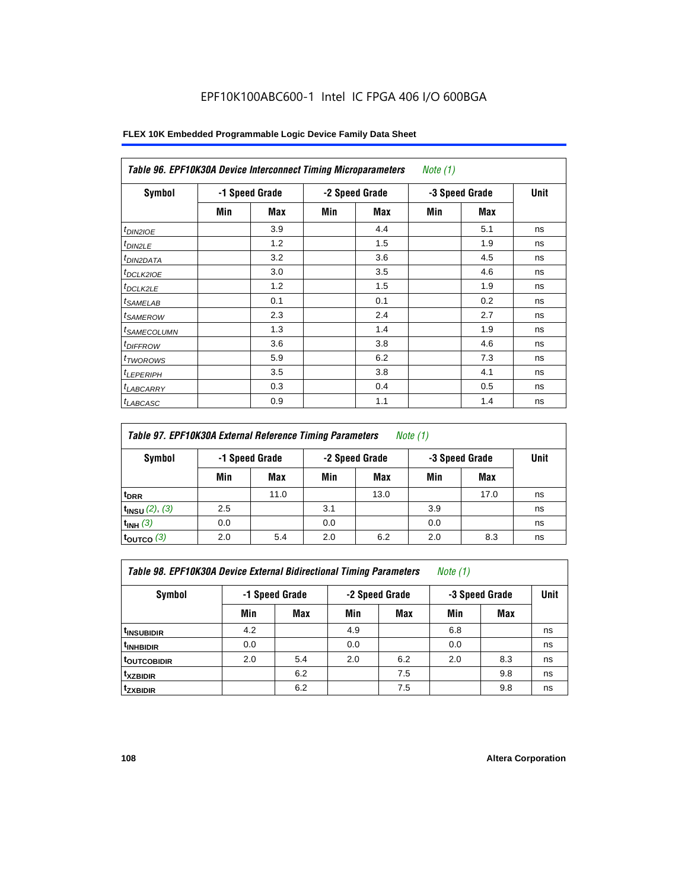# EPF10K100ABC600-1 Intel IC FPGA 406 I/O 600BGA

### FLEX 10K Embedded Programmable Logic Device Family Data Sheet

*Table 96. EPF10K30A Device Interconnect Timing Microparameters Note (1)*

| Symbol | -1 Speed Grade | | -2 Speed Grade | | -3 Speed Grade | | Unit |
|---|---|---|---|---|---|---|---|
| | Min | Max | Min | Max | Min | Max | |
| $t_{DIN2IOE}$ | | 3.9 | | 4.4 | | 5.1 | ns |
| $t_{DIN2LE}$ | | 1.2 | | 1.5 | | 1.9 | ns |
| $t_{DIN2DATA}$ | | 3.2 | | 3.6 | | 4.5 | ns |
| $t_{DCLK2IOE}$ | | 3.0 | | 3.5 | | 4.6 | ns |
| $t_{DCLK2LE}$ | | 1.2 | | 1.5 | | 1.9 | ns |
| $t_{SAMELAB}$ | | 0.1 | | 0.1 | | 0.2 | ns |
| $t_{SAMEROW}$ | | 2.3 | | 2.4 | | 2.7 | ns |
| $t_{SAMECOLUMN}$ | | 1.3 | | 1.4 | | 1.9 | ns |
| $t_{DIFFROW}$ | | 3.6 | | 3.8 | | 4.6 | ns |
| $t_{TWOROWS}$ | | 5.9 | | 6.2 | | 7.3 | ns |
| $t_{LEPERIPH}$ | | 3.5 | | 3.8 | | 4.1 | ns |
| $t_{LABCARRY}$ | | 0.3 | | 0.4 | | 0.5 | ns |
| $t_{LABCASC}$ | | 0.9 | | 1.1 | | 1.4 | ns |

*Table 97. EPF10K30A External Reference Timing Parameters Note (1)*

| Symbol | -1 Speed Grade | | -2 Speed Grade | | -3 Speed Grade | | Unit |
|---|---|---|---|---|---|---|---|
| | Min | Max | Min | Max | Min | Max | |
| $t_{DRR}$ | | 11.0 | | 13.0 | | 17.0 | ns |
| $t_{INSU}$ (2), (3) | 2.5 | | 3.1 | | 3.9 | | ns |
| $t_{INH}$ (3) | 0.0 | | 0.0 | | 0.0 | | ns |
| $t_{OUTCO}$ (3) | 2.0 | 5.4 | 2.0 | 6.2 | 2.0 | 8.3 | ns |

*Table 98. EPF10K30A Device External Bidirectional Timing Parameters Note (1)*

| Symbol | -1 Speed Grade | | -2 Speed Grade | | -3 Speed Grade | | Unit |
|---|---|---|---|---|---|---|---|
| | Min | Max | Min | Max | Min | Max | |
| $t_{INSUBIDIR}$ | 4.2 | | 4.9 | | 6.8 | | ns |
| $t_{INHBIDIR}$ | 0.0 | | 0.0 | | 0.0 | | ns |
| $t_{OUTCOBIDIR}$ | 2.0 | 5.4 | 2.0 | 6.2 | 2.0 | 8.3 | ns |
| $t_{XZBIDIR}$ | | 6.2 | | 7.5 | | 9.8 | ns |
| $t_{ZXBIDIR}$ | | 6.2 | | 7.5 | | 9.8 | ns |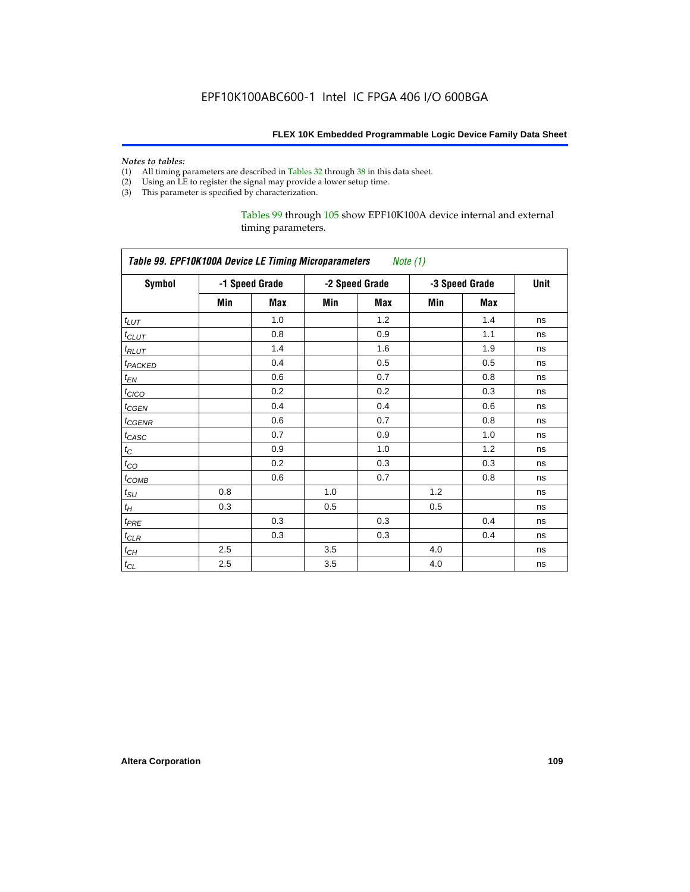*Notes to tables:*

(1) All timing parameters are described in Tables 32 through 38 in this data sheet.
(2) Using an LE to register the signal may provide a lower setup time.
(3) This parameter is specified by characterization.

Tables 99 through 105 show EPF10K100A device internal and external timing parameters.

| *Table 99. EPF10K100A Device LE Timing Microparameters* *Note (1)* | | | | | | | |
|---|---|---|---|---|---|---|---|
| **Symbol** | **-1 Speed Grade** | | **-2 Speed Grade** | | **-3 Speed Grade** | | **Unit** |
| | **Min** | **Max** | **Min** | **Max** | **Min** | **Max** | |
| $t_{LUT}$ | | 1.0 | | 1.2 | | 1.4 | ns |
| $t_{CLUT}$ | | 0.8 | | 0.9 | | 1.1 | ns |
| $t_{RLUT}$ | | 1.4 | | 1.6 | | 1.9 | ns |
| $t_{PACKED}$ | | 0.4 | | 0.5 | | 0.5 | ns |
| $t_{EN}$ | | 0.6 | | 0.7 | | 0.8 | ns |
| $t_{CICO}$ | | 0.2 | | 0.2 | | 0.3 | ns |
| $t_{CGEN}$ | | 0.4 | | 0.4 | | 0.6 | ns |
| $t_{CGENR}$ | | 0.6 | | 0.7 | | 0.8 | ns |
| $t_{CASC}$ | | 0.7 | | 0.9 | | 1.0 | ns |
| $t_{C}$ | | 0.9 | | 1.0 | | 1.2 | ns |
| $t_{CO}$ | | 0.2 | | 0.3 | | 0.3 | ns |
| $t_{COMB}$ | | 0.6 | | 0.7 | | 0.8 | ns |
| $t_{SU}$ | 0.8 | | 1.0 | | 1.2 | | ns |
| $t_{H}$ | 0.3 | | 0.5 | | 0.5 | | ns |
| $t_{PRE}$ | | 0.3 | | 0.3 | | 0.4 | ns |
| $t_{CLR}$ | | 0.3 | | 0.3 | | 0.4 | ns |
| $t_{CH}$ | 2.5 | | 3.5 | | 4.0 | | ns |
| $t_{CL}$ | 2.5 | | 3.5 | | 4.0 | | ns |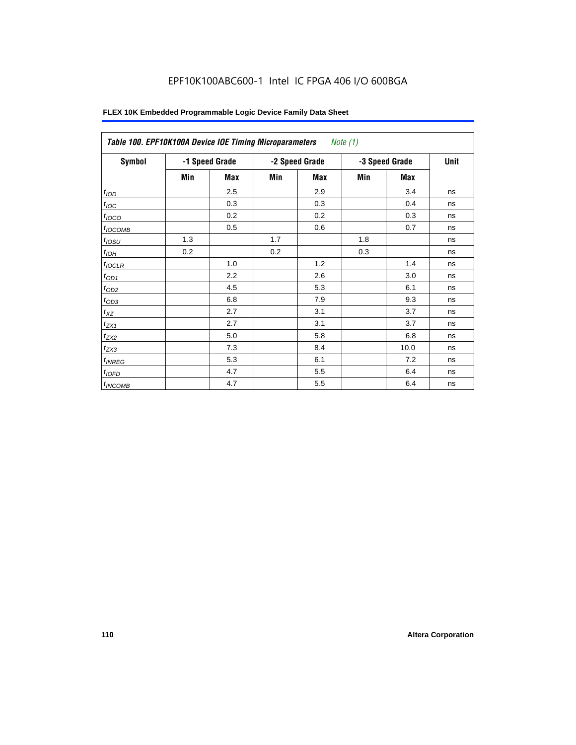EPF10K100ABC600-1 Intel IC FPGA 406 I/O 600BGA

| Table 100. EPF10K100A Device IOE Timing Microparameters *Note (1)* | | | | | | | |
|---|---|---|---|---|---|---|---|
| **Symbol** | **-1 Speed Grade** | | **-2 Speed Grade** | | **-3 Speed Grade** | | **Unit** |
| | **Min** | **Max** | **Min** | **Max** | **Min** | **Max** | |
| $t_{IOD}$ | | 2.5 | | 2.9 | | 3.4 | ns |
| $t_{IOC}$ | | 0.3 | | 0.3 | | 0.4 | ns |
| $t_{IOCO}$ | | 0.2 | | 0.2 | | 0.3 | ns |
| $t_{IOCOMB}$ | | 0.5 | | 0.6 | | 0.7 | ns |
| $t_{IOSU}$ | 1.3 | | 1.7 | | 1.8 | | ns |
| $t_{IOH}$ | 0.2 | | 0.2 | | 0.3 | | ns |
| $t_{IOCLR}$ | | 1.0 | | 1.2 | | 1.4 | ns |
| $t_{OD1}$ | | 2.2 | | 2.6 | | 3.0 | ns |
| $t_{OD2}$ | | 4.5 | | 5.3 | | 6.1 | ns |
| $t_{OD3}$ | | 6.8 | | 7.9 | | 9.3 | ns |
| $t_{XZ}$ | | 2.7 | | 3.1 | | 3.7 | ns |
| $t_{ZX1}$ | | 2.7 | | 3.1 | | 3.7 | ns |
| $t_{ZX2}$ | | 5.0 | | 5.8 | | 6.8 | ns |
| $t_{ZX3}$ | | 7.3 | | 8.4 | | 10.0 | ns |
| $t_{INREG}$ | | 5.3 | | 6.1 | | 7.2 | ns |
| $t_{IOFD}$ | | 4.7 | | 5.5 | | 6.4 | ns |
| $t_{INCOMB}$ | | 4.7 | | 5.5 | | 6.4 | ns |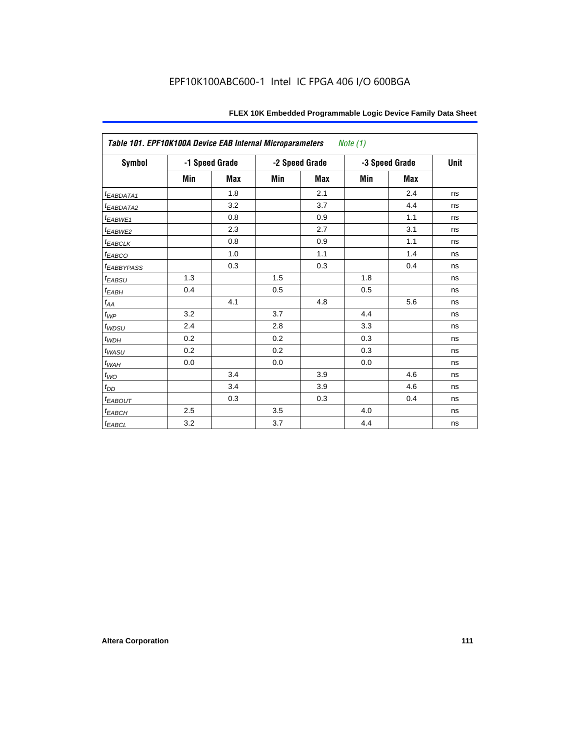| Table 101. EPF10K100A Device EAB Internal Microparameters *Note (1)* | | | | | | | |
|---|---|---|---|---|---|---|---|
| Symbol | -1 Speed Grade | | -2 Speed Grade | | -3 Speed Grade | | Unit |
| | Min | Max | Min | Max | Min | Max | |
| $t_{EABDATA1}$ | | 1.8 | | 2.1 | | 2.4 | ns |
| $t_{EABDATA2}$ | | 3.2 | | 3.7 | | 4.4 | ns |
| $t_{EABWE1}$ | | 0.8 | | 0.9 | | 1.1 | ns |
| $t_{EABWE2}$ | | 2.3 | | 2.7 | | 3.1 | ns |
| $t_{EABCLK}$ | | 0.8 | | 0.9 | | 1.1 | ns |
| $t_{EABCO}$ | | 1.0 | | 1.1 | | 1.4 | ns |
| $t_{EABBYPASS}$ | | 0.3 | | 0.3 | | 0.4 | ns |
| $t_{EABSU}$ | 1.3 | | 1.5 | | 1.8 | | ns |
| $t_{EABH}$ | 0.4 | | 0.5 | | 0.5 | | ns |
| $t_{AA}$ | | 4.1 | | 4.8 | | 5.6 | ns |
| $t_{WP}$ | 3.2 | | 3.7 | | 4.4 | | ns |
| $t_{WDSU}$ | 2.4 | | 2.8 | | 3.3 | | ns |
| $t_{WDH}$ | 0.2 | | 0.2 | | 0.3 | | ns |
| $t_{WASU}$ | 0.2 | | 0.2 | | 0.3 | | ns |
| $t_{WAH}$ | 0.0 | | 0.0 | | 0.0 | | ns |
| $t_{WO}$ | | 3.4 | | 3.9 | | 4.6 | ns |
| $t_{DD}$ | | 3.4 | | 3.9 | | 4.6 | ns |
| $t_{EABOUT}$ | | 0.3 | | 0.3 | | 0.4 | ns |
| $t_{EABCH}$ | 2.5 | | 3.5 | | 4.0 | | ns |
| $t_{EABCL}$ | 3.2 | | 3.7 | | 4.4 | | ns |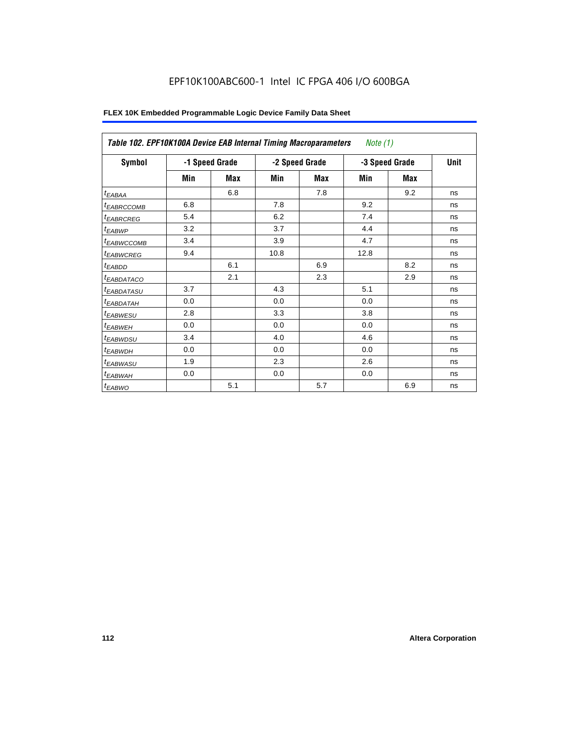**Table 102. EPF10K100A Device EAB Internal Timing Macroparameters** *Note (1)*

| Symbol | -1 Speed Grade | | -2 Speed Grade | | -3 Speed Grade | | Unit |
|---|---|---|---|---|---|---|---|
| | Min | Max | Min | Max | Min | Max | |
| $t_{EABAA}$ | | 6.8 | | 7.8 | | 9.2 | ns |
| $t_{EABRCCOMB}$ | 6.8 | | 7.8 | | 9.2 | | ns |
| $t_{EABRCREG}$ | 5.4 | | 6.2 | | 7.4 | | ns |
| $t_{EABWP}$ | 3.2 | | 3.7 | | 4.4 | | ns |
| $t_{EABWCCOMB}$ | 3.4 | | 3.9 | | 4.7 | | ns |
| $t_{EABWCREG}$ | 9.4 | | 10.8 | | 12.8 | | ns |
| $t_{EABDD}$ | | 6.1 | | 6.9 | | 8.2 | ns |
| $t_{EABDATACO}$ | | 2.1 | | 2.3 | | 2.9 | ns |
| $t_{EABDATASU}$ | 3.7 | | 4.3 | | 5.1 | | ns |
| $t_{EABDATAH}$ | 0.0 | | 0.0 | | 0.0 | | ns |
| $t_{EABWESU}$ | 2.8 | | 3.3 | | 3.8 | | ns |
| $t_{EABWEH}$ | 0.0 | | 0.0 | | 0.0 | | ns |
| $t_{EABWDSU}$ | 3.4 | | 4.0 | | 4.6 | | ns |
| $t_{EABWDH}$ | 0.0 | | 0.0 | | 0.0 | | ns |
| $t_{EABWASU}$ | 1.9 | | 2.3 | | 2.6 | | ns |
| $t_{EABWAH}$ | 0.0 | | 0.0 | | 0.0 | | ns |
| $t_{EABWO}$ | | 5.1 | | 5.7 | | 6.9 | ns |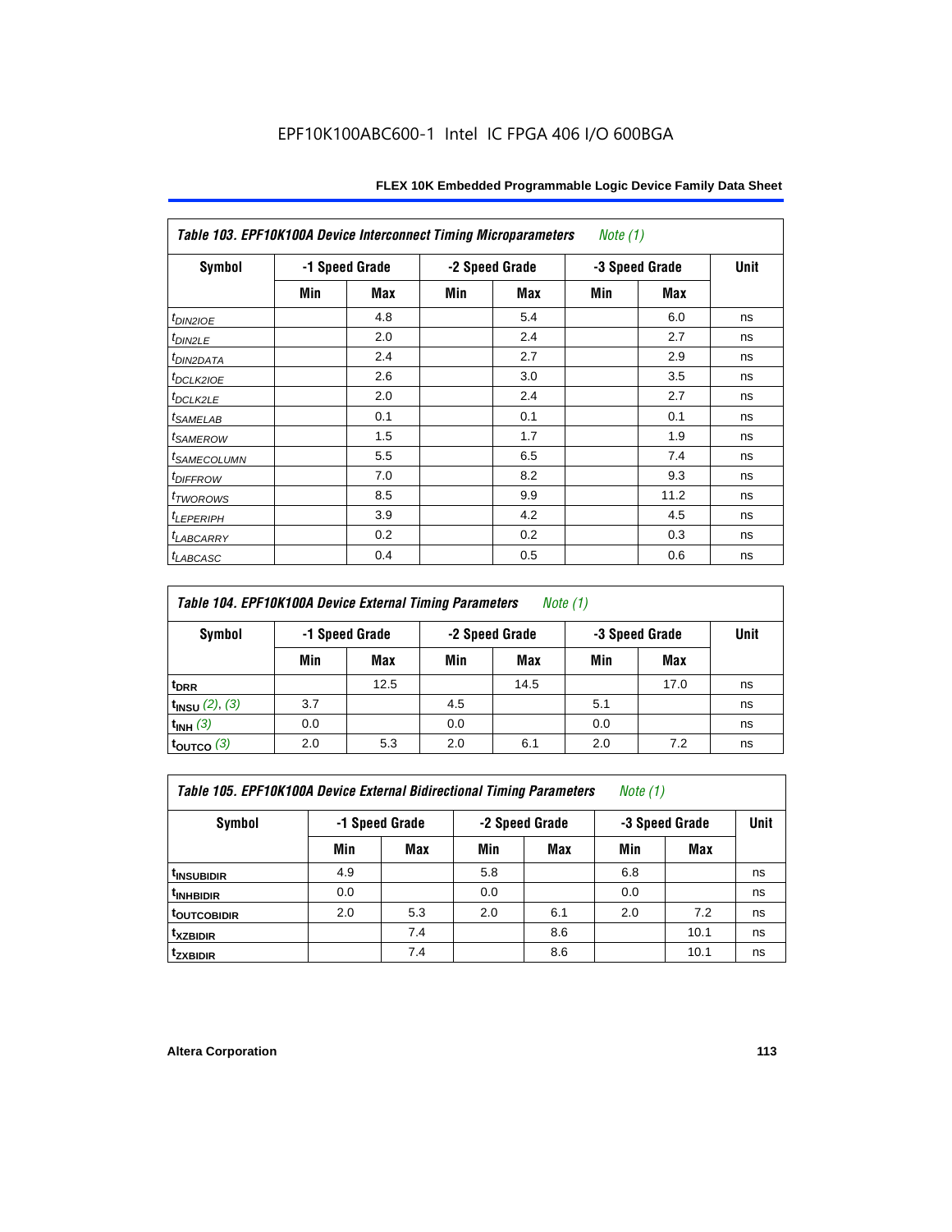EPF10K100ABC600-1 Intel IC FPGA 406 I/O 600BGA

| Table 103. EPF10K100A Device Interconnect Timing Microparameters *Note (1)* | | | | | | | |
|---|---|---|---|---|---|---|---|
| Symbol | -1 Speed Grade | | -2 Speed Grade | | -3 Speed Grade | | Unit |
| | Min | Max | Min | Max | Min | Max | |
| $t_{DIN2IOE}$ | | 4.8 | | 5.4 | | 6.0 | ns |
| $t_{DIN2LE}$ | | 2.0 | | 2.4 | | 2.7 | ns |
| $t_{DIN2DATA}$ | | 2.4 | | 2.7 | | 2.9 | ns |
| $t_{DCLK2IOE}$ | | 2.6 | | 3.0 | | 3.5 | ns |
| $t_{DCLK2LE}$ | | 2.0 | | 2.4 | | 2.7 | ns |
| $t_{SAMELAB}$ | | 0.1 | | 0.1 | | 0.1 | ns |
| $t_{SAMEROW}$ | | 1.5 | | 1.7 | | 1.9 | ns |
| $t_{SAMECOLUMN}$ | | 5.5 | | 6.5 | | 7.4 | ns |
| $t_{DIFFROW}$ | | 7.0 | | 8.2 | | 9.3 | ns |
| $t_{TWOROWS}$ | | 8.5 | | 9.9 | | 11.2 | ns |
| $t_{LEPERIPH}$ | | 3.9 | | 4.2 | | 4.5 | ns |
| $t_{LABCARRY}$ | | 0.2 | | 0.2 | | 0.3 | ns |
| $t_{LABCASC}$ | | 0.4 | | 0.5 | | 0.6 | ns |

| Table 104. EPF10K100A Device External Timing Parameters *Note (1)* | | | | | | | |
|---|---|---|---|---|---|---|---|
| Symbol | -1 Speed Grade | | -2 Speed Grade | | -3 Speed Grade | | Unit |
| | Min | Max | Min | Max | Min | Max | |
| $t_{DRR}$ | | 12.5 | | 14.5 | | 17.0 | ns |
| $t_{INSU}$ *(2), (3)* | 3.7 | | 4.5 | | 5.1 | | ns |
| $t_{INH}$ *(3)* | 0.0 | | 0.0 | | 0.0 | | ns |
| $t_{OUTCO}$ *(3)* | 2.0 | 5.3 | 2.0 | 6.1 | 2.0 | 7.2 | ns |

| Table 105. EPF10K100A Device External Bidirectional Timing Parameters *Note (1)* | | | | | | | |
|---|---|---|---|---|---|---|---|
| Symbol | -1 Speed Grade | | -2 Speed Grade | | -3 Speed Grade | | Unit |
| | Min | Max | Min | Max | Min | Max | |
| $t_{INSUBIDIR}$ | 4.9 | | 5.8 | | 6.8 | | ns |
| $t_{INHBIDIR}$ | 0.0 | | 0.0 | | 0.0 | | ns |
| $t_{OUTCOBIDIR}$ | 2.0 | 5.3 | 2.0 | 6.1 | 2.0 | 7.2 | ns |
| $t_{XZBIDIR}$ | | 7.4 | | 8.6 | | 10.1 | ns |
| $t_{ZXBIDIR}$ | | 7.4 | | 8.6 | | 10.1 | ns |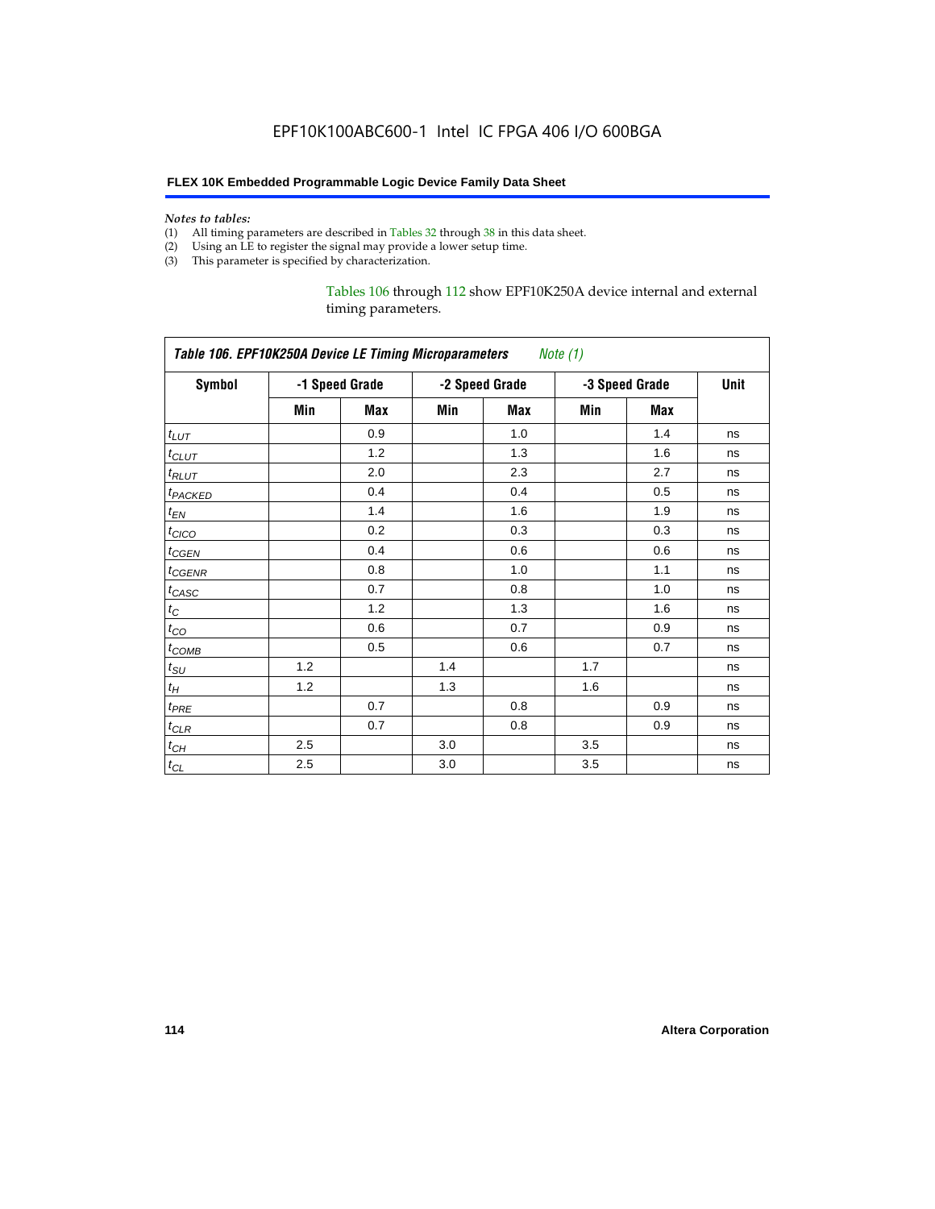*Notes to tables:*

(1) All timing parameters are described in Tables 32 through 38 in this data sheet.
(2) Using an LE to register the signal may provide a lower setup time.
(3) This parameter is specified by characterization.

Tables 106 through 112 show EPF10K250A device internal and external timing parameters.

| *Table 106. EPF10K250A Device LE Timing Microparameters Note (1)* | | | | | | | |
|---|---|---|---|---|---|---|---|
| **Symbol** | **-1 Speed Grade** | | **-2 Speed Grade** | | **-3 Speed Grade** | | **Unit** |
| | **Min** | **Max** | **Min** | **Max** | **Min** | **Max** | |
| $t_{LUT}$ | | 0.9 | | 1.0 | | 1.4 | ns |
| $t_{CLUT}$ | | 1.2 | | 1.3 | | 1.6 | ns |
| $t_{RLUT}$ | | 2.0 | | 2.3 | | 2.7 | ns |
| $t_{PACKED}$ | | 0.4 | | 0.4 | | 0.5 | ns |
| $t_{EN}$ | | 1.4 | | 1.6 | | 1.9 | ns |
| $t_{CICO}$ | | 0.2 | | 0.3 | | 0.3 | ns |
| $t_{CGEN}$ | | 0.4 | | 0.6 | | 0.6 | ns |
| $t_{CGENR}$ | | 0.8 | | 1.0 | | 1.1 | ns |
| $t_{CASC}$ | | 0.7 | | 0.8 | | 1.0 | ns |
| $t_{C}$ | | 1.2 | | 1.3 | | 1.6 | ns |
| $t_{CO}$ | | 0.6 | | 0.7 | | 0.9 | ns |
| $t_{COMB}$ | | 0.5 | | 0.6 | | 0.7 | ns |
| $t_{SU}$ | 1.2 | | 1.4 | | 1.7 | | ns |
| $t_{H}$ | 1.2 | | 1.3 | | 1.6 | | ns |
| $t_{PRE}$ | | 0.7 | | 0.8 | | 0.9 | ns |
| $t_{CLR}$ | | 0.7 | | 0.8 | | 0.9 | ns |
| $t_{CH}$ | 2.5 | | 3.0 | | 3.5 | | ns |
| $t_{CL}$ | 2.5 | | 3.0 | | 3.5 | | ns |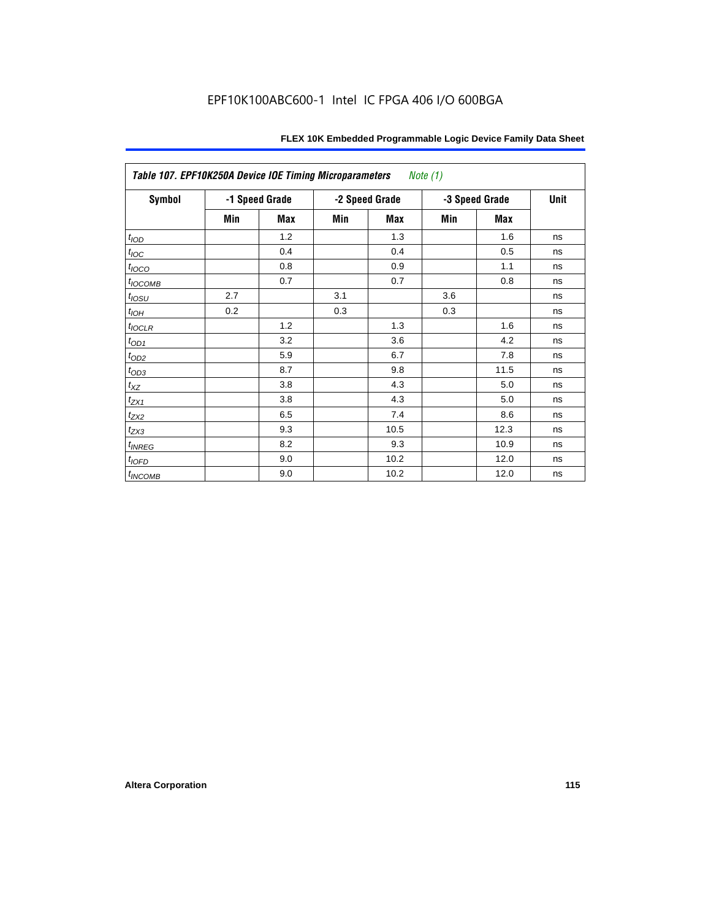EPF10K100ABC600-1 Intel IC FPGA 406 I/O 600BGA

**Table 107. EPF10K250A Device IOE Timing Microparameters** *Note (1)*

| Symbol | -1 Speed Grade | | -2 Speed Grade | | -3 Speed Grade | | Unit |
|---|---|---|---|---|---|---|---|
| | Min | Max | Min | Max | Min | Max | |
| $t_{IOD}$ | | 1.2 | | 1.3 | | 1.6 | ns |
| $t_{IOC}$ | | 0.4 | | 0.4 | | 0.5 | ns |
| $t_{IOCO}$ | | 0.8 | | 0.9 | | 1.1 | ns |
| $t_{IOCOMB}$ | | 0.7 | | 0.7 | | 0.8 | ns |
| $t_{IOSU}$ | 2.7 | | 3.1 | | 3.6 | | ns |
| $t_{IOH}$ | 0.2 | | 0.3 | | 0.3 | | ns |
| $t_{IOCLR}$ | | 1.2 | | 1.3 | | 1.6 | ns |
| $t_{OD1}$ | | 3.2 | | 3.6 | | 4.2 | ns |
| $t_{OD2}$ | | 5.9 | | 6.7 | | 7.8 | ns |
| $t_{OD3}$ | | 8.7 | | 9.8 | | 11.5 | ns |
| $t_{XZ}$ | | 3.8 | | 4.3 | | 5.0 | ns |
| $t_{ZX1}$ | | 3.8 | | 4.3 | | 5.0 | ns |
| $t_{ZX2}$ | | 6.5 | | 7.4 | | 8.6 | ns |
| $t_{ZX3}$ | | 9.3 | | 10.5 | | 12.3 | ns |
| $t_{INREG}$ | | 8.2 | | 9.3 | | 10.9 | ns |
| $t_{IOFD}$ | | 9.0 | | 10.2 | | 12.0 | ns |
| $t_{INCOMB}$ | | 9.0 | | 10.2 | | 12.0 | ns |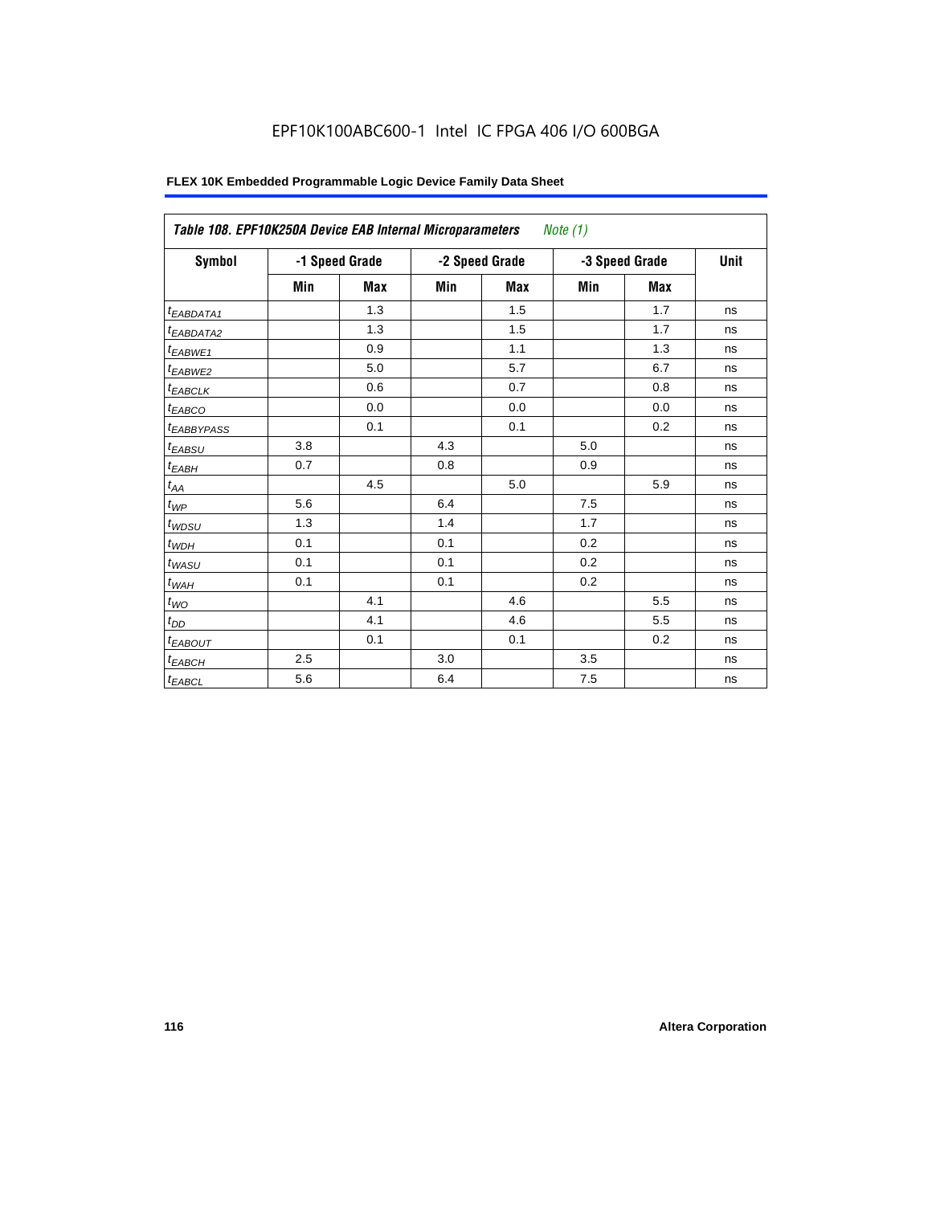EPF10K100ABC600-1 Intel IC FPGA 406 I/O 600BGA

**FLEX 10K Embedded Programmable Logic Device Family Data Sheet**

| *Table 108. EPF10K250A Device EAB Internal Microparameters* *Note (1)* | | | | | | | |
|---|---|---|---|---|---|---|---|
| **Symbol** | **-1 Speed Grade** | | **-2 Speed Grade** | | **-3 Speed Grade** | | **Unit** |
| | **Min** | **Max** | **Min** | **Max** | **Min** | **Max** | |
| $t_{EABDATA1}$ | | 1.3 | | 1.5 | | 1.7 | ns |
| $t_{EABDATA2}$ | | 1.3 | | 1.5 | | 1.7 | ns |
| $t_{EABWE1}$ | | 0.9 | | 1.1 | | 1.3 | ns |
| $t_{EABWE2}$ | | 5.0 | | 5.7 | | 6.7 | ns |
| $t_{EABCLK}$ | | 0.6 | | 0.7 | | 0.8 | ns |
| $t_{EABCO}$ | | 0.0 | | 0.0 | | 0.0 | ns |
| $t_{EABBYPASS}$ | | 0.1 | | 0.1 | | 0.2 | ns |
| $t_{EABSU}$ | 3.8 | | 4.3 | | 5.0 | | ns |
| $t_{EABH}$ | 0.7 | | 0.8 | | 0.9 | | ns |
| $t_{AA}$ | | 4.5 | | 5.0 | | 5.9 | ns |
| $t_{WP}$ | 5.6 | | 6.4 | | 7.5 | | ns |
| $t_{WDSU}$ | 1.3 | | 1.4 | | 1.7 | | ns |
| $t_{WDH}$ | 0.1 | | 0.1 | | 0.2 | | ns |
| $t_{WASU}$ | 0.1 | | 0.1 | | 0.2 | | ns |
| $t_{WAH}$ | 0.1 | | 0.1 | | 0.2 | | ns |
| $t_{WO}$ | | 4.1 | | 4.6 | | 5.5 | ns |
| $t_{DD}$ | | 4.1 | | 4.6 | | 5.5 | ns |
| $t_{EABOUT}$ | | 0.1 | | 0.1 | | 0.2 | ns |
| $t_{EABCH}$ | 2.5 | | 3.0 | | 3.5 | | ns |
| $t_{EABCL}$ | 5.6 | | 6.4 | | 7.5 | | ns |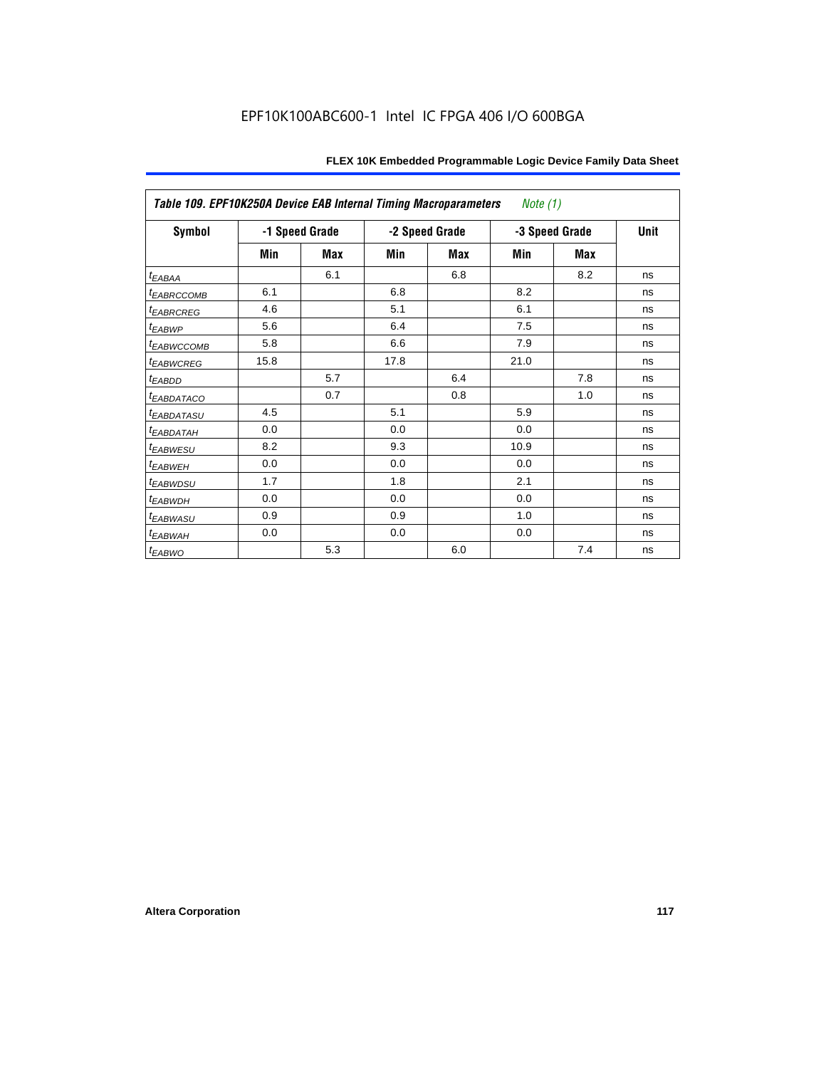Table 109. EPF10K250A Device EAB Internal Timing Macroparameters *Note (1)*

| Symbol | -1 Speed Grade | | -2 Speed Grade | | -3 Speed Grade | | Unit |
|---|---|---|---|---|---|---|---|
| | Min | Max | Min | Max | Min | Max | |
| $t_{EABAA}$ | | 6.1 | | 6.8 | | 8.2 | ns |
| $t_{EABRCCOMB}$ | 6.1 | | 6.8 | | 8.2 | | ns |
| $t_{EABRCREG}$ | 4.6 | | 5.1 | | 6.1 | | ns |
| $t_{EABWP}$ | 5.6 | | 6.4 | | 7.5 | | ns |
| $t_{EABWCCOMB}$ | 5.8 | | 6.6 | | 7.9 | | ns |
| $t_{EABWCREG}$ | 15.8 | | 17.8 | | 21.0 | | ns |
| $t_{EABDD}$ | | 5.7 | | 6.4 | | 7.8 | ns |
| $t_{EABDATACO}$ | | 0.7 | | 0.8 | | 1.0 | ns |
| $t_{EABDATASU}$ | 4.5 | | 5.1 | | 5.9 | | ns |
| $t_{EABDATAH}$ | 0.0 | | 0.0 | | 0.0 | | ns |
| $t_{EABWESU}$ | 8.2 | | 9.3 | | 10.9 | | ns |
| $t_{EABWEH}$ | 0.0 | | 0.0 | | 0.0 | | ns |
| $t_{EABWDSU}$ | 1.7 | | 1.8 | | 2.1 | | ns |
| $t_{EABWDH}$ | 0.0 | | 0.0 | | 0.0 | | ns |
| $t_{EABWASU}$ | 0.9 | | 0.9 | | 1.0 | | ns |
| $t_{EABWAH}$ | 0.0 | | 0.0 | | 0.0 | | ns |
| $t_{EABWO}$ | | 5.3 | | 6.0 | | 7.4 | ns |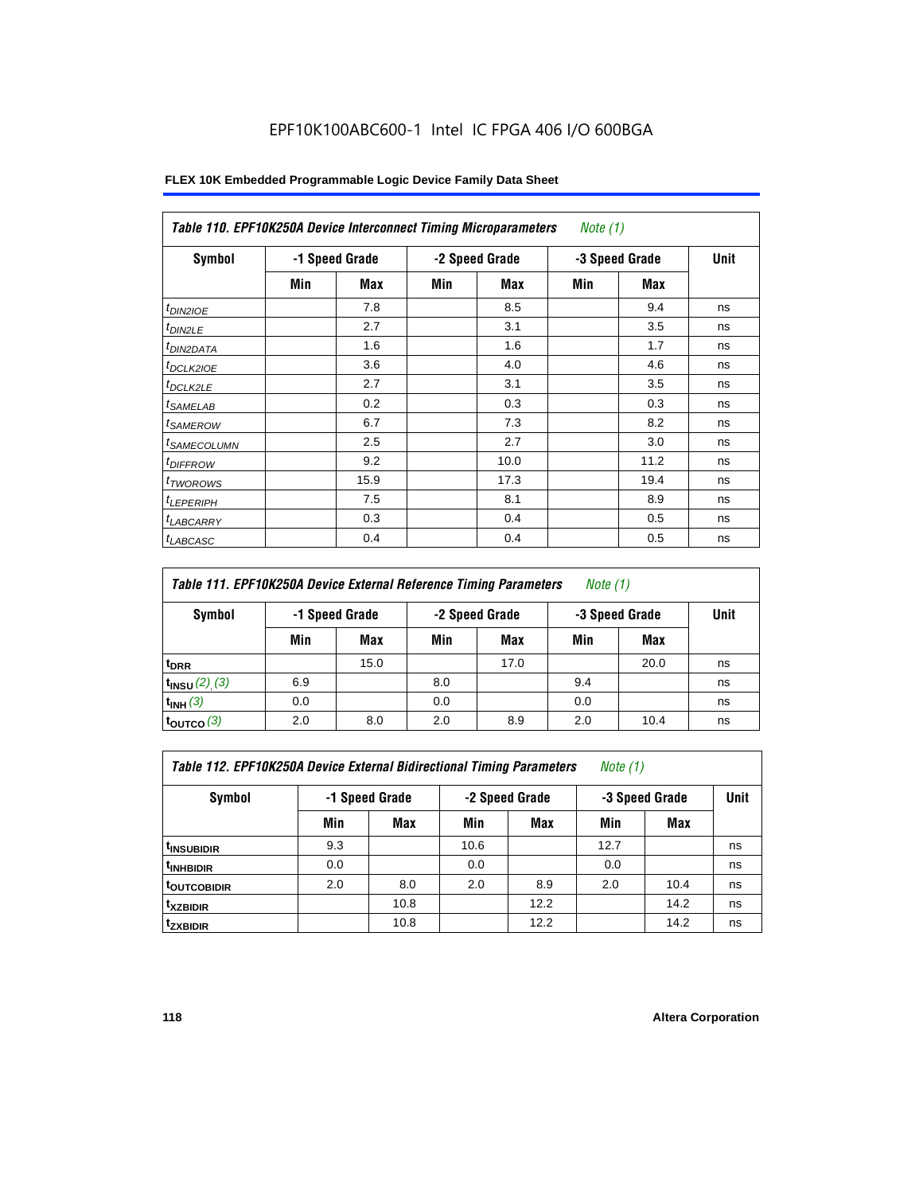EPF10K100ABC600-1 Intel IC FPGA 406 I/O 600BGA

**FLEX 10K Embedded Programmable Logic Device Family Data Sheet**

| *Table 110. EPF10K250A Device Interconnect Timing Microparameters* *Note (1)* | | | | | | | |
|---|---|---|---|---|---|---|---|
| **Symbol** | **-1 Speed Grade** | | **-2 Speed Grade** | | **-3 Speed Grade** | | **Unit** |
| | **Min** | **Max** | **Min** | **Max** | **Min** | **Max** | |
| $t_{DIN2IOE}$ | | 7.8 | | 8.5 | | 9.4 | ns |
| $t_{DIN2LE}$ | | 2.7 | | 3.1 | | 3.5 | ns |
| $t_{DIN2DATA}$ | | 1.6 | | 1.6 | | 1.7 | ns |
| $t_{DCLK2IOE}$ | | 3.6 | | 4.0 | | 4.6 | ns |
| $t_{DCLK2LE}$ | | 2.7 | | 3.1 | | 3.5 | ns |
| $t_{SAMELAB}$ | | 0.2 | | 0.3 | | 0.3 | ns |
| $t_{SAMEROW}$ | | 6.7 | | 7.3 | | 8.2 | ns |
| $t_{SAMECOLUMN}$ | | 2.5 | | 2.7 | | 3.0 | ns |
| $t_{DIFFROW}$ | | 9.2 | | 10.0 | | 11.2 | ns |
| $t_{TWOROWS}$ | | 15.9 | | 17.3 | | 19.4 | ns |
| $t_{LEPERIPH}$ | | 7.5 | | 8.1 | | 8.9 | ns |
| $t_{LABCARRY}$ | | 0.3 | | 0.4 | | 0.5 | ns |
| $t_{LABCASC}$ | | 0.4 | | 0.4 | | 0.5 | ns |

| *Table 111. EPF10K250A Device External Reference Timing Parameters* *Note (1)* | | | | | | | |
|---|---|---|---|---|---|---|---|
| **Symbol** | **-1 Speed Grade** | | **-2 Speed Grade** | | **-3 Speed Grade** | | **Unit** |
| | **Min** | **Max** | **Min** | **Max** | **Min** | **Max** | |
| $t_{DRR}$ | | 15.0 | | 17.0 | | 20.0 | ns |
| $t_{INSU}$ *(2), (3)* | 6.9 | | 8.0 | | 9.4 | | ns |
| $t_{INH}$ *(3)* | 0.0 | | 0.0 | | 0.0 | | ns |
| $t_{OUTCO}$ *(3)* | 2.0 | 8.0 | 2.0 | 8.9 | 2.0 | 10.4 | ns |

| *Table 112. EPF10K250A Device External Bidirectional Timing Parameters* *Note (1)* | | | | | | | |
|---|---|---|---|---|---|---|---|
| **Symbol** | **-1 Speed Grade** | | **-2 Speed Grade** | | **-3 Speed Grade** | | **Unit** |
| | **Min** | **Max** | **Min** | **Max** | **Min** | **Max** | |
| $t_{INSUBIDIR}$ | 9.3 | | 10.6 | | 12.7 | | ns |
| $t_{INHBIDIR}$ | 0.0 | | 0.0 | | 0.0 | | ns |
| $t_{OUTCOBIDIR}$ | 2.0 | 8.0 | 2.0 | 8.9 | 2.0 | 10.4 | ns |
| $t_{XZBIDIR}$ | | 10.8 | | 12.2 | | 14.2 | ns |
| $t_{ZXBIDIR}$ | | 10.8 | | 12.2 | | 14.2 | ns |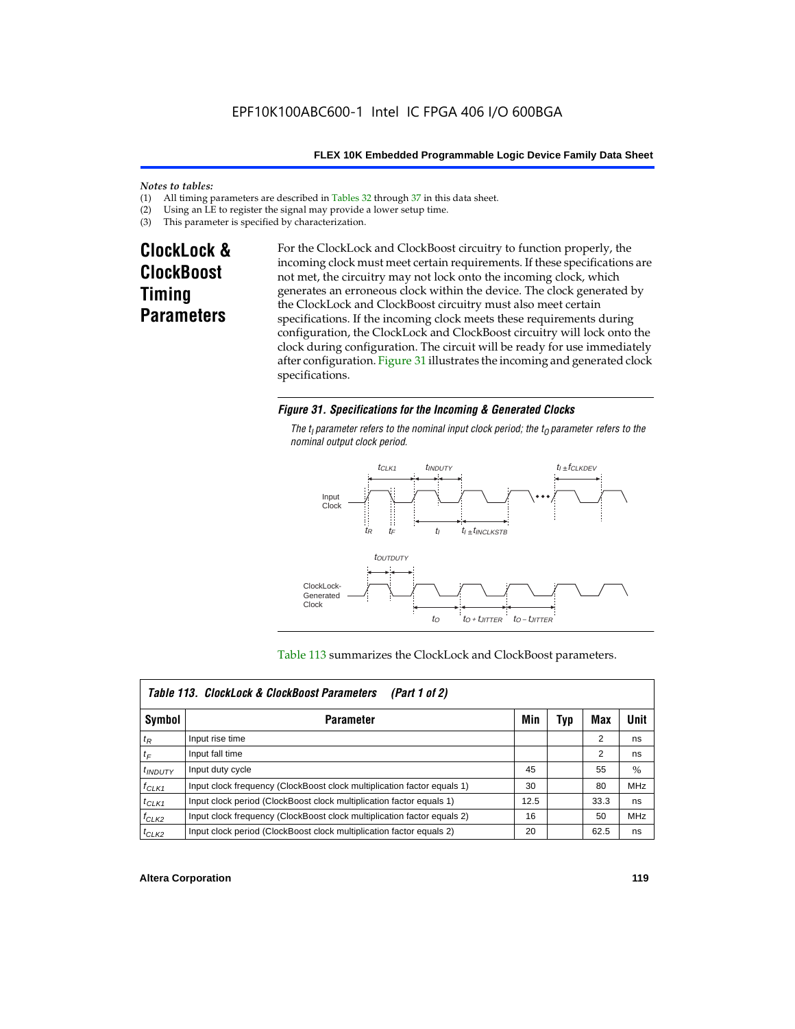*Notes to tables:*

(1) All timing parameters are described in Tables 32 through 37 in this data sheet.
(2) Using an LE to register the signal may provide a lower setup time.
(3) This parameter is specified by characterization.

## ClockLock & ClockBoost Timing Parameters

For the ClockLock and ClockBoost circuitry to function properly, the incoming clock must meet certain requirements. If these specifications are not met, the circuitry may not lock onto the incoming clock, which generates an erroneous clock within the device. The clock generated by the ClockLock and ClockBoost circuitry must also meet certain specifications. If the incoming clock meets these requirements during configuration, the ClockLock and ClockBoost circuitry will lock onto the clock during configuration. The circuit will be ready for use immediately after configuration. Figure 31 illustrates the incoming and generated clock specifications.

***Figure 31. Specifications for the Incoming & Generated Clocks***

*The $t_I$ parameter refers to the nominal input clock period; the $t_O$ parameter refers to the nominal output clock period.*

Table 113 summarizes the ClockLock and ClockBoost parameters.

| Symbol | Parameter | Min | Typ | Max | Unit |
|---|---|---|---|---|---|
| $t_R$ | Input rise time | | | 2 | ns |
| $t_F$ | Input fall time | | | 2 | ns |
| $t_{INDUTY}$ | Input duty cycle | 45 | | 55 | % |
| $f_{CLK1}$ | Input clock frequency (ClockBoost clock multiplication factor equals 1) | 30 | | 80 | MHz |
| $t_{CLK1}$ | Input clock period (ClockBoost clock multiplication factor equals 1) | 12.5 | | 33.3 | ns |
| $f_{CLK2}$ | Input clock frequency (ClockBoost clock multiplication factor equals 2) | 16 | | 50 | MHz |
| $t_{CLK2}$ | Input clock period (ClockBoost clock multiplication factor equals 2) | 20 | | 62.5 | ns |

*Table 113. ClockLock & ClockBoost Parameters (Part 1 of 2)*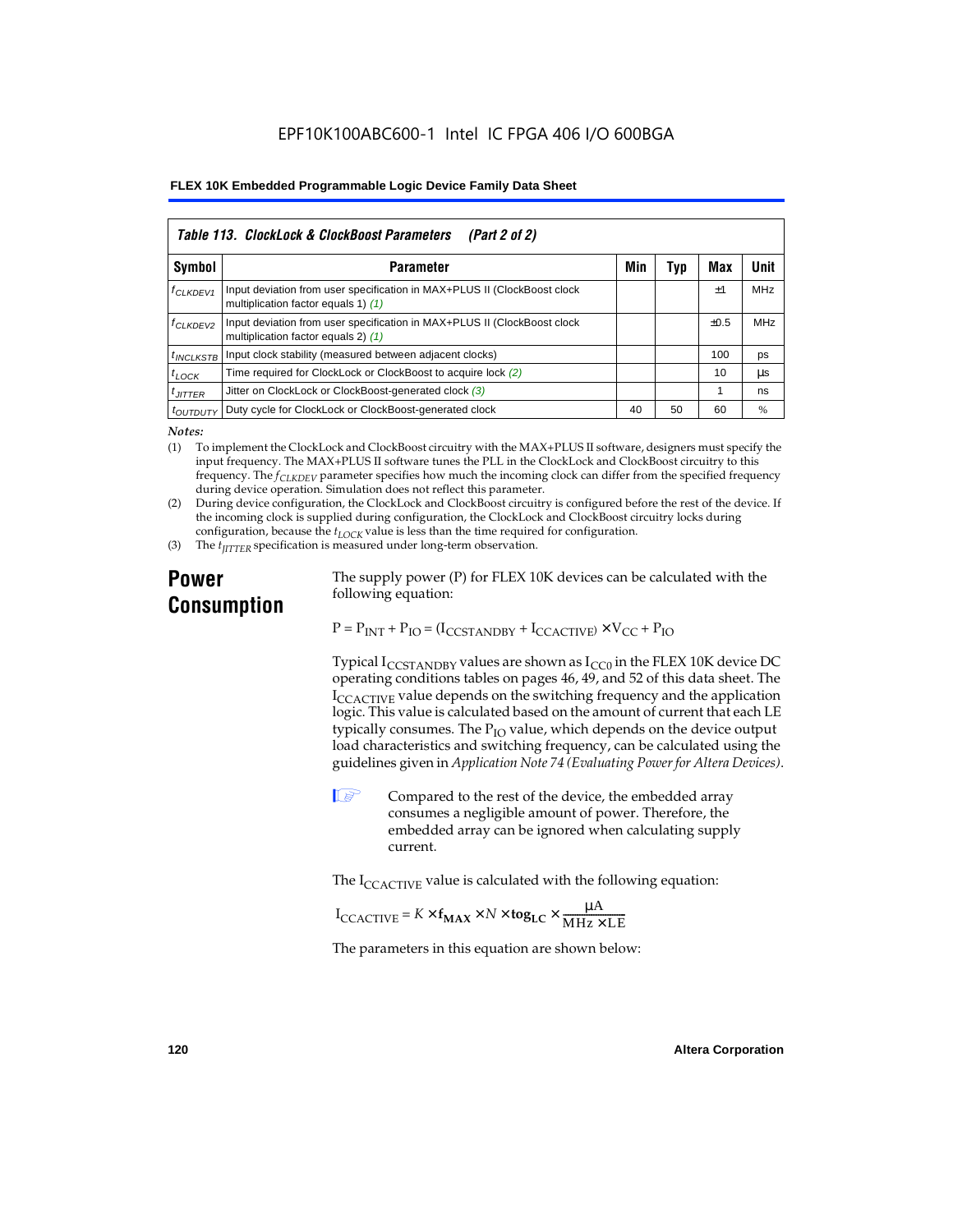EPF10K100ABC600-1 Intel IC FPGA 406 I/O 600BGA

| Table 113. ClockLock & ClockBoost Parameters (Part 2 of 2) | | | | | |
|---|---|---|---|---|---|
| **Symbol** | **Parameter** | **Min** | **Typ** | **Max** | **Unit** |
| $f_{CLKDEV1}$ | Input deviation from user specification in MAX+PLUS II (ClockBoost clock multiplication factor equals 1) *(1)* | | | ±1 | MHz |
| $f_{CLKDEV2}$ | Input deviation from user specification in MAX+PLUS II (ClockBoost clock multiplication factor equals 2) *(1)* | | | ±0.5 | MHz |
| $t_{INCLKSTB}$ | Input clock stability (measured between adjacent clocks) | | | 100 | ps |
| $t_{LOCK}$ | Time required for ClockLock or ClockBoost to acquire lock *(2)* | | | 10 | µs |
| $t_{JITTER}$ | Jitter on ClockLock or ClockBoost-generated clock *(3)* | | | 1 | ns |
| $t_{OUTDUTY}$ | Duty cycle for ClockLock or ClockBoost-generated clock | 40 | 50 | 60 | % |

*Notes:*

(1) To implement the ClockLock and ClockBoost circuitry with the MAX+PLUS II software, designers must specify the input frequency. The MAX+PLUS II software tunes the PLL in the ClockLock and ClockBoost circuitry to this frequency. The $f_{CLKDEV}$ parameter specifies how much the incoming clock can differ from the specified frequency during device operation. Simulation does not reflect this parameter.

(2) During device configuration, the ClockLock and ClockBoost circuitry is configured before the rest of the device. If the incoming clock is supplied during configuration, the ClockLock and ClockBoost circuitry locks during configuration, because the $t_{LOCK}$ value is less than the time required for configuration.

(3) The $t_{JITTER}$ specification is measured under long-term observation.

## Power Consumption

The supply power (P) for FLEX 10K devices can be calculated with the following equation:

$$P = P_{INT} + P_{IO} = (I_{CCSTANDBY} + I_{CCACTIVE}) \times V_{CC} + P_{IO}$$

Typical $I_{CCSTANDBY}$ values are shown as $I_{CC0}$ in the FLEX 10K device DC operating conditions tables on pages 46, 49, and 52 of this data sheet. The $I_{CCACTIVE}$ value depends on the switching frequency and the application logic. This value is calculated based on the amount of current that each LE typically consumes. The $P_{IO}$ value, which depends on the device output load characteristics and switching frequency, can be calculated using the guidelines given in *Application Note 74 (Evaluating Power for Altera Devices)*.

Compared to the rest of the device, the embedded array consumes a negligible amount of power. Therefore, the embedded array can be ignored when calculating supply current.

The $I_{CCACTIVE}$ value is calculated with the following equation:

$$I_{CCACTIVE} = K \times \mathbf{f_{MAX}} \times N \times \mathbf{tog_{LC}} \times \frac{\mu A}{MHz \times LE}$$

The parameters in this equation are shown below: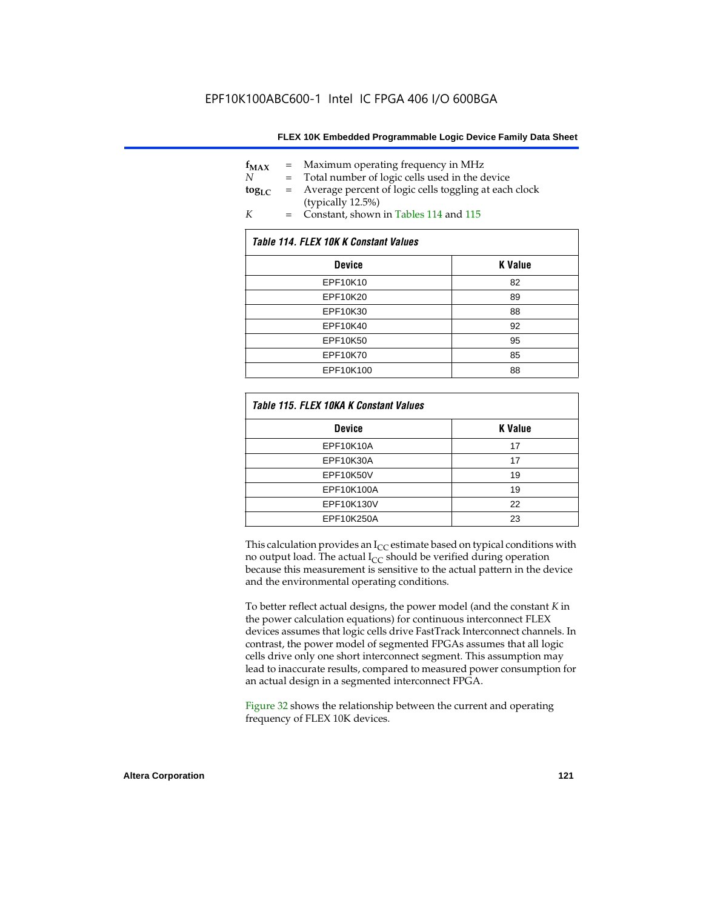$f_{MAX}$ = Maximum operating frequency in MHz
$N$ = Total number of logic cells used in the device
$tog_{LC}$ = Average percent of logic cells toggling at each clock (typically 12.5%)
$K$ = Constant, shown in Tables 114 and 115

*Table 114. FLEX 10K K Constant Values*

| Device | K Value |
|---|---|
| EPF10K10 | 82 |
| EPF10K20 | 89 |
| EPF10K30 | 88 |
| EPF10K40 | 92 |
| EPF10K50 | 95 |
| EPF10K70 | 85 |
| EPF10K100 | 88 |

*Table 115. FLEX 10KA K Constant Values*

| Device | K Value |
|---|---|
| EPF10K10A | 17 |
| EPF10K30A | 17 |
| EPF10K50V | 19 |
| EPF10K100A | 19 |
| EPF10K130V | 22 |
| EPF10K250A | 23 |

This calculation provides an $I_{CC}$ estimate based on typical conditions with no output load. The actual $I_{CC}$ should be verified during operation because this measurement is sensitive to the actual pattern in the device and the environmental operating conditions.

To better reflect actual designs, the power model (and the constant $K$ in the power calculation equations) for continuous interconnect FLEX devices assumes that logic cells drive FastTrack Interconnect channels. In contrast, the power model of segmented FPGAs assumes that all logic cells drive only one short interconnect segment. This assumption may lead to inaccurate results, compared to measured power consumption for an actual design in a segmented interconnect FPGA.

Figure 32 shows the relationship between the current and operating frequency of FLEX 10K devices.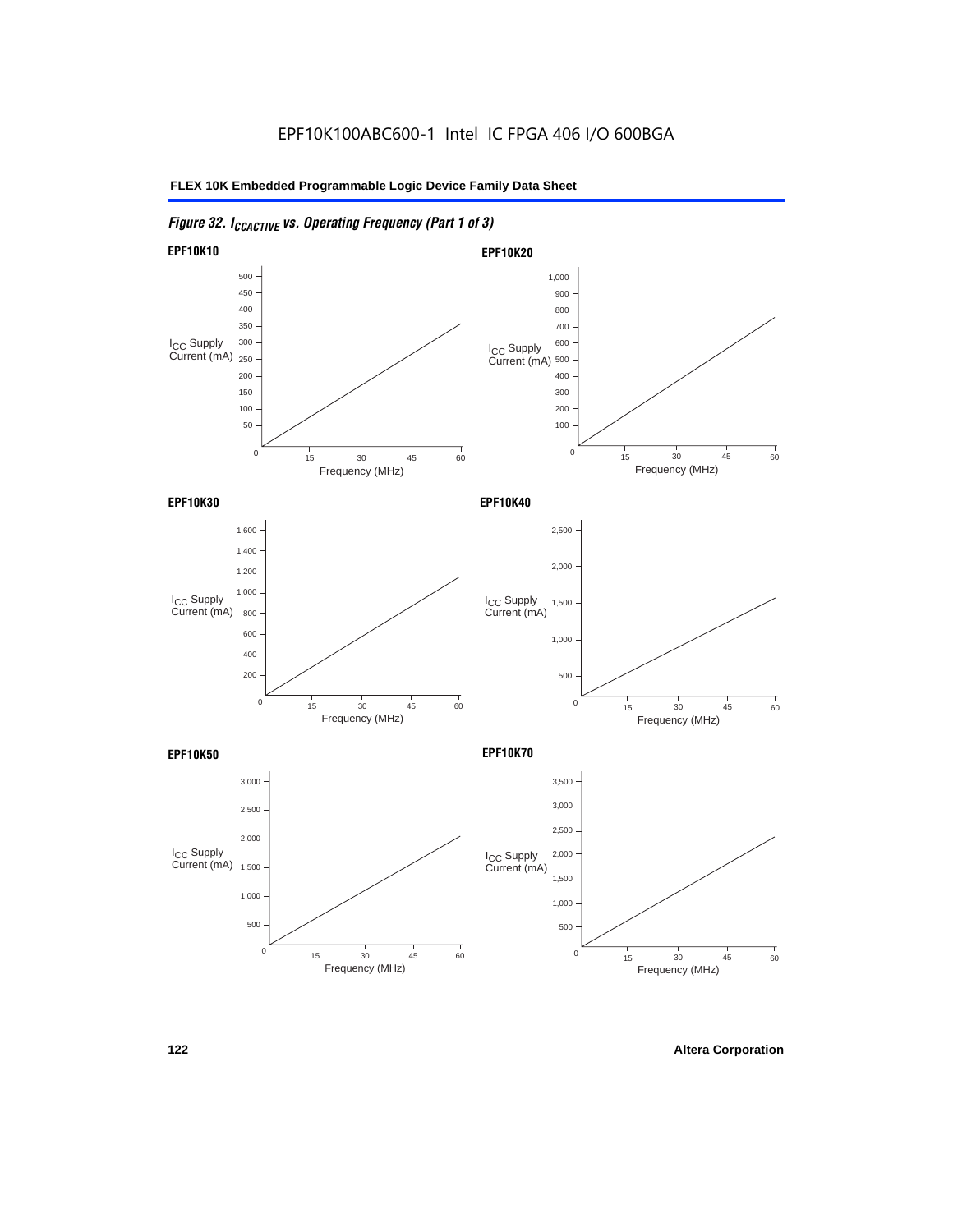EPF10K100ABC600-1 Intel IC FPGA 406 I/O 600BGA

*Figure 32. $I_{CCACTIVE}$ vs. Operating Frequency (Part 1 of 3)*

**EPF10K10**

$I_{CC}$ Supply Current (mA)

Y-axis: 50, 100, 150, 200, 250, 300, 350, 400, 450, 500

X-axis: 0, 15, 30, 45, 60

Frequency (MHz)

**EPF10K20**

$I_{CC}$ Supply Current (mA)

Y-axis: 100, 200, 300, 400, 500, 600, 700, 800, 900, 1,000

X-axis: 0, 15, 30, 45, 60

Frequency (MHz)

**EPF10K30**

$I_{CC}$ Supply Current (mA)

Y-axis: 200, 400, 600, 800, 1,000, 1,200, 1,400, 1,600

X-axis: 0, 15, 30, 45, 60

Frequency (MHz)

**EPF10K40**

$I_{CC}$ Supply Current (mA)

Y-axis: 500, 1,000, 1,500, 2,000, 2,500

X-axis: 0, 15, 30, 45, 60

Frequency (MHz)

**EPF10K50**

$I_{CC}$ Supply Current (mA)

Y-axis: 500, 1,000, 1,500, 2,000, 2,500, 3,000

X-axis: 0, 15, 30, 45, 60

Frequency (MHz)

**EPF10K70**

$I_{CC}$ Supply Current (mA)

Y-axis: 500, 1,000, 1,500, 2,000, 2,500, 3,000, 3,500

X-axis: 0, 15, 30, 45, 60

Frequency (MHz)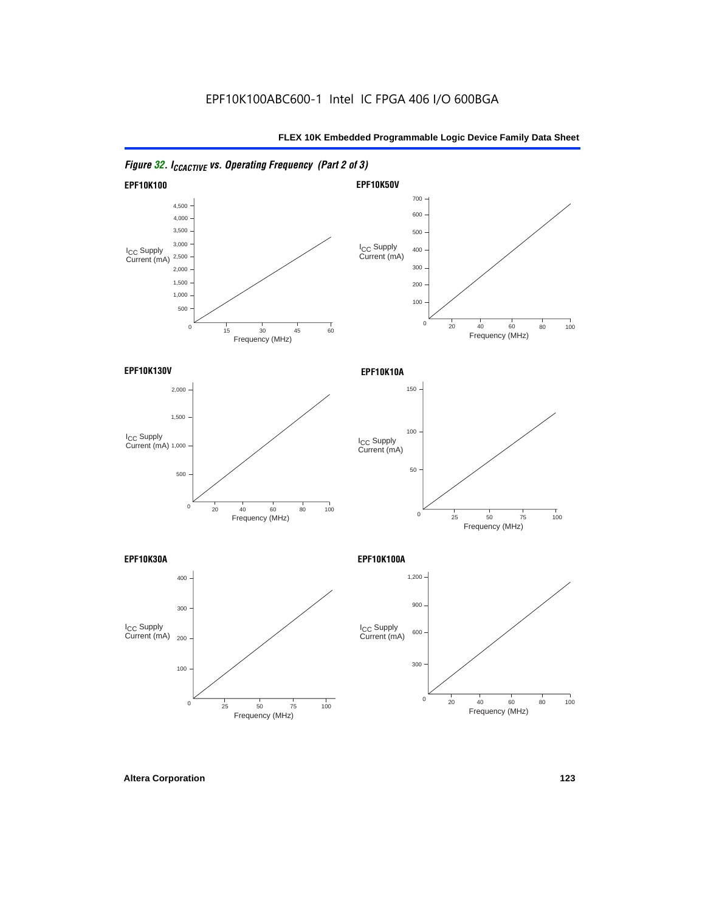EPF10K100ABC600-1 Intel IC FPGA 406 I/O 600BGA

*Figure 32. $I_{CCACTIVE}$ vs. Operating Frequency (Part 2 of 3)*

**EPF10K100**

**EPF10K50V**

**EPF10K130V**

**EPF10K10A**

**EPF10K30A**

**EPF10K100A**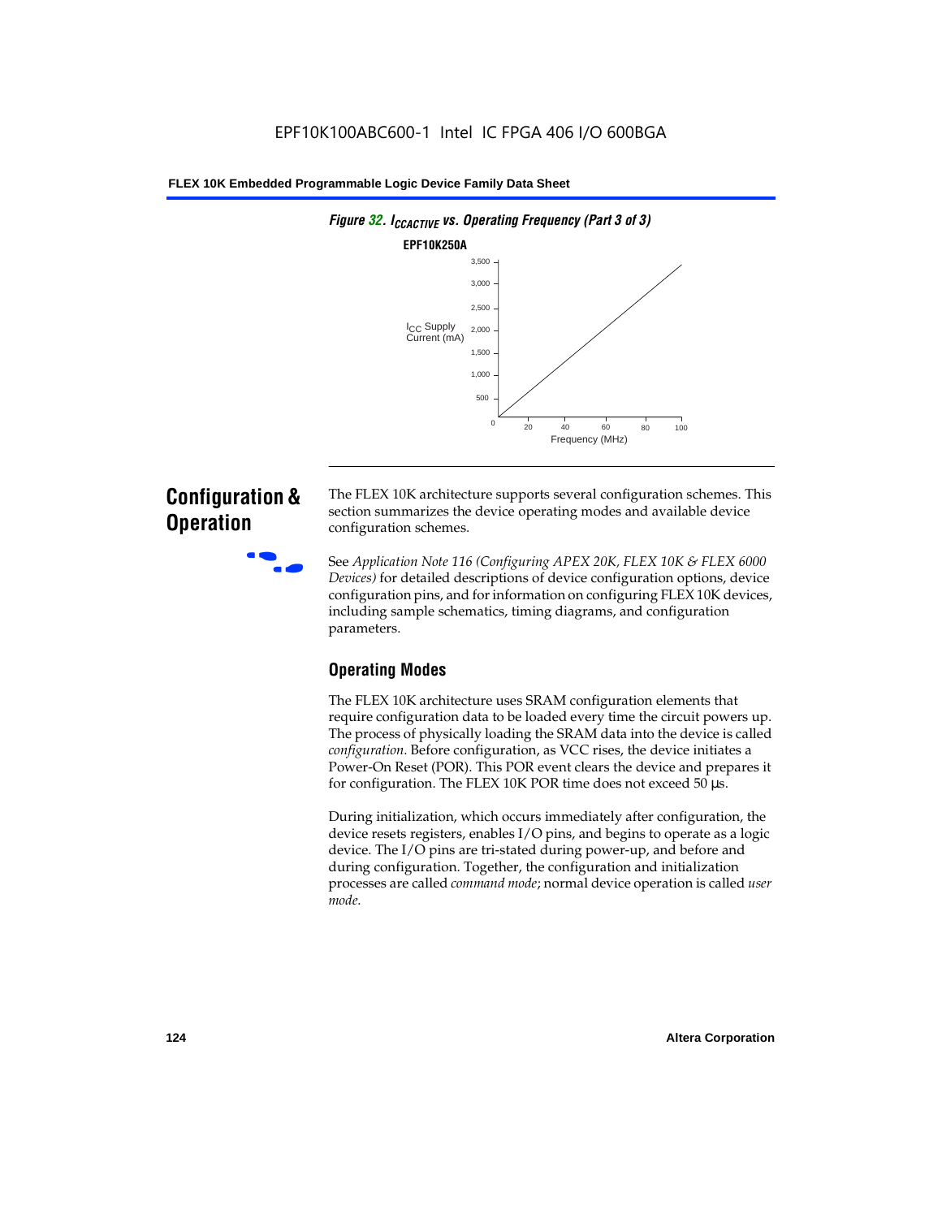*Figure 32. $I_{CCACTIVE}$ vs. Operating Frequency (Part 3 of 3)*

**EPF10K250A**

| Frequency (MHz) | 0 | 20 | 40 | 60 | 80 | 100 |
|---|---|---|---|---|---|---|

$I_{CC}$ Supply Current (mA): 0, 500, 1,000, 1,500, 2,000, 2,500, 3,000, 3,500

## Configuration & Operation

The FLEX 10K architecture supports several configuration schemes. This section summarizes the device operating modes and available device configuration schemes.

See *Application Note 116 (Configuring APEX 20K, FLEX 10K & FLEX 6000 Devices)* for detailed descriptions of device configuration options, device configuration pins, and for information on configuring FLEX 10K devices, including sample schematics, timing diagrams, and configuration parameters.

### Operating Modes

The FLEX 10K architecture uses SRAM configuration elements that require configuration data to be loaded every time the circuit powers up. The process of physically loading the SRAM data into the device is called *configuration*. Before configuration, as VCC rises, the device initiates a Power-On Reset (POR). This POR event clears the device and prepares it for configuration. The FLEX 10K POR time does not exceed 50 µs.

During initialization, which occurs immediately after configuration, the device resets registers, enables I/O pins, and begins to operate as a logic device. The I/O pins are tri-stated during power-up, and before and during configuration. Together, the configuration and initialization processes are called *command mode*; normal device operation is called *user mode*.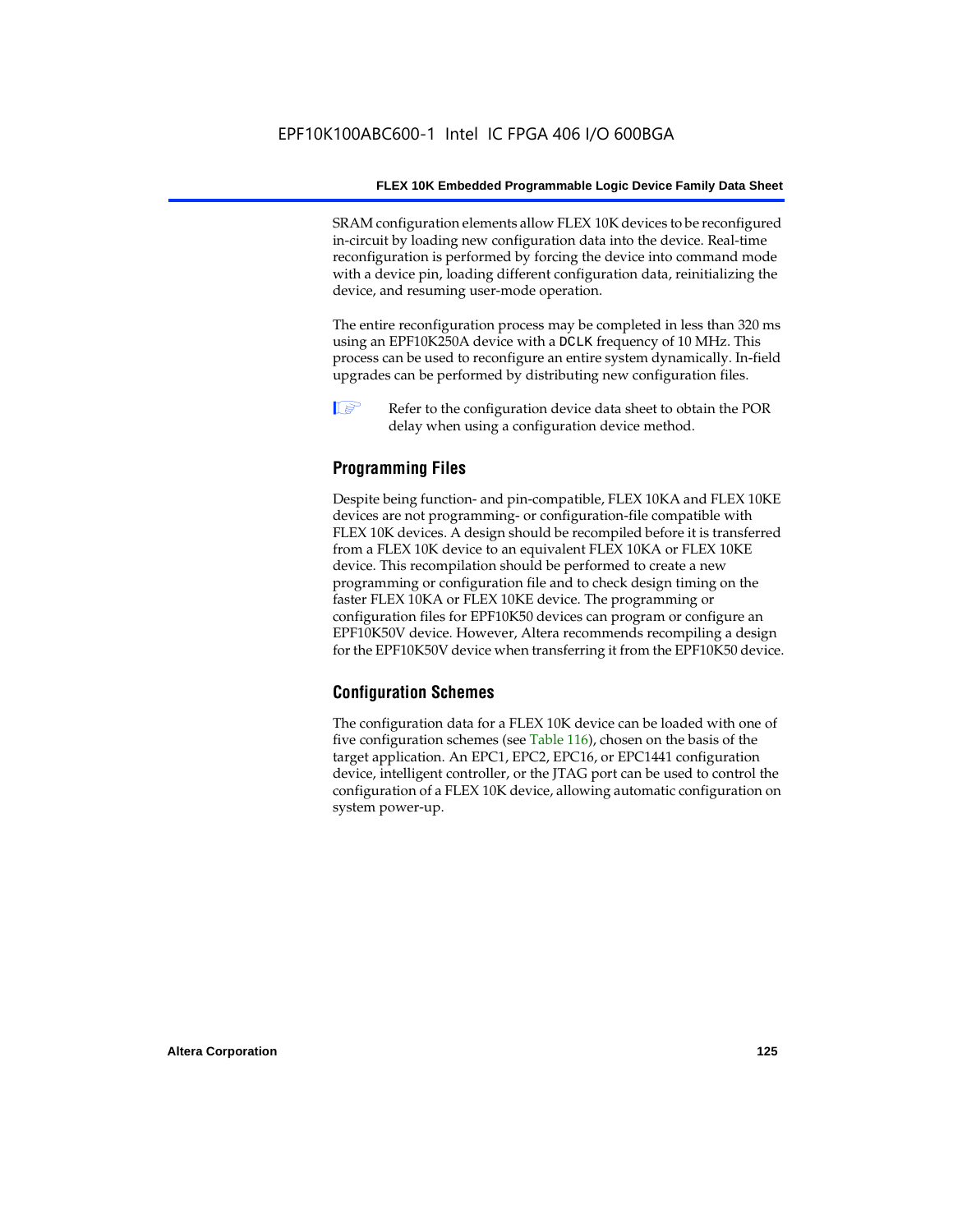SRAM configuration elements allow FLEX 10K devices to be reconfigured in-circuit by loading new configuration data into the device. Real-time reconfiguration is performed by forcing the device into command mode with a device pin, loading different configuration data, reinitializing the device, and resuming user-mode operation.

The entire reconfiguration process may be completed in less than 320 ms using an EPF10K250A device with a DCLK frequency of 10 MHz. This process can be used to reconfigure an entire system dynamically. In-field upgrades can be performed by distributing new configuration files.

Refer to the configuration device data sheet to obtain the POR delay when using a configuration device method.

## Programming Files

Despite being function- and pin-compatible, FLEX 10KA and FLEX 10KE devices are not programming- or configuration-file compatible with FLEX 10K devices. A design should be recompiled before it is transferred from a FLEX 10K device to an equivalent FLEX 10KA or FLEX 10KE device. This recompilation should be performed to create a new programming or configuration file and to check design timing on the faster FLEX 10KA or FLEX 10KE device. The programming or configuration files for EPF10K50 devices can program or configure an EPF10K50V device. However, Altera recommends recompiling a design for the EPF10K50V device when transferring it from the EPF10K50 device.

## Configuration Schemes

The configuration data for a FLEX 10K device can be loaded with one of five configuration schemes (see Table 116), chosen on the basis of the target application. An EPC1, EPC2, EPC16, or EPC1441 configuration device, intelligent controller, or the JTAG port can be used to control the configuration of a FLEX 10K device, allowing automatic configuration on system power-up.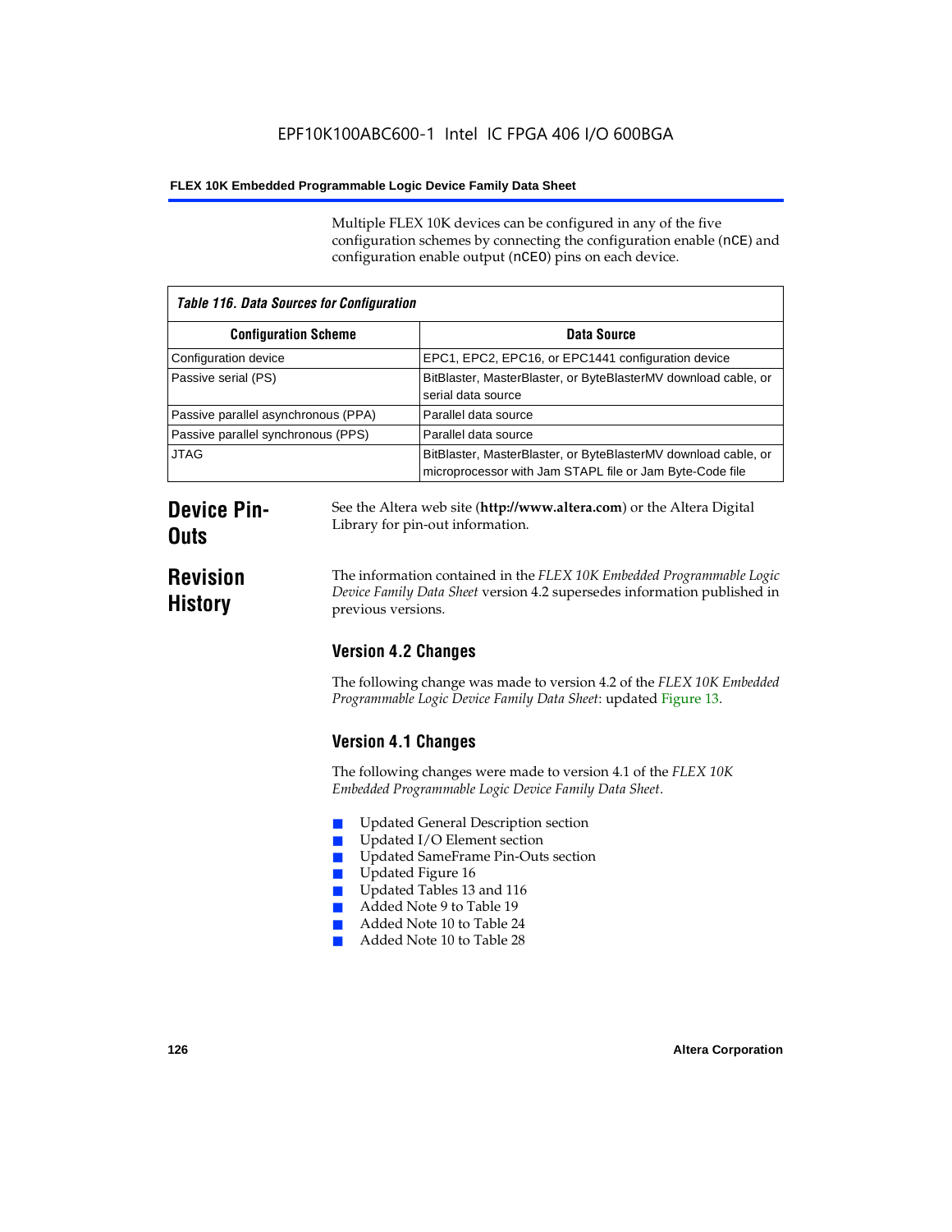Multiple FLEX 10K devices can be configured in any of the five configuration schemes by connecting the configuration enable (nCE) and configuration enable output (nCEO) pins on each device.

*Table 116. Data Sources for Configuration*

| Configuration Scheme | Data Source |
|---|---|
| Configuration device | EPC1, EPC2, EPC16, or EPC1441 configuration device |
| Passive serial (PS) | BitBlaster, MasterBlaster, or ByteBlasterMV download cable, or serial data source |
| Passive parallel asynchronous (PPA) | Parallel data source |
| Passive parallel synchronous (PPS) | Parallel data source |
| JTAG | BitBlaster, MasterBlaster, or ByteBlasterMV download cable, or microprocessor with Jam STAPL file or Jam Byte-Code file |

## Device Pin-Outs

See the Altera web site (**http://www.altera.com**) or the Altera Digital Library for pin-out information.

## Revision History

The information contained in the *FLEX 10K Embedded Programmable Logic Device Family Data Sheet* version 4.2 supersedes information published in previous versions.

### Version 4.2 Changes

The following change was made to version 4.2 of the *FLEX 10K Embedded Programmable Logic Device Family Data Sheet*: updated Figure 13.

### Version 4.1 Changes

The following changes were made to version 4.1 of the *FLEX 10K Embedded Programmable Logic Device Family Data Sheet*.

- Updated General Description section
- Updated I/O Element section
- Updated SameFrame Pin-Outs section
- Updated Figure 16
- Updated Tables 13 and 116
- Added Note 9 to Table 19
- Added Note 10 to Table 24
- Added Note 10 to Table 28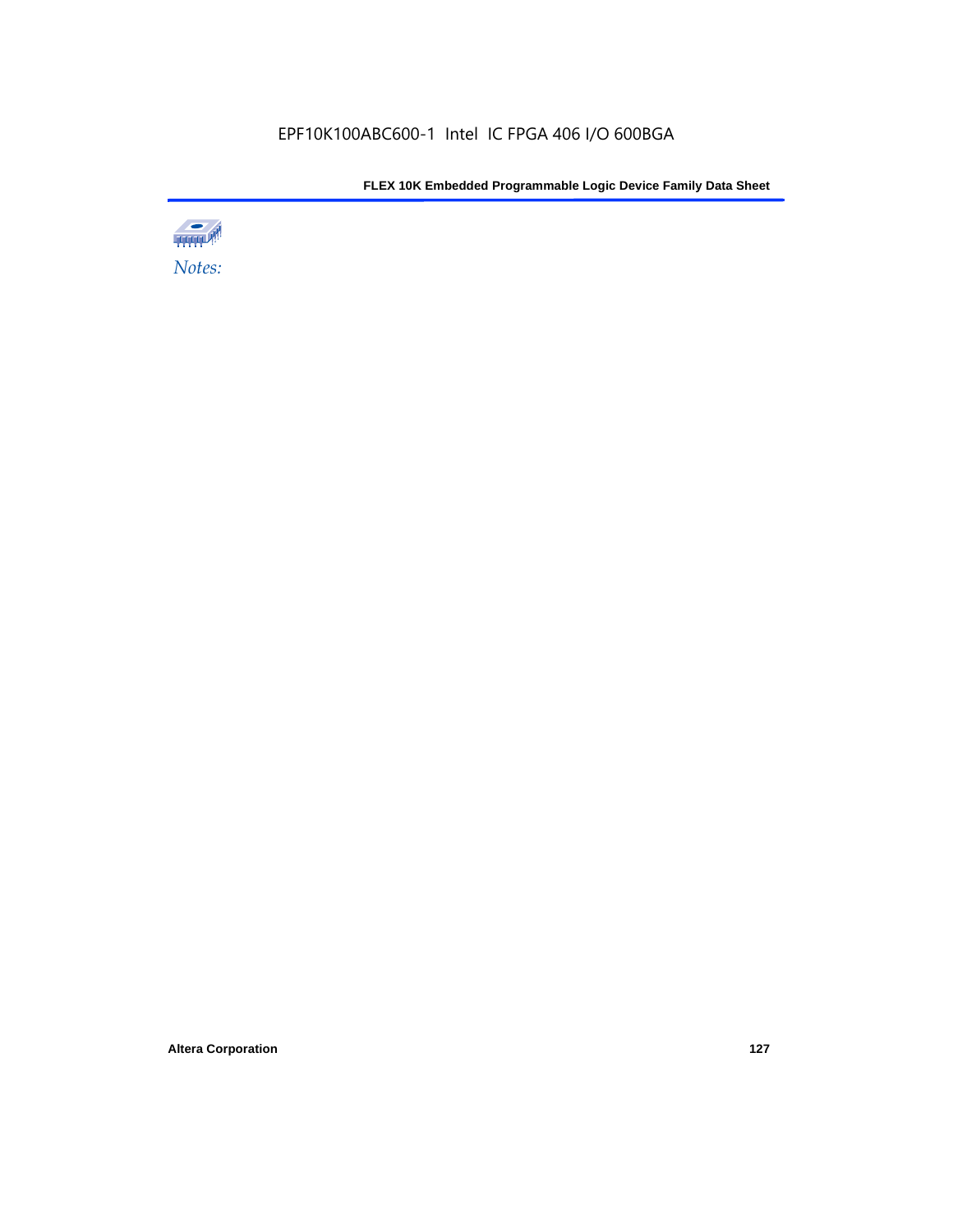*Notes:*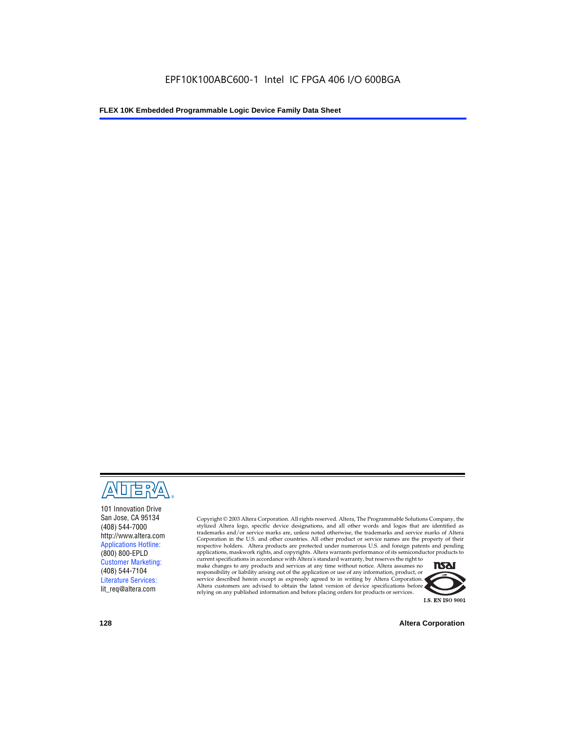101 Innovation Drive
San Jose, CA 95134
(408) 544-7000
http://www.altera.com
Applications Hotline:
(800) 800-EPLD
Customer Marketing:
(408) 544-7104
Literature Services:
lit_req@altera.com

Copyright © 2003 Altera Corporation. All rights reserved. Altera, The Programmable Solutions Company, the stylized Altera logo, specific device designations, and all other words and logos that are identified as trademarks and/or service marks are, unless noted otherwise, the trademarks and service marks of Altera Corporation in the U.S. and other countries. All other product or service names are the property of their respective holders. Altera products are protected under numerous U.S. and foreign patents and pending applications, maskwork rights, and copyrights. Altera warrants performance of its semiconductor products to current specifications in accordance with Altera's standard warranty, but reserves the right to make changes to any products and services at any time without notice. Altera assumes no responsibility or liability arising out of the application or use of any information, product, or service described herein except as expressly agreed to in writing by Altera Corporation. Altera customers are advised to obtain the latest version of device specifications before relying on any published information and before placing orders for products or services.

I.S. EN ISO 9001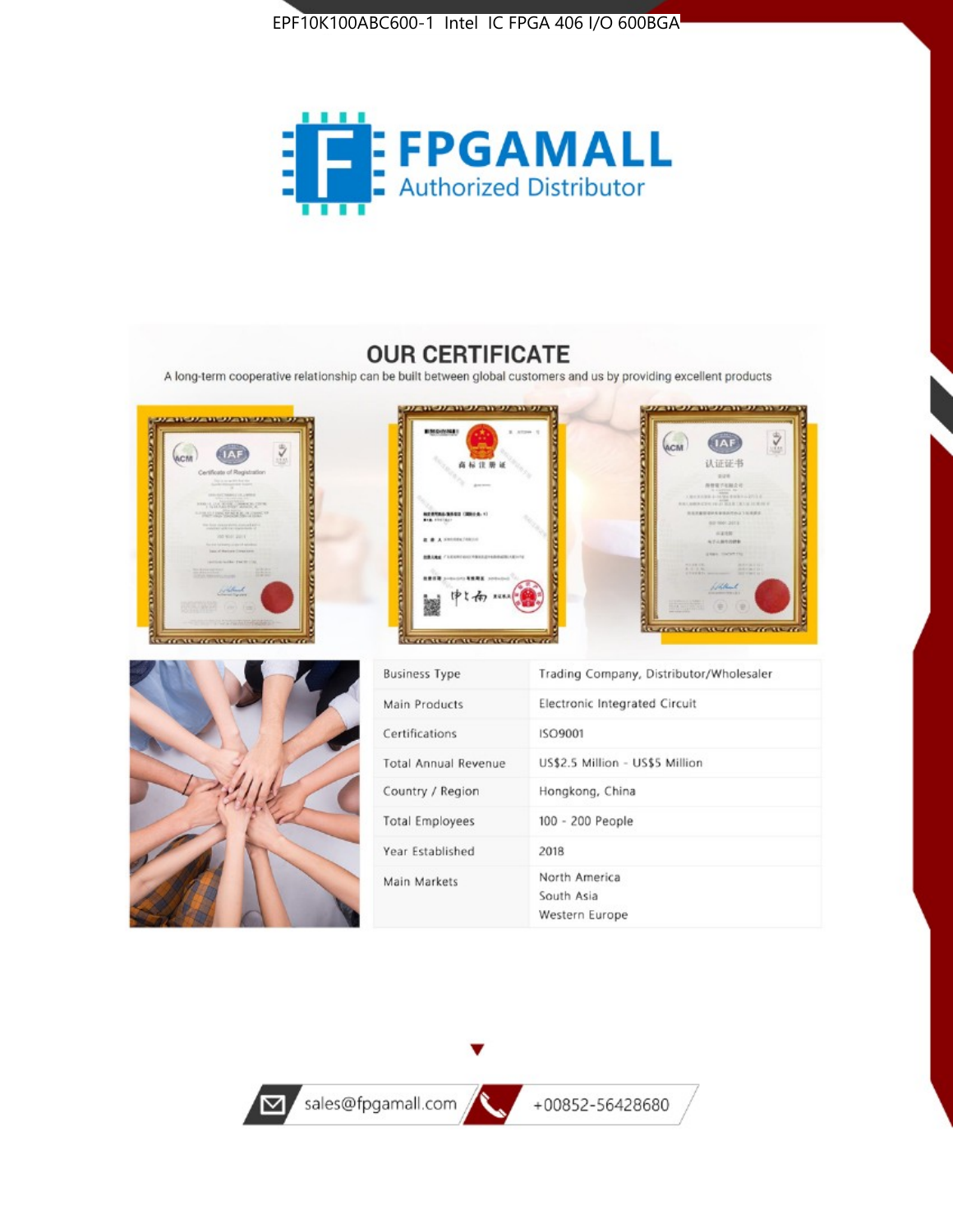FPGAMALL
Authorized Distributor

## OUR CERTIFICATE

A long-term cooperative relationship can be built between global customers and us by providing excellent products

| | |
|---|---|
| Business Type | Trading Company, Distributor/Wholesaler |
| Main Products | Electronic Integrated Circuit |
| Certifications | ISO9001 |
| Total Annual Revenue | US$2.5 Million - US$5 Million |
| Country / Region | Hongkong, China |
| Total Employees | 100 - 200 People |
| Year Established | 2018 |
| Main Markets | North America<br>South Asia<br>Western Europe |

sales@fpgamall.com

+00852-56428680